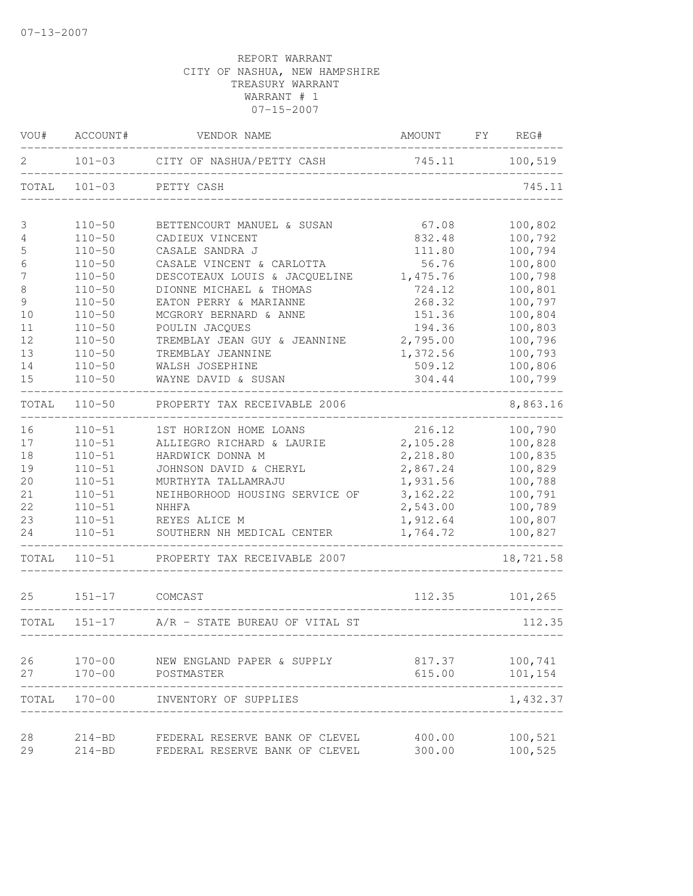07-13-2007

REPORT WARRANT
CITY OF NASHUA, NEW HAMPSHIRE
TREASURY WARRANT
WARRANT # 1
07-15-2007

| VOU# | ACCOUNT# | VENDOR NAME | AMOUNT | FY | REG# |
|---|---|---|---|---|---|
| 2 | 101-03 | CITY OF NASHUA/PETTY CASH | 745.11 | | 100,519 |
| TOTAL | 101-03 | PETTY CASH | | | 745.11 |
| 3 | 110-50 | BETTENCOURT MANUEL & SUSAN | 67.08 | | 100,802 |
| 4 | 110-50 | CADIEUX VINCENT | 832.48 | | 100,792 |
| 5 | 110-50 | CASALE SANDRA J | 111.80 | | 100,794 |
| 6 | 110-50 | CASALE VINCENT & CARLOTTA | 56.76 | | 100,800 |
| 7 | 110-50 | DESCOTEAUX LOUIS & JACQUELINE | 1,475.76 | | 100,798 |
| 8 | 110-50 | DIONNE MICHAEL & THOMAS | 724.12 | | 100,801 |
| 9 | 110-50 | EATON PERRY & MARIANNE | 268.32 | | 100,797 |
| 10 | 110-50 | MCGRORY BERNARD & ANNE | 151.36 | | 100,804 |
| 11 | 110-50 | POULIN JACQUES | 194.36 | | 100,803 |
| 12 | 110-50 | TREMBLAY JEAN GUY & JEANNINE | 2,795.00 | | 100,796 |
| 13 | 110-50 | TREMBLAY JEANNINE | 1,372.56 | | 100,793 |
| 14 | 110-50 | WALSH JOSEPHINE | 509.12 | | 100,806 |
| 15 | 110-50 | WAYNE DAVID & SUSAN | 304.44 | | 100,799 |
| TOTAL | 110-50 | PROPERTY TAX RECEIVABLE 2006 | | | 8,863.16 |
| 16 | 110-51 | 1ST HORIZON HOME LOANS | 216.12 | | 100,790 |
| 17 | 110-51 | ALLIEGRO RICHARD & LAURIE | 2,105.28 | | 100,828 |
| 18 | 110-51 | HARDWICK DONNA M | 2,218.80 | | 100,835 |
| 19 | 110-51 | JOHNSON DAVID & CHERYL | 2,867.24 | | 100,829 |
| 20 | 110-51 | MURTHYTA TALLAMRAJU | 1,931.56 | | 100,788 |
| 21 | 110-51 | NEIHBORHOOD HOUSING SERVICE OF | 3,162.22 | | 100,791 |
| 22 | 110-51 | NHHFA | 2,543.00 | | 100,789 |
| 23 | 110-51 | REYES ALICE M | 1,912.64 | | 100,807 |
| 24 | 110-51 | SOUTHERN NH MEDICAL CENTER | 1,764.72 | | 100,827 |
| TOTAL | 110-51 | PROPERTY TAX RECEIVABLE 2007 | | | 18,721.58 |
| 25 | 151-17 | COMCAST | 112.35 | | 101,265 |
| TOTAL | 151-17 | A/R - STATE BUREAU OF VITAL ST | | | 112.35 |
| 26 | 170-00 | NEW ENGLAND PAPER & SUPPLY | 817.37 | | 100,741 |
| 27 | 170-00 | POSTMASTER | 615.00 | | 101,154 |
| TOTAL | 170-00 | INVENTORY OF SUPPLIES | | | 1,432.37 |
| 28 | 214-BD | FEDERAL RESERVE BANK OF CLEVEL | 400.00 | | 100,521 |
| 29 | 214-BD | FEDERAL RESERVE BANK OF CLEVEL | 300.00 | | 100,525 |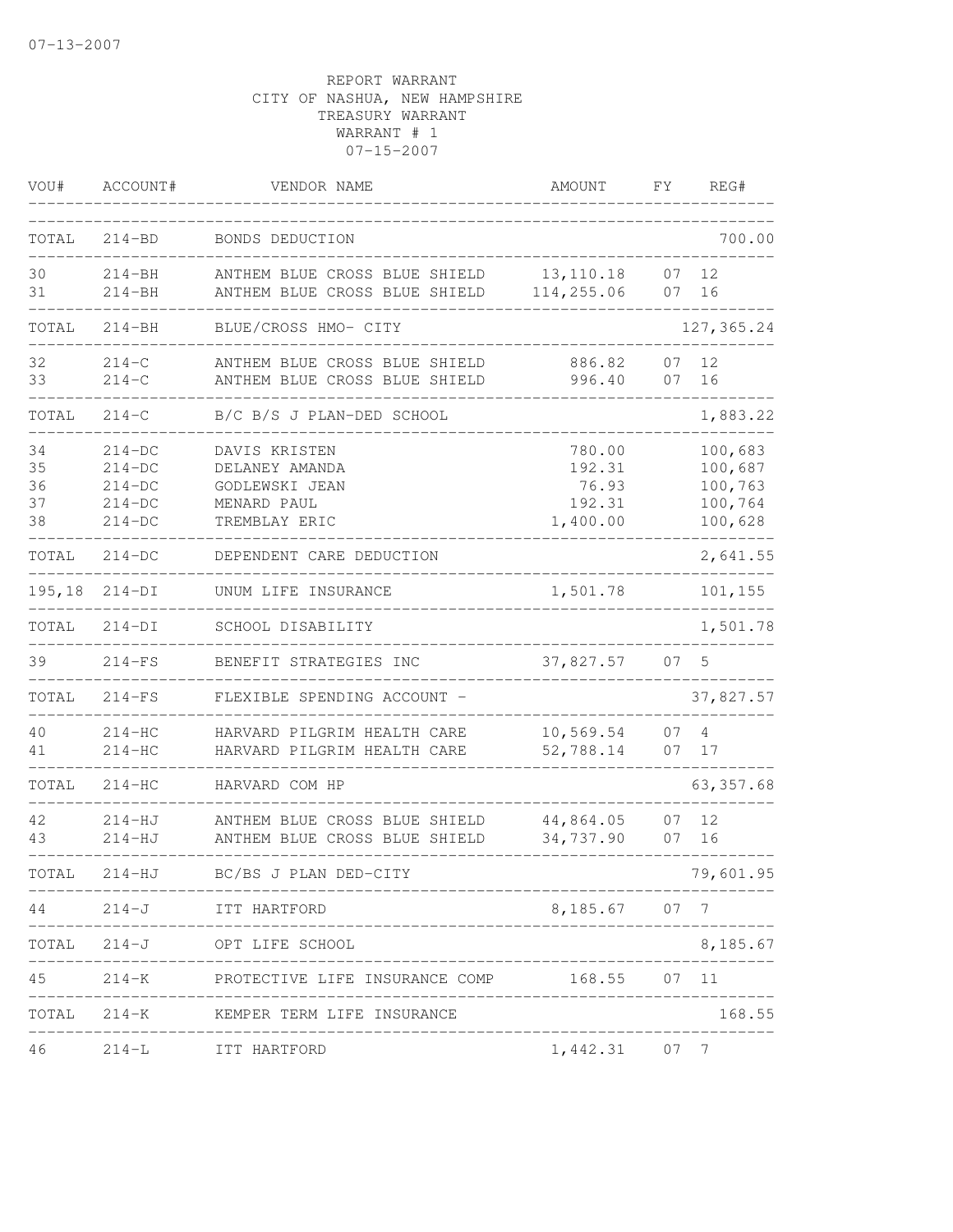07-13-2007

REPORT WARRANT
CITY OF NASHUA, NEW HAMPSHIRE
TREASURY WARRANT
WARRANT # 1
07-15-2007

| VOU# | ACCOUNT# | VENDOR NAME | AMOUNT | FY | REG# |
|---|---|---|---|---|---|
| TOTAL | 214-BD | BONDS DEDUCTION | | | 700.00 |
| 30 | 214-BH | ANTHEM BLUE CROSS BLUE SHIELD | 13,110.18 | 07 | 12 |
| 31 | 214-BH | ANTHEM BLUE CROSS BLUE SHIELD | 114,255.06 | 07 | 16 |
| TOTAL | 214-BH | BLUE/CROSS HMO- CITY | | | 127,365.24 |
| 32 | 214-C | ANTHEM BLUE CROSS BLUE SHIELD | 886.82 | 07 | 12 |
| 33 | 214-C | ANTHEM BLUE CROSS BLUE SHIELD | 996.40 | 07 | 16 |
| TOTAL | 214-C | B/C B/S J PLAN-DED SCHOOL | | | 1,883.22 |
| 34 | 214-DC | DAVIS KRISTEN | 780.00 | | 100,683 |
| 35 | 214-DC | DELANEY AMANDA | 192.31 | | 100,687 |
| 36 | 214-DC | GODLEWSKI JEAN | 76.93 | | 100,763 |
| 37 | 214-DC | MENARD PAUL | 192.31 | | 100,764 |
| 38 | 214-DC | TREMBLAY ERIC | 1,400.00 | | 100,628 |
| TOTAL | 214-DC | DEPENDENT CARE DEDUCTION | | | 2,641.55 |
| 195,18 | 214-DI | UNUM LIFE INSURANCE | 1,501.78 | | 101,155 |
| TOTAL | 214-DI | SCHOOL DISABILITY | | | 1,501.78 |
| 39 | 214-FS | BENEFIT STRATEGIES INC | 37,827.57 | 07 | 5 |
| TOTAL | 214-FS | FLEXIBLE SPENDING ACCOUNT - | | | 37,827.57 |
| 40 | 214-HC | HARVARD PILGRIM HEALTH CARE | 10,569.54 | 07 | 4 |
| 41 | 214-HC | HARVARD PILGRIM HEALTH CARE | 52,788.14 | 07 | 17 |
| TOTAL | 214-HC | HARVARD COM HP | | | 63,357.68 |
| 42 | 214-HJ | ANTHEM BLUE CROSS BLUE SHIELD | 44,864.05 | 07 | 12 |
| 43 | 214-HJ | ANTHEM BLUE CROSS BLUE SHIELD | 34,737.90 | 07 | 16 |
| TOTAL | 214-HJ | BC/BS J PLAN DED-CITY | | | 79,601.95 |
| 44 | 214-J | ITT HARTFORD | 8,185.67 | 07 | 7 |
| TOTAL | 214-J | OPT LIFE SCHOOL | | | 8,185.67 |
| 45 | 214-K | PROTECTIVE LIFE INSURANCE COMP | 168.55 | 07 | 11 |
| TOTAL | 214-K | KEMPER TERM LIFE INSURANCE | | | 168.55 |
| 46 | 214-L | ITT HARTFORD | 1,442.31 | 07 | 7 |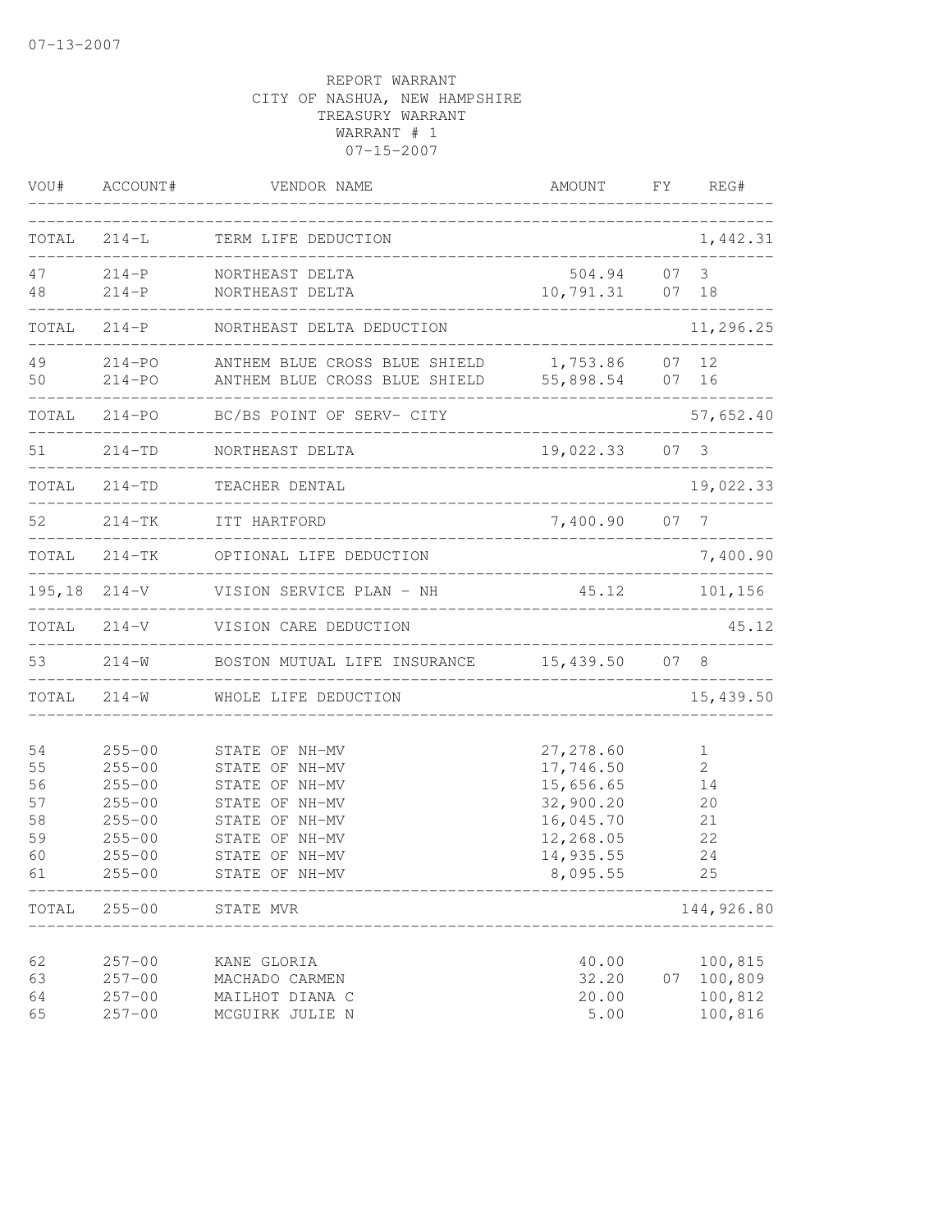07-13-2007

REPORT WARRANT
CITY OF NASHUA, NEW HAMPSHIRE
TREASURY WARRANT
WARRANT # 1
07-15-2007

| VOU# | ACCOUNT# | VENDOR NAME | AMOUNT | FY | REG# |
|---|---|---|---|---|---|
| TOTAL | 214-L | TERM LIFE DEDUCTION | | | 1,442.31 |
| 47 | 214-P | NORTHEAST DELTA | 504.94 | 07 | 3 |
| 48 | 214-P | NORTHEAST DELTA | 10,791.31 | 07 | 18 |
| TOTAL | 214-P | NORTHEAST DELTA DEDUCTION | | | 11,296.25 |
| 49 | 214-PO | ANTHEM BLUE CROSS BLUE SHIELD | 1,753.86 | 07 | 12 |
| 50 | 214-PO | ANTHEM BLUE CROSS BLUE SHIELD | 55,898.54 | 07 | 16 |
| TOTAL | 214-PO | BC/BS POINT OF SERV- CITY | | | 57,652.40 |
| 51 | 214-TD | NORTHEAST DELTA | 19,022.33 | 07 | 3 |
| TOTAL | 214-TD | TEACHER DENTAL | | | 19,022.33 |
| 52 | 214-TK | ITT HARTFORD | 7,400.90 | 07 | 7 |
| TOTAL | 214-TK | OPTIONAL LIFE DEDUCTION | | | 7,400.90 |
| 195,18 | 214-V | VISION SERVICE PLAN - NH | 45.12 | | 101,156 |
| TOTAL | 214-V | VISION CARE DEDUCTION | | | 45.12 |
| 53 | 214-W | BOSTON MUTUAL LIFE INSURANCE | 15,439.50 | 07 | 8 |
| TOTAL | 214-W | WHOLE LIFE DEDUCTION | | | 15,439.50 |
| 54 | 255-00 | STATE OF NH-MV | 27,278.60 | | 1 |
| 55 | 255-00 | STATE OF NH-MV | 17,746.50 | | 2 |
| 56 | 255-00 | STATE OF NH-MV | 15,656.65 | | 14 |
| 57 | 255-00 | STATE OF NH-MV | 32,900.20 | | 20 |
| 58 | 255-00 | STATE OF NH-MV | 16,045.70 | | 21 |
| 59 | 255-00 | STATE OF NH-MV | 12,268.05 | | 22 |
| 60 | 255-00 | STATE OF NH-MV | 14,935.55 | | 24 |
| 61 | 255-00 | STATE OF NH-MV | 8,095.55 | | 25 |
| TOTAL | 255-00 | STATE MVR | | | 144,926.80 |
| 62 | 257-00 | KANE GLORIA | 40.00 | | 100,815 |
| 63 | 257-00 | MACHADO CARMEN | 32.20 | 07 | 100,809 |
| 64 | 257-00 | MAILHOT DIANA C | 20.00 | | 100,812 |
| 65 | 257-00 | MCGUIRK JULIE N | 5.00 | | 100,816 |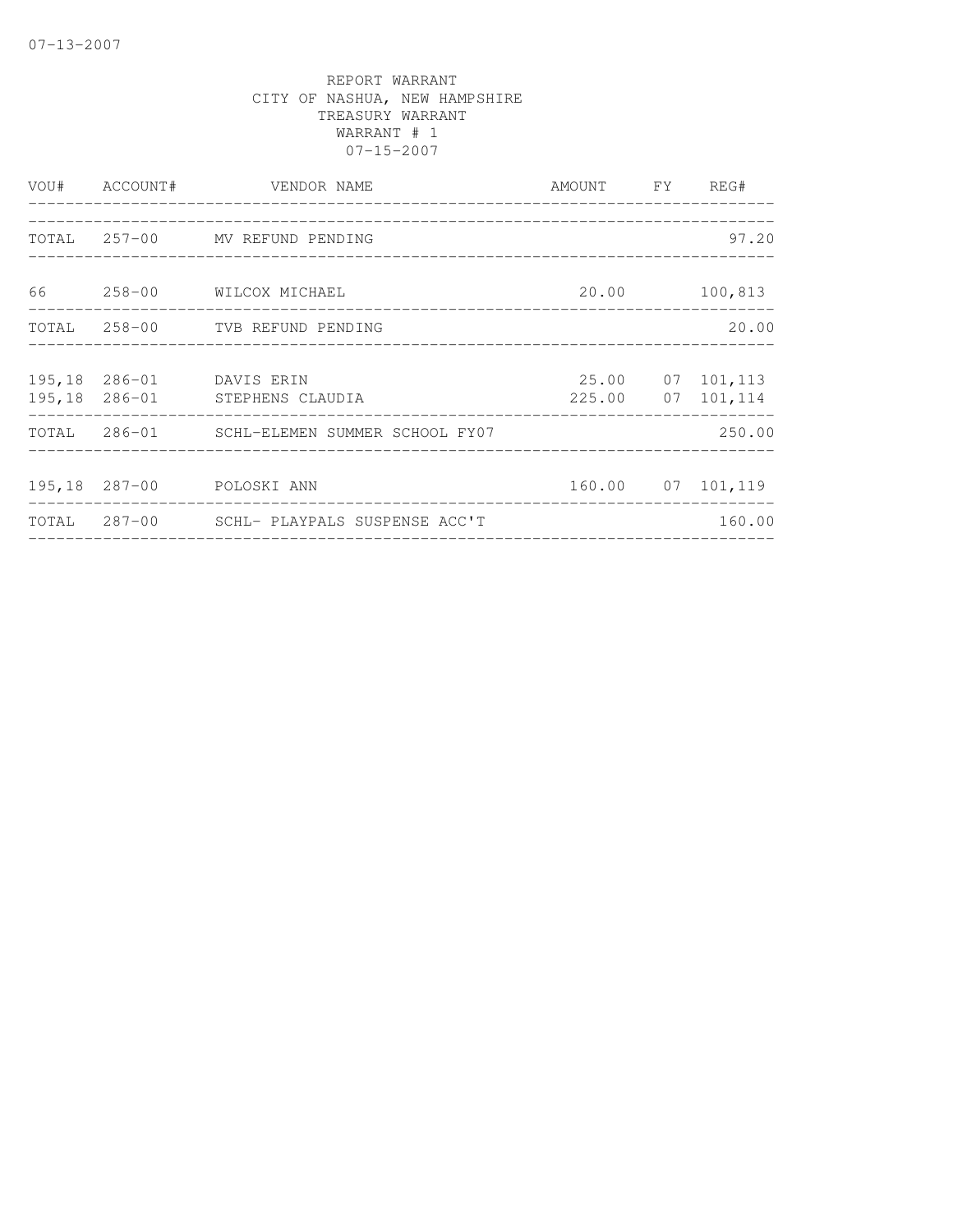07-13-2007

REPORT WARRANT
CITY OF NASHUA, NEW HAMPSHIRE
TREASURY WARRANT
WARRANT # 1
07-15-2007

| VOU# | ACCOUNT# | VENDOR NAME | AMOUNT | FY | REG# |
|---|---|---|---|---|---|
| TOTAL | 257-00 | MV REFUND PENDING | | | 97.20 |
| 66 | 258-00 | WILCOX MICHAEL | 20.00 | | 100,813 |
| TOTAL | 258-00 | TVB REFUND PENDING | | | 20.00 |
| 195,18 | 286-01 | DAVIS ERIN | 25.00 | 07 | 101,113 |
| 195,18 | 286-01 | STEPHENS CLAUDIA | 225.00 | 07 | 101,114 |
| TOTAL | 286-01 | SCHL-ELEMEN SUMMER SCHOOL FY07 | | | 250.00 |
| 195,18 | 287-00 | POLOSKI ANN | 160.00 | 07 | 101,119 |
| TOTAL | 287-00 | SCHL- PLAYPALS SUSPENSE ACC'T | | | 160.00 |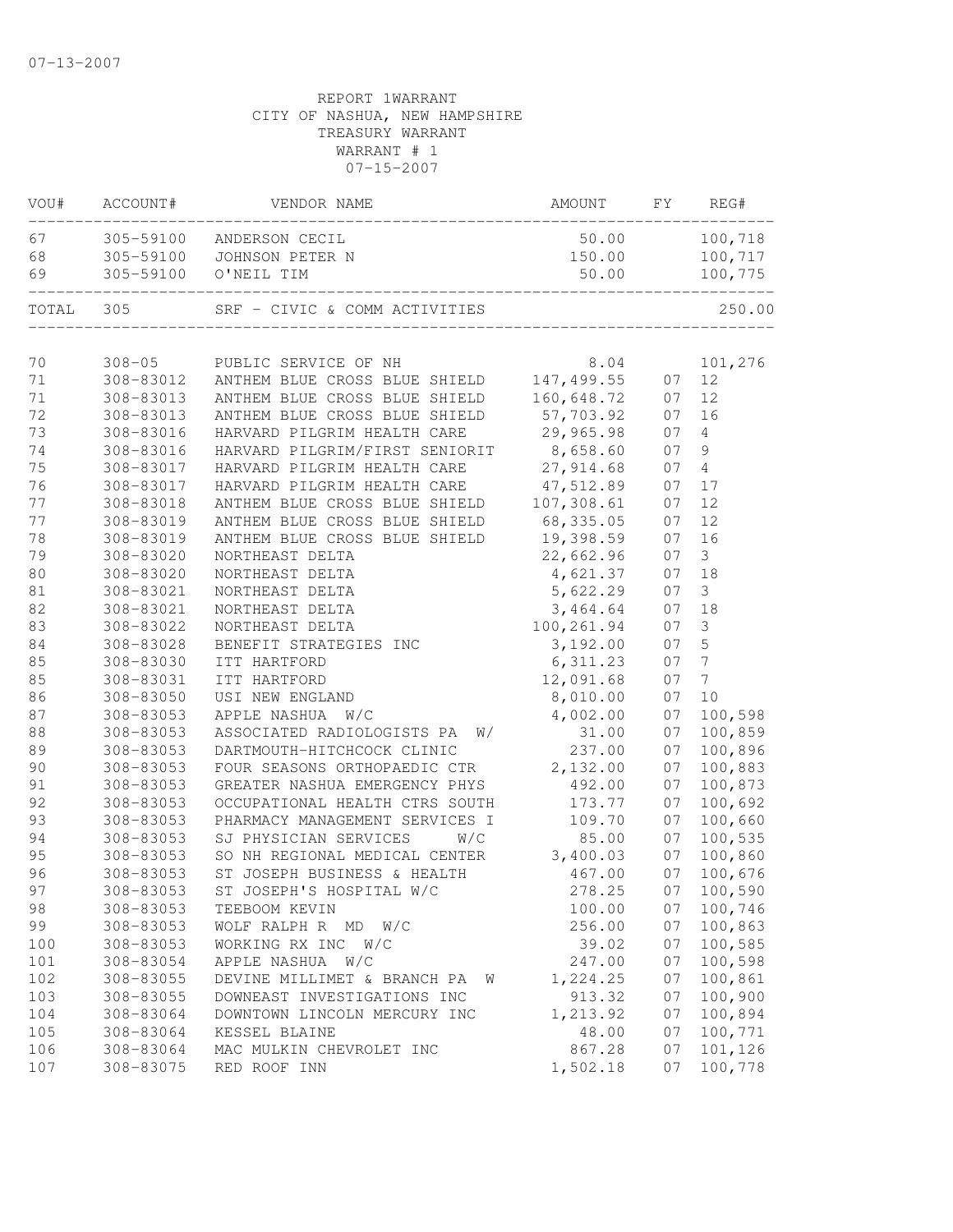07-13-2007

REPORT 1WARRANT
CITY OF NASHUA, NEW HAMPSHIRE
TREASURY WARRANT
WARRANT # 1
07-15-2007

| VOU# | ACCOUNT# | VENDOR NAME | AMOUNT | FY | REG# |
|---|---|---|---|---|---|
| 67 | 305-59100 | ANDERSON CECIL | 50.00 | | 100,718 |
| 68 | 305-59100 | JOHNSON PETER N | 150.00 | | 100,717 |
| 69 | 305-59100 | O'NEIL TIM | 50.00 | | 100,775 |
| TOTAL | 305 | SRF - CIVIC & COMM ACTIVITIES | | | 250.00 |
| 70 | 308-05 | PUBLIC SERVICE OF NH | 8.04 | | 101,276 |
| 71 | 308-83012 | ANTHEM BLUE CROSS BLUE SHIELD | 147,499.55 | 07 | 12 |
| 71 | 308-83013 | ANTHEM BLUE CROSS BLUE SHIELD | 160,648.72 | 07 | 12 |
| 72 | 308-83013 | ANTHEM BLUE CROSS BLUE SHIELD | 57,703.92 | 07 | 16 |
| 73 | 308-83016 | HARVARD PILGRIM HEALTH CARE | 29,965.98 | 07 | 4 |
| 74 | 308-83016 | HARVARD PILGRIM/FIRST SENIORIT | 8,658.60 | 07 | 9 |
| 75 | 308-83017 | HARVARD PILGRIM HEALTH CARE | 27,914.68 | 07 | 4 |
| 76 | 308-83017 | HARVARD PILGRIM HEALTH CARE | 47,512.89 | 07 | 17 |
| 77 | 308-83018 | ANTHEM BLUE CROSS BLUE SHIELD | 107,308.61 | 07 | 12 |
| 77 | 308-83019 | ANTHEM BLUE CROSS BLUE SHIELD | 68,335.05 | 07 | 12 |
| 78 | 308-83019 | ANTHEM BLUE CROSS BLUE SHIELD | 19,398.59 | 07 | 16 |
| 79 | 308-83020 | NORTHEAST DELTA | 22,662.96 | 07 | 3 |
| 80 | 308-83020 | NORTHEAST DELTA | 4,621.37 | 07 | 18 |
| 81 | 308-83021 | NORTHEAST DELTA | 5,622.29 | 07 | 3 |
| 82 | 308-83021 | NORTHEAST DELTA | 3,464.64 | 07 | 18 |
| 83 | 308-83022 | NORTHEAST DELTA | 100,261.94 | 07 | 3 |
| 84 | 308-83028 | BENEFIT STRATEGIES INC | 3,192.00 | 07 | 5 |
| 85 | 308-83030 | ITT HARTFORD | 6,311.23 | 07 | 7 |
| 85 | 308-83031 | ITT HARTFORD | 12,091.68 | 07 | 7 |
| 86 | 308-83050 | USI NEW ENGLAND | 8,010.00 | 07 | 10 |
| 87 | 308-83053 | APPLE NASHUA W/C | 4,002.00 | 07 | 100,598 |
| 88 | 308-83053 | ASSOCIATED RADIOLOGISTS PA W/ | 31.00 | 07 | 100,859 |
| 89 | 308-83053 | DARTMOUTH-HITCHCOCK CLINIC | 237.00 | 07 | 100,896 |
| 90 | 308-83053 | FOUR SEASONS ORTHOPAEDIC CTR | 2,132.00 | 07 | 100,883 |
| 91 | 308-83053 | GREATER NASHUA EMERGENCY PHYS | 492.00 | 07 | 100,873 |
| 92 | 308-83053 | OCCUPATIONAL HEALTH CTRS SOUTH | 173.77 | 07 | 100,692 |
| 93 | 308-83053 | PHARMACY MANAGEMENT SERVICES I | 109.70 | 07 | 100,660 |
| 94 | 308-83053 | SJ PHYSICIAN SERVICES W/C | 85.00 | 07 | 100,535 |
| 95 | 308-83053 | SO NH REGIONAL MEDICAL CENTER | 3,400.03 | 07 | 100,860 |
| 96 | 308-83053 | ST JOSEPH BUSINESS & HEALTH | 467.00 | 07 | 100,676 |
| 97 | 308-83053 | ST JOSEPH'S HOSPITAL W/C | 278.25 | 07 | 100,590 |
| 98 | 308-83053 | TEEBOOM KEVIN | 100.00 | 07 | 100,746 |
| 99 | 308-83053 | WOLF RALPH R MD W/C | 256.00 | 07 | 100,863 |
| 100 | 308-83053 | WORKING RX INC W/C | 39.02 | 07 | 100,585 |
| 101 | 308-83054 | APPLE NASHUA W/C | 247.00 | 07 | 100,598 |
| 102 | 308-83055 | DEVINE MILLIMET & BRANCH PA W | 1,224.25 | 07 | 100,861 |
| 103 | 308-83055 | DOWNEAST INVESTIGATIONS INC | 913.32 | 07 | 100,900 |
| 104 | 308-83064 | DOWNTOWN LINCOLN MERCURY INC | 1,213.92 | 07 | 100,894 |
| 105 | 308-83064 | KESSEL BLAINE | 48.00 | 07 | 100,771 |
| 106 | 308-83064 | MAC MULKIN CHEVROLET INC | 867.28 | 07 | 101,126 |
| 107 | 308-83075 | RED ROOF INN | 1,502.18 | 07 | 100,778 |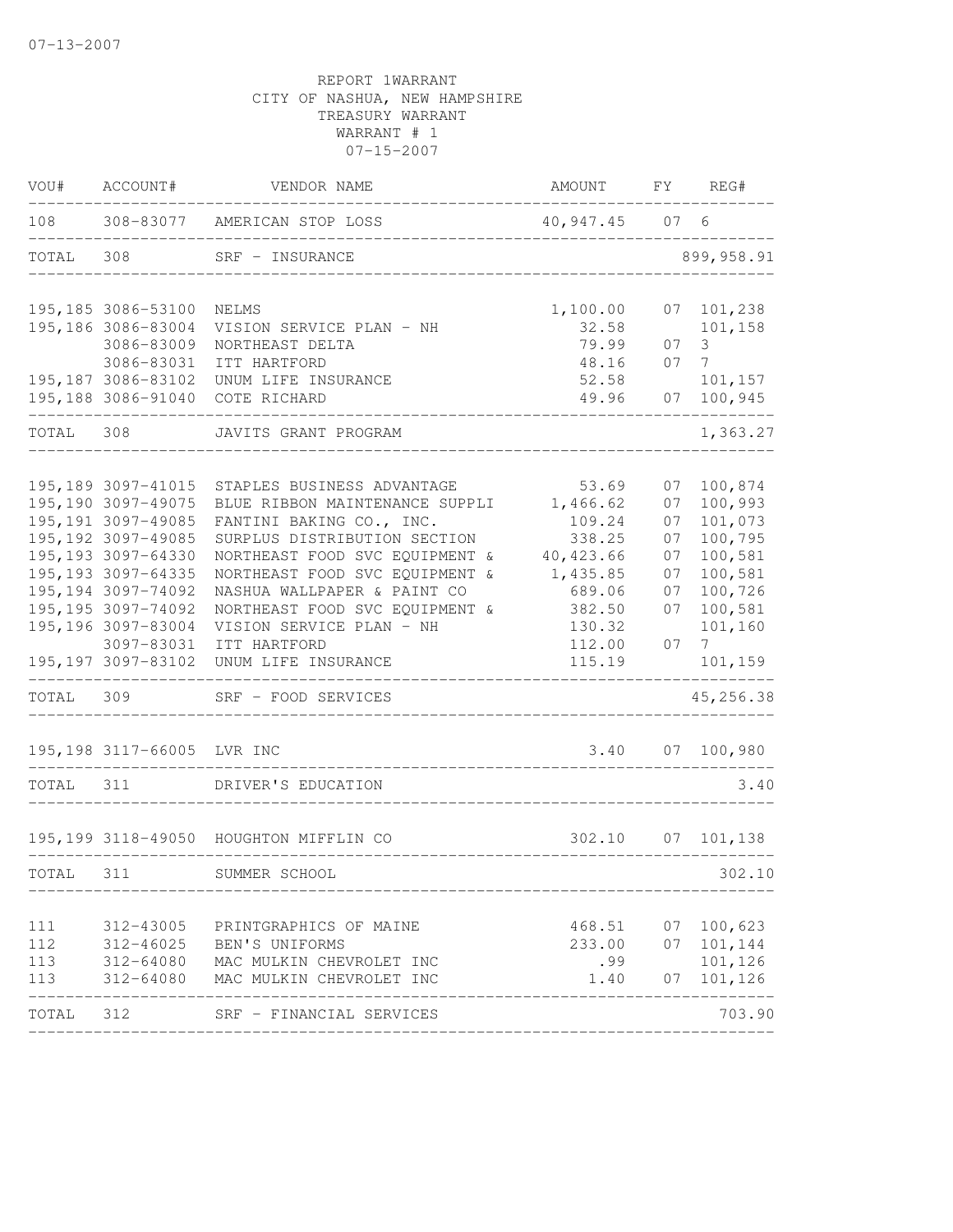07-13-2007

REPORT 1WARRANT
CITY OF NASHUA, NEW HAMPSHIRE
TREASURY WARRANT
WARRANT # 1
07-15-2007

| VOU# | ACCOUNT# | VENDOR NAME | AMOUNT | FY | REG# |
|---|---|---|---|---|---|
| 108 | 308-83077 | AMERICAN STOP LOSS | 40,947.45 | 07 | 6 |
| TOTAL | 308 | SRF - INSURANCE | | | 899,958.91 |
| 195,185 | 3086-53100 | NELMS | 1,100.00 | 07 | 101,238 |
| 195,186 | 3086-83004 | VISION SERVICE PLAN - NH | 32.58 | | 101,158 |
| | 3086-83009 | NORTHEAST DELTA | 79.99 | 07 | 3 |
| | 3086-83031 | ITT HARTFORD | 48.16 | 07 | 7 |
| 195,187 | 3086-83102 | UNUM LIFE INSURANCE | 52.58 | | 101,157 |
| 195,188 | 3086-91040 | COTE RICHARD | 49.96 | 07 | 100,945 |
| TOTAL | 308 | JAVITS GRANT PROGRAM | | | 1,363.27 |
| 195,189 | 3097-41015 | STAPLES BUSINESS ADVANTAGE | 53.69 | 07 | 100,874 |
| 195,190 | 3097-49075 | BLUE RIBBON MAINTENANCE SUPPLI | 1,466.62 | 07 | 100,993 |
| 195,191 | 3097-49085 | FANTINI BAKING CO., INC. | 109.24 | 07 | 101,073 |
| 195,192 | 3097-49085 | SURPLUS DISTRIBUTION SECTION | 338.25 | 07 | 100,795 |
| 195,193 | 3097-64330 | NORTHEAST FOOD SVC EQUIPMENT & | 40,423.66 | 07 | 100,581 |
| 195,193 | 3097-64335 | NORTHEAST FOOD SVC EQUIPMENT & | 1,435.85 | 07 | 100,581 |
| 195,194 | 3097-74092 | NASHUA WALLPAPER & PAINT CO | 689.06 | 07 | 100,726 |
| 195,195 | 3097-74092 | NORTHEAST FOOD SVC EQUIPMENT & | 382.50 | 07 | 100,581 |
| 195,196 | 3097-83004 | VISION SERVICE PLAN - NH | 130.32 | | 101,160 |
| | 3097-83031 | ITT HARTFORD | 112.00 | 07 | 7 |
| 195,197 | 3097-83102 | UNUM LIFE INSURANCE | 115.19 | | 101,159 |
| TOTAL | 309 | SRF - FOOD SERVICES | | | 45,256.38 |
| 195,198 | 3117-66005 | LVR INC | 3.40 | 07 | 100,980 |
| TOTAL | 311 | DRIVER'S EDUCATION | | | 3.40 |
| 195,199 | 3118-49050 | HOUGHTON MIFFLIN CO | 302.10 | 07 | 101,138 |
| TOTAL | 311 | SUMMER SCHOOL | | | 302.10 |
| 111 | 312-43005 | PRINTGRAPHICS OF MAINE | 468.51 | 07 | 100,623 |
| 112 | 312-46025 | BEN'S UNIFORMS | 233.00 | 07 | 101,144 |
| 113 | 312-64080 | MAC MULKIN CHEVROLET INC | .99 | | 101,126 |
| 113 | 312-64080 | MAC MULKIN CHEVROLET INC | 1.40 | 07 | 101,126 |
| TOTAL | 312 | SRF - FINANCIAL SERVICES | | | 703.90 |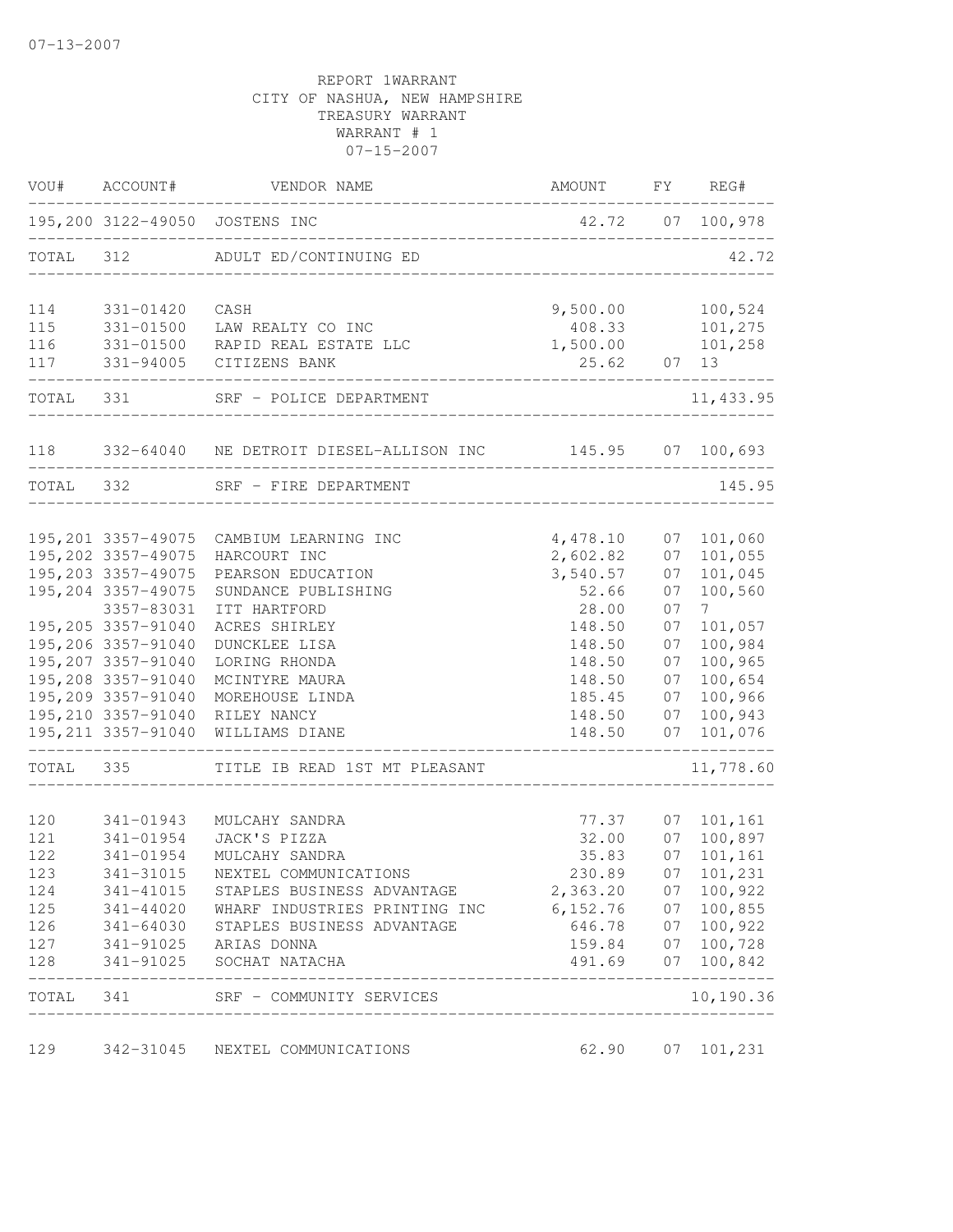07-13-2007

REPORT 1WARRANT
CITY OF NASHUA, NEW HAMPSHIRE
TREASURY WARRANT
WARRANT # 1
07-15-2007

| VOU# | ACCOUNT# | VENDOR NAME | AMOUNT | FY | REG# |
|---|---|---|---|---|---|
| 195,200 | 3122-49050 | JOSTENS INC | 42.72 | 07 | 100,978 |
| TOTAL | 312 | ADULT ED/CONTINUING ED | | | 42.72 |
| 114 | 331-01420 | CASH | 9,500.00 | | 100,524 |
| 115 | 331-01500 | LAW REALTY CO INC | 408.33 | | 101,275 |
| 116 | 331-01500 | RAPID REAL ESTATE LLC | 1,500.00 | | 101,258 |
| 117 | 331-94005 | CITIZENS BANK | 25.62 | 07 | 13 |
| TOTAL | 331 | SRF - POLICE DEPARTMENT | | | 11,433.95 |
| 118 | 332-64040 | NE DETROIT DIESEL-ALLISON INC | 145.95 | 07 | 100,693 |
| TOTAL | 332 | SRF - FIRE DEPARTMENT | | | 145.95 |
| 195,201 | 3357-49075 | CAMBIUM LEARNING INC | 4,478.10 | 07 | 101,060 |
| 195,202 | 3357-49075 | HARCOURT INC | 2,602.82 | 07 | 101,055 |
| 195,203 | 3357-49075 | PEARSON EDUCATION | 3,540.57 | 07 | 101,045 |
| 195,204 | 3357-49075 | SUNDANCE PUBLISHING | 52.66 | 07 | 100,560 |
| | 3357-83031 | ITT HARTFORD | 28.00 | 07 | 7 |
| 195,205 | 3357-91040 | ACRES SHIRLEY | 148.50 | 07 | 101,057 |
| 195,206 | 3357-91040 | DUNCKLEE LISA | 148.50 | 07 | 100,984 |
| 195,207 | 3357-91040 | LORING RHONDA | 148.50 | 07 | 100,965 |
| 195,208 | 3357-91040 | MCINTYRE MAURA | 148.50 | 07 | 100,654 |
| 195,209 | 3357-91040 | MOREHOUSE LINDA | 185.45 | 07 | 100,966 |
| 195,210 | 3357-91040 | RILEY NANCY | 148.50 | 07 | 100,943 |
| 195,211 | 3357-91040 | WILLIAMS DIANE | 148.50 | 07 | 101,076 |
| TOTAL | 335 | TITLE IB READ 1ST MT PLEASANT | | | 11,778.60 |
| 120 | 341-01943 | MULCAHY SANDRA | 77.37 | 07 | 101,161 |
| 121 | 341-01954 | JACK'S PIZZA | 32.00 | 07 | 100,897 |
| 122 | 341-01954 | MULCAHY SANDRA | 35.83 | 07 | 101,161 |
| 123 | 341-31015 | NEXTEL COMMUNICATIONS | 230.89 | 07 | 101,231 |
| 124 | 341-41015 | STAPLES BUSINESS ADVANTAGE | 2,363.20 | 07 | 100,922 |
| 125 | 341-44020 | WHARF INDUSTRIES PRINTING INC | 6,152.76 | 07 | 100,855 |
| 126 | 341-64030 | STAPLES BUSINESS ADVANTAGE | 646.78 | 07 | 100,922 |
| 127 | 341-91025 | ARIAS DONNA | 159.84 | 07 | 100,728 |
| 128 | 341-91025 | SOCHAT NATACHA | 491.69 | 07 | 100,842 |
| TOTAL | 341 | SRF - COMMUNITY SERVICES | | | 10,190.36 |
| 129 | 342-31045 | NEXTEL COMMUNICATIONS | 62.90 | 07 | 101,231 |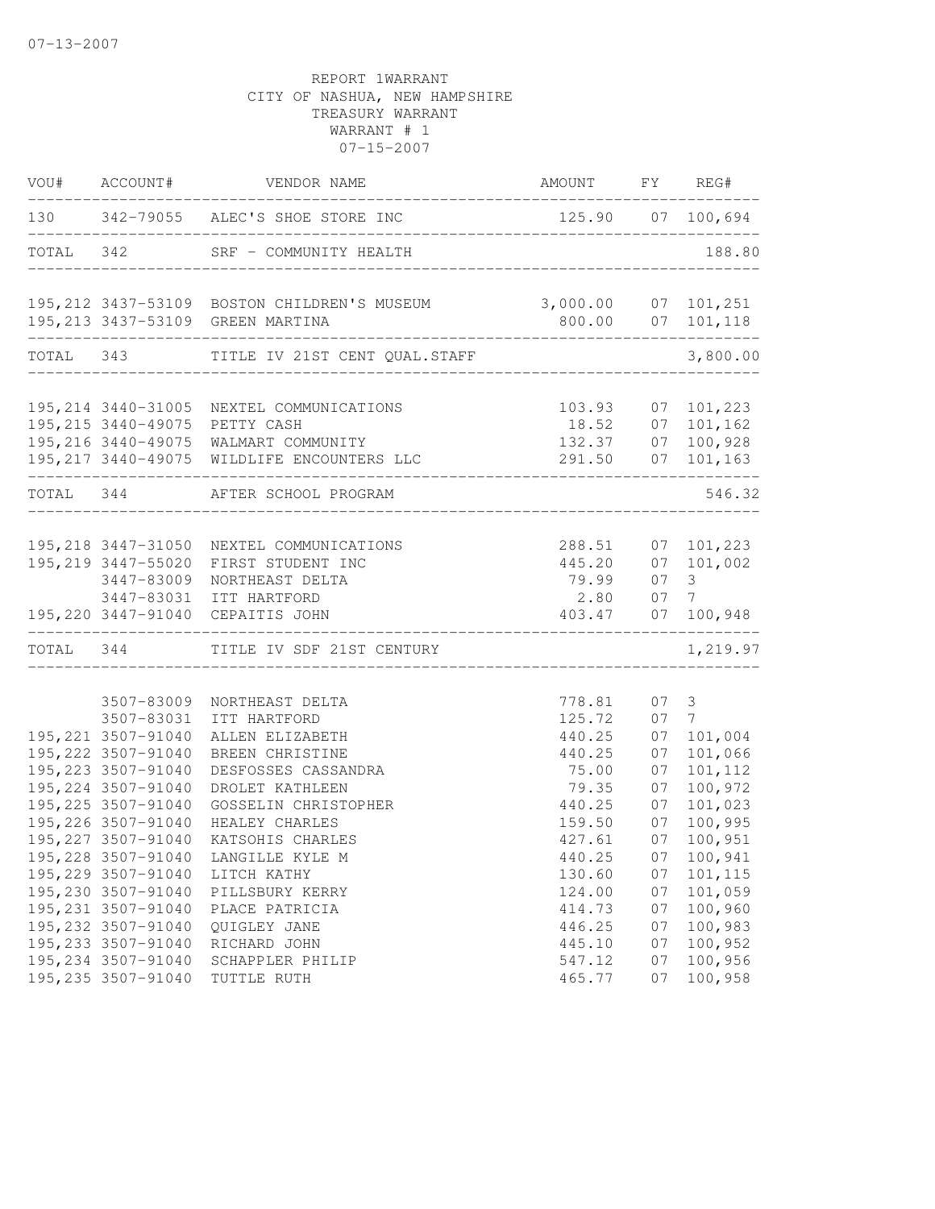07-13-2007

REPORT 1WARRANT
CITY OF NASHUA, NEW HAMPSHIRE
TREASURY WARRANT
WARRANT # 1
07-15-2007

| VOU# | ACCOUNT# | VENDOR NAME | AMOUNT | FY | REG# |
|---|---|---|---|---|---|
| 130 | 342-79055 | ALEC'S SHOE STORE INC | 125.90 | 07 | 100,694 |
| TOTAL | 342 | SRF - COMMUNITY HEALTH | | | 188.80 |
| 195,212 | 3437-53109 | BOSTON CHILDREN'S MUSEUM | 3,000.00 | 07 | 101,251 |
| 195,213 | 3437-53109 | GREEN MARTINA | 800.00 | 07 | 101,118 |
| TOTAL | 343 | TITLE IV 21ST CENT QUAL.STAFF | | | 3,800.00 |
| 195,214 | 3440-31005 | NEXTEL COMMUNICATIONS | 103.93 | 07 | 101,223 |
| 195,215 | 3440-49075 | PETTY CASH | 18.52 | 07 | 101,162 |
| 195,216 | 3440-49075 | WALMART COMMUNITY | 132.37 | 07 | 100,928 |
| 195,217 | 3440-49075 | WILDLIFE ENCOUNTERS LLC | 291.50 | 07 | 101,163 |
| TOTAL | 344 | AFTER SCHOOL PROGRAM | | | 546.32 |
| 195,218 | 3447-31050 | NEXTEL COMMUNICATIONS | 288.51 | 07 | 101,223 |
| 195,219 | 3447-55020 | FIRST STUDENT INC | 445.20 | 07 | 101,002 |
| | 3447-83009 | NORTHEAST DELTA | 79.99 | 07 | 3 |
| | 3447-83031 | ITT HARTFORD | 2.80 | 07 | 7 |
| 195,220 | 3447-91040 | CEPAITIS JOHN | 403.47 | 07 | 100,948 |
| TOTAL | 344 | TITLE IV SDF 21ST CENTURY | | | 1,219.97 |
| | 3507-83009 | NORTHEAST DELTA | 778.81 | 07 | 3 |
| | 3507-83031 | ITT HARTFORD | 125.72 | 07 | 7 |
| 195,221 | 3507-91040 | ALLEN ELIZABETH | 440.25 | 07 | 101,004 |
| 195,222 | 3507-91040 | BREEN CHRISTINE | 440.25 | 07 | 101,066 |
| 195,223 | 3507-91040 | DESFOSSES CASSANDRA | 75.00 | 07 | 101,112 |
| 195,224 | 3507-91040 | DROLET KATHLEEN | 79.35 | 07 | 100,972 |
| 195,225 | 3507-91040 | GOSSELIN CHRISTOPHER | 440.25 | 07 | 101,023 |
| 195,226 | 3507-91040 | HEALEY CHARLES | 159.50 | 07 | 100,995 |
| 195,227 | 3507-91040 | KATSOHIS CHARLES | 427.61 | 07 | 100,951 |
| 195,228 | 3507-91040 | LANGILLE KYLE M | 440.25 | 07 | 100,941 |
| 195,229 | 3507-91040 | LITCH KATHY | 130.60 | 07 | 101,115 |
| 195,230 | 3507-91040 | PILLSBURY KERRY | 124.00 | 07 | 101,059 |
| 195,231 | 3507-91040 | PLACE PATRICIA | 414.73 | 07 | 100,960 |
| 195,232 | 3507-91040 | QUIGLEY JANE | 446.25 | 07 | 100,983 |
| 195,233 | 3507-91040 | RICHARD JOHN | 445.10 | 07 | 100,952 |
| 195,234 | 3507-91040 | SCHAPPLER PHILIP | 547.12 | 07 | 100,956 |
| 195,235 | 3507-91040 | TUTTLE RUTH | 465.77 | 07 | 100,958 |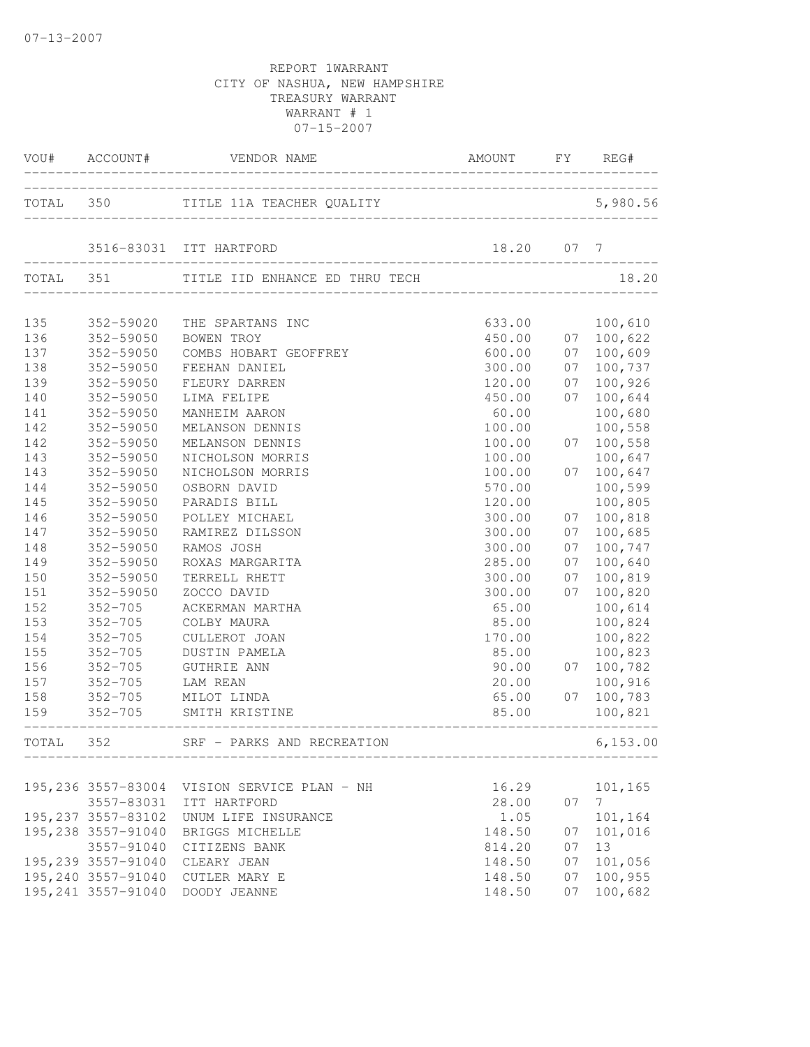07-13-2007

REPORT 1WARRANT
CITY OF NASHUA, NEW HAMPSHIRE
TREASURY WARRANT
WARRANT # 1
07-15-2007

| VOU# | ACCOUNT# | VENDOR NAME | AMOUNT | FY | REG# |
|---|---|---|---|---|---|
| TOTAL | 350 | TITLE 11A TEACHER QUALITY | | | 5,980.56 |
| | 3516-83031 | ITT HARTFORD | 18.20 | 07 | 7 |
| TOTAL | 351 | TITLE IID ENHANCE ED THRU TECH | | | 18.20 |
| 135 | 352-59020 | THE SPARTANS INC | 633.00 | | 100,610 |
| 136 | 352-59050 | BOWEN TROY | 450.00 | 07 | 100,622 |
| 137 | 352-59050 | COMBS HOBART GEOFFREY | 600.00 | 07 | 100,609 |
| 138 | 352-59050 | FEEHAN DANIEL | 300.00 | 07 | 100,737 |
| 139 | 352-59050 | FLEURY DARREN | 120.00 | 07 | 100,926 |
| 140 | 352-59050 | LIMA FELIPE | 450.00 | 07 | 100,644 |
| 141 | 352-59050 | MANHEIM AARON | 60.00 | | 100,680 |
| 142 | 352-59050 | MELANSON DENNIS | 100.00 | | 100,558 |
| 142 | 352-59050 | MELANSON DENNIS | 100.00 | 07 | 100,558 |
| 143 | 352-59050 | NICHOLSON MORRIS | 100.00 | | 100,647 |
| 143 | 352-59050 | NICHOLSON MORRIS | 100.00 | 07 | 100,647 |
| 144 | 352-59050 | OSBORN DAVID | 570.00 | | 100,599 |
| 145 | 352-59050 | PARADIS BILL | 120.00 | | 100,805 |
| 146 | 352-59050 | POLLEY MICHAEL | 300.00 | 07 | 100,818 |
| 147 | 352-59050 | RAMIREZ DILSSON | 300.00 | 07 | 100,685 |
| 148 | 352-59050 | RAMOS JOSH | 300.00 | 07 | 100,747 |
| 149 | 352-59050 | ROXAS MARGARITA | 285.00 | 07 | 100,640 |
| 150 | 352-59050 | TERRELL RHETT | 300.00 | 07 | 100,819 |
| 151 | 352-59050 | ZOCCO DAVID | 300.00 | 07 | 100,820 |
| 152 | 352-705 | ACKERMAN MARTHA | 65.00 | | 100,614 |
| 153 | 352-705 | COLBY MAURA | 85.00 | | 100,824 |
| 154 | 352-705 | CULLEROT JOAN | 170.00 | | 100,822 |
| 155 | 352-705 | DUSTIN PAMELA | 85.00 | | 100,823 |
| 156 | 352-705 | GUTHRIE ANN | 90.00 | 07 | 100,782 |
| 157 | 352-705 | LAM REAN | 20.00 | | 100,916 |
| 158 | 352-705 | MILOT LINDA | 65.00 | 07 | 100,783 |
| 159 | 352-705 | SMITH KRISTINE | 85.00 | | 100,821 |
| TOTAL | 352 | SRF - PARKS AND RECREATION | | | 6,153.00 |
| 195,236 | 3557-83004 | VISION SERVICE PLAN - NH | 16.29 | | 101,165 |
| | 3557-83031 | ITT HARTFORD | 28.00 | 07 | 7 |
| 195,237 | 3557-83102 | UNUM LIFE INSURANCE | 1.05 | | 101,164 |
| 195,238 | 3557-91040 | BRIGGS MICHELLE | 148.50 | 07 | 101,016 |
| | 3557-91040 | CITIZENS BANK | 814.20 | 07 | 13 |
| 195,239 | 3557-91040 | CLEARY JEAN | 148.50 | 07 | 101,056 |
| 195,240 | 3557-91040 | CUTLER MARY E | 148.50 | 07 | 100,955 |
| 195,241 | 3557-91040 | DOODY JEANNE | 148.50 | 07 | 100,682 |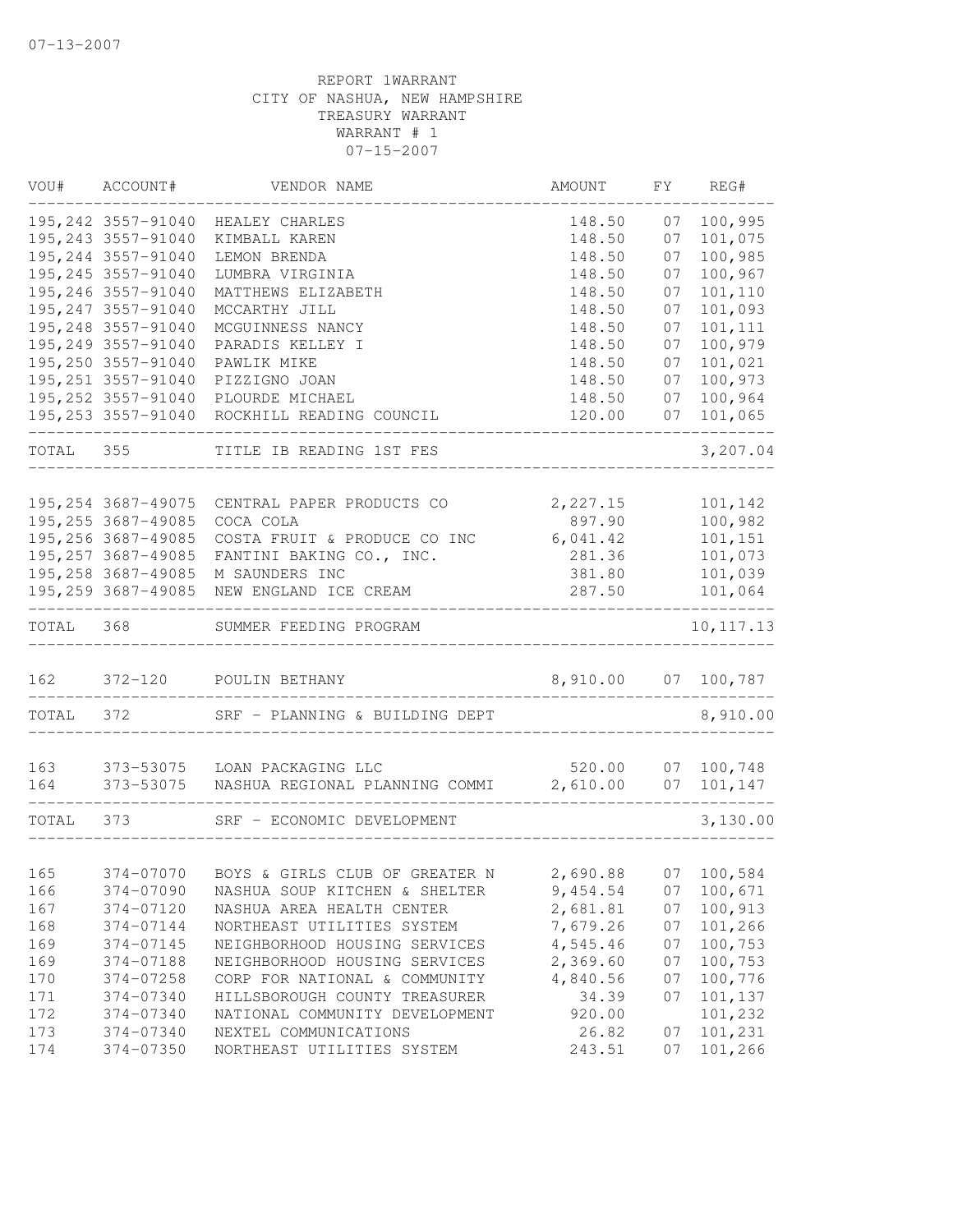07-13-2007

REPORT 1WARRANT
CITY OF NASHUA, NEW HAMPSHIRE
TREASURY WARRANT
WARRANT # 1
07-15-2007

| VOU# | ACCOUNT# | VENDOR NAME | AMOUNT | FY | REG# |
|---|---|---|---|---|---|
| 195,242 | 3557-91040 | HEALEY CHARLES | 148.50 | 07 | 100,995 |
| 195,243 | 3557-91040 | KIMBALL KAREN | 148.50 | 07 | 101,075 |
| 195,244 | 3557-91040 | LEMON BRENDA | 148.50 | 07 | 100,985 |
| 195,245 | 3557-91040 | LUMBRA VIRGINIA | 148.50 | 07 | 100,967 |
| 195,246 | 3557-91040 | MATTHEWS ELIZABETH | 148.50 | 07 | 101,110 |
| 195,247 | 3557-91040 | MCCARTHY JILL | 148.50 | 07 | 101,093 |
| 195,248 | 3557-91040 | MCGUINNESS NANCY | 148.50 | 07 | 101,111 |
| 195,249 | 3557-91040 | PARADIS KELLEY I | 148.50 | 07 | 100,979 |
| 195,250 | 3557-91040 | PAWLIK MIKE | 148.50 | 07 | 101,021 |
| 195,251 | 3557-91040 | PIZZIGNO JOAN | 148.50 | 07 | 100,973 |
| 195,252 | 3557-91040 | PLOURDE MICHAEL | 148.50 | 07 | 100,964 |
| 195,253 | 3557-91040 | ROCKHILL READING COUNCIL | 120.00 | 07 | 101,065 |
| TOTAL | 355 | TITLE IB READING 1ST FES | | | 3,207.04 |
| 195,254 | 3687-49075 | CENTRAL PAPER PRODUCTS CO | 2,227.15 | | 101,142 |
| 195,255 | 3687-49085 | COCA COLA | 897.90 | | 100,982 |
| 195,256 | 3687-49085 | COSTA FRUIT & PRODUCE CO INC | 6,041.42 | | 101,151 |
| 195,257 | 3687-49085 | FANTINI BAKING CO., INC. | 281.36 | | 101,073 |
| 195,258 | 3687-49085 | M SAUNDERS INC | 381.80 | | 101,039 |
| 195,259 | 3687-49085 | NEW ENGLAND ICE CREAM | 287.50 | | 101,064 |
| TOTAL | 368 | SUMMER FEEDING PROGRAM | | | 10,117.13 |
| 162 | 372-120 | POULIN BETHANY | 8,910.00 | 07 | 100,787 |
| TOTAL | 372 | SRF - PLANNING & BUILDING DEPT | | | 8,910.00 |
| 163 | 373-53075 | LOAN PACKAGING LLC | 520.00 | 07 | 100,748 |
| 164 | 373-53075 | NASHUA REGIONAL PLANNING COMMI | 2,610.00 | 07 | 101,147 |
| TOTAL | 373 | SRF - ECONOMIC DEVELOPMENT | | | 3,130.00 |
| 165 | 374-07070 | BOYS & GIRLS CLUB OF GREATER N | 2,690.88 | 07 | 100,584 |
| 166 | 374-07090 | NASHUA SOUP KITCHEN & SHELTER | 9,454.54 | 07 | 100,671 |
| 167 | 374-07120 | NASHUA AREA HEALTH CENTER | 2,681.81 | 07 | 100,913 |
| 168 | 374-07144 | NORTHEAST UTILITIES SYSTEM | 7,679.26 | 07 | 101,266 |
| 169 | 374-07145 | NEIGHBORHOOD HOUSING SERVICES | 4,545.46 | 07 | 100,753 |
| 169 | 374-07188 | NEIGHBORHOOD HOUSING SERVICES | 2,369.60 | 07 | 100,753 |
| 170 | 374-07258 | CORP FOR NATIONAL & COMMUNITY | 4,840.56 | 07 | 100,776 |
| 171 | 374-07340 | HILLSBOROUGH COUNTY TREASURER | 34.39 | 07 | 101,137 |
| 172 | 374-07340 | NATIONAL COMMUNITY DEVELOPMENT | 920.00 | | 101,232 |
| 173 | 374-07340 | NEXTEL COMMUNICATIONS | 26.82 | 07 | 101,231 |
| 174 | 374-07350 | NORTHEAST UTILITIES SYSTEM | 243.51 | 07 | 101,266 |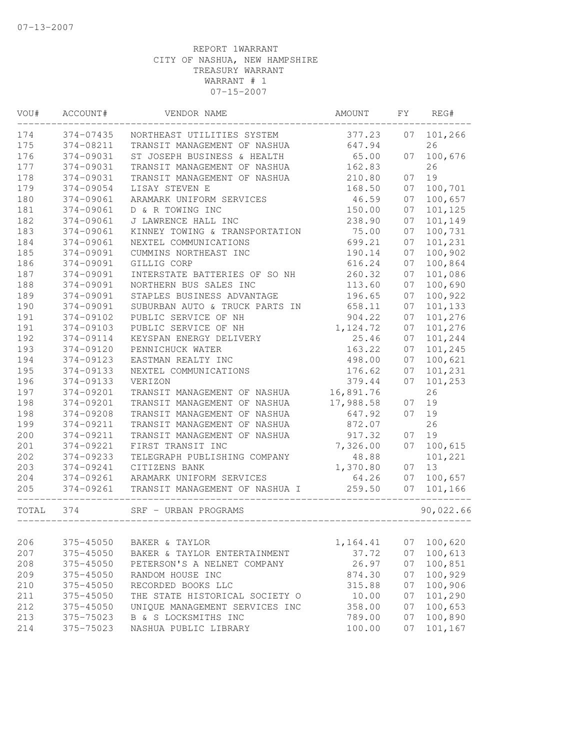07-13-2007

REPORT 1WARRANT
CITY OF NASHUA, NEW HAMPSHIRE
TREASURY WARRANT
WARRANT # 1
07-15-2007

| VOU# | ACCOUNT# | VENDOR NAME | AMOUNT | FY | REG# |
|---|---|---|---|---|---|
| 174 | 374-07435 | NORTHEAST UTILITIES SYSTEM | 377.23 | 07 | 101,266 |
| 175 | 374-08211 | TRANSIT MANAGEMENT OF NASHUA | 647.94 | | 26 |
| 176 | 374-09031 | ST JOSEPH BUSINESS & HEALTH | 65.00 | 07 | 100,676 |
| 177 | 374-09031 | TRANSIT MANAGEMENT OF NASHUA | 162.83 | | 26 |
| 178 | 374-09031 | TRANSIT MANAGEMENT OF NASHUA | 210.80 | 07 | 19 |
| 179 | 374-09054 | LISAY STEVEN E | 168.50 | 07 | 100,701 |
| 180 | 374-09061 | ARAMARK UNIFORM SERVICES | 46.59 | 07 | 100,657 |
| 181 | 374-09061 | D & R TOWING INC | 150.00 | 07 | 101,125 |
| 182 | 374-09061 | J LAWRENCE HALL INC | 238.90 | 07 | 101,149 |
| 183 | 374-09061 | KINNEY TOWING & TRANSPORTATION | 75.00 | 07 | 100,731 |
| 184 | 374-09061 | NEXTEL COMMUNICATIONS | 699.21 | 07 | 101,231 |
| 185 | 374-09091 | CUMMINS NORTHEAST INC | 190.14 | 07 | 100,902 |
| 186 | 374-09091 | GILLIG CORP | 616.24 | 07 | 100,864 |
| 187 | 374-09091 | INTERSTATE BATTERIES OF SO NH | 260.32 | 07 | 101,086 |
| 188 | 374-09091 | NORTHERN BUS SALES INC | 113.60 | 07 | 100,690 |
| 189 | 374-09091 | STAPLES BUSINESS ADVANTAGE | 196.65 | 07 | 100,922 |
| 190 | 374-09091 | SUBURBAN AUTO & TRUCK PARTS IN | 658.11 | 07 | 101,133 |
| 191 | 374-09102 | PUBLIC SERVICE OF NH | 904.22 | 07 | 101,276 |
| 191 | 374-09103 | PUBLIC SERVICE OF NH | 1,124.72 | 07 | 101,276 |
| 192 | 374-09114 | KEYSPAN ENERGY DELIVERY | 25.46 | 07 | 101,244 |
| 193 | 374-09120 | PENNICHUCK WATER | 163.22 | 07 | 101,245 |
| 194 | 374-09123 | EASTMAN REALTY INC | 498.00 | 07 | 100,621 |
| 195 | 374-09133 | NEXTEL COMMUNICATIONS | 176.62 | 07 | 101,231 |
| 196 | 374-09133 | VERIZON | 379.44 | 07 | 101,253 |
| 197 | 374-09201 | TRANSIT MANAGEMENT OF NASHUA | 16,891.76 | | 26 |
| 198 | 374-09201 | TRANSIT MANAGEMENT OF NASHUA | 17,988.58 | 07 | 19 |
| 198 | 374-09208 | TRANSIT MANAGEMENT OF NASHUA | 647.92 | 07 | 19 |
| 199 | 374-09211 | TRANSIT MANAGEMENT OF NASHUA | 872.07 | | 26 |
| 200 | 374-09211 | TRANSIT MANAGEMENT OF NASHUA | 917.32 | 07 | 19 |
| 201 | 374-09221 | FIRST TRANSIT INC | 7,326.00 | 07 | 100,615 |
| 202 | 374-09233 | TELEGRAPH PUBLISHING COMPANY | 48.88 | | 101,221 |
| 203 | 374-09241 | CITIZENS BANK | 1,370.80 | 07 | 13 |
| 204 | 374-09261 | ARAMARK UNIFORM SERVICES | 64.26 | 07 | 100,657 |
| 205 | 374-09261 | TRANSIT MANAGEMENT OF NASHUA I | 259.50 | 07 | 101,166 |
| TOTAL | 374 | SRF - URBAN PROGRAMS | | | 90,022.66 |
| 206 | 375-45050 | BAKER & TAYLOR | 1,164.41 | 07 | 100,620 |
| 207 | 375-45050 | BAKER & TAYLOR ENTERTAINMENT | 37.72 | 07 | 100,613 |
| 208 | 375-45050 | PETERSON'S A NELNET COMPANY | 26.97 | 07 | 100,851 |
| 209 | 375-45050 | RANDOM HOUSE INC | 874.30 | 07 | 100,929 |
| 210 | 375-45050 | RECORDED BOOKS LLC | 315.88 | 07 | 100,906 |
| 211 | 375-45050 | THE STATE HISTORICAL SOCIETY O | 10.00 | 07 | 101,290 |
| 212 | 375-45050 | UNIQUE MANAGEMENT SERVICES INC | 358.00 | 07 | 100,653 |
| 213 | 375-75023 | B & S LOCKSMITHS INC | 789.00 | 07 | 100,890 |
| 214 | 375-75023 | NASHUA PUBLIC LIBRARY | 100.00 | 07 | 101,167 |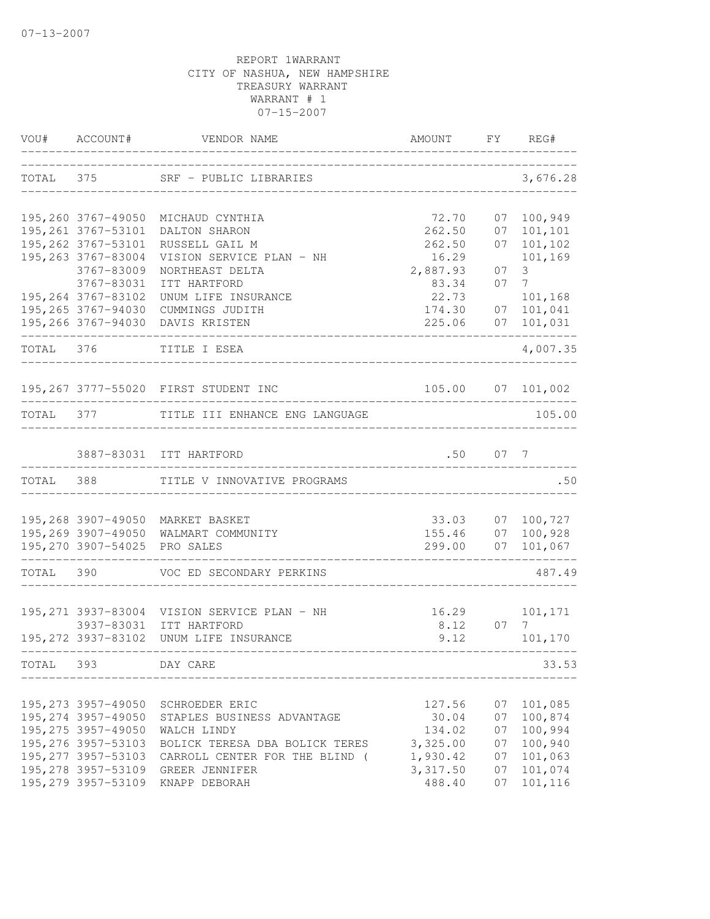07-13-2007

REPORT 1WARRANT
CITY OF NASHUA, NEW HAMPSHIRE
TREASURY WARRANT
WARRANT # 1
07-15-2007

| VOU# | ACCOUNT# | VENDOR NAME | AMOUNT | FY | REG# |
|---|---|---|---|---|---|
| TOTAL | 375 | SRF - PUBLIC LIBRARIES | | | 3,676.28 |
| 195,260 | 3767-49050 | MICHAUD CYNTHIA | 72.70 | 07 | 100,949 |
| 195,261 | 3767-53101 | DALTON SHARON | 262.50 | 07 | 101,101 |
| 195,262 | 3767-53101 | RUSSELL GAIL M | 262.50 | 07 | 101,102 |
| 195,263 | 3767-83004 | VISION SERVICE PLAN - NH | 16.29 | | 101,169 |
| | 3767-83009 | NORTHEAST DELTA | 2,887.93 | 07 | 3 |
| | 3767-83031 | ITT HARTFORD | 83.34 | 07 | 7 |
| 195,264 | 3767-83102 | UNUM LIFE INSURANCE | 22.73 | | 101,168 |
| 195,265 | 3767-94030 | CUMMINGS JUDITH | 174.30 | 07 | 101,041 |
| 195,266 | 3767-94030 | DAVIS KRISTEN | 225.06 | 07 | 101,031 |
| TOTAL | 376 | TITLE I ESEA | | | 4,007.35 |
| 195,267 | 3777-55020 | FIRST STUDENT INC | 105.00 | 07 | 101,002 |
| TOTAL | 377 | TITLE III ENHANCE ENG LANGUAGE | | | 105.00 |
| | 3887-83031 | ITT HARTFORD | .50 | 07 | 7 |
| TOTAL | 388 | TITLE V INNOVATIVE PROGRAMS | | | .50 |
| 195,268 | 3907-49050 | MARKET BASKET | 33.03 | 07 | 100,727 |
| 195,269 | 3907-49050 | WALMART COMMUNITY | 155.46 | 07 | 100,928 |
| 195,270 | 3907-54025 | PRO SALES | 299.00 | 07 | 101,067 |
| TOTAL | 390 | VOC ED SECONDARY PERKINS | | | 487.49 |
| 195,271 | 3937-83004 | VISION SERVICE PLAN - NH | 16.29 | | 101,171 |
| | 3937-83031 | ITT HARTFORD | 8.12 | 07 | 7 |
| 195,272 | 3937-83102 | UNUM LIFE INSURANCE | 9.12 | | 101,170 |
| TOTAL | 393 | DAY CARE | | | 33.53 |
| 195,273 | 3957-49050 | SCHROEDER ERIC | 127.56 | 07 | 101,085 |
| 195,274 | 3957-49050 | STAPLES BUSINESS ADVANTAGE | 30.04 | 07 | 100,874 |
| 195,275 | 3957-49050 | WALCH LINDY | 134.02 | 07 | 100,994 |
| 195,276 | 3957-53103 | BOLICK TERESA DBA BOLICK TERES | 3,325.00 | 07 | 100,940 |
| 195,277 | 3957-53103 | CARROLL CENTER FOR THE BLIND ( | 1,930.42 | 07 | 101,063 |
| 195,278 | 3957-53109 | GREER JENNIFER | 3,317.50 | 07 | 101,074 |
| 195,279 | 3957-53109 | KNAPP DEBORAH | 488.40 | 07 | 101,116 |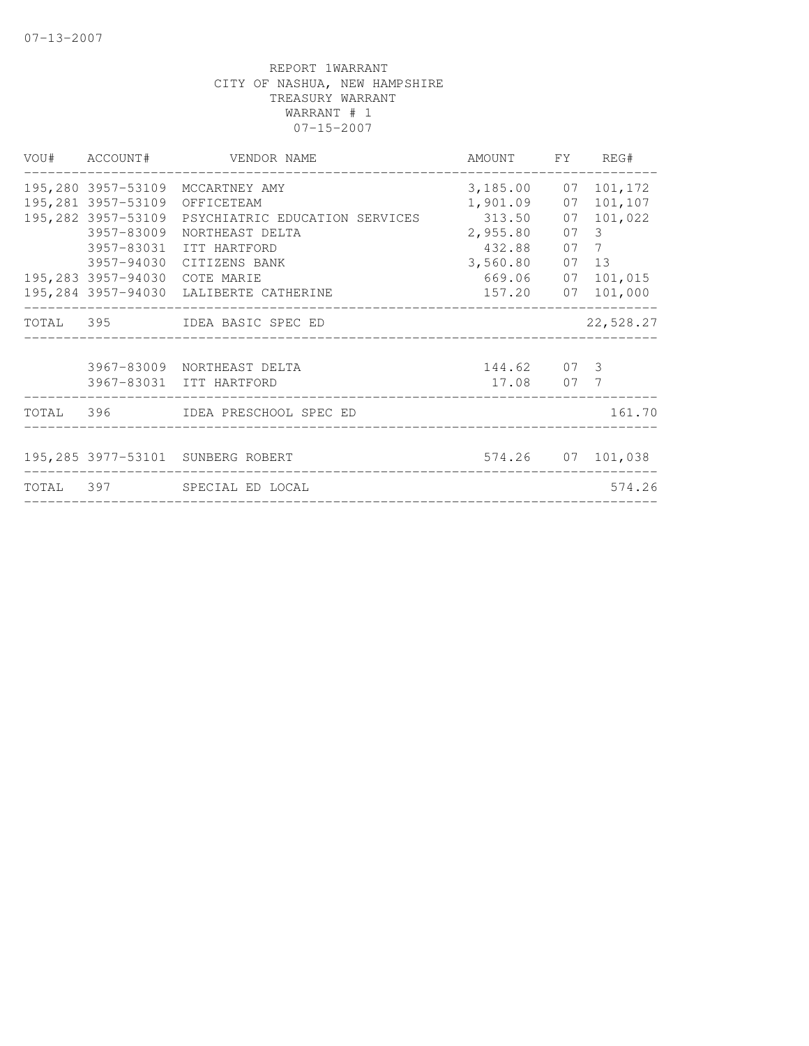07-13-2007

REPORT 1WARRANT
CITY OF NASHUA, NEW HAMPSHIRE
TREASURY WARRANT
WARRANT # 1
07-15-2007

| VOU# | ACCOUNT# | VENDOR NAME | AMOUNT | FY | REG# |
|---|---|---|---|---|---|
| 195,280 | 3957-53109 | MCCARTNEY AMY | 3,185.00 | 07 | 101,172 |
| 195,281 | 3957-53109 | OFFICETEAM | 1,901.09 | 07 | 101,107 |
| 195,282 | 3957-53109 | PSYCHIATRIC EDUCATION SERVICES | 313.50 | 07 | 101,022 |
| | 3957-83009 | NORTHEAST DELTA | 2,955.80 | 07 | 3 |
| | 3957-83031 | ITT HARTFORD | 432.88 | 07 | 7 |
| | 3957-94030 | CITIZENS BANK | 3,560.80 | 07 | 13 |
| 195,283 | 3957-94030 | COTE MARIE | 669.06 | 07 | 101,015 |
| 195,284 | 3957-94030 | LALIBERTE CATHERINE | 157.20 | 07 | 101,000 |
| TOTAL | 395 | IDEA BASIC SPEC ED | | | 22,528.27 |
| | 3967-83009 | NORTHEAST DELTA | 144.62 | 07 | 3 |
| | 3967-83031 | ITT HARTFORD | 17.08 | 07 | 7 |
| TOTAL | 396 | IDEA PRESCHOOL SPEC ED | | | 161.70 |
| 195,285 | 3977-53101 | SUNBERG ROBERT | 574.26 | 07 | 101,038 |
| TOTAL | 397 | SPECIAL ED LOCAL | | | 574.26 |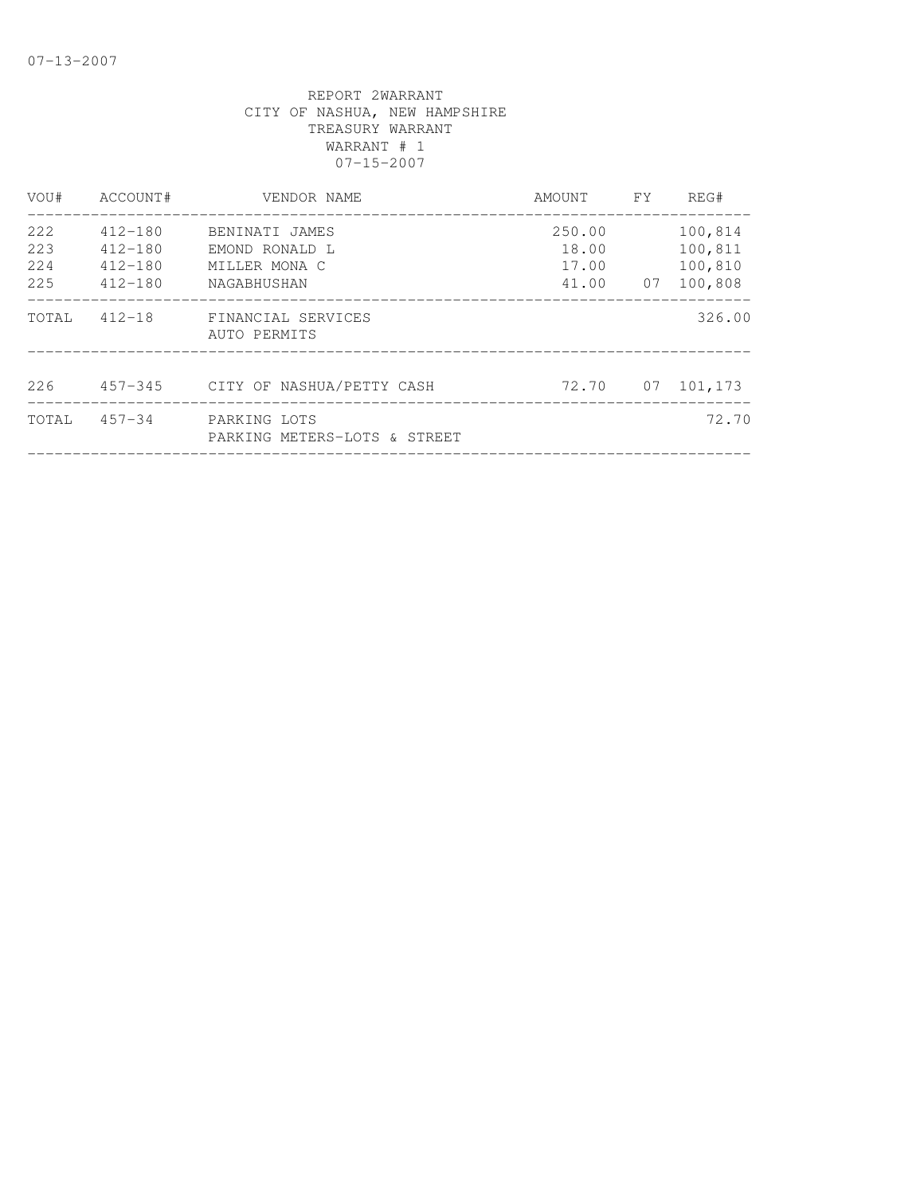REPORT 2WARRANT
CITY OF NASHUA, NEW HAMPSHIRE
TREASURY WARRANT
WARRANT # 1
07-15-2007

| VOU# | ACCOUNT# | VENDOR NAME | AMOUNT | FY | REG# |
|---|---|---|---|---|---|
| 222 | 412-180 | BENINATI JAMES | 250.00 | | 100,814 |
| 223 | 412-180 | EMOND RONALD L | 18.00 | | 100,811 |
| 224 | 412-180 | MILLER MONA C | 17.00 | | 100,810 |
| 225 | 412-180 | NAGABHUSHAN | 41.00 | 07 | 100,808 |
| TOTAL | 412-18 | FINANCIAL SERVICES AUTO PERMITS | | | 326.00 |
| 226 | 457-345 | CITY OF NASHUA/PETTY CASH | 72.70 | 07 | 101,173 |
| TOTAL | 457-34 | PARKING LOTS PARKING METERS-LOTS & STREET | | | 72.70 |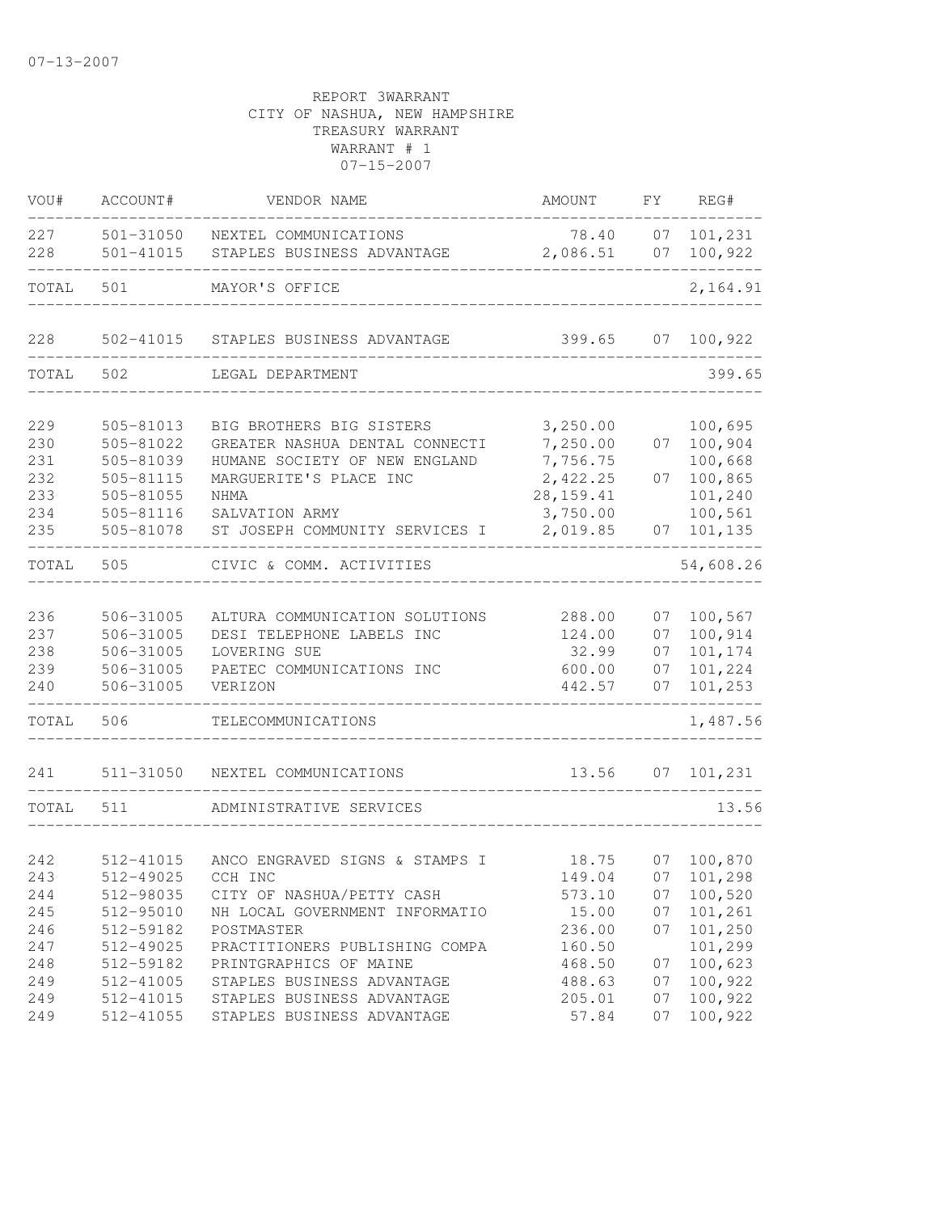07-13-2007

REPORT 3WARRANT
CITY OF NASHUA, NEW HAMPSHIRE
TREASURY WARRANT
WARRANT # 1
07-15-2007

| VOU# | ACCOUNT# | VENDOR NAME | AMOUNT | FY | REG# |
|---|---|---|---|---|---|
| 227 | 501-31050 | NEXTEL COMMUNICATIONS | 78.40 | 07 | 101,231 |
| 228 | 501-41015 | STAPLES BUSINESS ADVANTAGE | 2,086.51 | 07 | 100,922 |
| TOTAL | 501 | MAYOR'S OFFICE | | | 2,164.91 |
| 228 | 502-41015 | STAPLES BUSINESS ADVANTAGE | 399.65 | 07 | 100,922 |
| TOTAL | 502 | LEGAL DEPARTMENT | | | 399.65 |
| 229 | 505-81013 | BIG BROTHERS BIG SISTERS | 3,250.00 | | 100,695 |
| 230 | 505-81022 | GREATER NASHUA DENTAL CONNECTI | 7,250.00 | 07 | 100,904 |
| 231 | 505-81039 | HUMANE SOCIETY OF NEW ENGLAND | 7,756.75 | | 100,668 |
| 232 | 505-81115 | MARGUERITE'S PLACE INC | 2,422.25 | 07 | 100,865 |
| 233 | 505-81055 | NHMA | 28,159.41 | | 101,240 |
| 234 | 505-81116 | SALVATION ARMY | 3,750.00 | | 100,561 |
| 235 | 505-81078 | ST JOSEPH COMMUNITY SERVICES I | 2,019.85 | 07 | 101,135 |
| TOTAL | 505 | CIVIC & COMM. ACTIVITIES | | | 54,608.26 |
| 236 | 506-31005 | ALTURA COMMUNICATION SOLUTIONS | 288.00 | 07 | 100,567 |
| 237 | 506-31005 | DESI TELEPHONE LABELS INC | 124.00 | 07 | 100,914 |
| 238 | 506-31005 | LOVERING SUE | 32.99 | 07 | 101,174 |
| 239 | 506-31005 | PAETEC COMMUNICATIONS INC | 600.00 | 07 | 101,224 |
| 240 | 506-31005 | VERIZON | 442.57 | 07 | 101,253 |
| TOTAL | 506 | TELECOMMUNICATIONS | | | 1,487.56 |
| 241 | 511-31050 | NEXTEL COMMUNICATIONS | 13.56 | 07 | 101,231 |
| TOTAL | 511 | ADMINISTRATIVE SERVICES | | | 13.56 |
| 242 | 512-41015 | ANCO ENGRAVED SIGNS & STAMPS I | 18.75 | 07 | 100,870 |
| 243 | 512-49025 | CCH INC | 149.04 | 07 | 101,298 |
| 244 | 512-98035 | CITY OF NASHUA/PETTY CASH | 573.10 | 07 | 100,520 |
| 245 | 512-95010 | NH LOCAL GOVERNMENT INFORMATIO | 15.00 | 07 | 101,261 |
| 246 | 512-59182 | POSTMASTER | 236.00 | 07 | 101,250 |
| 247 | 512-49025 | PRACTITIONERS PUBLISHING COMPA | 160.50 | | 101,299 |
| 248 | 512-59182 | PRINTGRAPHICS OF MAINE | 468.50 | 07 | 100,623 |
| 249 | 512-41005 | STAPLES BUSINESS ADVANTAGE | 488.63 | 07 | 100,922 |
| 249 | 512-41015 | STAPLES BUSINESS ADVANTAGE | 205.01 | 07 | 100,922 |
| 249 | 512-41055 | STAPLES BUSINESS ADVANTAGE | 57.84 | 07 | 100,922 |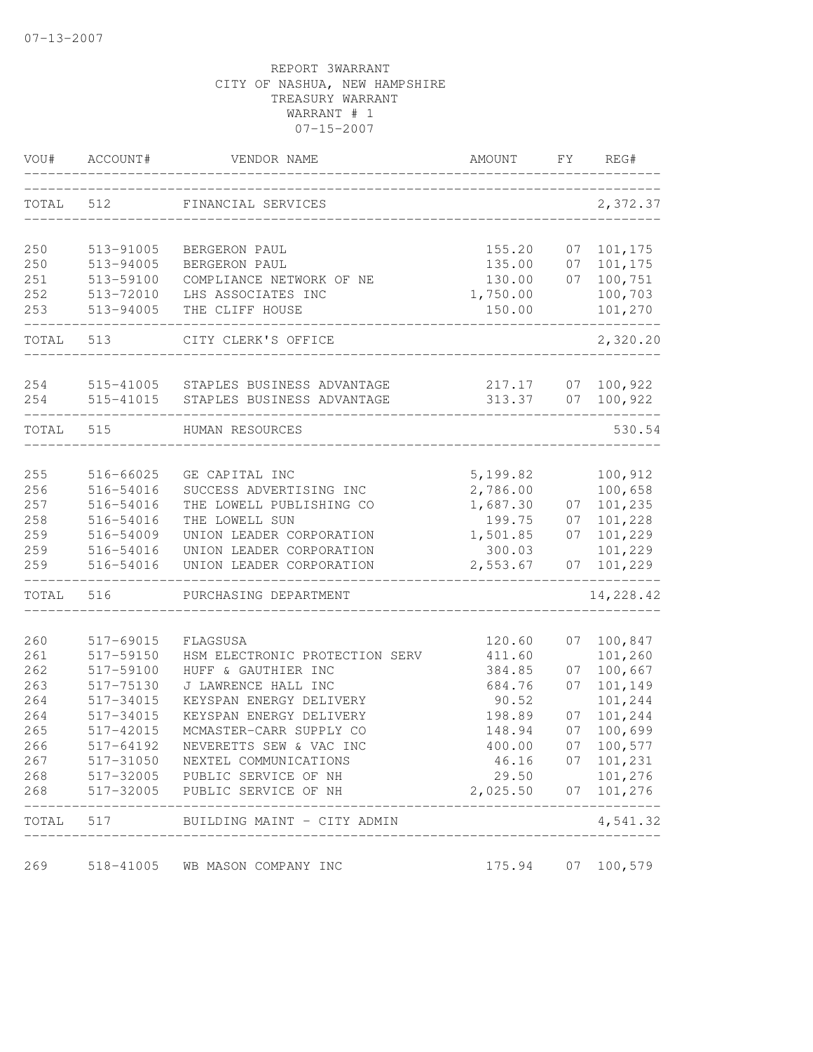07-13-2007

REPORT 3WARRANT
CITY OF NASHUA, NEW HAMPSHIRE
TREASURY WARRANT
WARRANT # 1
07-15-2007

| VOU# | ACCOUNT# | VENDOR NAME | AMOUNT | FY | REG# |
|---|---|---|---|---|---|
| TOTAL | 512 | FINANCIAL SERVICES | | | 2,372.37 |
| 250 | 513-91005 | BERGERON PAUL | 155.20 | 07 | 101,175 |
| 250 | 513-94005 | BERGERON PAUL | 135.00 | 07 | 101,175 |
| 251 | 513-59100 | COMPLIANCE NETWORK OF NE | 130.00 | 07 | 100,751 |
| 252 | 513-72010 | LHS ASSOCIATES INC | 1,750.00 | | 100,703 |
| 253 | 513-94005 | THE CLIFF HOUSE | 150.00 | | 101,270 |
| TOTAL | 513 | CITY CLERK'S OFFICE | | | 2,320.20 |
| 254 | 515-41005 | STAPLES BUSINESS ADVANTAGE | 217.17 | 07 | 100,922 |
| 254 | 515-41015 | STAPLES BUSINESS ADVANTAGE | 313.37 | 07 | 100,922 |
| TOTAL | 515 | HUMAN RESOURCES | | | 530.54 |
| 255 | 516-66025 | GE CAPITAL INC | 5,199.82 | | 100,912 |
| 256 | 516-54016 | SUCCESS ADVERTISING INC | 2,786.00 | | 100,658 |
| 257 | 516-54016 | THE LOWELL PUBLISHING CO | 1,687.30 | 07 | 101,235 |
| 258 | 516-54016 | THE LOWELL SUN | 199.75 | 07 | 101,228 |
| 259 | 516-54009 | UNION LEADER CORPORATION | 1,501.85 | 07 | 101,229 |
| 259 | 516-54016 | UNION LEADER CORPORATION | 300.03 | | 101,229 |
| 259 | 516-54016 | UNION LEADER CORPORATION | 2,553.67 | 07 | 101,229 |
| TOTAL | 516 | PURCHASING DEPARTMENT | | | 14,228.42 |
| 260 | 517-69015 | FLAGSUSA | 120.60 | 07 | 100,847 |
| 261 | 517-59150 | HSM ELECTRONIC PROTECTION SERV | 411.60 | | 101,260 |
| 262 | 517-59100 | HUFF & GAUTHIER INC | 384.85 | 07 | 100,667 |
| 263 | 517-75130 | J LAWRENCE HALL INC | 684.76 | 07 | 101,149 |
| 264 | 517-34015 | KEYSPAN ENERGY DELIVERY | 90.52 | | 101,244 |
| 264 | 517-34015 | KEYSPAN ENERGY DELIVERY | 198.89 | 07 | 101,244 |
| 265 | 517-42015 | MCMASTER-CARR SUPPLY CO | 148.94 | 07 | 100,699 |
| 266 | 517-64192 | NEVERETTS SEW & VAC INC | 400.00 | 07 | 100,577 |
| 267 | 517-31050 | NEXTEL COMMUNICATIONS | 46.16 | 07 | 101,231 |
| 268 | 517-32005 | PUBLIC SERVICE OF NH | 29.50 | | 101,276 |
| 268 | 517-32005 | PUBLIC SERVICE OF NH | 2,025.50 | 07 | 101,276 |
| TOTAL | 517 | BUILDING MAINT - CITY ADMIN | | | 4,541.32 |
| 269 | 518-41005 | WB MASON COMPANY INC | 175.94 | 07 | 100,579 |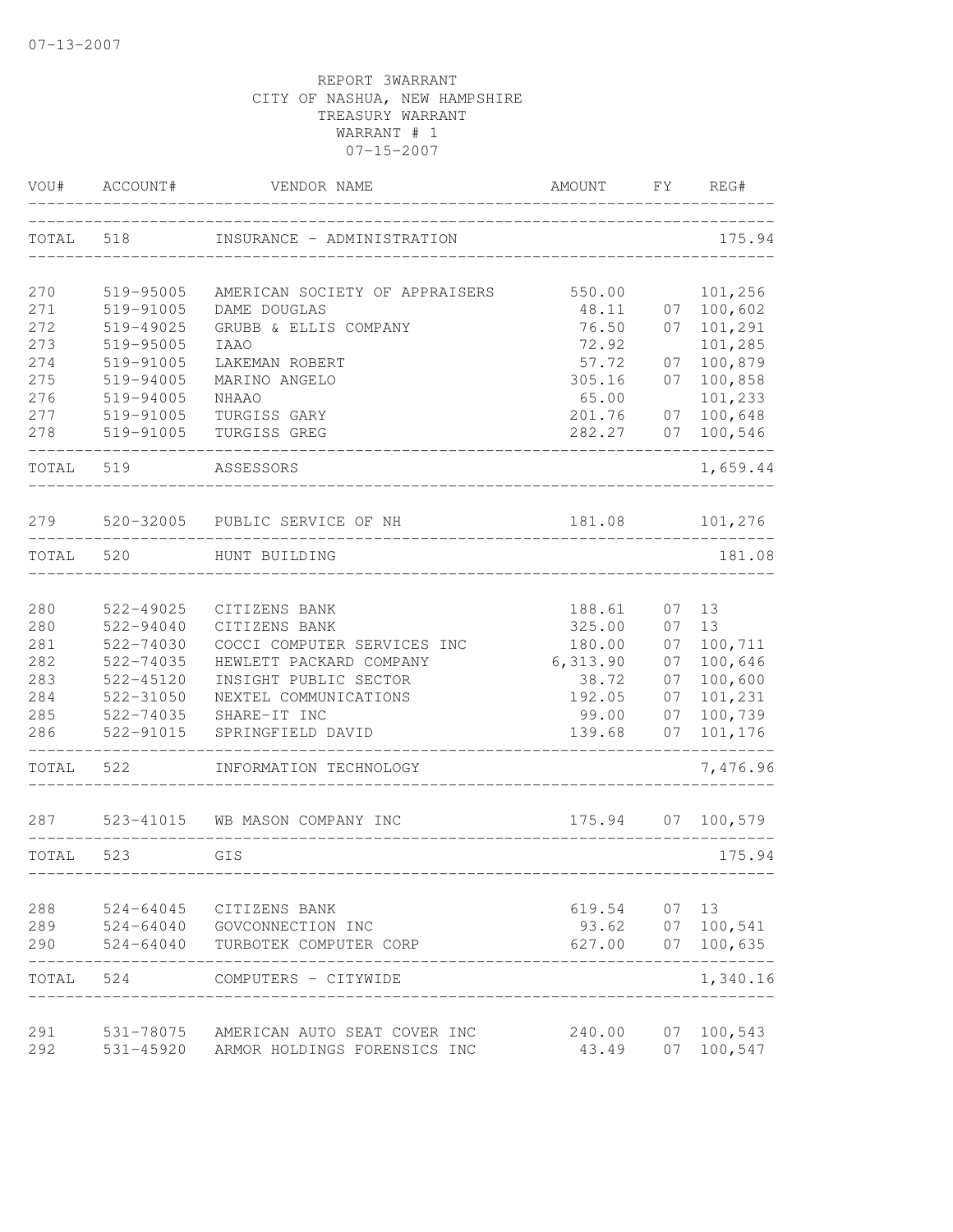07-13-2007

REPORT 3WARRANT
CITY OF NASHUA, NEW HAMPSHIRE
TREASURY WARRANT
WARRANT # 1
07-15-2007

| VOU# | ACCOUNT# | VENDOR NAME | AMOUNT | FY | REG# |
|---|---|---|---|---|---|
| TOTAL | 518 | INSURANCE - ADMINISTRATION | | | 175.94 |
| 270 | 519-95005 | AMERICAN SOCIETY OF APPRAISERS | 550.00 | | 101,256 |
| 271 | 519-91005 | DAME DOUGLAS | 48.11 | 07 | 100,602 |
| 272 | 519-49025 | GRUBB & ELLIS COMPANY | 76.50 | 07 | 101,291 |
| 273 | 519-95005 | IAAO | 72.92 | | 101,285 |
| 274 | 519-91005 | LAKEMAN ROBERT | 57.72 | 07 | 100,879 |
| 275 | 519-94005 | MARINO ANGELO | 305.16 | 07 | 100,858 |
| 276 | 519-94005 | NHAAO | 65.00 | | 101,233 |
| 277 | 519-91005 | TURGISS GARY | 201.76 | 07 | 100,648 |
| 278 | 519-91005 | TURGISS GREG | 282.27 | 07 | 100,546 |
| TOTAL | 519 | ASSESSORS | | | 1,659.44 |
| 279 | 520-32005 | PUBLIC SERVICE OF NH | 181.08 | | 101,276 |
| TOTAL | 520 | HUNT BUILDING | | | 181.08 |
| 280 | 522-49025 | CITIZENS BANK | 188.61 | 07 | 13 |
| 280 | 522-94040 | CITIZENS BANK | 325.00 | 07 | 13 |
| 281 | 522-74030 | COCCI COMPUTER SERVICES INC | 180.00 | 07 | 100,711 |
| 282 | 522-74035 | HEWLETT PACKARD COMPANY | 6,313.90 | 07 | 100,646 |
| 283 | 522-45120 | INSIGHT PUBLIC SECTOR | 38.72 | 07 | 100,600 |
| 284 | 522-31050 | NEXTEL COMMUNICATIONS | 192.05 | 07 | 101,231 |
| 285 | 522-74035 | SHARE-IT INC | 99.00 | 07 | 100,739 |
| 286 | 522-91015 | SPRINGFIELD DAVID | 139.68 | 07 | 101,176 |
| TOTAL | 522 | INFORMATION TECHNOLOGY | | | 7,476.96 |
| 287 | 523-41015 | WB MASON COMPANY INC | 175.94 | 07 | 100,579 |
| TOTAL | 523 | GIS | | | 175.94 |
| 288 | 524-64045 | CITIZENS BANK | 619.54 | 07 | 13 |
| 289 | 524-64040 | GOVCONNECTION INC | 93.62 | 07 | 100,541 |
| 290 | 524-64040 | TURBOTEK COMPUTER CORP | 627.00 | 07 | 100,635 |
| TOTAL | 524 | COMPUTERS - CITYWIDE | | | 1,340.16 |
| 291 | 531-78075 | AMERICAN AUTO SEAT COVER INC | 240.00 | 07 | 100,543 |
| 292 | 531-45920 | ARMOR HOLDINGS FORENSICS INC | 43.49 | 07 | 100,547 |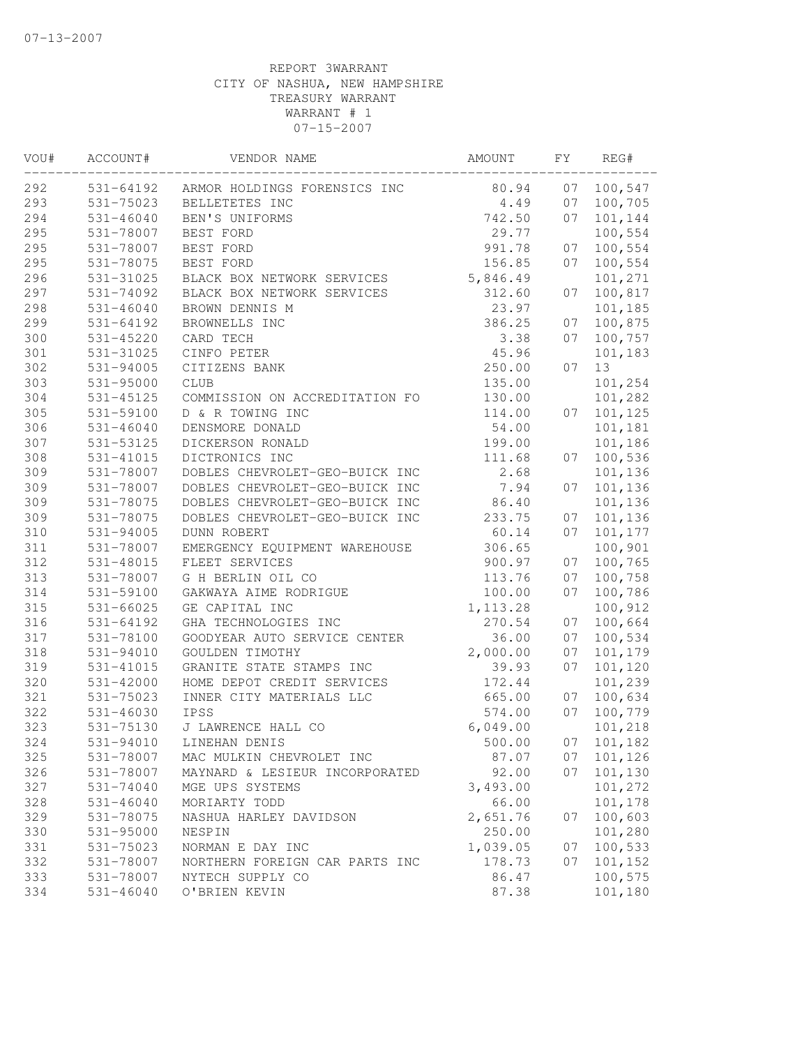07-13-2007

REPORT 3WARRANT
CITY OF NASHUA, NEW HAMPSHIRE
TREASURY WARRANT
WARRANT # 1
07-15-2007

| VOU# | ACCOUNT# | VENDOR NAME | AMOUNT | FY | REG# |
|---|---|---|---|---|---|
| 292 | 531-64192 | ARMOR HOLDINGS FORENSICS INC | 80.94 | 07 | 100,547 |
| 293 | 531-75023 | BELLETETES INC | 4.49 | 07 | 100,705 |
| 294 | 531-46040 | BEN'S UNIFORMS | 742.50 | 07 | 101,144 |
| 295 | 531-78007 | BEST FORD | 29.77 | | 100,554 |
| 295 | 531-78007 | BEST FORD | 991.78 | 07 | 100,554 |
| 295 | 531-78075 | BEST FORD | 156.85 | 07 | 100,554 |
| 296 | 531-31025 | BLACK BOX NETWORK SERVICES | 5,846.49 | | 101,271 |
| 297 | 531-74092 | BLACK BOX NETWORK SERVICES | 312.60 | 07 | 100,817 |
| 298 | 531-46040 | BROWN DENNIS M | 23.97 | | 101,185 |
| 299 | 531-64192 | BROWNELLS INC | 386.25 | 07 | 100,875 |
| 300 | 531-45220 | CARD TECH | 3.38 | 07 | 100,757 |
| 301 | 531-31025 | CINFO PETER | 45.96 | | 101,183 |
| 302 | 531-94005 | CITIZENS BANK | 250.00 | 07 | 13 |
| 303 | 531-95000 | CLUB | 135.00 | | 101,254 |
| 304 | 531-45125 | COMMISSION ON ACCREDITATION FO | 130.00 | | 101,282 |
| 305 | 531-59100 | D & R TOWING INC | 114.00 | 07 | 101,125 |
| 306 | 531-46040 | DENSMORE DONALD | 54.00 | | 101,181 |
| 307 | 531-53125 | DICKERSON RONALD | 199.00 | | 101,186 |
| 308 | 531-41015 | DICTRONICS INC | 111.68 | 07 | 100,536 |
| 309 | 531-78007 | DOBLES CHEVROLET-GEO-BUICK INC | 2.68 | | 101,136 |
| 309 | 531-78007 | DOBLES CHEVROLET-GEO-BUICK INC | 7.94 | 07 | 101,136 |
| 309 | 531-78075 | DOBLES CHEVROLET-GEO-BUICK INC | 86.40 | | 101,136 |
| 309 | 531-78075 | DOBLES CHEVROLET-GEO-BUICK INC | 233.75 | 07 | 101,136 |
| 310 | 531-94005 | DUNN ROBERT | 60.14 | 07 | 101,177 |
| 311 | 531-78007 | EMERGENCY EQUIPMENT WAREHOUSE | 306.65 | | 100,901 |
| 312 | 531-48015 | FLEET SERVICES | 900.97 | 07 | 100,765 |
| 313 | 531-78007 | G H BERLIN OIL CO | 113.76 | 07 | 100,758 |
| 314 | 531-59100 | GAKWAYA AIME RODRIGUE | 100.00 | 07 | 100,786 |
| 315 | 531-66025 | GE CAPITAL INC | 1,113.28 | | 100,912 |
| 316 | 531-64192 | GHA TECHNOLOGIES INC | 270.54 | 07 | 100,664 |
| 317 | 531-78100 | GOODYEAR AUTO SERVICE CENTER | 36.00 | 07 | 100,534 |
| 318 | 531-94010 | GOULDEN TIMOTHY | 2,000.00 | 07 | 101,179 |
| 319 | 531-41015 | GRANITE STATE STAMPS INC | 39.93 | 07 | 101,120 |
| 320 | 531-42000 | HOME DEPOT CREDIT SERVICES | 172.44 | | 101,239 |
| 321 | 531-75023 | INNER CITY MATERIALS LLC | 665.00 | 07 | 100,634 |
| 322 | 531-46030 | IPSS | 574.00 | 07 | 100,779 |
| 323 | 531-75130 | J LAWRENCE HALL CO | 6,049.00 | | 101,218 |
| 324 | 531-94010 | LINEHAN DENIS | 500.00 | 07 | 101,182 |
| 325 | 531-78007 | MAC MULKIN CHEVROLET INC | 87.07 | 07 | 101,126 |
| 326 | 531-78007 | MAYNARD & LESIEUR INCORPORATED | 92.00 | 07 | 101,130 |
| 327 | 531-74040 | MGE UPS SYSTEMS | 3,493.00 | | 101,272 |
| 328 | 531-46040 | MORIARTY TODD | 66.00 | | 101,178 |
| 329 | 531-78075 | NASHUA HARLEY DAVIDSON | 2,651.76 | 07 | 100,603 |
| 330 | 531-95000 | NESPIN | 250.00 | | 101,280 |
| 331 | 531-75023 | NORMAN E DAY INC | 1,039.05 | 07 | 100,533 |
| 332 | 531-78007 | NORTHERN FOREIGN CAR PARTS INC | 178.73 | 07 | 101,152 |
| 333 | 531-78007 | NYTECH SUPPLY CO | 86.47 | | 100,575 |
| 334 | 531-46040 | O'BRIEN KEVIN | 87.38 | | 101,180 |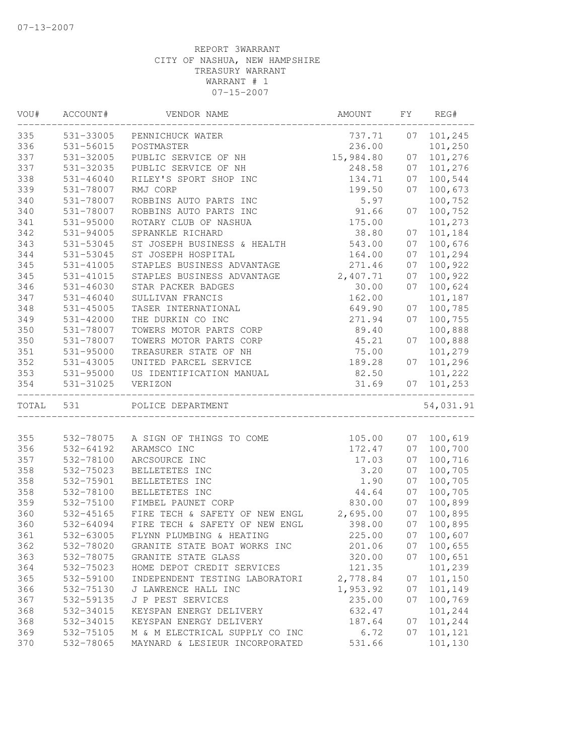REPORT 3WARRANT
CITY OF NASHUA, NEW HAMPSHIRE
TREASURY WARRANT
WARRANT # 1
07-15-2007

| VOU# | ACCOUNT# | VENDOR NAME | AMOUNT | FY | REG# |
|---|---|---|---|---|---|
| 335 | 531-33005 | PENNICHUCK WATER | 737.71 | 07 | 101,245 |
| 336 | 531-56015 | POSTMASTER | 236.00 | | 101,250 |
| 337 | 531-32005 | PUBLIC SERVICE OF NH | 15,984.80 | 07 | 101,276 |
| 337 | 531-32035 | PUBLIC SERVICE OF NH | 248.58 | 07 | 101,276 |
| 338 | 531-46040 | RILEY'S SPORT SHOP INC | 134.71 | 07 | 100,544 |
| 339 | 531-78007 | RMJ CORP | 199.50 | 07 | 100,673 |
| 340 | 531-78007 | ROBBINS AUTO PARTS INC | 5.97 | | 100,752 |
| 340 | 531-78007 | ROBBINS AUTO PARTS INC | 91.66 | 07 | 100,752 |
| 341 | 531-95000 | ROTARY CLUB OF NASHUA | 175.00 | | 101,273 |
| 342 | 531-94005 | SPRANKLE RICHARD | 38.80 | 07 | 101,184 |
| 343 | 531-53045 | ST JOSEPH BUSINESS & HEALTH | 543.00 | 07 | 100,676 |
| 344 | 531-53045 | ST JOSEPH HOSPITAL | 164.00 | 07 | 101,294 |
| 345 | 531-41005 | STAPLES BUSINESS ADVANTAGE | 271.46 | 07 | 100,922 |
| 345 | 531-41015 | STAPLES BUSINESS ADVANTAGE | 2,407.71 | 07 | 100,922 |
| 346 | 531-46030 | STAR PACKER BADGES | 30.00 | 07 | 100,624 |
| 347 | 531-46040 | SULLIVAN FRANCIS | 162.00 | | 101,187 |
| 348 | 531-45005 | TASER INTERNATIONAL | 649.90 | 07 | 100,785 |
| 349 | 531-42000 | THE DURKIN CO INC | 271.94 | 07 | 100,755 |
| 350 | 531-78007 | TOWERS MOTOR PARTS CORP | 89.40 | | 100,888 |
| 350 | 531-78007 | TOWERS MOTOR PARTS CORP | 45.21 | 07 | 100,888 |
| 351 | 531-95000 | TREASURER STATE OF NH | 75.00 | | 101,279 |
| 352 | 531-43005 | UNITED PARCEL SERVICE | 189.28 | 07 | 101,296 |
| 353 | 531-95000 | US IDENTIFICATION MANUAL | 82.50 | | 101,222 |
| 354 | 531-31025 | VERIZON | 31.69 | 07 | 101,253 |
| TOTAL | 531 | POLICE DEPARTMENT | | | 54,031.91 |
| 355 | 532-78075 | A SIGN OF THINGS TO COME | 105.00 | 07 | 100,619 |
| 356 | 532-64192 | ARAMSCO INC | 172.47 | 07 | 100,700 |
| 357 | 532-78100 | ARCSOURCE INC | 17.03 | 07 | 100,716 |
| 358 | 532-75023 | BELLETETES INC | 3.20 | 07 | 100,705 |
| 358 | 532-75901 | BELLETETES INC | 1.90 | 07 | 100,705 |
| 358 | 532-78100 | BELLETETES INC | 44.64 | 07 | 100,705 |
| 359 | 532-75100 | FIMBEL PAUNET CORP | 830.00 | 07 | 100,899 |
| 360 | 532-45165 | FIRE TECH & SAFETY OF NEW ENGL | 2,695.00 | 07 | 100,895 |
| 360 | 532-64094 | FIRE TECH & SAFETY OF NEW ENGL | 398.00 | 07 | 100,895 |
| 361 | 532-63005 | FLYNN PLUMBING & HEATING | 225.00 | 07 | 100,607 |
| 362 | 532-78020 | GRANITE STATE BOAT WORKS INC | 201.06 | 07 | 100,655 |
| 363 | 532-78075 | GRANITE STATE GLASS | 320.00 | 07 | 100,651 |
| 364 | 532-75023 | HOME DEPOT CREDIT SERVICES | 121.35 | | 101,239 |
| 365 | 532-59100 | INDEPENDENT TESTING LABORATORI | 2,778.84 | 07 | 101,150 |
| 366 | 532-75130 | J LAWRENCE HALL INC | 1,953.92 | 07 | 101,149 |
| 367 | 532-59135 | J P PEST SERVICES | 235.00 | 07 | 100,769 |
| 368 | 532-34015 | KEYSPAN ENERGY DELIVERY | 632.47 | | 101,244 |
| 368 | 532-34015 | KEYSPAN ENERGY DELIVERY | 187.64 | 07 | 101,244 |
| 369 | 532-75105 | M & M ELECTRICAL SUPPLY CO INC | 6.72 | 07 | 101,121 |
| 370 | 532-78065 | MAYNARD & LESIEUR INCORPORATED | 531.66 | | 101,130 |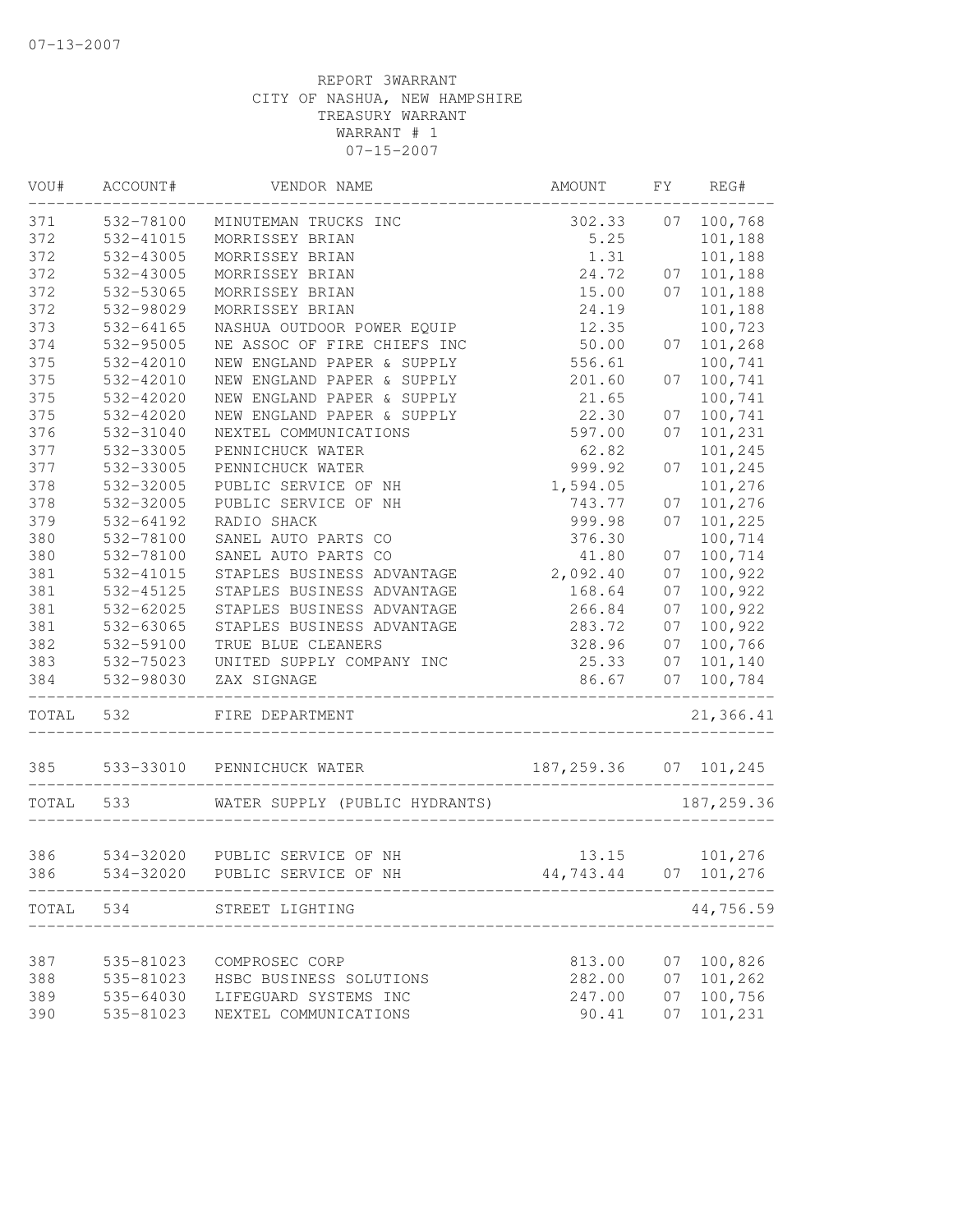REPORT 3WARRANT
CITY OF NASHUA, NEW HAMPSHIRE
TREASURY WARRANT
WARRANT # 1
07-15-2007

| VOU# | ACCOUNT# | VENDOR NAME | AMOUNT | FY | REG# |
|---|---|---|---|---|---|
| 371 | 532-78100 | MINUTEMAN TRUCKS INC | 302.33 | 07 | 100,768 |
| 372 | 532-41015 | MORRISSEY BRIAN | 5.25 | | 101,188 |
| 372 | 532-43005 | MORRISSEY BRIAN | 1.31 | | 101,188 |
| 372 | 532-43005 | MORRISSEY BRIAN | 24.72 | 07 | 101,188 |
| 372 | 532-53065 | MORRISSEY BRIAN | 15.00 | 07 | 101,188 |
| 372 | 532-98029 | MORRISSEY BRIAN | 24.19 | | 101,188 |
| 373 | 532-64165 | NASHUA OUTDOOR POWER EQUIP | 12.35 | | 100,723 |
| 374 | 532-95005 | NE ASSOC OF FIRE CHIEFS INC | 50.00 | 07 | 101,268 |
| 375 | 532-42010 | NEW ENGLAND PAPER & SUPPLY | 556.61 | | 100,741 |
| 375 | 532-42010 | NEW ENGLAND PAPER & SUPPLY | 201.60 | 07 | 100,741 |
| 375 | 532-42020 | NEW ENGLAND PAPER & SUPPLY | 21.65 | | 100,741 |
| 375 | 532-42020 | NEW ENGLAND PAPER & SUPPLY | 22.30 | 07 | 100,741 |
| 376 | 532-31040 | NEXTEL COMMUNICATIONS | 597.00 | 07 | 101,231 |
| 377 | 532-33005 | PENNICHUCK WATER | 62.82 | | 101,245 |
| 377 | 532-33005 | PENNICHUCK WATER | 999.92 | 07 | 101,245 |
| 378 | 532-32005 | PUBLIC SERVICE OF NH | 1,594.05 | | 101,276 |
| 378 | 532-32005 | PUBLIC SERVICE OF NH | 743.77 | 07 | 101,276 |
| 379 | 532-64192 | RADIO SHACK | 999.98 | 07 | 101,225 |
| 380 | 532-78100 | SANEL AUTO PARTS CO | 376.30 | | 100,714 |
| 380 | 532-78100 | SANEL AUTO PARTS CO | 41.80 | 07 | 100,714 |
| 381 | 532-41015 | STAPLES BUSINESS ADVANTAGE | 2,092.40 | 07 | 100,922 |
| 381 | 532-45125 | STAPLES BUSINESS ADVANTAGE | 168.64 | 07 | 100,922 |
| 381 | 532-62025 | STAPLES BUSINESS ADVANTAGE | 266.84 | 07 | 100,922 |
| 381 | 532-63065 | STAPLES BUSINESS ADVANTAGE | 283.72 | 07 | 100,922 |
| 382 | 532-59100 | TRUE BLUE CLEANERS | 328.96 | 07 | 100,766 |
| 383 | 532-75023 | UNITED SUPPLY COMPANY INC | 25.33 | 07 | 101,140 |
| 384 | 532-98030 | ZAX SIGNAGE | 86.67 | 07 | 100,784 |
| TOTAL | 532 | FIRE DEPARTMENT | | | 21,366.41 |
| 385 | 533-33010 | PENNICHUCK WATER | 187,259.36 | 07 | 101,245 |
| TOTAL | 533 | WATER SUPPLY (PUBLIC HYDRANTS) | | | 187,259.36 |
| 386 | 534-32020 | PUBLIC SERVICE OF NH | 13.15 | | 101,276 |
| 386 | 534-32020 | PUBLIC SERVICE OF NH | 44,743.44 | 07 | 101,276 |
| TOTAL | 534 | STREET LIGHTING | | | 44,756.59 |
| 387 | 535-81023 | COMPROSEC CORP | 813.00 | 07 | 100,826 |
| 388 | 535-81023 | HSBC BUSINESS SOLUTIONS | 282.00 | 07 | 101,262 |
| 389 | 535-64030 | LIFEGUARD SYSTEMS INC | 247.00 | 07 | 100,756 |
| 390 | 535-81023 | NEXTEL COMMUNICATIONS | 90.41 | 07 | 101,231 |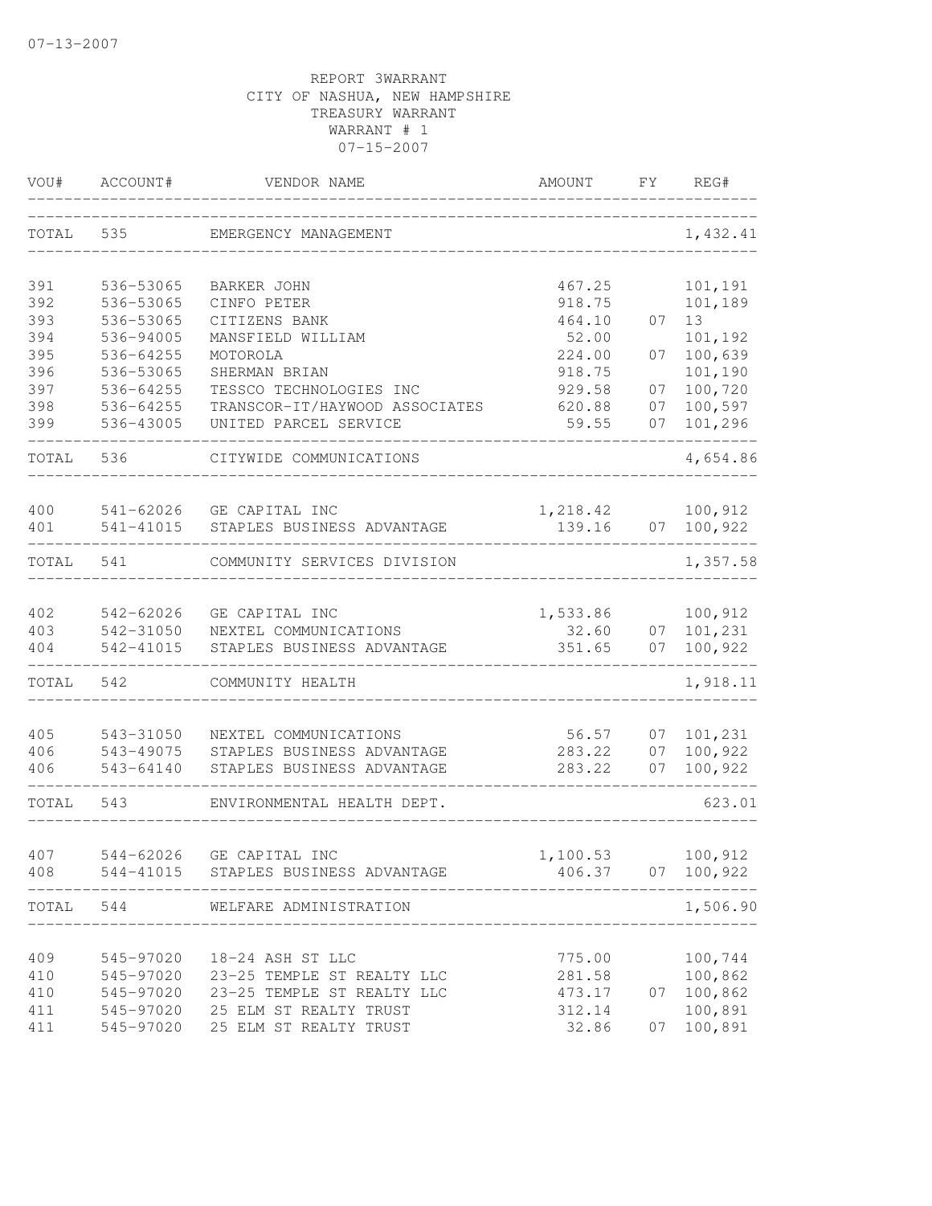07-13-2007

REPORT 3WARRANT
CITY OF NASHUA, NEW HAMPSHIRE
TREASURY WARRANT
WARRANT # 1
07-15-2007

| VOU# | ACCOUNT# | VENDOR NAME | AMOUNT | FY | REG# |
|---|---|---|---|---|---|
| TOTAL | 535 | EMERGENCY MANAGEMENT | | | 1,432.41 |
| 391 | 536-53065 | BARKER JOHN | 467.25 | | 101,191 |
| 392 | 536-53065 | CINFO PETER | 918.75 | | 101,189 |
| 393 | 536-53065 | CITIZENS BANK | 464.10 | 07 | 13 |
| 394 | 536-94005 | MANSFIELD WILLIAM | 52.00 | | 101,192 |
| 395 | 536-64255 | MOTOROLA | 224.00 | 07 | 100,639 |
| 396 | 536-53065 | SHERMAN BRIAN | 918.75 | | 101,190 |
| 397 | 536-64255 | TESSCO TECHNOLOGIES INC | 929.58 | 07 | 100,720 |
| 398 | 536-64255 | TRANSCOR-IT/HAYWOOD ASSOCIATES | 620.88 | 07 | 100,597 |
| 399 | 536-43005 | UNITED PARCEL SERVICE | 59.55 | 07 | 101,296 |
| TOTAL | 536 | CITYWIDE COMMUNICATIONS | | | 4,654.86 |
| 400 | 541-62026 | GE CAPITAL INC | 1,218.42 | | 100,912 |
| 401 | 541-41015 | STAPLES BUSINESS ADVANTAGE | 139.16 | 07 | 100,922 |
| TOTAL | 541 | COMMUNITY SERVICES DIVISION | | | 1,357.58 |
| 402 | 542-62026 | GE CAPITAL INC | 1,533.86 | | 100,912 |
| 403 | 542-31050 | NEXTEL COMMUNICATIONS | 32.60 | 07 | 101,231 |
| 404 | 542-41015 | STAPLES BUSINESS ADVANTAGE | 351.65 | 07 | 100,922 |
| TOTAL | 542 | COMMUNITY HEALTH | | | 1,918.11 |
| 405 | 543-31050 | NEXTEL COMMUNICATIONS | 56.57 | 07 | 101,231 |
| 406 | 543-49075 | STAPLES BUSINESS ADVANTAGE | 283.22 | 07 | 100,922 |
| 406 | 543-64140 | STAPLES BUSINESS ADVANTAGE | 283.22 | 07 | 100,922 |
| TOTAL | 543 | ENVIRONMENTAL HEALTH DEPT. | | | 623.01 |
| 407 | 544-62026 | GE CAPITAL INC | 1,100.53 | | 100,912 |
| 408 | 544-41015 | STAPLES BUSINESS ADVANTAGE | 406.37 | 07 | 100,922 |
| TOTAL | 544 | WELFARE ADMINISTRATION | | | 1,506.90 |
| 409 | 545-97020 | 18-24 ASH ST LLC | 775.00 | | 100,744 |
| 410 | 545-97020 | 23-25 TEMPLE ST REALTY LLC | 281.58 | | 100,862 |
| 410 | 545-97020 | 23-25 TEMPLE ST REALTY LLC | 473.17 | 07 | 100,862 |
| 411 | 545-97020 | 25 ELM ST REALTY TRUST | 312.14 | | 100,891 |
| 411 | 545-97020 | 25 ELM ST REALTY TRUST | 32.86 | 07 | 100,891 |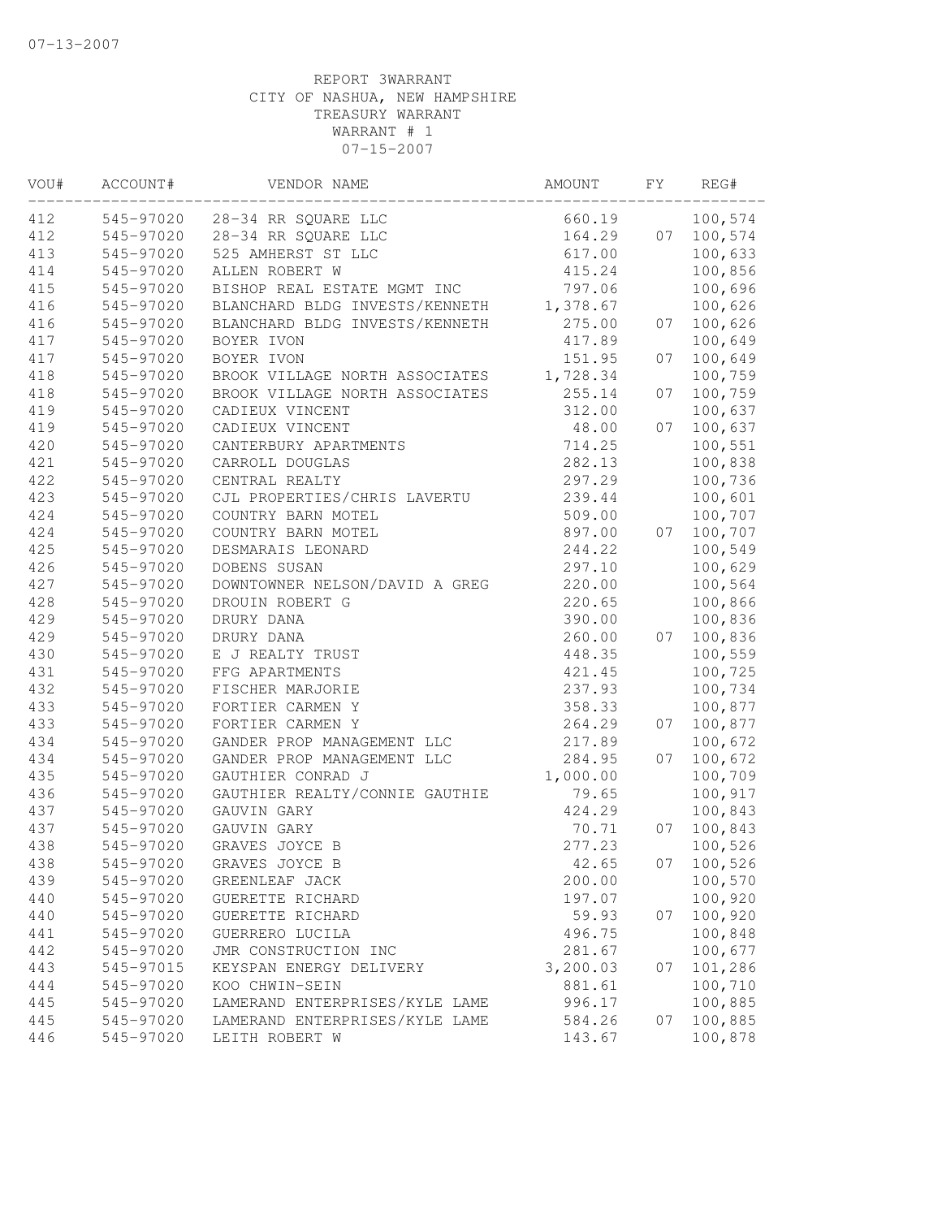07-13-2007

REPORT 3WARRANT
CITY OF NASHUA, NEW HAMPSHIRE
TREASURY WARRANT
WARRANT # 1
07-15-2007

| VOU# | ACCOUNT# | VENDOR NAME | AMOUNT | FY | REG# |
|---|---|---|---|---|---|
| 412 | 545-97020 | 28-34 RR SQUARE LLC | 660.19 | | 100,574 |
| 412 | 545-97020 | 28-34 RR SQUARE LLC | 164.29 | 07 | 100,574 |
| 413 | 545-97020 | 525 AMHERST ST LLC | 617.00 | | 100,633 |
| 414 | 545-97020 | ALLEN ROBERT W | 415.24 | | 100,856 |
| 415 | 545-97020 | BISHOP REAL ESTATE MGMT INC | 797.06 | | 100,696 |
| 416 | 545-97020 | BLANCHARD BLDG INVESTS/KENNETH | 1,378.67 | | 100,626 |
| 416 | 545-97020 | BLANCHARD BLDG INVESTS/KENNETH | 275.00 | 07 | 100,626 |
| 417 | 545-97020 | BOYER IVON | 417.89 | | 100,649 |
| 417 | 545-97020 | BOYER IVON | 151.95 | 07 | 100,649 |
| 418 | 545-97020 | BROOK VILLAGE NORTH ASSOCIATES | 1,728.34 | | 100,759 |
| 418 | 545-97020 | BROOK VILLAGE NORTH ASSOCIATES | 255.14 | 07 | 100,759 |
| 419 | 545-97020 | CADIEUX VINCENT | 312.00 | | 100,637 |
| 419 | 545-97020 | CADIEUX VINCENT | 48.00 | 07 | 100,637 |
| 420 | 545-97020 | CANTERBURY APARTMENTS | 714.25 | | 100,551 |
| 421 | 545-97020 | CARROLL DOUGLAS | 282.13 | | 100,838 |
| 422 | 545-97020 | CENTRAL REALTY | 297.29 | | 100,736 |
| 423 | 545-97020 | CJL PROPERTIES/CHRIS LAVERTU | 239.44 | | 100,601 |
| 424 | 545-97020 | COUNTRY BARN MOTEL | 509.00 | | 100,707 |
| 424 | 545-97020 | COUNTRY BARN MOTEL | 897.00 | 07 | 100,707 |
| 425 | 545-97020 | DESMARAIS LEONARD | 244.22 | | 100,549 |
| 426 | 545-97020 | DOBENS SUSAN | 297.10 | | 100,629 |
| 427 | 545-97020 | DOWNTOWNER NELSON/DAVID A GREG | 220.00 | | 100,564 |
| 428 | 545-97020 | DROUIN ROBERT G | 220.65 | | 100,866 |
| 429 | 545-97020 | DRURY DANA | 390.00 | | 100,836 |
| 429 | 545-97020 | DRURY DANA | 260.00 | 07 | 100,836 |
| 430 | 545-97020 | E J REALTY TRUST | 448.35 | | 100,559 |
| 431 | 545-97020 | FFG APARTMENTS | 421.45 | | 100,725 |
| 432 | 545-97020 | FISCHER MARJORIE | 237.93 | | 100,734 |
| 433 | 545-97020 | FORTIER CARMEN Y | 358.33 | | 100,877 |
| 433 | 545-97020 | FORTIER CARMEN Y | 264.29 | 07 | 100,877 |
| 434 | 545-97020 | GANDER PROP MANAGEMENT LLC | 217.89 | | 100,672 |
| 434 | 545-97020 | GANDER PROP MANAGEMENT LLC | 284.95 | 07 | 100,672 |
| 435 | 545-97020 | GAUTHIER CONRAD J | 1,000.00 | | 100,709 |
| 436 | 545-97020 | GAUTHIER REALTY/CONNIE GAUTHIE | 79.65 | | 100,917 |
| 437 | 545-97020 | GAUVIN GARY | 424.29 | | 100,843 |
| 437 | 545-97020 | GAUVIN GARY | 70.71 | 07 | 100,843 |
| 438 | 545-97020 | GRAVES JOYCE B | 277.23 | | 100,526 |
| 438 | 545-97020 | GRAVES JOYCE B | 42.65 | 07 | 100,526 |
| 439 | 545-97020 | GREENLEAF JACK | 200.00 | | 100,570 |
| 440 | 545-97020 | GUERETTE RICHARD | 197.07 | | 100,920 |
| 440 | 545-97020 | GUERETTE RICHARD | 59.93 | 07 | 100,920 |
| 441 | 545-97020 | GUERRERO LUCILA | 496.75 | | 100,848 |
| 442 | 545-97020 | JMR CONSTRUCTION INC | 281.67 | | 100,677 |
| 443 | 545-97015 | KEYSPAN ENERGY DELIVERY | 3,200.03 | 07 | 101,286 |
| 444 | 545-97020 | KOO CHWIN-SEIN | 881.61 | | 100,710 |
| 445 | 545-97020 | LAMERAND ENTERPRISES/KYLE LAME | 996.17 | | 100,885 |
| 445 | 545-97020 | LAMERAND ENTERPRISES/KYLE LAME | 584.26 | 07 | 100,885 |
| 446 | 545-97020 | LEITH ROBERT W | 143.67 | | 100,878 |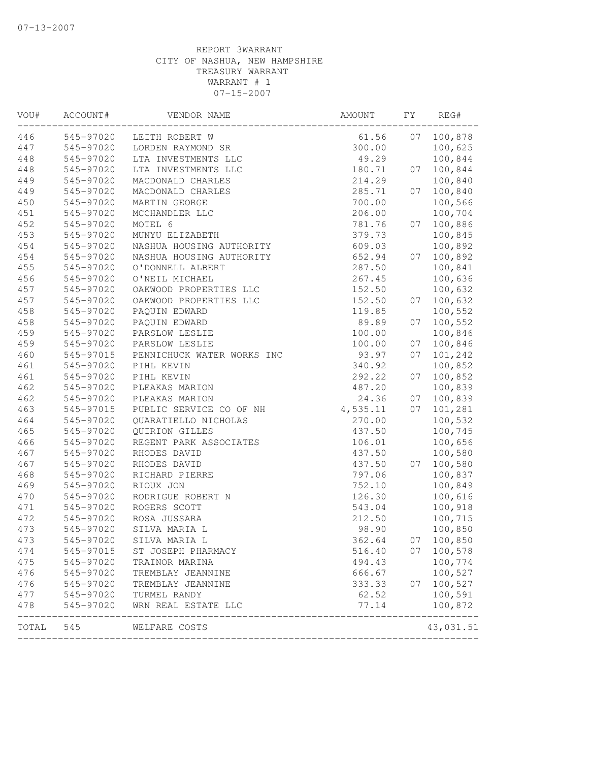07-13-2007

REPORT 3WARRANT
CITY OF NASHUA, NEW HAMPSHIRE
TREASURY WARRANT
WARRANT # 1
07-15-2007

| VOU# | ACCOUNT# | VENDOR NAME | AMOUNT | FY | REG# |
|---|---|---|---|---|---|
| 446 | 545-97020 | LEITH ROBERT W | 61.56 | 07 | 100,878 |
| 447 | 545-97020 | LORDEN RAYMOND SR | 300.00 | | 100,625 |
| 448 | 545-97020 | LTA INVESTMENTS LLC | 49.29 | | 100,844 |
| 448 | 545-97020 | LTA INVESTMENTS LLC | 180.71 | 07 | 100,844 |
| 449 | 545-97020 | MACDONALD CHARLES | 214.29 | | 100,840 |
| 449 | 545-97020 | MACDONALD CHARLES | 285.71 | 07 | 100,840 |
| 450 | 545-97020 | MARTIN GEORGE | 700.00 | | 100,566 |
| 451 | 545-97020 | MCCHANDLER LLC | 206.00 | | 100,704 |
| 452 | 545-97020 | MOTEL 6 | 781.76 | 07 | 100,886 |
| 453 | 545-97020 | MUNYU ELIZABETH | 379.73 | | 100,845 |
| 454 | 545-97020 | NASHUA HOUSING AUTHORITY | 609.03 | | 100,892 |
| 454 | 545-97020 | NASHUA HOUSING AUTHORITY | 652.94 | 07 | 100,892 |
| 455 | 545-97020 | O'DONNELL ALBERT | 287.50 | | 100,841 |
| 456 | 545-97020 | O'NEIL MICHAEL | 267.45 | | 100,636 |
| 457 | 545-97020 | OAKWOOD PROPERTIES LLC | 152.50 | | 100,632 |
| 457 | 545-97020 | OAKWOOD PROPERTIES LLC | 152.50 | 07 | 100,632 |
| 458 | 545-97020 | PAQUIN EDWARD | 119.85 | | 100,552 |
| 458 | 545-97020 | PAQUIN EDWARD | 89.89 | 07 | 100,552 |
| 459 | 545-97020 | PARSLOW LESLIE | 100.00 | | 100,846 |
| 459 | 545-97020 | PARSLOW LESLIE | 100.00 | 07 | 100,846 |
| 460 | 545-97015 | PENNICHUCK WATER WORKS INC | 93.97 | 07 | 101,242 |
| 461 | 545-97020 | PIHL KEVIN | 340.92 | | 100,852 |
| 461 | 545-97020 | PIHL KEVIN | 292.22 | 07 | 100,852 |
| 462 | 545-97020 | PLEAKAS MARION | 487.20 | | 100,839 |
| 462 | 545-97020 | PLEAKAS MARION | 24.36 | 07 | 100,839 |
| 463 | 545-97015 | PUBLIC SERVICE CO OF NH | 4,535.11 | 07 | 101,281 |
| 464 | 545-97020 | QUARATIELLO NICHOLAS | 270.00 | | 100,532 |
| 465 | 545-97020 | QUIRION GILLES | 437.50 | | 100,745 |
| 466 | 545-97020 | REGENT PARK ASSOCIATES | 106.01 | | 100,656 |
| 467 | 545-97020 | RHODES DAVID | 437.50 | | 100,580 |
| 467 | 545-97020 | RHODES DAVID | 437.50 | 07 | 100,580 |
| 468 | 545-97020 | RICHARD PIERRE | 797.06 | | 100,837 |
| 469 | 545-97020 | RIOUX JON | 752.10 | | 100,849 |
| 470 | 545-97020 | RODRIGUE ROBERT N | 126.30 | | 100,616 |
| 471 | 545-97020 | ROGERS SCOTT | 543.04 | | 100,918 |
| 472 | 545-97020 | ROSA JUSSARA | 212.50 | | 100,715 |
| 473 | 545-97020 | SILVA MARIA L | 98.90 | | 100,850 |
| 473 | 545-97020 | SILVA MARIA L | 362.64 | 07 | 100,850 |
| 474 | 545-97015 | ST JOSEPH PHARMACY | 516.40 | 07 | 100,578 |
| 475 | 545-97020 | TRAINOR MARINA | 494.43 | | 100,774 |
| 476 | 545-97020 | TREMBLAY JEANNINE | 666.67 | | 100,527 |
| 476 | 545-97020 | TREMBLAY JEANNINE | 333.33 | 07 | 100,527 |
| 477 | 545-97020 | TURMEL RANDY | 62.52 | | 100,591 |
| 478 | 545-97020 | WRN REAL ESTATE LLC | 77.14 | | 100,872 |
| TOTAL | 545 | WELFARE COSTS | | | 43,031.51 |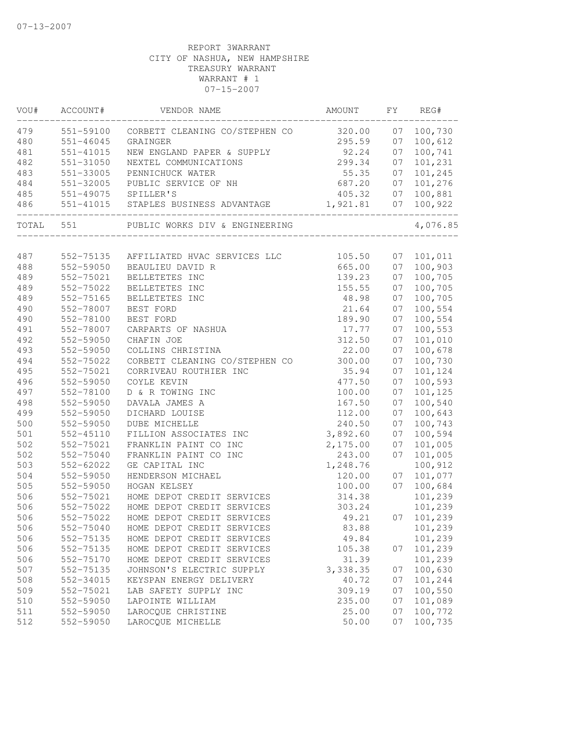07-13-2007

REPORT 3WARRANT
CITY OF NASHUA, NEW HAMPSHIRE
TREASURY WARRANT
WARRANT # 1
07-15-2007

| VOU# | ACCOUNT# | VENDOR NAME | AMOUNT | FY | REG# |
|---|---|---|---|---|---|
| 479 | 551-59100 | CORBETT CLEANING CO/STEPHEN CO | 320.00 | 07 | 100,730 |
| 480 | 551-46045 | GRAINGER | 295.59 | 07 | 100,612 |
| 481 | 551-41015 | NEW ENGLAND PAPER & SUPPLY | 92.24 | 07 | 100,741 |
| 482 | 551-31050 | NEXTEL COMMUNICATIONS | 299.34 | 07 | 101,231 |
| 483 | 551-33005 | PENNICHUCK WATER | 55.35 | 07 | 101,245 |
| 484 | 551-32005 | PUBLIC SERVICE OF NH | 687.20 | 07 | 101,276 |
| 485 | 551-49075 | SPILLER'S | 405.32 | 07 | 100,881 |
| 486 | 551-41015 | STAPLES BUSINESS ADVANTAGE | 1,921.81 | 07 | 100,922 |
| TOTAL | 551 | PUBLIC WORKS DIV & ENGINEERING | | | 4,076.85 |
| 487 | 552-75135 | AFFILIATED HVAC SERVICES LLC | 105.50 | 07 | 101,011 |
| 488 | 552-59050 | BEAULIEU DAVID R | 665.00 | 07 | 100,903 |
| 489 | 552-75021 | BELLETETES INC | 139.23 | 07 | 100,705 |
| 489 | 552-75022 | BELLETETES INC | 155.55 | 07 | 100,705 |
| 489 | 552-75165 | BELLETETES INC | 48.98 | 07 | 100,705 |
| 490 | 552-78007 | BEST FORD | 21.64 | 07 | 100,554 |
| 490 | 552-78100 | BEST FORD | 189.90 | 07 | 100,554 |
| 491 | 552-78007 | CARPARTS OF NASHUA | 17.77 | 07 | 100,553 |
| 492 | 552-59050 | CHAFIN JOE | 312.50 | 07 | 101,010 |
| 493 | 552-59050 | COLLINS CHRISTINA | 22.00 | 07 | 100,678 |
| 494 | 552-75022 | CORBETT CLEANING CO/STEPHEN CO | 300.00 | 07 | 100,730 |
| 495 | 552-75021 | CORRIVEAU ROUTHIER INC | 35.94 | 07 | 101,124 |
| 496 | 552-59050 | COYLE KEVIN | 477.50 | 07 | 100,593 |
| 497 | 552-78100 | D & R TOWING INC | 100.00 | 07 | 101,125 |
| 498 | 552-59050 | DAVALA JAMES A | 167.50 | 07 | 100,540 |
| 499 | 552-59050 | DICHARD LOUISE | 112.00 | 07 | 100,643 |
| 500 | 552-59050 | DUBE MICHELLE | 240.50 | 07 | 100,743 |
| 501 | 552-45110 | FILLION ASSOCIATES INC | 3,892.60 | 07 | 100,594 |
| 502 | 552-75021 | FRANKLIN PAINT CO INC | 2,175.00 | 07 | 101,005 |
| 502 | 552-75040 | FRANKLIN PAINT CO INC | 243.00 | 07 | 101,005 |
| 503 | 552-62022 | GE CAPITAL INC | 1,248.76 | | 100,912 |
| 504 | 552-59050 | HENDERSON MICHAEL | 120.00 | 07 | 101,077 |
| 505 | 552-59050 | HOGAN KELSEY | 100.00 | 07 | 100,684 |
| 506 | 552-75021 | HOME DEPOT CREDIT SERVICES | 314.38 | | 101,239 |
| 506 | 552-75022 | HOME DEPOT CREDIT SERVICES | 303.24 | | 101,239 |
| 506 | 552-75022 | HOME DEPOT CREDIT SERVICES | 49.21 | 07 | 101,239 |
| 506 | 552-75040 | HOME DEPOT CREDIT SERVICES | 83.88 | | 101,239 |
| 506 | 552-75135 | HOME DEPOT CREDIT SERVICES | 49.84 | | 101,239 |
| 506 | 552-75135 | HOME DEPOT CREDIT SERVICES | 105.38 | 07 | 101,239 |
| 506 | 552-75170 | HOME DEPOT CREDIT SERVICES | 31.39 | | 101,239 |
| 507 | 552-75135 | JOHNSON'S ELECTRIC SUPPLY | 3,338.35 | 07 | 100,630 |
| 508 | 552-34015 | KEYSPAN ENERGY DELIVERY | 40.72 | 07 | 101,244 |
| 509 | 552-75021 | LAB SAFETY SUPPLY INC | 309.19 | 07 | 100,550 |
| 510 | 552-59050 | LAPOINTE WILLIAM | 235.00 | 07 | 101,089 |
| 511 | 552-59050 | LAROCQUE CHRISTINE | 25.00 | 07 | 100,772 |
| 512 | 552-59050 | LAROCQUE MICHELLE | 50.00 | 07 | 100,735 |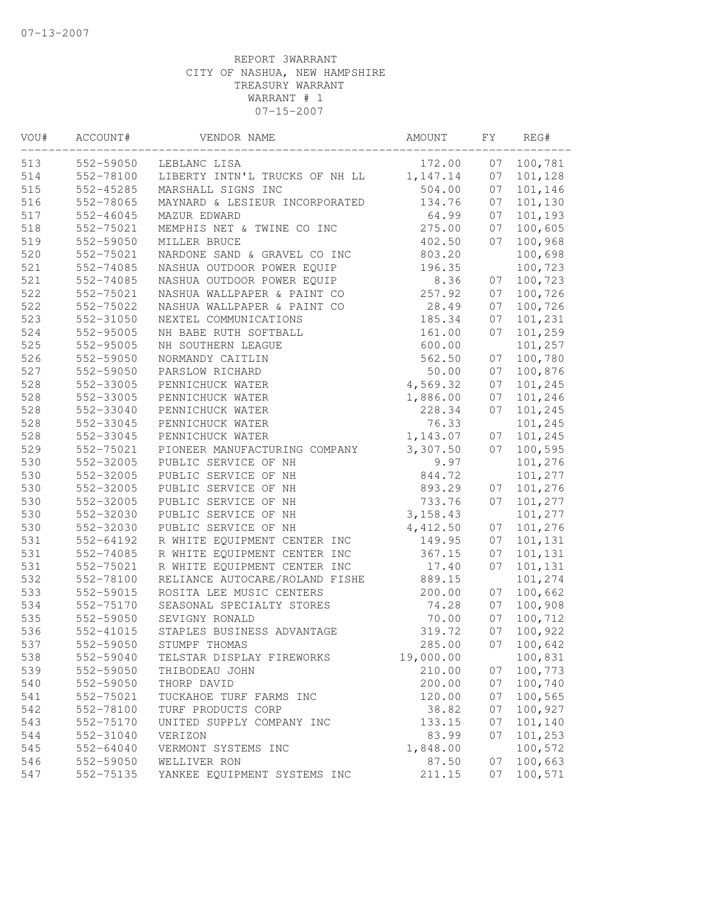07-13-2007

REPORT 3WARRANT
CITY OF NASHUA, NEW HAMPSHIRE
TREASURY WARRANT
WARRANT # 1
07-15-2007

| VOU# | ACCOUNT# | VENDOR NAME | AMOUNT | FY | REG# |
|---|---|---|---|---|---|
| 513 | 552-59050 | LEBLANC LISA | 172.00 | 07 | 100,781 |
| 514 | 552-78100 | LIBERTY INTN'L TRUCKS OF NH LL | 1,147.14 | 07 | 101,128 |
| 515 | 552-45285 | MARSHALL SIGNS INC | 504.00 | 07 | 101,146 |
| 516 | 552-78065 | MAYNARD & LESIEUR INCORPORATED | 134.76 | 07 | 101,130 |
| 517 | 552-46045 | MAZUR EDWARD | 64.99 | 07 | 101,193 |
| 518 | 552-75021 | MEMPHIS NET & TWINE CO INC | 275.00 | 07 | 100,605 |
| 519 | 552-59050 | MILLER BRUCE | 402.50 | 07 | 100,968 |
| 520 | 552-75021 | NARDONE SAND & GRAVEL CO INC | 803.20 | | 100,698 |
| 521 | 552-74085 | NASHUA OUTDOOR POWER EQUIP | 196.35 | | 100,723 |
| 521 | 552-74085 | NASHUA OUTDOOR POWER EQUIP | 8.36 | 07 | 100,723 |
| 522 | 552-75021 | NASHUA WALLPAPER & PAINT CO | 257.92 | 07 | 100,726 |
| 522 | 552-75022 | NASHUA WALLPAPER & PAINT CO | 28.49 | 07 | 100,726 |
| 523 | 552-31050 | NEXTEL COMMUNICATIONS | 185.34 | 07 | 101,231 |
| 524 | 552-95005 | NH BABE RUTH SOFTBALL | 161.00 | 07 | 101,259 |
| 525 | 552-95005 | NH SOUTHERN LEAGUE | 600.00 | | 101,257 |
| 526 | 552-59050 | NORMANDY CAITLIN | 562.50 | 07 | 100,780 |
| 527 | 552-59050 | PARSLOW RICHARD | 50.00 | 07 | 100,876 |
| 528 | 552-33005 | PENNICHUCK WATER | 4,569.32 | 07 | 101,245 |
| 528 | 552-33005 | PENNICHUCK WATER | 1,886.00 | 07 | 101,246 |
| 528 | 552-33040 | PENNICHUCK WATER | 228.34 | 07 | 101,245 |
| 528 | 552-33045 | PENNICHUCK WATER | 76.33 | | 101,245 |
| 528 | 552-33045 | PENNICHUCK WATER | 1,143.07 | 07 | 101,245 |
| 529 | 552-75021 | PIONEER MANUFACTURING COMPANY | 3,307.50 | 07 | 100,595 |
| 530 | 552-32005 | PUBLIC SERVICE OF NH | 9.97 | | 101,276 |
| 530 | 552-32005 | PUBLIC SERVICE OF NH | 844.72 | | 101,277 |
| 530 | 552-32005 | PUBLIC SERVICE OF NH | 893.29 | 07 | 101,276 |
| 530 | 552-32005 | PUBLIC SERVICE OF NH | 733.76 | 07 | 101,277 |
| 530 | 552-32030 | PUBLIC SERVICE OF NH | 3,158.43 | | 101,277 |
| 530 | 552-32030 | PUBLIC SERVICE OF NH | 4,412.50 | 07 | 101,276 |
| 531 | 552-64192 | R WHITE EQUIPMENT CENTER INC | 149.95 | 07 | 101,131 |
| 531 | 552-74085 | R WHITE EQUIPMENT CENTER INC | 367.15 | 07 | 101,131 |
| 531 | 552-75021 | R WHITE EQUIPMENT CENTER INC | 17.40 | 07 | 101,131 |
| 532 | 552-78100 | RELIANCE AUTOCARE/ROLAND FISHE | 889.15 | | 101,274 |
| 533 | 552-59015 | ROSITA LEE MUSIC CENTERS | 200.00 | 07 | 100,662 |
| 534 | 552-75170 | SEASONAL SPECIALTY STORES | 74.28 | 07 | 100,908 |
| 535 | 552-59050 | SEVIGNY RONALD | 70.00 | 07 | 100,712 |
| 536 | 552-41015 | STAPLES BUSINESS ADVANTAGE | 319.72 | 07 | 100,922 |
| 537 | 552-59050 | STUMPF THOMAS | 285.00 | 07 | 100,642 |
| 538 | 552-59040 | TELSTAR DISPLAY FIREWORKS | 19,000.00 | | 100,831 |
| 539 | 552-59050 | THIBODEAU JOHN | 210.00 | 07 | 100,773 |
| 540 | 552-59050 | THORP DAVID | 200.00 | 07 | 100,740 |
| 541 | 552-75021 | TUCKAHOE TURF FARMS INC | 120.00 | 07 | 100,565 |
| 542 | 552-78100 | TURF PRODUCTS CORP | 38.82 | 07 | 100,927 |
| 543 | 552-75170 | UNITED SUPPLY COMPANY INC | 133.15 | 07 | 101,140 |
| 544 | 552-31040 | VERIZON | 83.99 | 07 | 101,253 |
| 545 | 552-64040 | VERMONT SYSTEMS INC | 1,848.00 | | 100,572 |
| 546 | 552-59050 | WELLIVER RON | 87.50 | 07 | 100,663 |
| 547 | 552-75135 | YANKEE EQUIPMENT SYSTEMS INC | 211.15 | 07 | 100,571 |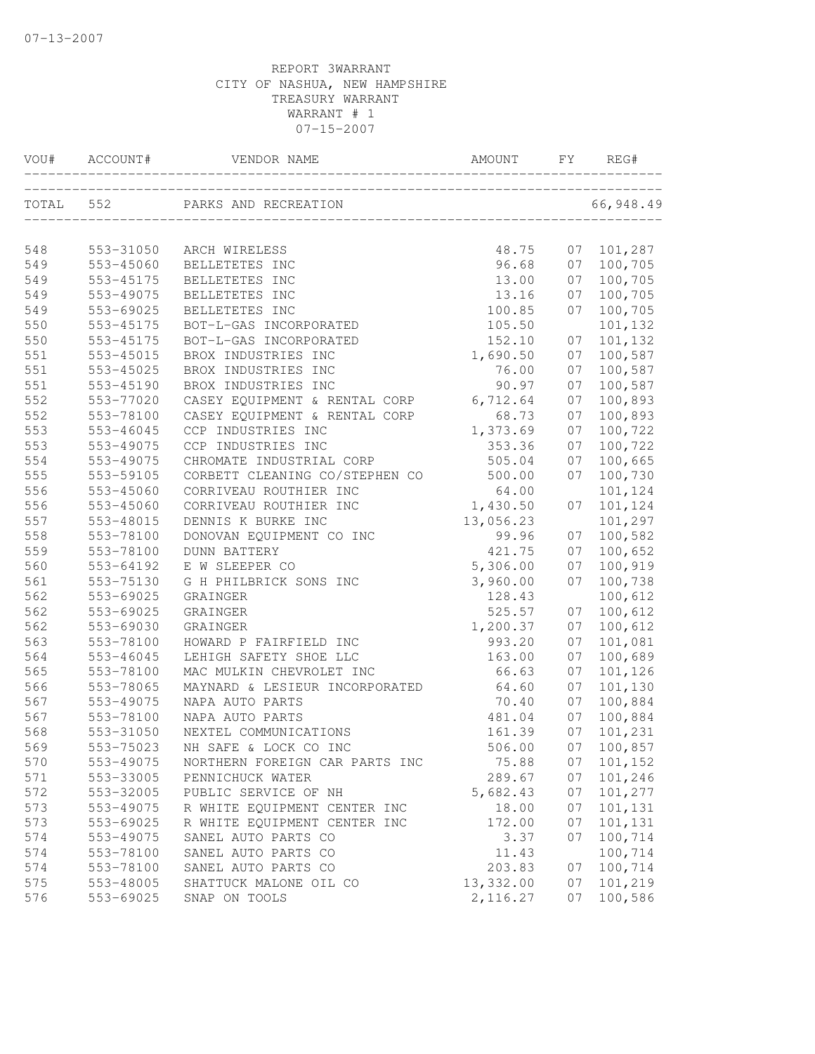07-13-2007

REPORT 3WARRANT
CITY OF NASHUA, NEW HAMPSHIRE
TREASURY WARRANT
WARRANT # 1
07-15-2007

| VOU# | ACCOUNT# | VENDOR NAME | AMOUNT | FY | REG# |
|---|---|---|---|---|---|
| TOTAL | 552 | PARKS AND RECREATION | | | 66,948.49 |
| 548 | 553-31050 | ARCH WIRELESS | 48.75 | 07 | 101,287 |
| 549 | 553-45060 | BELLETETES INC | 96.68 | 07 | 100,705 |
| 549 | 553-45175 | BELLETETES INC | 13.00 | 07 | 100,705 |
| 549 | 553-49075 | BELLETETES INC | 13.16 | 07 | 100,705 |
| 549 | 553-69025 | BELLETETES INC | 100.85 | 07 | 100,705 |
| 550 | 553-45175 | BOT-L-GAS INCORPORATED | 105.50 | | 101,132 |
| 550 | 553-45175 | BOT-L-GAS INCORPORATED | 152.10 | 07 | 101,132 |
| 551 | 553-45015 | BROX INDUSTRIES INC | 1,690.50 | 07 | 100,587 |
| 551 | 553-45025 | BROX INDUSTRIES INC | 76.00 | 07 | 100,587 |
| 551 | 553-45190 | BROX INDUSTRIES INC | 90.97 | 07 | 100,587 |
| 552 | 553-77020 | CASEY EQUIPMENT & RENTAL CORP | 6,712.64 | 07 | 100,893 |
| 552 | 553-78100 | CASEY EQUIPMENT & RENTAL CORP | 68.73 | 07 | 100,893 |
| 553 | 553-46045 | CCP INDUSTRIES INC | 1,373.69 | 07 | 100,722 |
| 553 | 553-49075 | CCP INDUSTRIES INC | 353.36 | 07 | 100,722 |
| 554 | 553-49075 | CHROMATE INDUSTRIAL CORP | 505.04 | 07 | 100,665 |
| 555 | 553-59105 | CORBETT CLEANING CO/STEPHEN CO | 500.00 | 07 | 100,730 |
| 556 | 553-45060 | CORRIVEAU ROUTHIER INC | 64.00 | | 101,124 |
| 556 | 553-45060 | CORRIVEAU ROUTHIER INC | 1,430.50 | 07 | 101,124 |
| 557 | 553-48015 | DENNIS K BURKE INC | 13,056.23 | | 101,297 |
| 558 | 553-78100 | DONOVAN EQUIPMENT CO INC | 99.96 | 07 | 100,582 |
| 559 | 553-78100 | DUNN BATTERY | 421.75 | 07 | 100,652 |
| 560 | 553-64192 | E W SLEEPER CO | 5,306.00 | 07 | 100,919 |
| 561 | 553-75130 | G H PHILBRICK SONS INC | 3,960.00 | 07 | 100,738 |
| 562 | 553-69025 | GRAINGER | 128.43 | | 100,612 |
| 562 | 553-69025 | GRAINGER | 525.57 | 07 | 100,612 |
| 562 | 553-69030 | GRAINGER | 1,200.37 | 07 | 100,612 |
| 563 | 553-78100 | HOWARD P FAIRFIELD INC | 993.20 | 07 | 101,081 |
| 564 | 553-46045 | LEHIGH SAFETY SHOE LLC | 163.00 | 07 | 100,689 |
| 565 | 553-78100 | MAC MULKIN CHEVROLET INC | 66.63 | 07 | 101,126 |
| 566 | 553-78065 | MAYNARD & LESIEUR INCORPORATED | 64.60 | 07 | 101,130 |
| 567 | 553-49075 | NAPA AUTO PARTS | 70.40 | 07 | 100,884 |
| 567 | 553-78100 | NAPA AUTO PARTS | 481.04 | 07 | 100,884 |
| 568 | 553-31050 | NEXTEL COMMUNICATIONS | 161.39 | 07 | 101,231 |
| 569 | 553-75023 | NH SAFE & LOCK CO INC | 506.00 | 07 | 100,857 |
| 570 | 553-49075 | NORTHERN FOREIGN CAR PARTS INC | 75.88 | 07 | 101,152 |
| 571 | 553-33005 | PENNICHUCK WATER | 289.67 | 07 | 101,246 |
| 572 | 553-32005 | PUBLIC SERVICE OF NH | 5,682.43 | 07 | 101,277 |
| 573 | 553-49075 | R WHITE EQUIPMENT CENTER INC | 18.00 | 07 | 101,131 |
| 573 | 553-69025 | R WHITE EQUIPMENT CENTER INC | 172.00 | 07 | 101,131 |
| 574 | 553-49075 | SANEL AUTO PARTS CO | 3.37 | 07 | 100,714 |
| 574 | 553-78100 | SANEL AUTO PARTS CO | 11.43 | | 100,714 |
| 574 | 553-78100 | SANEL AUTO PARTS CO | 203.83 | 07 | 100,714 |
| 575 | 553-48005 | SHATTUCK MALONE OIL CO | 13,332.00 | 07 | 101,219 |
| 576 | 553-69025 | SNAP ON TOOLS | 2,116.27 | 07 | 100,586 |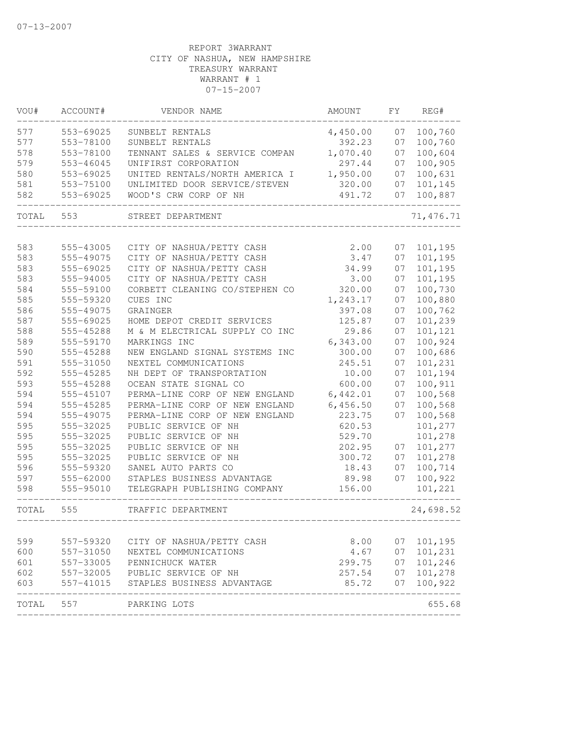07-13-2007

REPORT 3WARRANT
CITY OF NASHUA, NEW HAMPSHIRE
TREASURY WARRANT
WARRANT # 1
07-15-2007

| VOU# | ACCOUNT# | VENDOR NAME | AMOUNT | FY | REG# |
|---|---|---|---|---|---|
| 577 | 553-69025 | SUNBELT RENTALS | 4,450.00 | 07 | 100,760 |
| 577 | 553-78100 | SUNBELT RENTALS | 392.23 | 07 | 100,760 |
| 578 | 553-78100 | TENNANT SALES & SERVICE COMPAN | 1,070.40 | 07 | 100,604 |
| 579 | 553-46045 | UNIFIRST CORPORATION | 297.44 | 07 | 100,905 |
| 580 | 553-69025 | UNITED RENTALS/NORTH AMERICA I | 1,950.00 | 07 | 100,631 |
| 581 | 553-75100 | UNLIMITED DOOR SERVICE/STEVEN | 320.00 | 07 | 101,145 |
| 582 | 553-69025 | WOOD'S CRW CORP OF NH | 491.72 | 07 | 100,887 |
| TOTAL | 553 | STREET DEPARTMENT | | | 71,476.71 |
| 583 | 555-43005 | CITY OF NASHUA/PETTY CASH | 2.00 | 07 | 101,195 |
| 583 | 555-49075 | CITY OF NASHUA/PETTY CASH | 3.47 | 07 | 101,195 |
| 583 | 555-69025 | CITY OF NASHUA/PETTY CASH | 34.99 | 07 | 101,195 |
| 583 | 555-94005 | CITY OF NASHUA/PETTY CASH | 3.00 | 07 | 101,195 |
| 584 | 555-59100 | CORBETT CLEANING CO/STEPHEN CO | 320.00 | 07 | 100,730 |
| 585 | 555-59320 | CUES INC | 1,243.17 | 07 | 100,880 |
| 586 | 555-49075 | GRAINGER | 397.08 | 07 | 100,762 |
| 587 | 555-69025 | HOME DEPOT CREDIT SERVICES | 125.87 | 07 | 101,239 |
| 588 | 555-45288 | M & M ELECTRICAL SUPPLY CO INC | 29.86 | 07 | 101,121 |
| 589 | 555-59170 | MARKINGS INC | 6,343.00 | 07 | 100,924 |
| 590 | 555-45288 | NEW ENGLAND SIGNAL SYSTEMS INC | 300.00 | 07 | 100,686 |
| 591 | 555-31050 | NEXTEL COMMUNICATIONS | 245.51 | 07 | 101,231 |
| 592 | 555-45285 | NH DEPT OF TRANSPORTATION | 10.00 | 07 | 101,194 |
| 593 | 555-45288 | OCEAN STATE SIGNAL CO | 600.00 | 07 | 100,911 |
| 594 | 555-45107 | PERMA-LINE CORP OF NEW ENGLAND | 6,442.01 | 07 | 100,568 |
| 594 | 555-45285 | PERMA-LINE CORP OF NEW ENGLAND | 6,456.50 | 07 | 100,568 |
| 594 | 555-49075 | PERMA-LINE CORP OF NEW ENGLAND | 223.75 | 07 | 100,568 |
| 595 | 555-32025 | PUBLIC SERVICE OF NH | 620.53 | | 101,277 |
| 595 | 555-32025 | PUBLIC SERVICE OF NH | 529.70 | | 101,278 |
| 595 | 555-32025 | PUBLIC SERVICE OF NH | 202.95 | 07 | 101,277 |
| 595 | 555-32025 | PUBLIC SERVICE OF NH | 300.72 | 07 | 101,278 |
| 596 | 555-59320 | SANEL AUTO PARTS CO | 18.43 | 07 | 100,714 |
| 597 | 555-62000 | STAPLES BUSINESS ADVANTAGE | 89.98 | 07 | 100,922 |
| 598 | 555-95010 | TELEGRAPH PUBLISHING COMPANY | 156.00 | | 101,221 |
| TOTAL | 555 | TRAFFIC DEPARTMENT | | | 24,698.52 |
| 599 | 557-59320 | CITY OF NASHUA/PETTY CASH | 8.00 | 07 | 101,195 |
| 600 | 557-31050 | NEXTEL COMMUNICATIONS | 4.67 | 07 | 101,231 |
| 601 | 557-33005 | PENNICHUCK WATER | 299.75 | 07 | 101,246 |
| 602 | 557-32005 | PUBLIC SERVICE OF NH | 257.54 | 07 | 101,278 |
| 603 | 557-41015 | STAPLES BUSINESS ADVANTAGE | 85.72 | 07 | 100,922 |
| TOTAL | 557 | PARKING LOTS | | | 655.68 |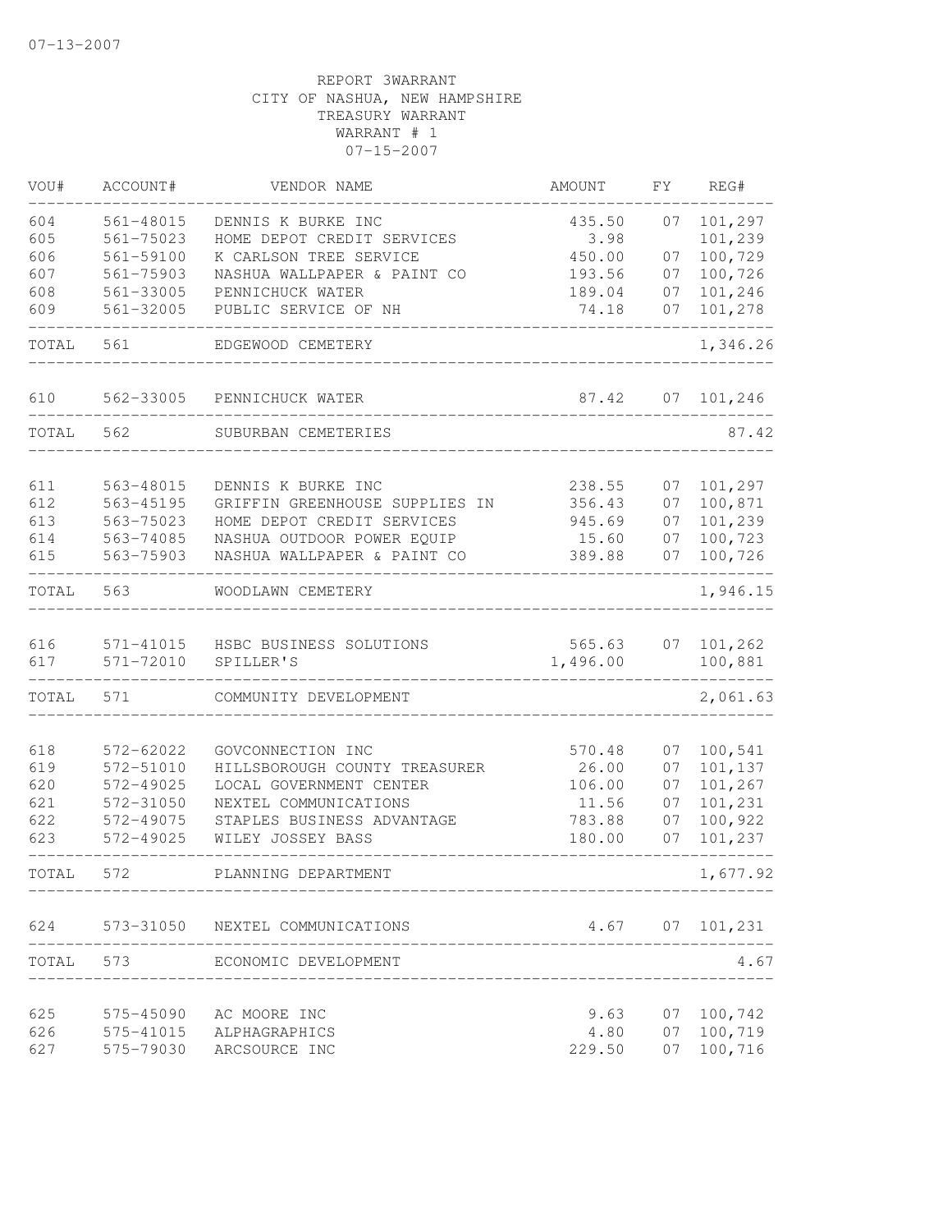07-13-2007

REPORT 3WARRANT
CITY OF NASHUA, NEW HAMPSHIRE
TREASURY WARRANT
WARRANT # 1
07-15-2007

| VOU# | ACCOUNT# | VENDOR NAME | AMOUNT | FY | REG# |
|---|---|---|---|---|---|
| 604 | 561-48015 | DENNIS K BURKE INC | 435.50 | 07 | 101,297 |
| 605 | 561-75023 | HOME DEPOT CREDIT SERVICES | 3.98 | | 101,239 |
| 606 | 561-59100 | K CARLSON TREE SERVICE | 450.00 | 07 | 100,729 |
| 607 | 561-75903 | NASHUA WALLPAPER & PAINT CO | 193.56 | 07 | 100,726 |
| 608 | 561-33005 | PENNICHUCK WATER | 189.04 | 07 | 101,246 |
| 609 | 561-32005 | PUBLIC SERVICE OF NH | 74.18 | 07 | 101,278 |
| TOTAL | 561 | EDGEWOOD CEMETERY | | | 1,346.26 |
| 610 | 562-33005 | PENNICHUCK WATER | 87.42 | 07 | 101,246 |
| TOTAL | 562 | SUBURBAN CEMETERIES | | | 87.42 |
| 611 | 563-48015 | DENNIS K BURKE INC | 238.55 | 07 | 101,297 |
| 612 | 563-45195 | GRIFFIN GREENHOUSE SUPPLIES IN | 356.43 | 07 | 100,871 |
| 613 | 563-75023 | HOME DEPOT CREDIT SERVICES | 945.69 | 07 | 101,239 |
| 614 | 563-74085 | NASHUA OUTDOOR POWER EQUIP | 15.60 | 07 | 100,723 |
| 615 | 563-75903 | NASHUA WALLPAPER & PAINT CO | 389.88 | 07 | 100,726 |
| TOTAL | 563 | WOODLAWN CEMETERY | | | 1,946.15 |
| 616 | 571-41015 | HSBC BUSINESS SOLUTIONS | 565.63 | 07 | 101,262 |
| 617 | 571-72010 | SPILLER'S | 1,496.00 | | 100,881 |
| TOTAL | 571 | COMMUNITY DEVELOPMENT | | | 2,061.63 |
| 618 | 572-62022 | GOVCONNECTION INC | 570.48 | 07 | 100,541 |
| 619 | 572-51010 | HILLSBOROUGH COUNTY TREASURER | 26.00 | 07 | 101,137 |
| 620 | 572-49025 | LOCAL GOVERNMENT CENTER | 106.00 | 07 | 101,267 |
| 621 | 572-31050 | NEXTEL COMMUNICATIONS | 11.56 | 07 | 101,231 |
| 622 | 572-49075 | STAPLES BUSINESS ADVANTAGE | 783.88 | 07 | 100,922 |
| 623 | 572-49025 | WILEY JOSSEY BASS | 180.00 | 07 | 101,237 |
| TOTAL | 572 | PLANNING DEPARTMENT | | | 1,677.92 |
| 624 | 573-31050 | NEXTEL COMMUNICATIONS | 4.67 | 07 | 101,231 |
| TOTAL | 573 | ECONOMIC DEVELOPMENT | | | 4.67 |
| 625 | 575-45090 | AC MOORE INC | 9.63 | 07 | 100,742 |
| 626 | 575-41015 | ALPHAGRAPHICS | 4.80 | 07 | 100,719 |
| 627 | 575-79030 | ARCSOURCE INC | 229.50 | 07 | 100,716 |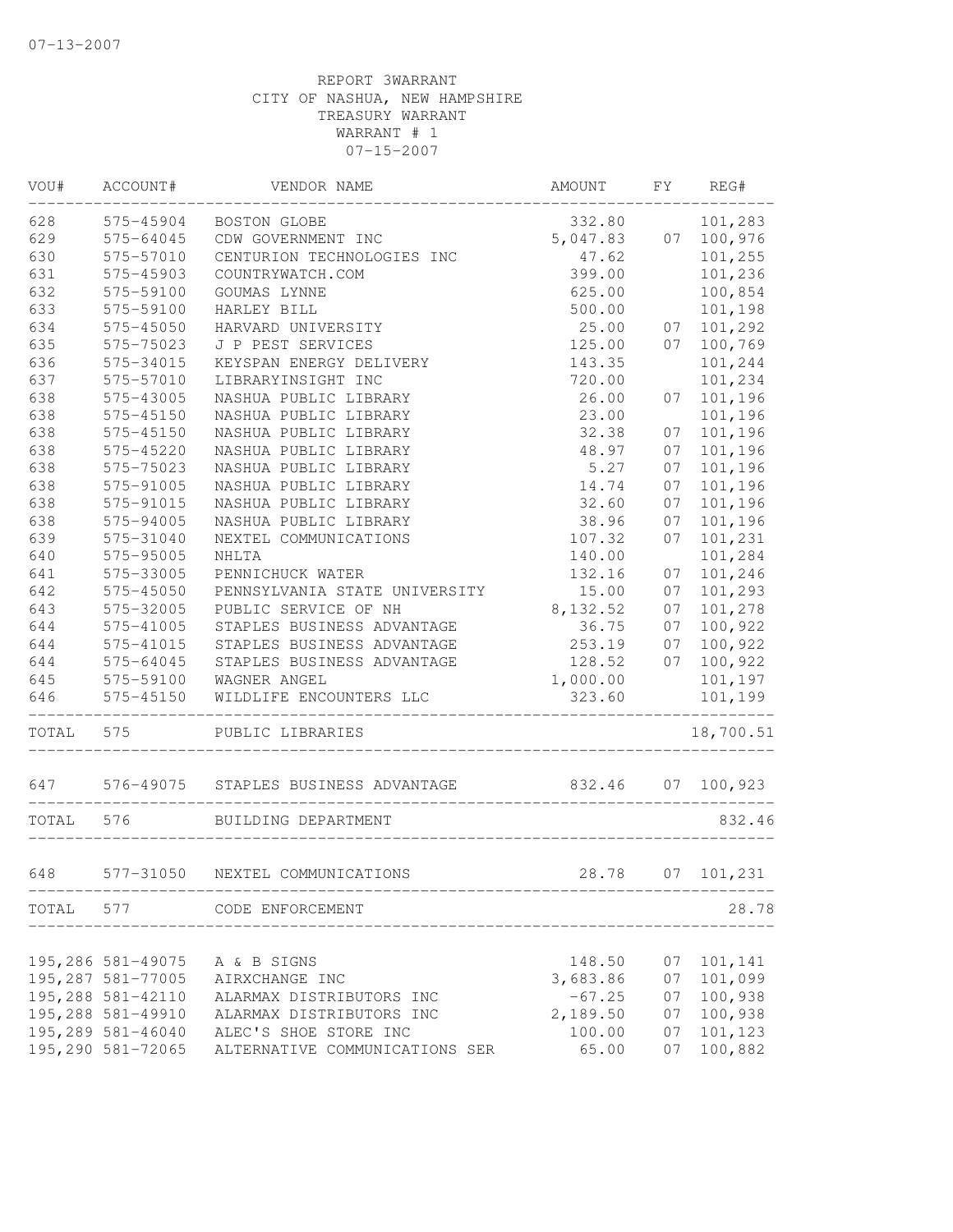07-13-2007

REPORT 3WARRANT
CITY OF NASHUA, NEW HAMPSHIRE
TREASURY WARRANT
WARRANT # 1
07-15-2007

| VOU# | ACCOUNT# | VENDOR NAME | AMOUNT | FY | REG# |
|---|---|---|---|---|---|
| 628 | 575-45904 | BOSTON GLOBE | 332.80 | | 101,283 |
| 629 | 575-64045 | CDW GOVERNMENT INC | 5,047.83 | 07 | 100,976 |
| 630 | 575-57010 | CENTURION TECHNOLOGIES INC | 47.62 | | 101,255 |
| 631 | 575-45903 | COUNTRYWATCH.COM | 399.00 | | 101,236 |
| 632 | 575-59100 | GOUMAS LYNNE | 625.00 | | 100,854 |
| 633 | 575-59100 | HARLEY BILL | 500.00 | | 101,198 |
| 634 | 575-45050 | HARVARD UNIVERSITY | 25.00 | 07 | 101,292 |
| 635 | 575-75023 | J P PEST SERVICES | 125.00 | 07 | 100,769 |
| 636 | 575-34015 | KEYSPAN ENERGY DELIVERY | 143.35 | | 101,244 |
| 637 | 575-57010 | LIBRARYINSIGHT INC | 720.00 | | 101,234 |
| 638 | 575-43005 | NASHUA PUBLIC LIBRARY | 26.00 | 07 | 101,196 |
| 638 | 575-45150 | NASHUA PUBLIC LIBRARY | 23.00 | | 101,196 |
| 638 | 575-45150 | NASHUA PUBLIC LIBRARY | 32.38 | 07 | 101,196 |
| 638 | 575-45220 | NASHUA PUBLIC LIBRARY | 48.97 | 07 | 101,196 |
| 638 | 575-75023 | NASHUA PUBLIC LIBRARY | 5.27 | 07 | 101,196 |
| 638 | 575-91005 | NASHUA PUBLIC LIBRARY | 14.74 | 07 | 101,196 |
| 638 | 575-91015 | NASHUA PUBLIC LIBRARY | 32.60 | 07 | 101,196 |
| 638 | 575-94005 | NASHUA PUBLIC LIBRARY | 38.96 | 07 | 101,196 |
| 639 | 575-31040 | NEXTEL COMMUNICATIONS | 107.32 | 07 | 101,231 |
| 640 | 575-95005 | NHLTA | 140.00 | | 101,284 |
| 641 | 575-33005 | PENNICHUCK WATER | 132.16 | 07 | 101,246 |
| 642 | 575-45050 | PENNSYLVANIA STATE UNIVERSITY | 15.00 | 07 | 101,293 |
| 643 | 575-32005 | PUBLIC SERVICE OF NH | 8,132.52 | 07 | 101,278 |
| 644 | 575-41005 | STAPLES BUSINESS ADVANTAGE | 36.75 | 07 | 100,922 |
| 644 | 575-41015 | STAPLES BUSINESS ADVANTAGE | 253.19 | 07 | 100,922 |
| 644 | 575-64045 | STAPLES BUSINESS ADVANTAGE | 128.52 | 07 | 100,922 |
| 645 | 575-59100 | WAGNER ANGEL | 1,000.00 | | 101,197 |
| 646 | 575-45150 | WILDLIFE ENCOUNTERS LLC | 323.60 | | 101,199 |
| TOTAL | 575 | PUBLIC LIBRARIES | | | 18,700.51 |
| 647 | 576-49075 | STAPLES BUSINESS ADVANTAGE | 832.46 | 07 | 100,923 |
| TOTAL | 576 | BUILDING DEPARTMENT | | | 832.46 |
| 648 | 577-31050 | NEXTEL COMMUNICATIONS | 28.78 | 07 | 101,231 |
| TOTAL | 577 | CODE ENFORCEMENT | | | 28.78 |
| 195,286 | 581-49075 | A & B SIGNS | 148.50 | 07 | 101,141 |
| 195,287 | 581-77005 | AIRXCHANGE INC | 3,683.86 | 07 | 101,099 |
| 195,288 | 581-42110 | ALARMAX DISTRIBUTORS INC | -67.25 | 07 | 100,938 |
| 195,288 | 581-49910 | ALARMAX DISTRIBUTORS INC | 2,189.50 | 07 | 100,938 |
| 195,289 | 581-46040 | ALEC'S SHOE STORE INC | 100.00 | 07 | 101,123 |
| 195,290 | 581-72065 | ALTERNATIVE COMMUNICATIONS SER | 65.00 | 07 | 100,882 |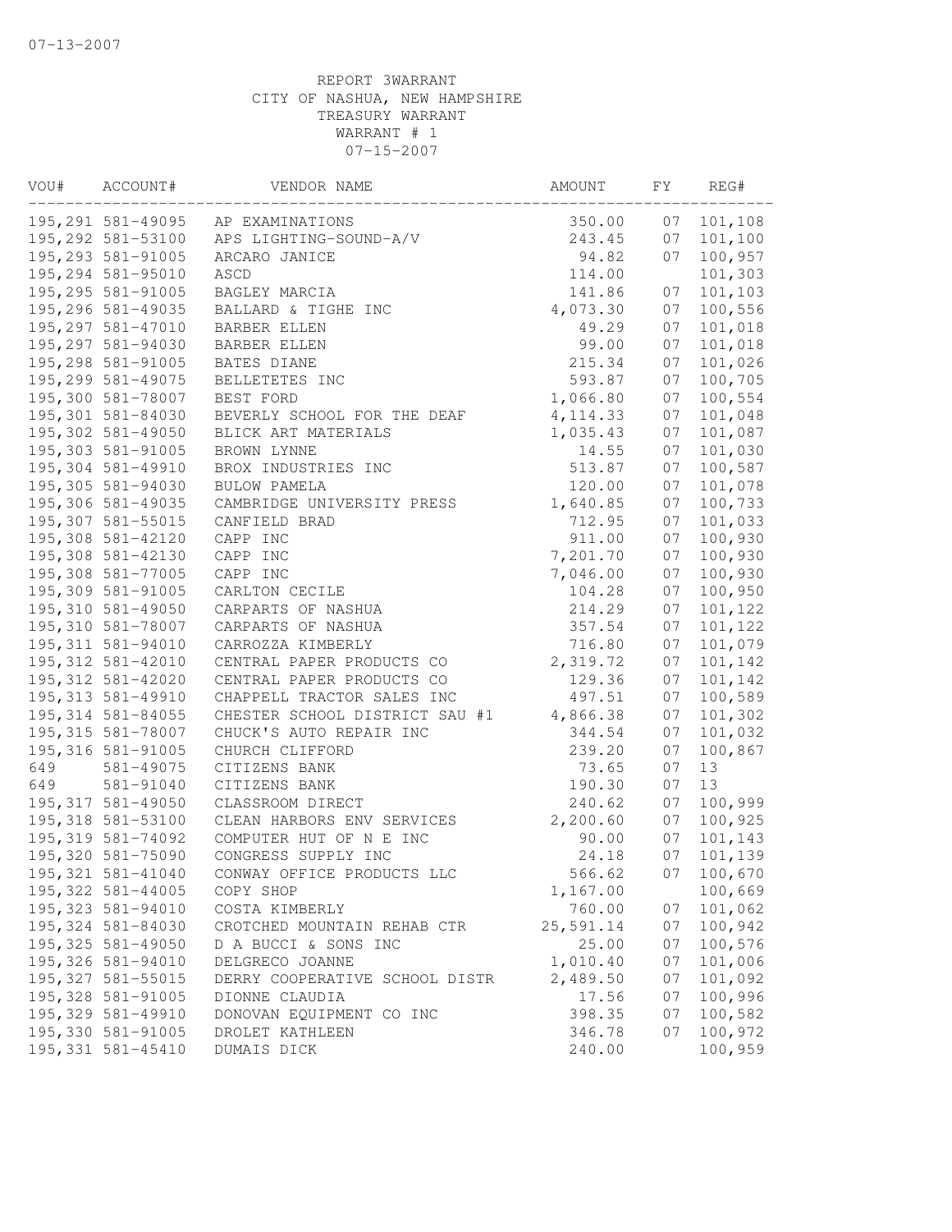07-13-2007

REPORT 3WARRANT
CITY OF NASHUA, NEW HAMPSHIRE
TREASURY WARRANT
WARRANT # 1
07-15-2007

| VOU# | ACCOUNT# | VENDOR NAME | AMOUNT | FY | REG# |
|---|---|---|---|---|---|
| 195,291 | 581-49095 | AP EXAMINATIONS | 350.00 | 07 | 101,108 |
| 195,292 | 581-53100 | APS LIGHTING-SOUND-A/V | 243.45 | 07 | 101,100 |
| 195,293 | 581-91005 | ARCARO JANICE | 94.82 | 07 | 100,957 |
| 195,294 | 581-95010 | ASCD | 114.00 | | 101,303 |
| 195,295 | 581-91005 | BAGLEY MARCIA | 141.86 | 07 | 101,103 |
| 195,296 | 581-49035 | BALLARD & TIGHE INC | 4,073.30 | 07 | 100,556 |
| 195,297 | 581-47010 | BARBER ELLEN | 49.29 | 07 | 101,018 |
| 195,297 | 581-94030 | BARBER ELLEN | 99.00 | 07 | 101,018 |
| 195,298 | 581-91005 | BATES DIANE | 215.34 | 07 | 101,026 |
| 195,299 | 581-49075 | BELLETETES INC | 593.87 | 07 | 100,705 |
| 195,300 | 581-78007 | BEST FORD | 1,066.80 | 07 | 100,554 |
| 195,301 | 581-84030 | BEVERLY SCHOOL FOR THE DEAF | 4,114.33 | 07 | 101,048 |
| 195,302 | 581-49050 | BLICK ART MATERIALS | 1,035.43 | 07 | 101,087 |
| 195,303 | 581-91005 | BROWN LYNNE | 14.55 | 07 | 101,030 |
| 195,304 | 581-49910 | BROX INDUSTRIES INC | 513.87 | 07 | 100,587 |
| 195,305 | 581-94030 | BULOW PAMELA | 120.00 | 07 | 101,078 |
| 195,306 | 581-49035 | CAMBRIDGE UNIVERSITY PRESS | 1,640.85 | 07 | 100,733 |
| 195,307 | 581-55015 | CANFIELD BRAD | 712.95 | 07 | 101,033 |
| 195,308 | 581-42120 | CAPP INC | 911.00 | 07 | 100,930 |
| 195,308 | 581-42130 | CAPP INC | 7,201.70 | 07 | 100,930 |
| 195,308 | 581-77005 | CAPP INC | 7,046.00 | 07 | 100,930 |
| 195,309 | 581-91005 | CARLTON CECILE | 104.28 | 07 | 100,950 |
| 195,310 | 581-49050 | CARPARTS OF NASHUA | 214.29 | 07 | 101,122 |
| 195,310 | 581-78007 | CARPARTS OF NASHUA | 357.54 | 07 | 101,122 |
| 195,311 | 581-94010 | CARROZZA KIMBERLY | 716.80 | 07 | 101,079 |
| 195,312 | 581-42010 | CENTRAL PAPER PRODUCTS CO | 2,319.72 | 07 | 101,142 |
| 195,312 | 581-42020 | CENTRAL PAPER PRODUCTS CO | 129.36 | 07 | 101,142 |
| 195,313 | 581-49910 | CHAPPELL TRACTOR SALES INC | 497.51 | 07 | 100,589 |
| 195,314 | 581-84055 | CHESTER SCHOOL DISTRICT SAU #1 | 4,866.38 | 07 | 101,302 |
| 195,315 | 581-78007 | CHUCK'S AUTO REPAIR INC | 344.54 | 07 | 101,032 |
| 195,316 | 581-91005 | CHURCH CLIFFORD | 239.20 | 07 | 100,867 |
| 649 | 581-49075 | CITIZENS BANK | 73.65 | 07 | 13 |
| 649 | 581-91040 | CITIZENS BANK | 190.30 | 07 | 13 |
| 195,317 | 581-49050 | CLASSROOM DIRECT | 240.62 | 07 | 100,999 |
| 195,318 | 581-53100 | CLEAN HARBORS ENV SERVICES | 2,200.60 | 07 | 100,925 |
| 195,319 | 581-74092 | COMPUTER HUT OF N E INC | 90.00 | 07 | 101,143 |
| 195,320 | 581-75090 | CONGRESS SUPPLY INC | 24.18 | 07 | 101,139 |
| 195,321 | 581-41040 | CONWAY OFFICE PRODUCTS LLC | 566.62 | 07 | 100,670 |
| 195,322 | 581-44005 | COPY SHOP | 1,167.00 | | 100,669 |
| 195,323 | 581-94010 | COSTA KIMBERLY | 760.00 | 07 | 101,062 |
| 195,324 | 581-84030 | CROTCHED MOUNTAIN REHAB CTR | 25,591.14 | 07 | 100,942 |
| 195,325 | 581-49050 | D A BUCCI & SONS INC | 25.00 | 07 | 100,576 |
| 195,326 | 581-94010 | DELGRECO JOANNE | 1,010.40 | 07 | 101,006 |
| 195,327 | 581-55015 | DERRY COOPERATIVE SCHOOL DISTR | 2,489.50 | 07 | 101,092 |
| 195,328 | 581-91005 | DIONNE CLAUDIA | 17.56 | 07 | 100,996 |
| 195,329 | 581-49910 | DONOVAN EQUIPMENT CO INC | 398.35 | 07 | 100,582 |
| 195,330 | 581-91005 | DROLET KATHLEEN | 346.78 | 07 | 100,972 |
| 195,331 | 581-45410 | DUMAIS DICK | 240.00 | | 100,959 |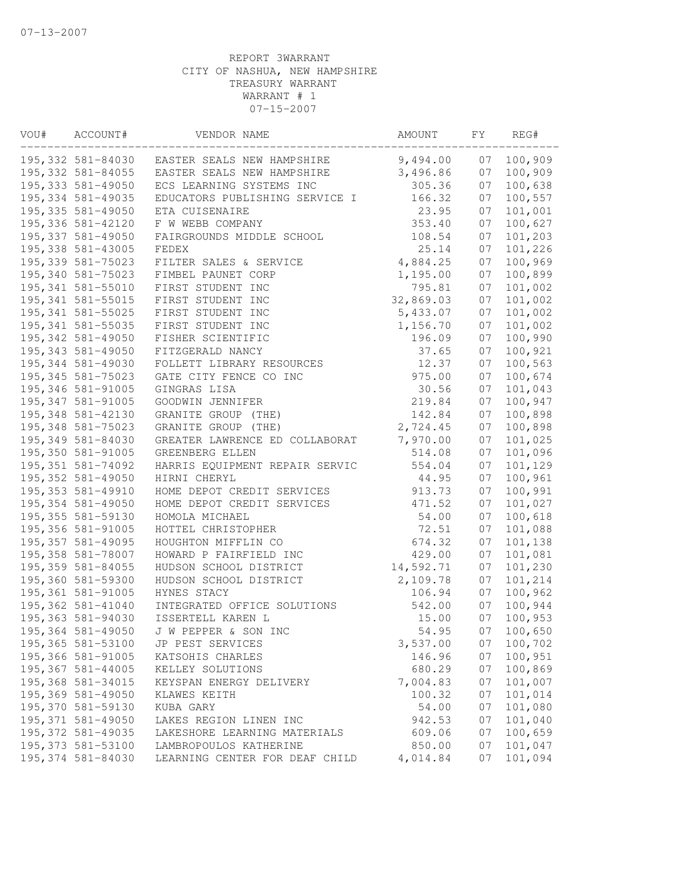07-13-2007

REPORT 3WARRANT
CITY OF NASHUA, NEW HAMPSHIRE
TREASURY WARRANT
WARRANT # 1
07-15-2007

| VOU# | ACCOUNT# | VENDOR NAME | AMOUNT | FY | REG# |
|---|---|---|---|---|---|
| 195,332 | 581-84030 | EASTER SEALS NEW HAMPSHIRE | 9,494.00 | 07 | 100,909 |
| 195,332 | 581-84055 | EASTER SEALS NEW HAMPSHIRE | 3,496.86 | 07 | 100,909 |
| 195,333 | 581-49050 | ECS LEARNING SYSTEMS INC | 305.36 | 07 | 100,638 |
| 195,334 | 581-49035 | EDUCATORS PUBLISHING SERVICE I | 166.32 | 07 | 100,557 |
| 195,335 | 581-49050 | ETA CUISENAIRE | 23.95 | 07 | 101,001 |
| 195,336 | 581-42120 | F W WEBB COMPANY | 353.40 | 07 | 100,627 |
| 195,337 | 581-49050 | FAIRGROUNDS MIDDLE SCHOOL | 108.54 | 07 | 101,203 |
| 195,338 | 581-43005 | FEDEX | 25.14 | 07 | 101,226 |
| 195,339 | 581-75023 | FILTER SALES & SERVICE | 4,884.25 | 07 | 100,969 |
| 195,340 | 581-75023 | FIMBEL PAUNET CORP | 1,195.00 | 07 | 100,899 |
| 195,341 | 581-55010 | FIRST STUDENT INC | 795.81 | 07 | 101,002 |
| 195,341 | 581-55015 | FIRST STUDENT INC | 32,869.03 | 07 | 101,002 |
| 195,341 | 581-55025 | FIRST STUDENT INC | 5,433.07 | 07 | 101,002 |
| 195,341 | 581-55035 | FIRST STUDENT INC | 1,156.70 | 07 | 101,002 |
| 195,342 | 581-49050 | FISHER SCIENTIFIC | 196.09 | 07 | 100,990 |
| 195,343 | 581-49050 | FITZGERALD NANCY | 37.65 | 07 | 100,921 |
| 195,344 | 581-49030 | FOLLETT LIBRARY RESOURCES | 12.37 | 07 | 100,563 |
| 195,345 | 581-75023 | GATE CITY FENCE CO INC | 975.00 | 07 | 100,674 |
| 195,346 | 581-91005 | GINGRAS LISA | 30.56 | 07 | 101,043 |
| 195,347 | 581-91005 | GOODWIN JENNIFER | 219.84 | 07 | 100,947 |
| 195,348 | 581-42130 | GRANITE GROUP (THE) | 142.84 | 07 | 100,898 |
| 195,348 | 581-75023 | GRANITE GROUP (THE) | 2,724.45 | 07 | 100,898 |
| 195,349 | 581-84030 | GREATER LAWRENCE ED COLLABORAT | 7,970.00 | 07 | 101,025 |
| 195,350 | 581-91005 | GREENBERG ELLEN | 514.08 | 07 | 101,096 |
| 195,351 | 581-74092 | HARRIS EQUIPMENT REPAIR SERVIC | 554.04 | 07 | 101,129 |
| 195,352 | 581-49050 | HIRNI CHERYL | 44.95 | 07 | 100,961 |
| 195,353 | 581-49910 | HOME DEPOT CREDIT SERVICES | 913.73 | 07 | 100,991 |
| 195,354 | 581-49050 | HOME DEPOT CREDIT SERVICES | 471.52 | 07 | 101,027 |
| 195,355 | 581-59130 | HOMOLA MICHAEL | 54.00 | 07 | 100,618 |
| 195,356 | 581-91005 | HOTTEL CHRISTOPHER | 72.51 | 07 | 101,088 |
| 195,357 | 581-49095 | HOUGHTON MIFFLIN CO | 674.32 | 07 | 101,138 |
| 195,358 | 581-78007 | HOWARD P FAIRFIELD INC | 429.00 | 07 | 101,081 |
| 195,359 | 581-84055 | HUDSON SCHOOL DISTRICT | 14,592.71 | 07 | 101,230 |
| 195,360 | 581-59300 | HUDSON SCHOOL DISTRICT | 2,109.78 | 07 | 101,214 |
| 195,361 | 581-91005 | HYNES STACY | 106.94 | 07 | 100,962 |
| 195,362 | 581-41040 | INTEGRATED OFFICE SOLUTIONS | 542.00 | 07 | 100,944 |
| 195,363 | 581-94030 | ISSERTELL KAREN L | 15.00 | 07 | 100,953 |
| 195,364 | 581-49050 | J W PEPPER & SON INC | 54.95 | 07 | 100,650 |
| 195,365 | 581-53100 | JP PEST SERVICES | 3,537.00 | 07 | 100,702 |
| 195,366 | 581-91005 | KATSOHIS CHARLES | 146.96 | 07 | 100,951 |
| 195,367 | 581-44005 | KELLEY SOLUTIONS | 680.29 | 07 | 100,869 |
| 195,368 | 581-34015 | KEYSPAN ENERGY DELIVERY | 7,004.83 | 07 | 101,007 |
| 195,369 | 581-49050 | KLAWES KEITH | 100.32 | 07 | 101,014 |
| 195,370 | 581-59130 | KUBA GARY | 54.00 | 07 | 101,080 |
| 195,371 | 581-49050 | LAKES REGION LINEN INC | 942.53 | 07 | 101,040 |
| 195,372 | 581-49035 | LAKESHORE LEARNING MATERIALS | 609.06 | 07 | 100,659 |
| 195,373 | 581-53100 | LAMBROPOULOS KATHERINE | 850.00 | 07 | 101,047 |
| 195,374 | 581-84030 | LEARNING CENTER FOR DEAF CHILD | 4,014.84 | 07 | 101,094 |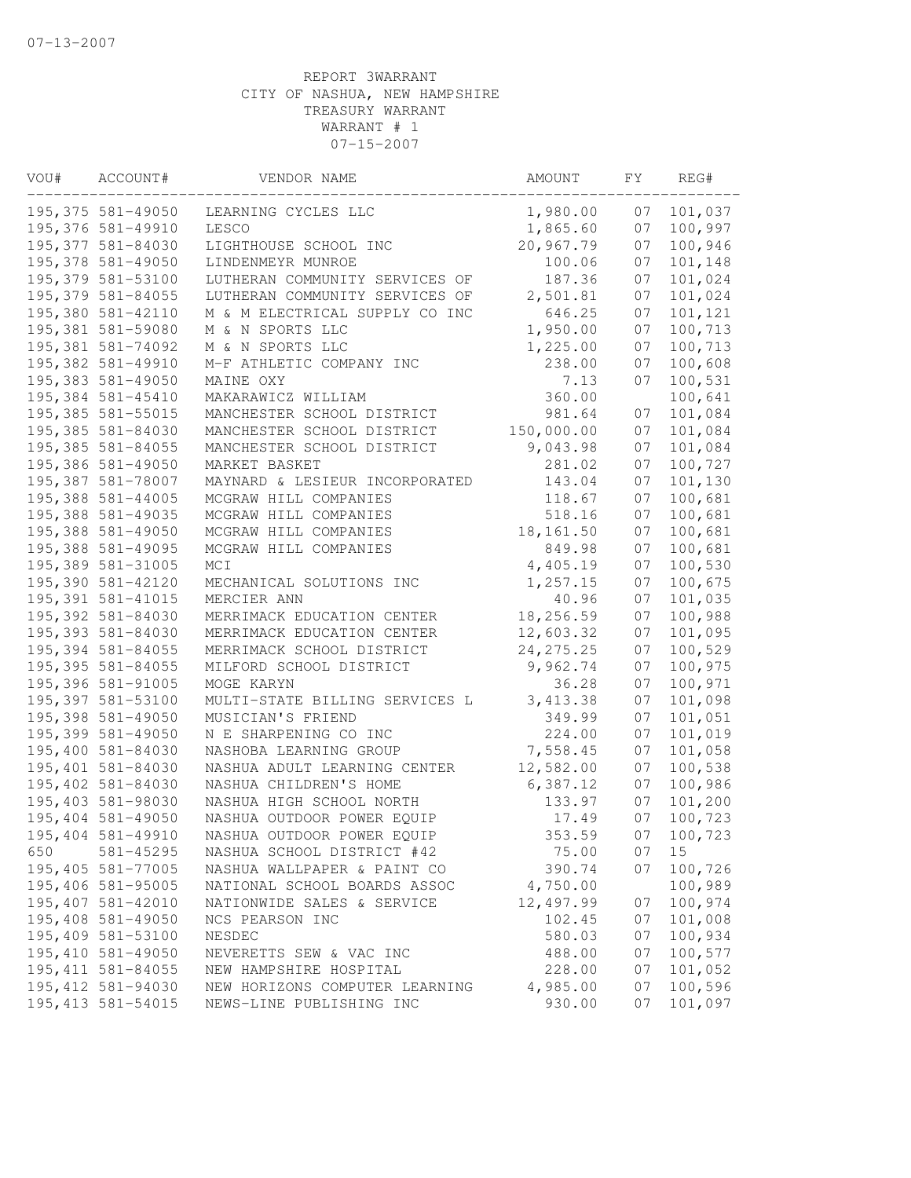07-13-2007

REPORT 3WARRANT
CITY OF NASHUA, NEW HAMPSHIRE
TREASURY WARRANT
WARRANT # 1
07-15-2007

| VOU# | ACCOUNT# | VENDOR NAME | AMOUNT | FY | REG# |
|---|---|---|---|---|---|
| 195,375 | 581-49050 | LEARNING CYCLES LLC | 1,980.00 | 07 | 101,037 |
| 195,376 | 581-49910 | LESCO | 1,865.60 | 07 | 100,997 |
| 195,377 | 581-84030 | LIGHTHOUSE SCHOOL INC | 20,967.79 | 07 | 100,946 |
| 195,378 | 581-49050 | LINDENMEYR MUNROE | 100.06 | 07 | 101,148 |
| 195,379 | 581-53100 | LUTHERAN COMMUNITY SERVICES OF | 187.36 | 07 | 101,024 |
| 195,379 | 581-84055 | LUTHERAN COMMUNITY SERVICES OF | 2,501.81 | 07 | 101,024 |
| 195,380 | 581-42110 | M & M ELECTRICAL SUPPLY CO INC | 646.25 | 07 | 101,121 |
| 195,381 | 581-59080 | M & N SPORTS LLC | 1,950.00 | 07 | 100,713 |
| 195,381 | 581-74092 | M & N SPORTS LLC | 1,225.00 | 07 | 100,713 |
| 195,382 | 581-49910 | M-F ATHLETIC COMPANY INC | 238.00 | 07 | 100,608 |
| 195,383 | 581-49050 | MAINE OXY | 7.13 | 07 | 100,531 |
| 195,384 | 581-45410 | MAKARAWICZ WILLIAM | 360.00 | | 100,641 |
| 195,385 | 581-55015 | MANCHESTER SCHOOL DISTRICT | 981.64 | 07 | 101,084 |
| 195,385 | 581-84030 | MANCHESTER SCHOOL DISTRICT | 150,000.00 | 07 | 101,084 |
| 195,385 | 581-84055 | MANCHESTER SCHOOL DISTRICT | 9,043.98 | 07 | 101,084 |
| 195,386 | 581-49050 | MARKET BASKET | 281.02 | 07 | 100,727 |
| 195,387 | 581-78007 | MAYNARD & LESIEUR INCORPORATED | 143.04 | 07 | 101,130 |
| 195,388 | 581-44005 | MCGRAW HILL COMPANIES | 118.67 | 07 | 100,681 |
| 195,388 | 581-49035 | MCGRAW HILL COMPANIES | 518.16 | 07 | 100,681 |
| 195,388 | 581-49050 | MCGRAW HILL COMPANIES | 18,161.50 | 07 | 100,681 |
| 195,388 | 581-49095 | MCGRAW HILL COMPANIES | 849.98 | 07 | 100,681 |
| 195,389 | 581-31005 | MCI | 4,405.19 | 07 | 100,530 |
| 195,390 | 581-42120 | MECHANICAL SOLUTIONS INC | 1,257.15 | 07 | 100,675 |
| 195,391 | 581-41015 | MERCIER ANN | 40.96 | 07 | 101,035 |
| 195,392 | 581-84030 | MERRIMACK EDUCATION CENTER | 18,256.59 | 07 | 100,988 |
| 195,393 | 581-84030 | MERRIMACK EDUCATION CENTER | 12,603.32 | 07 | 101,095 |
| 195,394 | 581-84055 | MERRIMACK SCHOOL DISTRICT | 24,275.25 | 07 | 100,529 |
| 195,395 | 581-84055 | MILFORD SCHOOL DISTRICT | 9,962.74 | 07 | 100,975 |
| 195,396 | 581-91005 | MOGE KARYN | 36.28 | 07 | 100,971 |
| 195,397 | 581-53100 | MULTI-STATE BILLING SERVICES L | 3,413.38 | 07 | 101,098 |
| 195,398 | 581-49050 | MUSICIAN'S FRIEND | 349.99 | 07 | 101,051 |
| 195,399 | 581-49050 | N E SHARPENING CO INC | 224.00 | 07 | 101,019 |
| 195,400 | 581-84030 | NASHOBA LEARNING GROUP | 7,558.45 | 07 | 101,058 |
| 195,401 | 581-84030 | NASHUA ADULT LEARNING CENTER | 12,582.00 | 07 | 100,538 |
| 195,402 | 581-84030 | NASHUA CHILDREN'S HOME | 6,387.12 | 07 | 100,986 |
| 195,403 | 581-98030 | NASHUA HIGH SCHOOL NORTH | 133.97 | 07 | 101,200 |
| 195,404 | 581-49050 | NASHUA OUTDOOR POWER EQUIP | 17.49 | 07 | 100,723 |
| 195,404 | 581-49910 | NASHUA OUTDOOR POWER EQUIP | 353.59 | 07 | 100,723 |
| 650 | 581-45295 | NASHUA SCHOOL DISTRICT #42 | 75.00 | 07 | 15 |
| 195,405 | 581-77005 | NASHUA WALLPAPER & PAINT CO | 390.74 | 07 | 100,726 |
| 195,406 | 581-95005 | NATIONAL SCHOOL BOARDS ASSOC | 4,750.00 | | 100,989 |
| 195,407 | 581-42010 | NATIONWIDE SALES & SERVICE | 12,497.99 | 07 | 100,974 |
| 195,408 | 581-49050 | NCS PEARSON INC | 102.45 | 07 | 101,008 |
| 195,409 | 581-53100 | NESDEC | 580.03 | 07 | 100,934 |
| 195,410 | 581-49050 | NEVERETTS SEW & VAC INC | 488.00 | 07 | 100,577 |
| 195,411 | 581-84055 | NEW HAMPSHIRE HOSPITAL | 228.00 | 07 | 101,052 |
| 195,412 | 581-94030 | NEW HORIZONS COMPUTER LEARNING | 4,985.00 | 07 | 100,596 |
| 195,413 | 581-54015 | NEWS-LINE PUBLISHING INC | 930.00 | 07 | 101,097 |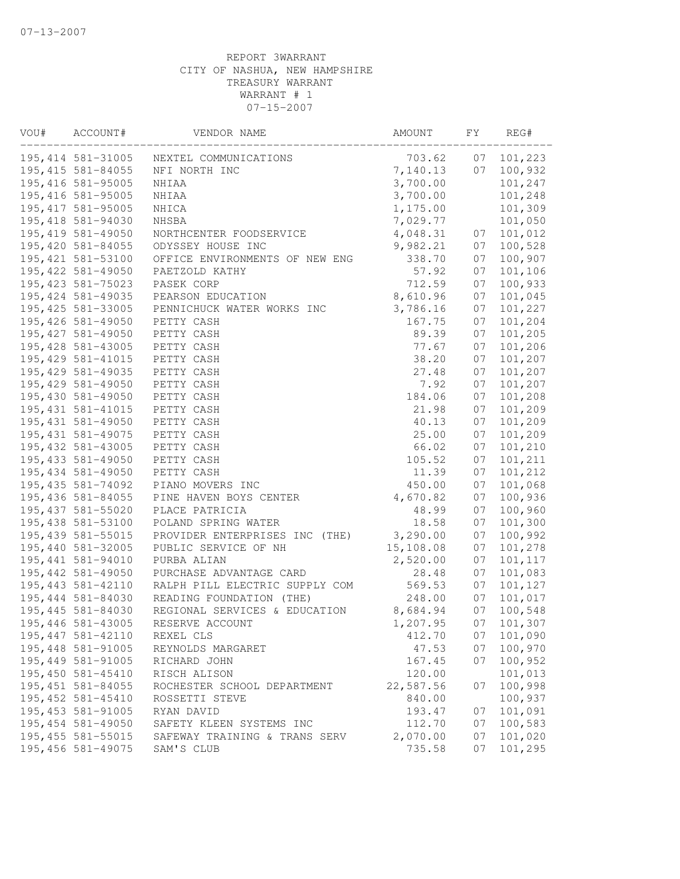REPORT 3WARRANT
CITY OF NASHUA, NEW HAMPSHIRE
TREASURY WARRANT
WARRANT # 1
07-15-2007

| VOU# | ACCOUNT# | VENDOR NAME | AMOUNT | FY | REG# |
|---|---|---|---|---|---|
| 195,414 | 581-31005 | NEXTEL COMMUNICATIONS | 703.62 | 07 | 101,223 |
| 195,415 | 581-84055 | NFI NORTH INC | 7,140.13 | 07 | 100,932 |
| 195,416 | 581-95005 | NHIAA | 3,700.00 | | 101,247 |
| 195,416 | 581-95005 | NHIAA | 3,700.00 | | 101,248 |
| 195,417 | 581-95005 | NHICA | 1,175.00 | | 101,309 |
| 195,418 | 581-94030 | NHSBA | 7,029.77 | | 101,050 |
| 195,419 | 581-49050 | NORTHCENTER FOODSERVICE | 4,048.31 | 07 | 101,012 |
| 195,420 | 581-84055 | ODYSSEY HOUSE INC | 9,982.21 | 07 | 100,528 |
| 195,421 | 581-53100 | OFFICE ENVIRONMENTS OF NEW ENG | 338.70 | 07 | 100,907 |
| 195,422 | 581-49050 | PAETZOLD KATHY | 57.92 | 07 | 101,106 |
| 195,423 | 581-75023 | PASEK CORP | 712.59 | 07 | 100,933 |
| 195,424 | 581-49035 | PEARSON EDUCATION | 8,610.96 | 07 | 101,045 |
| 195,425 | 581-33005 | PENNICHUCK WATER WORKS INC | 3,786.16 | 07 | 101,227 |
| 195,426 | 581-49050 | PETTY CASH | 167.75 | 07 | 101,204 |
| 195,427 | 581-49050 | PETTY CASH | 89.39 | 07 | 101,205 |
| 195,428 | 581-43005 | PETTY CASH | 77.67 | 07 | 101,206 |
| 195,429 | 581-41015 | PETTY CASH | 38.20 | 07 | 101,207 |
| 195,429 | 581-49035 | PETTY CASH | 27.48 | 07 | 101,207 |
| 195,429 | 581-49050 | PETTY CASH | 7.92 | 07 | 101,207 |
| 195,430 | 581-49050 | PETTY CASH | 184.06 | 07 | 101,208 |
| 195,431 | 581-41015 | PETTY CASH | 21.98 | 07 | 101,209 |
| 195,431 | 581-49050 | PETTY CASH | 40.13 | 07 | 101,209 |
| 195,431 | 581-49075 | PETTY CASH | 25.00 | 07 | 101,209 |
| 195,432 | 581-43005 | PETTY CASH | 66.02 | 07 | 101,210 |
| 195,433 | 581-49050 | PETTY CASH | 105.52 | 07 | 101,211 |
| 195,434 | 581-49050 | PETTY CASH | 11.39 | 07 | 101,212 |
| 195,435 | 581-74092 | PIANO MOVERS INC | 450.00 | 07 | 101,068 |
| 195,436 | 581-84055 | PINE HAVEN BOYS CENTER | 4,670.82 | 07 | 100,936 |
| 195,437 | 581-55020 | PLACE PATRICIA | 48.99 | 07 | 100,960 |
| 195,438 | 581-53100 | POLAND SPRING WATER | 18.58 | 07 | 101,300 |
| 195,439 | 581-55015 | PROVIDER ENTERPRISES INC (THE) | 3,290.00 | 07 | 100,992 |
| 195,440 | 581-32005 | PUBLIC SERVICE OF NH | 15,108.08 | 07 | 101,278 |
| 195,441 | 581-94010 | PURBA ALIAN | 2,520.00 | 07 | 101,117 |
| 195,442 | 581-49050 | PURCHASE ADVANTAGE CARD | 28.48 | 07 | 101,083 |
| 195,443 | 581-42110 | RALPH PILL ELECTRIC SUPPLY COM | 569.53 | 07 | 101,127 |
| 195,444 | 581-84030 | READING FOUNDATION (THE) | 248.00 | 07 | 101,017 |
| 195,445 | 581-84030 | REGIONAL SERVICES & EDUCATION | 8,684.94 | 07 | 100,548 |
| 195,446 | 581-43005 | RESERVE ACCOUNT | 1,207.95 | 07 | 101,307 |
| 195,447 | 581-42110 | REXEL CLS | 412.70 | 07 | 101,090 |
| 195,448 | 581-91005 | REYNOLDS MARGARET | 47.53 | 07 | 100,970 |
| 195,449 | 581-91005 | RICHARD JOHN | 167.45 | 07 | 100,952 |
| 195,450 | 581-45410 | RISCH ALISON | 120.00 | | 101,013 |
| 195,451 | 581-84055 | ROCHESTER SCHOOL DEPARTMENT | 22,587.56 | 07 | 100,998 |
| 195,452 | 581-45410 | ROSSETTI STEVE | 840.00 | | 100,937 |
| 195,453 | 581-91005 | RYAN DAVID | 193.47 | 07 | 101,091 |
| 195,454 | 581-49050 | SAFETY KLEEN SYSTEMS INC | 112.70 | 07 | 100,583 |
| 195,455 | 581-55015 | SAFEWAY TRAINING & TRANS SERV | 2,070.00 | 07 | 101,020 |
| 195,456 | 581-49075 | SAM'S CLUB | 735.58 | 07 | 101,295 |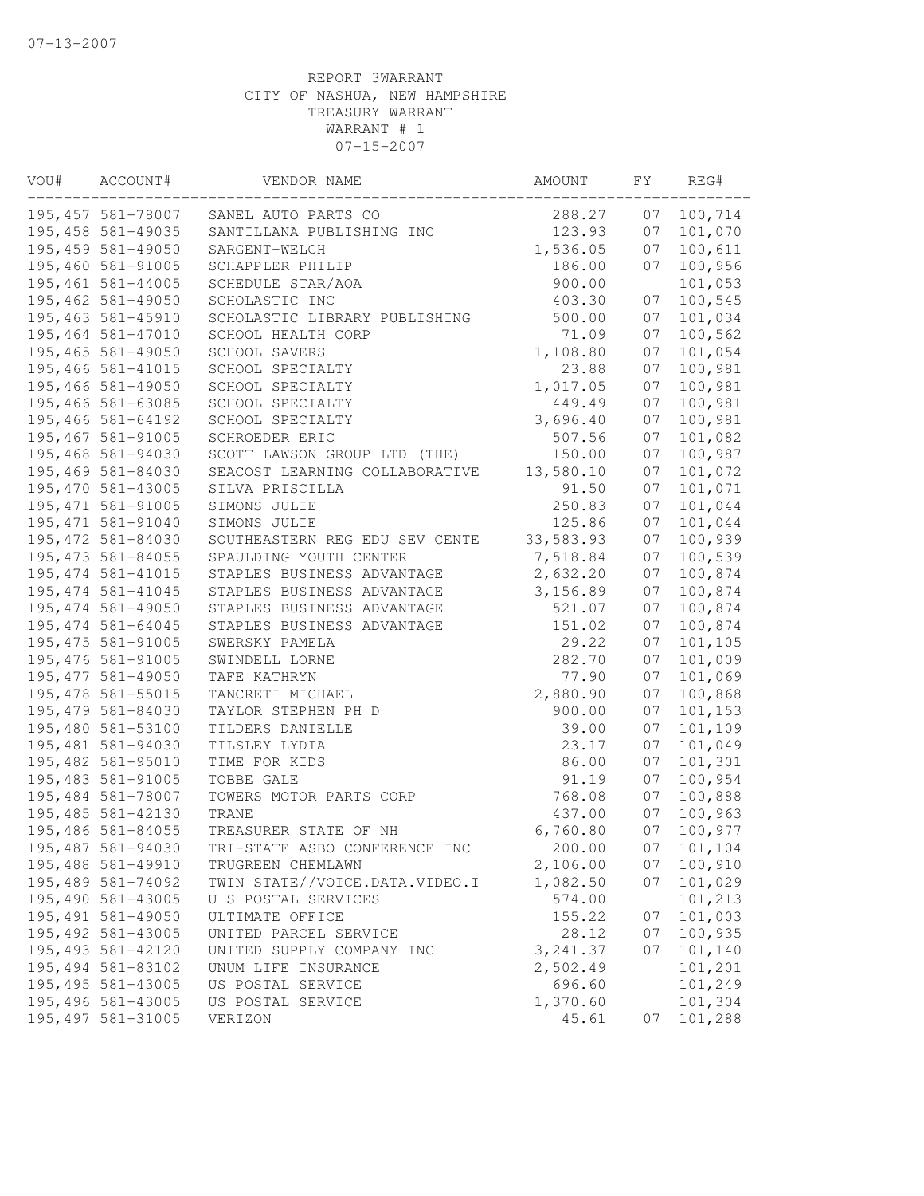07-13-2007

REPORT 3WARRANT
CITY OF NASHUA, NEW HAMPSHIRE
TREASURY WARRANT
WARRANT # 1
07-15-2007

| VOU# | ACCOUNT# | VENDOR NAME | AMOUNT | FY | REG# |
|---|---|---|---|---|---|
| 195,457 | 581-78007 | SANEL AUTO PARTS CO | 288.27 | 07 | 100,714 |
| 195,458 | 581-49035 | SANTILLANA PUBLISHING INC | 123.93 | 07 | 101,070 |
| 195,459 | 581-49050 | SARGENT-WELCH | 1,536.05 | 07 | 100,611 |
| 195,460 | 581-91005 | SCHAPPLER PHILIP | 186.00 | 07 | 100,956 |
| 195,461 | 581-44005 | SCHEDULE STAR/AOA | 900.00 | | 101,053 |
| 195,462 | 581-49050 | SCHOLASTIC INC | 403.30 | 07 | 100,545 |
| 195,463 | 581-45910 | SCHOLASTIC LIBRARY PUBLISHING | 500.00 | 07 | 101,034 |
| 195,464 | 581-47010 | SCHOOL HEALTH CORP | 71.09 | 07 | 100,562 |
| 195,465 | 581-49050 | SCHOOL SAVERS | 1,108.80 | 07 | 101,054 |
| 195,466 | 581-41015 | SCHOOL SPECIALTY | 23.88 | 07 | 100,981 |
| 195,466 | 581-49050 | SCHOOL SPECIALTY | 1,017.05 | 07 | 100,981 |
| 195,466 | 581-63085 | SCHOOL SPECIALTY | 449.49 | 07 | 100,981 |
| 195,466 | 581-64192 | SCHOOL SPECIALTY | 3,696.40 | 07 | 100,981 |
| 195,467 | 581-91005 | SCHROEDER ERIC | 507.56 | 07 | 101,082 |
| 195,468 | 581-94030 | SCOTT LAWSON GROUP LTD (THE) | 150.00 | 07 | 100,987 |
| 195,469 | 581-84030 | SEACOST LEARNING COLLABORATIVE | 13,580.10 | 07 | 101,072 |
| 195,470 | 581-43005 | SILVA PRISCILLA | 91.50 | 07 | 101,071 |
| 195,471 | 581-91005 | SIMONS JULIE | 250.83 | 07 | 101,044 |
| 195,471 | 581-91040 | SIMONS JULIE | 125.86 | 07 | 101,044 |
| 195,472 | 581-84030 | SOUTHEASTERN REG EDU SEV CENTE | 33,583.93 | 07 | 100,939 |
| 195,473 | 581-84055 | SPAULDING YOUTH CENTER | 7,518.84 | 07 | 100,539 |
| 195,474 | 581-41015 | STAPLES BUSINESS ADVANTAGE | 2,632.20 | 07 | 100,874 |
| 195,474 | 581-41045 | STAPLES BUSINESS ADVANTAGE | 3,156.89 | 07 | 100,874 |
| 195,474 | 581-49050 | STAPLES BUSINESS ADVANTAGE | 521.07 | 07 | 100,874 |
| 195,474 | 581-64045 | STAPLES BUSINESS ADVANTAGE | 151.02 | 07 | 100,874 |
| 195,475 | 581-91005 | SWERSKY PAMELA | 29.22 | 07 | 101,105 |
| 195,476 | 581-91005 | SWINDELL LORNE | 282.70 | 07 | 101,009 |
| 195,477 | 581-49050 | TAFE KATHRYN | 77.90 | 07 | 101,069 |
| 195,478 | 581-55015 | TANCRETI MICHAEL | 2,880.90 | 07 | 100,868 |
| 195,479 | 581-84030 | TAYLOR STEPHEN PH D | 900.00 | 07 | 101,153 |
| 195,480 | 581-53100 | TILDERS DANIELLE | 39.00 | 07 | 101,109 |
| 195,481 | 581-94030 | TILSLEY LYDIA | 23.17 | 07 | 101,049 |
| 195,482 | 581-95010 | TIME FOR KIDS | 86.00 | 07 | 101,301 |
| 195,483 | 581-91005 | TOBBE GALE | 91.19 | 07 | 100,954 |
| 195,484 | 581-78007 | TOWERS MOTOR PARTS CORP | 768.08 | 07 | 100,888 |
| 195,485 | 581-42130 | TRANE | 437.00 | 07 | 100,963 |
| 195,486 | 581-84055 | TREASURER STATE OF NH | 6,760.80 | 07 | 100,977 |
| 195,487 | 581-94030 | TRI-STATE ASBO CONFERENCE INC | 200.00 | 07 | 101,104 |
| 195,488 | 581-49910 | TRUGREEN CHEMLAWN | 2,106.00 | 07 | 100,910 |
| 195,489 | 581-74092 | TWIN STATE//VOICE.DATA.VIDEO.I | 1,082.50 | 07 | 101,029 |
| 195,490 | 581-43005 | U S POSTAL SERVICES | 574.00 | | 101,213 |
| 195,491 | 581-49050 | ULTIMATE OFFICE | 155.22 | 07 | 101,003 |
| 195,492 | 581-43005 | UNITED PARCEL SERVICE | 28.12 | 07 | 100,935 |
| 195,493 | 581-42120 | UNITED SUPPLY COMPANY INC | 3,241.37 | 07 | 101,140 |
| 195,494 | 581-83102 | UNUM LIFE INSURANCE | 2,502.49 | | 101,201 |
| 195,495 | 581-43005 | US POSTAL SERVICE | 696.60 | | 101,249 |
| 195,496 | 581-43005 | US POSTAL SERVICE | 1,370.60 | | 101,304 |
| 195,497 | 581-31005 | VERIZON | 45.61 | 07 | 101,288 |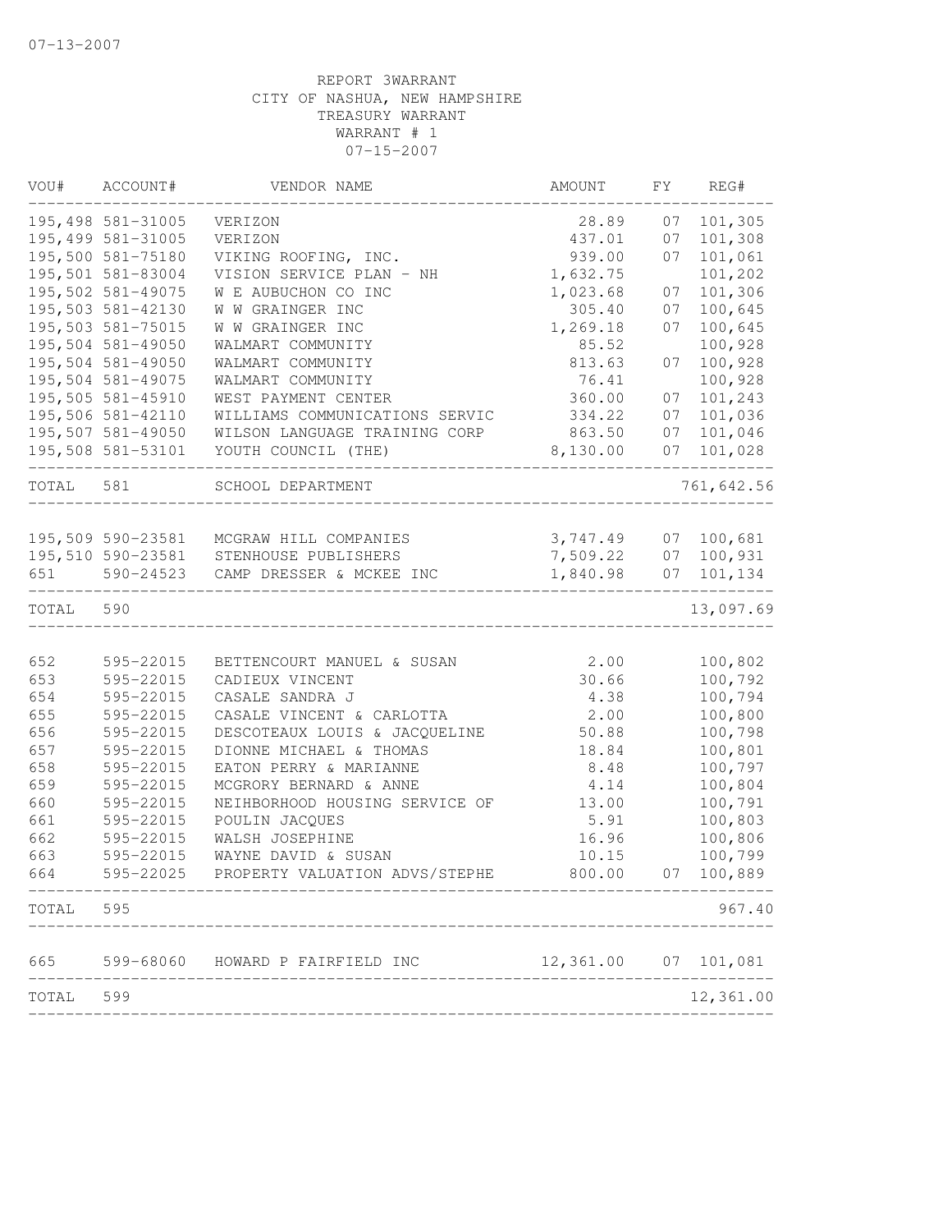07-13-2007

REPORT 3WARRANT
CITY OF NASHUA, NEW HAMPSHIRE
TREASURY WARRANT
WARRANT # 1
07-15-2007

| VOU# | ACCOUNT# | VENDOR NAME | AMOUNT | FY | REG# |
|---|---|---|---|---|---|
| 195,498 | 581-31005 | VERIZON | 28.89 | 07 | 101,305 |
| 195,499 | 581-31005 | VERIZON | 437.01 | 07 | 101,308 |
| 195,500 | 581-75180 | VIKING ROOFING, INC. | 939.00 | 07 | 101,061 |
| 195,501 | 581-83004 | VISION SERVICE PLAN - NH | 1,632.75 | | 101,202 |
| 195,502 | 581-49075 | W E AUBUCHON CO INC | 1,023.68 | 07 | 101,306 |
| 195,503 | 581-42130 | W W GRAINGER INC | 305.40 | 07 | 100,645 |
| 195,503 | 581-75015 | W W GRAINGER INC | 1,269.18 | 07 | 100,645 |
| 195,504 | 581-49050 | WALMART COMMUNITY | 85.52 | | 100,928 |
| 195,504 | 581-49050 | WALMART COMMUNITY | 813.63 | 07 | 100,928 |
| 195,504 | 581-49075 | WALMART COMMUNITY | 76.41 | | 100,928 |
| 195,505 | 581-45910 | WEST PAYMENT CENTER | 360.00 | 07 | 101,243 |
| 195,506 | 581-42110 | WILLIAMS COMMUNICATIONS SERVIC | 334.22 | 07 | 101,036 |
| 195,507 | 581-49050 | WILSON LANGUAGE TRAINING CORP | 863.50 | 07 | 101,046 |
| 195,508 | 581-53101 | YOUTH COUNCIL (THE) | 8,130.00 | 07 | 101,028 |
| TOTAL | 581 | SCHOOL DEPARTMENT | | | 761,642.56 |
| 195,509 | 590-23581 | MCGRAW HILL COMPANIES | 3,747.49 | 07 | 100,681 |
| 195,510 | 590-23581 | STENHOUSE PUBLISHERS | 7,509.22 | 07 | 100,931 |
| 651 | 590-24523 | CAMP DRESSER & MCKEE INC | 1,840.98 | 07 | 101,134 |
| TOTAL | 590 | | | | 13,097.69 |
| 652 | 595-22015 | BETTENCOURT MANUEL & SUSAN | 2.00 | | 100,802 |
| 653 | 595-22015 | CADIEUX VINCENT | 30.66 | | 100,792 |
| 654 | 595-22015 | CASALE SANDRA J | 4.38 | | 100,794 |
| 655 | 595-22015 | CASALE VINCENT & CARLOTTA | 2.00 | | 100,800 |
| 656 | 595-22015 | DESCOTEAUX LOUIS & JACQUELINE | 50.88 | | 100,798 |
| 657 | 595-22015 | DIONNE MICHAEL & THOMAS | 18.84 | | 100,801 |
| 658 | 595-22015 | EATON PERRY & MARIANNE | 8.48 | | 100,797 |
| 659 | 595-22015 | MCGRORY BERNARD & ANNE | 4.14 | | 100,804 |
| 660 | 595-22015 | NEIHBORHOOD HOUSING SERVICE OF | 13.00 | | 100,791 |
| 661 | 595-22015 | POULIN JACQUES | 5.91 | | 100,803 |
| 662 | 595-22015 | WALSH JOSEPHINE | 16.96 | | 100,806 |
| 663 | 595-22015 | WAYNE DAVID & SUSAN | 10.15 | | 100,799 |
| 664 | 595-22025 | PROPERTY VALUATION ADVS/STEPHE | 800.00 | 07 | 100,889 |
| TOTAL | 595 | | | | 967.40 |
| 665 | 599-68060 | HOWARD P FAIRFIELD INC | 12,361.00 | 07 | 101,081 |
| TOTAL | 599 | | | | 12,361.00 |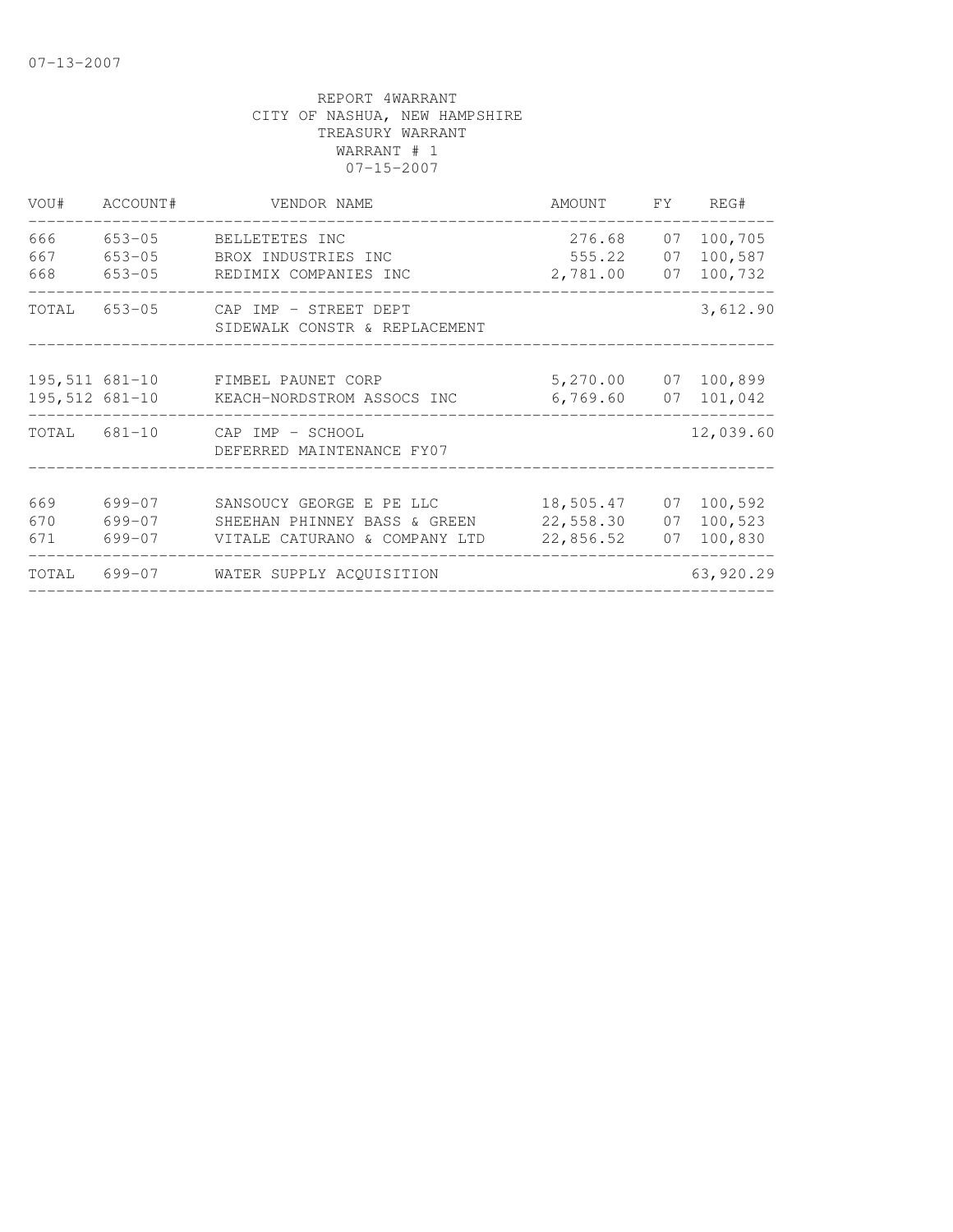07-13-2007

REPORT 4WARRANT
CITY OF NASHUA, NEW HAMPSHIRE
TREASURY WARRANT
WARRANT # 1
07-15-2007

| VOU# | ACCOUNT# | VENDOR NAME | AMOUNT | FY | REG# |
|---|---|---|---|---|---|
| 666 | 653-05 | BELLETETES INC | 276.68 | 07 | 100,705 |
| 667 | 653-05 | BROX INDUSTRIES INC | 555.22 | 07 | 100,587 |
| 668 | 653-05 | REDIMIX COMPANIES INC | 2,781.00 | 07 | 100,732 |
| TOTAL | 653-05 | CAP IMP - STREET DEPT SIDEWALK CONSTR & REPLACEMENT | | | 3,612.90 |
| 195,511 | 681-10 | FIMBEL PAUNET CORP | 5,270.00 | 07 | 100,899 |
| 195,512 | 681-10 | KEACH-NORDSTROM ASSOCS INC | 6,769.60 | 07 | 101,042 |
| TOTAL | 681-10 | CAP IMP - SCHOOL DEFERRED MAINTENANCE FY07 | | | 12,039.60 |
| 669 | 699-07 | SANSOUCY GEORGE E PE LLC | 18,505.47 | 07 | 100,592 |
| 670 | 699-07 | SHEEHAN PHINNEY BASS & GREEN | 22,558.30 | 07 | 100,523 |
| 671 | 699-07 | VITALE CATURANO & COMPANY LTD | 22,856.52 | 07 | 100,830 |
| TOTAL | 699-07 | WATER SUPPLY ACQUISITION | | | 63,920.29 |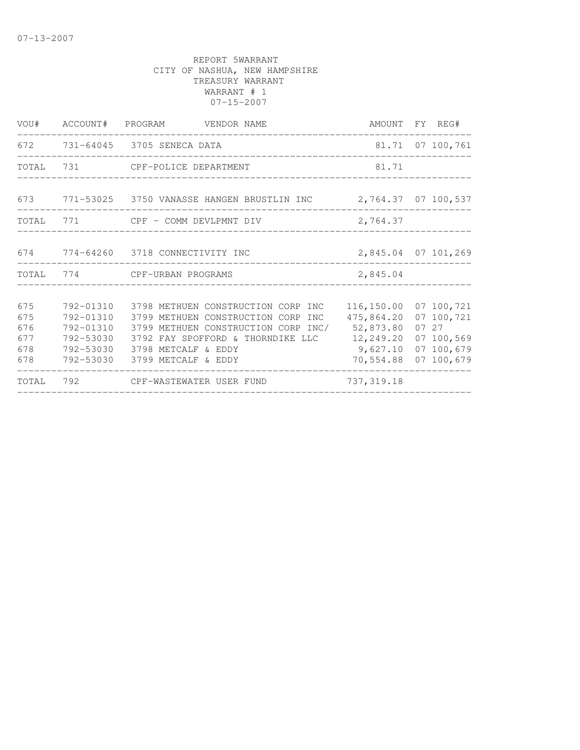07-13-2007

REPORT 5WARRANT
CITY OF NASHUA, NEW HAMPSHIRE
TREASURY WARRANT
WARRANT # 1
07-15-2007

| VOU# | ACCOUNT# | PROGRAM | VENDOR NAME | AMOUNT | FY | REG# |
|---|---|---|---|---|---|---|
| 672 | 731-64045 | 3705 | SENECA DATA | 81.71 | 07 | 100,761 |
| TOTAL | 731 | | CPF-POLICE DEPARTMENT | 81.71 | | |
| 673 | 771-53025 | 3750 | VANASSE HANGEN BRUSTLIN INC | 2,764.37 | 07 | 100,537 |
| TOTAL | 771 | | CPF - COMM DEVLPMNT DIV | 2,764.37 | | |
| 674 | 774-64260 | 3718 | CONNECTIVITY INC | 2,845.04 | 07 | 101,269 |
| TOTAL | 774 | | CPF-URBAN PROGRAMS | 2,845.04 | | |
| 675 | 792-01310 | 3798 | METHUEN CONSTRUCTION CORP INC | 116,150.00 | 07 | 100,721 |
| 675 | 792-01310 | 3799 | METHUEN CONSTRUCTION CORP INC | 475,864.20 | 07 | 100,721 |
| 676 | 792-01310 | 3799 | METHUEN CONSTRUCTION CORP INC/ | 52,873.80 | 07 | 27 |
| 677 | 792-53030 | 3792 | FAY SPOFFORD & THORNDIKE LLC | 12,249.20 | 07 | 100,569 |
| 678 | 792-53030 | 3798 | METCALF & EDDY | 9,627.10 | 07 | 100,679 |
| 678 | 792-53030 | 3799 | METCALF & EDDY | 70,554.88 | 07 | 100,679 |
| TOTAL | 792 | | CPF-WASTEWATER USER FUND | 737,319.18 | | |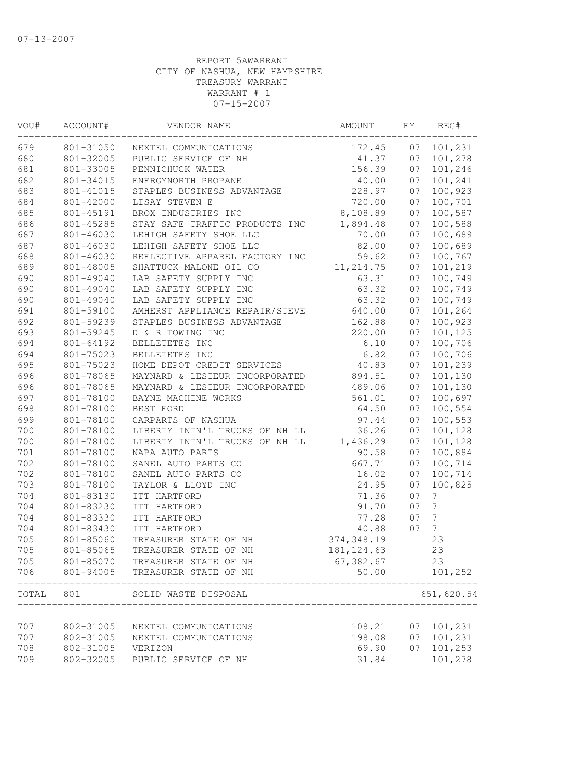07-13-2007

REPORT 5AWARRANT
CITY OF NASHUA, NEW HAMPSHIRE
TREASURY WARRANT
WARRANT # 1
07-15-2007

| VOU# | ACCOUNT# | VENDOR NAME | AMOUNT | FY | REG# |
|---|---|---|---|---|---|
| 679 | 801-31050 | NEXTEL COMMUNICATIONS | 172.45 | 07 | 101,231 |
| 680 | 801-32005 | PUBLIC SERVICE OF NH | 41.37 | 07 | 101,278 |
| 681 | 801-33005 | PENNICHUCK WATER | 156.39 | 07 | 101,246 |
| 682 | 801-34015 | ENERGYNORTH PROPANE | 40.00 | 07 | 101,241 |
| 683 | 801-41015 | STAPLES BUSINESS ADVANTAGE | 228.97 | 07 | 100,923 |
| 684 | 801-42000 | LISAY STEVEN E | 720.00 | 07 | 100,701 |
| 685 | 801-45191 | BROX INDUSTRIES INC | 8,108.89 | 07 | 100,587 |
| 686 | 801-45285 | STAY SAFE TRAFFIC PRODUCTS INC | 1,894.48 | 07 | 100,588 |
| 687 | 801-46030 | LEHIGH SAFETY SHOE LLC | 70.00 | 07 | 100,689 |
| 687 | 801-46030 | LEHIGH SAFETY SHOE LLC | 82.00 | 07 | 100,689 |
| 688 | 801-46030 | REFLECTIVE APPAREL FACTORY INC | 59.62 | 07 | 100,767 |
| 689 | 801-48005 | SHATTUCK MALONE OIL CO | 11,214.75 | 07 | 101,219 |
| 690 | 801-49040 | LAB SAFETY SUPPLY INC | 63.31 | 07 | 100,749 |
| 690 | 801-49040 | LAB SAFETY SUPPLY INC | 63.32 | 07 | 100,749 |
| 690 | 801-49040 | LAB SAFETY SUPPLY INC | 63.32 | 07 | 100,749 |
| 691 | 801-59100 | AMHERST APPLIANCE REPAIR/STEVE | 640.00 | 07 | 101,264 |
| 692 | 801-59239 | STAPLES BUSINESS ADVANTAGE | 162.88 | 07 | 100,923 |
| 693 | 801-59245 | D & R TOWING INC | 220.00 | 07 | 101,125 |
| 694 | 801-64192 | BELLETETES INC | 6.10 | 07 | 100,706 |
| 694 | 801-75023 | BELLETETES INC | 6.82 | 07 | 100,706 |
| 695 | 801-75023 | HOME DEPOT CREDIT SERVICES | 40.83 | 07 | 101,239 |
| 696 | 801-78065 | MAYNARD & LESIEUR INCORPORATED | 894.51 | 07 | 101,130 |
| 696 | 801-78065 | MAYNARD & LESIEUR INCORPORATED | 489.06 | 07 | 101,130 |
| 697 | 801-78100 | BAYNE MACHINE WORKS | 561.01 | 07 | 100,697 |
| 698 | 801-78100 | BEST FORD | 64.50 | 07 | 100,554 |
| 699 | 801-78100 | CARPARTS OF NASHUA | 97.44 | 07 | 100,553 |
| 700 | 801-78100 | LIBERTY INTN'L TRUCKS OF NH LL | 36.26 | 07 | 101,128 |
| 700 | 801-78100 | LIBERTY INTN'L TRUCKS OF NH LL | 1,436.29 | 07 | 101,128 |
| 701 | 801-78100 | NAPA AUTO PARTS | 90.58 | 07 | 100,884 |
| 702 | 801-78100 | SANEL AUTO PARTS CO | 667.71 | 07 | 100,714 |
| 702 | 801-78100 | SANEL AUTO PARTS CO | 16.02 | 07 | 100,714 |
| 703 | 801-78100 | TAYLOR & LLOYD INC | 24.95 | 07 | 100,825 |
| 704 | 801-83130 | ITT HARTFORD | 71.36 | 07 | 7 |
| 704 | 801-83230 | ITT HARTFORD | 91.70 | 07 | 7 |
| 704 | 801-83330 | ITT HARTFORD | 77.28 | 07 | 7 |
| 704 | 801-83430 | ITT HARTFORD | 40.88 | 07 | 7 |
| 705 | 801-85060 | TREASURER STATE OF NH | 374,348.19 | | 23 |
| 705 | 801-85065 | TREASURER STATE OF NH | 181,124.63 | | 23 |
| 705 | 801-85070 | TREASURER STATE OF NH | 67,382.67 | | 23 |
| 706 | 801-94005 | TREASURER STATE OF NH | 50.00 | | 101,252 |
| TOTAL | 801 | SOLID WASTE DISPOSAL | | | 651,620.54 |
| 707 | 802-31005 | NEXTEL COMMUNICATIONS | 108.21 | 07 | 101,231 |
| 707 | 802-31005 | NEXTEL COMMUNICATIONS | 198.08 | 07 | 101,231 |
| 708 | 802-31005 | VERIZON | 69.90 | 07 | 101,253 |
| 709 | 802-32005 | PUBLIC SERVICE OF NH | 31.84 | | 101,278 |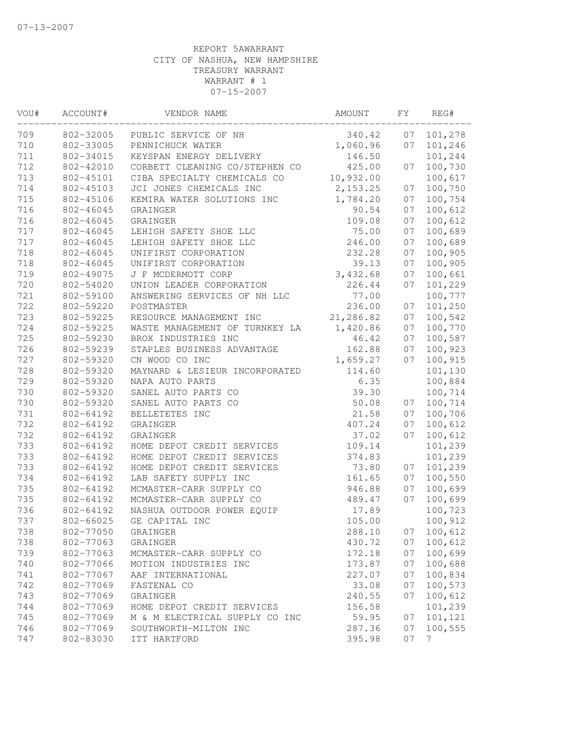07-13-2007

REPORT 5AWARRANT
CITY OF NASHUA, NEW HAMPSHIRE
TREASURY WARRANT
WARRANT # 1
07-15-2007

| VOU# | ACCOUNT# | VENDOR NAME | AMOUNT | FY | REG# |
|---|---|---|---|---|---|
| 709 | 802-32005 | PUBLIC SERVICE OF NH | 340.42 | 07 | 101,278 |
| 710 | 802-33005 | PENNICHUCK WATER | 1,060.96 | 07 | 101,246 |
| 711 | 802-34015 | KEYSPAN ENERGY DELIVERY | 146.50 | | 101,244 |
| 712 | 802-42010 | CORBETT CLEANING CO/STEPHEN CO | 425.00 | 07 | 100,730 |
| 713 | 802-45101 | CIBA SPECIALTY CHEMICALS CO | 10,932.00 | | 100,617 |
| 714 | 802-45103 | JCI JONES CHEMICALS INC | 2,153.25 | 07 | 100,750 |
| 715 | 802-45106 | KEMIRA WATER SOLUTIONS INC | 1,784.20 | 07 | 100,754 |
| 716 | 802-46045 | GRAINGER | 90.54 | 07 | 100,612 |
| 716 | 802-46045 | GRAINGER | 109.08 | 07 | 100,612 |
| 717 | 802-46045 | LEHIGH SAFETY SHOE LLC | 75.00 | 07 | 100,689 |
| 717 | 802-46045 | LEHIGH SAFETY SHOE LLC | 246.00 | 07 | 100,689 |
| 718 | 802-46045 | UNIFIRST CORPORATION | 232.28 | 07 | 100,905 |
| 718 | 802-46045 | UNIFIRST CORPORATION | 39.13 | 07 | 100,905 |
| 719 | 802-49075 | J F MCDERMOTT CORP | 3,432.68 | 07 | 100,661 |
| 720 | 802-54020 | UNION LEADER CORPORATION | 226.44 | 07 | 101,229 |
| 721 | 802-59100 | ANSWERING SERVICES OF NH LLC | 77.00 | | 100,777 |
| 722 | 802-59220 | POSTMASTER | 236.00 | 07 | 101,250 |
| 723 | 802-59225 | RESOURCE MANAGEMENT INC | 21,286.82 | 07 | 100,542 |
| 724 | 802-59225 | WASTE MANAGEMENT OF TURNKEY LA | 1,420.86 | 07 | 100,770 |
| 725 | 802-59230 | BROX INDUSTRIES INC | 46.42 | 07 | 100,587 |
| 726 | 802-59239 | STAPLES BUSINESS ADVANTAGE | 162.88 | 07 | 100,923 |
| 727 | 802-59320 | CN WOOD CO INC | 1,659.27 | 07 | 100,915 |
| 728 | 802-59320 | MAYNARD & LESIEUR INCORPORATED | 114.60 | | 101,130 |
| 729 | 802-59320 | NAPA AUTO PARTS | 6.35 | | 100,884 |
| 730 | 802-59320 | SANEL AUTO PARTS CO | 39.30 | | 100,714 |
| 730 | 802-59320 | SANEL AUTO PARTS CO | 50.08 | 07 | 100,714 |
| 731 | 802-64192 | BELLETETES INC | 21.58 | 07 | 100,706 |
| 732 | 802-64192 | GRAINGER | 407.24 | 07 | 100,612 |
| 732 | 802-64192 | GRAINGER | 37.02 | 07 | 100,612 |
| 733 | 802-64192 | HOME DEPOT CREDIT SERVICES | 109.14 | | 101,239 |
| 733 | 802-64192 | HOME DEPOT CREDIT SERVICES | 374.83 | | 101,239 |
| 733 | 802-64192 | HOME DEPOT CREDIT SERVICES | 73.80 | 07 | 101,239 |
| 734 | 802-64192 | LAB SAFETY SUPPLY INC | 161.65 | 07 | 100,550 |
| 735 | 802-64192 | MCMASTER-CARR SUPPLY CO | 946.88 | 07 | 100,699 |
| 735 | 802-64192 | MCMASTER-CARR SUPPLY CO | 489.47 | 07 | 100,699 |
| 736 | 802-64192 | NASHUA OUTDOOR POWER EQUIP | 17.89 | | 100,723 |
| 737 | 802-66025 | GE CAPITAL INC | 105.00 | | 100,912 |
| 738 | 802-77050 | GRAINGER | 288.10 | 07 | 100,612 |
| 738 | 802-77063 | GRAINGER | 430.72 | 07 | 100,612 |
| 739 | 802-77063 | MCMASTER-CARR SUPPLY CO | 172.18 | 07 | 100,699 |
| 740 | 802-77066 | MOTION INDUSTRIES INC | 173.87 | 07 | 100,688 |
| 741 | 802-77067 | AAF INTERNATIONAL | 227.07 | 07 | 100,834 |
| 742 | 802-77069 | FASTENAL CO | 33.08 | 07 | 100,573 |
| 743 | 802-77069 | GRAINGER | 240.55 | 07 | 100,612 |
| 744 | 802-77069 | HOME DEPOT CREDIT SERVICES | 156.58 | | 101,239 |
| 745 | 802-77069 | M & M ELECTRICAL SUPPLY CO INC | 59.95 | 07 | 101,121 |
| 746 | 802-77069 | SOUTHWORTH-MILTON INC | 287.36 | 07 | 100,555 |
| 747 | 802-83030 | ITT HARTFORD | 395.98 | 07 | 7 |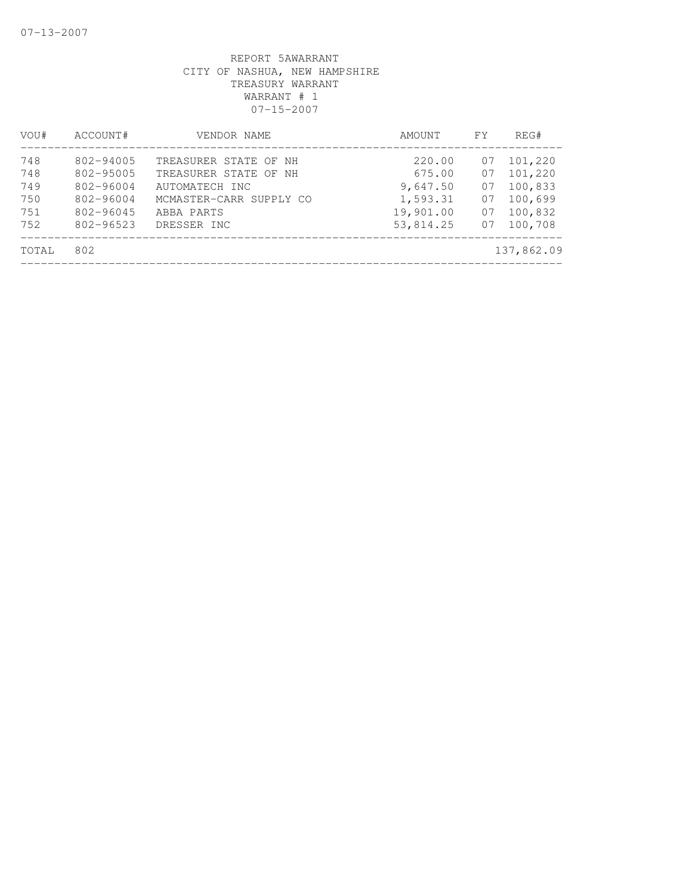REPORT 5AWARRANT
CITY OF NASHUA, NEW HAMPSHIRE
TREASURY WARRANT
WARRANT # 1
07-15-2007

| VOU# | ACCOUNT# | VENDOR NAME | AMOUNT | FY | REG# |
|---|---|---|---|---|---|
| 748 | 802-94005 | TREASURER STATE OF NH | 220.00 | 07 | 101,220 |
| 748 | 802-95005 | TREASURER STATE OF NH | 675.00 | 07 | 101,220 |
| 749 | 802-96004 | AUTOMATECH INC | 9,647.50 | 07 | 100,833 |
| 750 | 802-96004 | MCMASTER-CARR SUPPLY CO | 1,593.31 | 07 | 100,699 |
| 751 | 802-96045 | ABBA PARTS | 19,901.00 | 07 | 100,832 |
| 752 | 802-96523 | DRESSER INC | 53,814.25 | 07 | 100,708 |
| TOTAL | 802 | | | | 137,862.09 |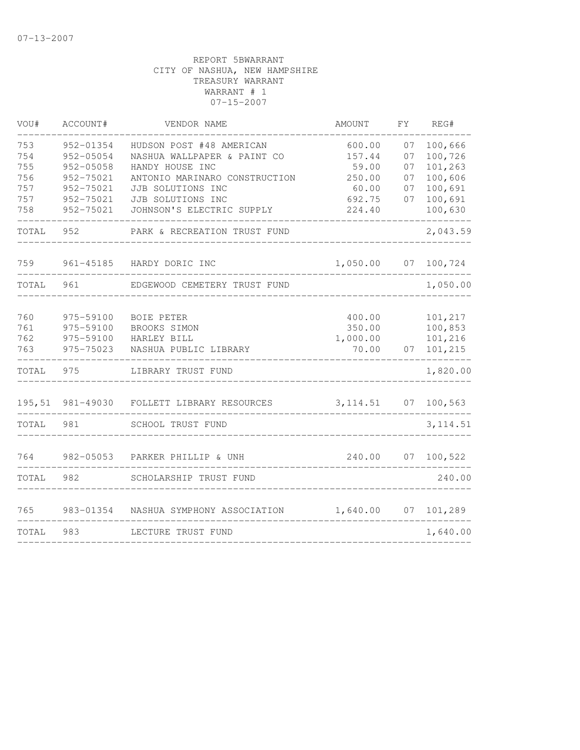07-13-2007

REPORT 5BWARRANT
CITY OF NASHUA, NEW HAMPSHIRE
TREASURY WARRANT
WARRANT # 1
07-15-2007

| VOU# | ACCOUNT# | VENDOR NAME | AMOUNT | FY | REG# |
|---|---|---|---|---|---|
| 753 | 952-01354 | HUDSON POST #48 AMERICAN | 600.00 | 07 | 100,666 |
| 754 | 952-05054 | NASHUA WALLPAPER & PAINT CO | 157.44 | 07 | 100,726 |
| 755 | 952-05058 | HANDY HOUSE INC | 59.00 | 07 | 101,263 |
| 756 | 952-75021 | ANTONIO MARINARO CONSTRUCTION | 250.00 | 07 | 100,606 |
| 757 | 952-75021 | JJB SOLUTIONS INC | 60.00 | 07 | 100,691 |
| 757 | 952-75021 | JJB SOLUTIONS INC | 692.75 | 07 | 100,691 |
| 758 | 952-75021 | JOHNSON'S ELECTRIC SUPPLY | 224.40 | | 100,630 |
| TOTAL | 952 | PARK & RECREATION TRUST FUND | | | 2,043.59 |
| 759 | 961-45185 | HARDY DORIC INC | 1,050.00 | 07 | 100,724 |
| TOTAL | 961 | EDGEWOOD CEMETERY TRUST FUND | | | 1,050.00 |
| 760 | 975-59100 | BOIE PETER | 400.00 | | 101,217 |
| 761 | 975-59100 | BROOKS SIMON | 350.00 | | 100,853 |
| 762 | 975-59100 | HARLEY BILL | 1,000.00 | | 101,216 |
| 763 | 975-75023 | NASHUA PUBLIC LIBRARY | 70.00 | 07 | 101,215 |
| TOTAL | 975 | LIBRARY TRUST FUND | | | 1,820.00 |
| 195,51 | 981-49030 | FOLLETT LIBRARY RESOURCES | 3,114.51 | 07 | 100,563 |
| TOTAL | 981 | SCHOOL TRUST FUND | | | 3,114.51 |
| 764 | 982-05053 | PARKER PHILLIP & UNH | 240.00 | 07 | 100,522 |
| TOTAL | 982 | SCHOLARSHIP TRUST FUND | | | 240.00 |
| 765 | 983-01354 | NASHUA SYMPHONY ASSOCIATION | 1,640.00 | 07 | 101,289 |
| TOTAL | 983 | LECTURE TRUST FUND | | | 1,640.00 |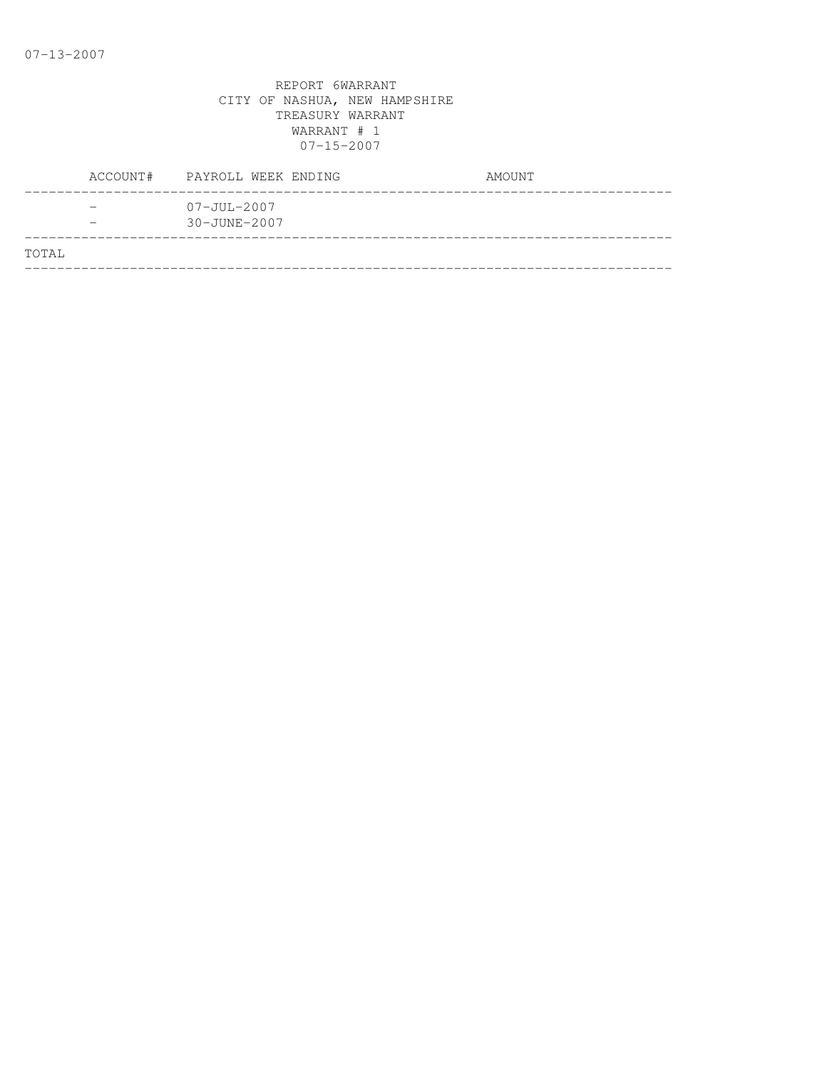07-13-2007

REPORT 6WARRANT
CITY OF NASHUA, NEW HAMPSHIRE
TREASURY WARRANT
WARRANT # 1
07-15-2007

| ACCOUNT# | PAYROLL WEEK ENDING | AMOUNT |
|---|---|---|
| - | 07-JUL-2007 | |
| - | 30-JUNE-2007 | |
| TOTAL | | |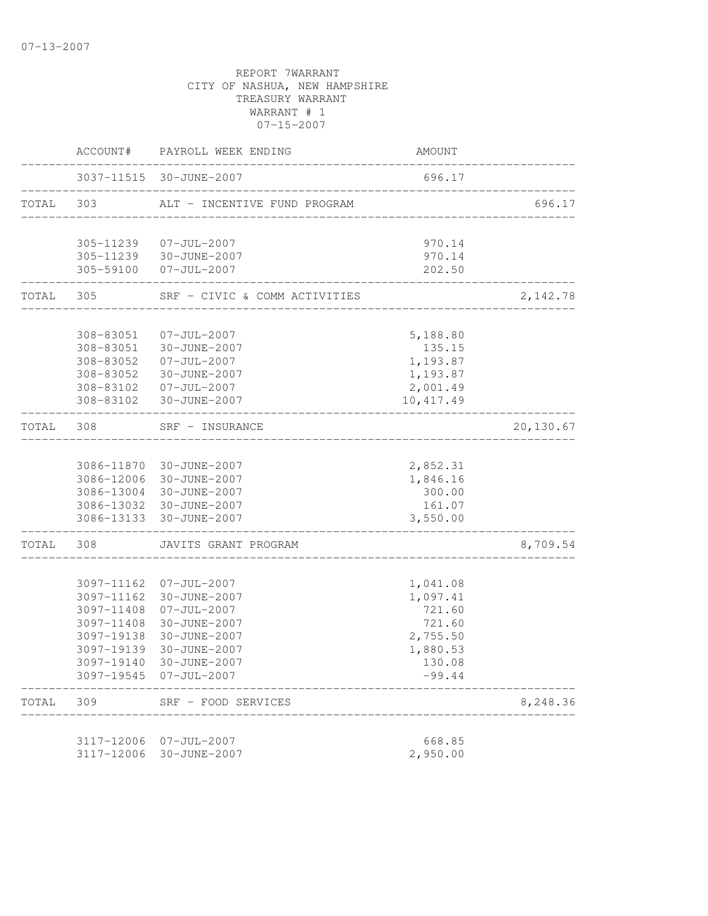07-13-2007

REPORT 7WARRANT
CITY OF NASHUA, NEW HAMPSHIRE
TREASURY WARRANT
WARRANT # 1
07-15-2007

| | ACCOUNT# | PAYROLL WEEK ENDING | AMOUNT | |
|---|---|---|---|---|
| | 3037-11515 | 30-JUNE-2007 | 696.17 | |
| TOTAL | 303 | ALT - INCENTIVE FUND PROGRAM | | 696.17 |
| | 305-11239 | 07-JUL-2007 | 970.14 | |
| | 305-11239 | 30-JUNE-2007 | 970.14 | |
| | 305-59100 | 07-JUL-2007 | 202.50 | |
| TOTAL | 305 | SRF - CIVIC & COMM ACTIVITIES | | 2,142.78 |
| | 308-83051 | 07-JUL-2007 | 5,188.80 | |
| | 308-83051 | 30-JUNE-2007 | 135.15 | |
| | 308-83052 | 07-JUL-2007 | 1,193.87 | |
| | 308-83052 | 30-JUNE-2007 | 1,193.87 | |
| | 308-83102 | 07-JUL-2007 | 2,001.49 | |
| | 308-83102 | 30-JUNE-2007 | 10,417.49 | |
| TOTAL | 308 | SRF - INSURANCE | | 20,130.67 |
| | 3086-11870 | 30-JUNE-2007 | 2,852.31 | |
| | 3086-12006 | 30-JUNE-2007 | 1,846.16 | |
| | 3086-13004 | 30-JUNE-2007 | 300.00 | |
| | 3086-13032 | 30-JUNE-2007 | 161.07 | |
| | 3086-13133 | 30-JUNE-2007 | 3,550.00 | |
| TOTAL | 308 | JAVITS GRANT PROGRAM | | 8,709.54 |
| | 3097-11162 | 07-JUL-2007 | 1,041.08 | |
| | 3097-11162 | 30-JUNE-2007 | 1,097.41 | |
| | 3097-11408 | 07-JUL-2007 | 721.60 | |
| | 3097-11408 | 30-JUNE-2007 | 721.60 | |
| | 3097-19138 | 30-JUNE-2007 | 2,755.50 | |
| | 3097-19139 | 30-JUNE-2007 | 1,880.53 | |
| | 3097-19140 | 30-JUNE-2007 | 130.08 | |
| | 3097-19545 | 07-JUL-2007 | -99.44 | |
| TOTAL | 309 | SRF - FOOD SERVICES | | 8,248.36 |
| | 3117-12006 | 07-JUL-2007 | 668.85 | |
| | 3117-12006 | 30-JUNE-2007 | 2,950.00 | |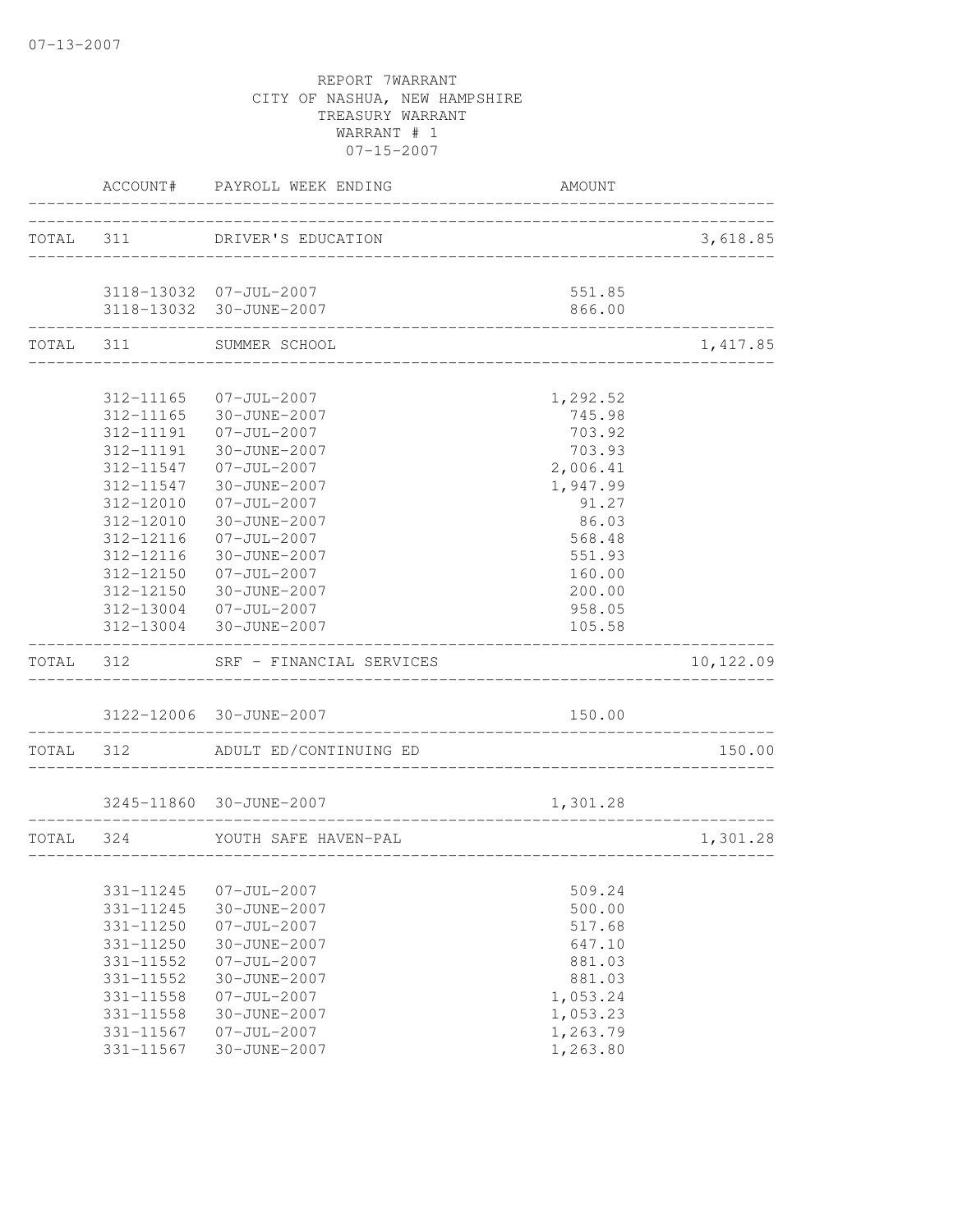REPORT 7WARRANT
CITY OF NASHUA, NEW HAMPSHIRE
TREASURY WARRANT
WARRANT # 1
07-15-2007

| | ACCOUNT# | PAYROLL WEEK ENDING | AMOUNT | |
|---|---|---|---|---|
| TOTAL | 311 | DRIVER'S EDUCATION | | 3,618.85 |
| | 3118-13032 | 07-JUL-2007 | 551.85 | |
| | 3118-13032 | 30-JUNE-2007 | 866.00 | |
| TOTAL | 311 | SUMMER SCHOOL | | 1,417.85 |
| | 312-11165 | 07-JUL-2007 | 1,292.52 | |
| | 312-11165 | 30-JUNE-2007 | 745.98 | |
| | 312-11191 | 07-JUL-2007 | 703.92 | |
| | 312-11191 | 30-JUNE-2007 | 703.93 | |
| | 312-11547 | 07-JUL-2007 | 2,006.41 | |
| | 312-11547 | 30-JUNE-2007 | 1,947.99 | |
| | 312-12010 | 07-JUL-2007 | 91.27 | |
| | 312-12010 | 30-JUNE-2007 | 86.03 | |
| | 312-12116 | 07-JUL-2007 | 568.48 | |
| | 312-12116 | 30-JUNE-2007 | 551.93 | |
| | 312-12150 | 07-JUL-2007 | 160.00 | |
| | 312-12150 | 30-JUNE-2007 | 200.00 | |
| | 312-13004 | 07-JUL-2007 | 958.05 | |
| | 312-13004 | 30-JUNE-2007 | 105.58 | |
| TOTAL | 312 | SRF - FINANCIAL SERVICES | | 10,122.09 |
| | 3122-12006 | 30-JUNE-2007 | 150.00 | |
| TOTAL | 312 | ADULT ED/CONTINUING ED | | 150.00 |
| | 3245-11860 | 30-JUNE-2007 | 1,301.28 | |
| TOTAL | 324 | YOUTH SAFE HAVEN-PAL | | 1,301.28 |
| | 331-11245 | 07-JUL-2007 | 509.24 | |
| | 331-11245 | 30-JUNE-2007 | 500.00 | |
| | 331-11250 | 07-JUL-2007 | 517.68 | |
| | 331-11250 | 30-JUNE-2007 | 647.10 | |
| | 331-11552 | 07-JUL-2007 | 881.03 | |
| | 331-11552 | 30-JUNE-2007 | 881.03 | |
| | 331-11558 | 07-JUL-2007 | 1,053.24 | |
| | 331-11558 | 30-JUNE-2007 | 1,053.23 | |
| | 331-11567 | 07-JUL-2007 | 1,263.79 | |
| | 331-11567 | 30-JUNE-2007 | 1,263.80 | |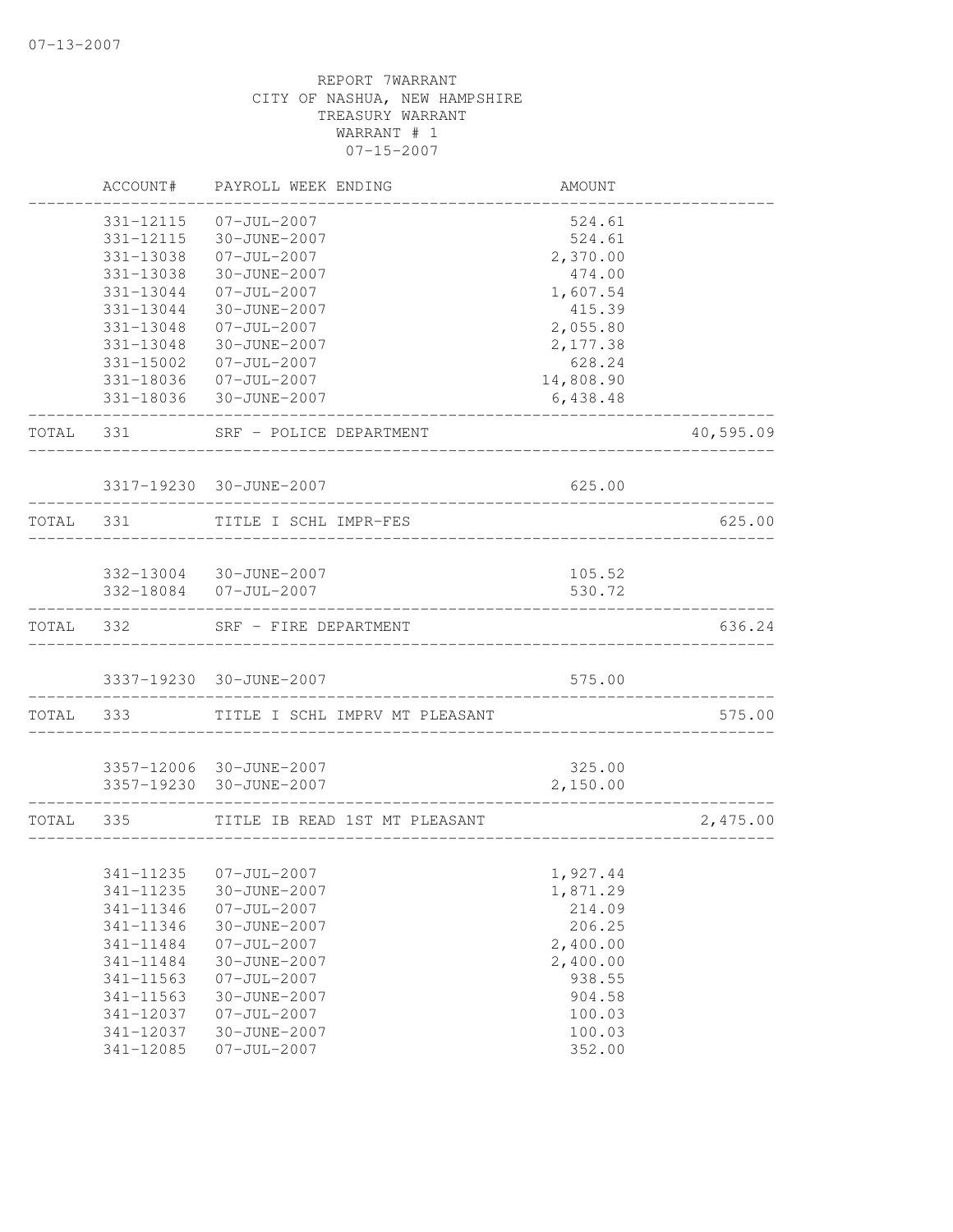07-13-2007

REPORT 7WARRANT
CITY OF NASHUA, NEW HAMPSHIRE
TREASURY WARRANT
WARRANT # 1
07-15-2007

| | ACCOUNT# | PAYROLL WEEK ENDING | AMOUNT | |
|---|---|---|---|---|
| | 331-12115 | 07-JUL-2007 | 524.61 | |
| | 331-12115 | 30-JUNE-2007 | 524.61 | |
| | 331-13038 | 07-JUL-2007 | 2,370.00 | |
| | 331-13038 | 30-JUNE-2007 | 474.00 | |
| | 331-13044 | 07-JUL-2007 | 1,607.54 | |
| | 331-13044 | 30-JUNE-2007 | 415.39 | |
| | 331-13048 | 07-JUL-2007 | 2,055.80 | |
| | 331-13048 | 30-JUNE-2007 | 2,177.38 | |
| | 331-15002 | 07-JUL-2007 | 628.24 | |
| | 331-18036 | 07-JUL-2007 | 14,808.90 | |
| | 331-18036 | 30-JUNE-2007 | 6,438.48 | |
| TOTAL | 331 | SRF - POLICE DEPARTMENT | | 40,595.09 |
| | 3317-19230 | 30-JUNE-2007 | 625.00 | |
| TOTAL | 331 | TITLE I SCHL IMPR-FES | | 625.00 |
| | 332-13004 | 30-JUNE-2007 | 105.52 | |
| | 332-18084 | 07-JUL-2007 | 530.72 | |
| TOTAL | 332 | SRF - FIRE DEPARTMENT | | 636.24 |
| | 3337-19230 | 30-JUNE-2007 | 575.00 | |
| TOTAL | 333 | TITLE I SCHL IMPRV MT PLEASANT | | 575.00 |
| | 3357-12006 | 30-JUNE-2007 | 325.00 | |
| | 3357-19230 | 30-JUNE-2007 | 2,150.00 | |
| TOTAL | 335 | TITLE IB READ 1ST MT PLEASANT | | 2,475.00 |
| | 341-11235 | 07-JUL-2007 | 1,927.44 | |
| | 341-11235 | 30-JUNE-2007 | 1,871.29 | |
| | 341-11346 | 07-JUL-2007 | 214.09 | |
| | 341-11346 | 30-JUNE-2007 | 206.25 | |
| | 341-11484 | 07-JUL-2007 | 2,400.00 | |
| | 341-11484 | 30-JUNE-2007 | 2,400.00 | |
| | 341-11563 | 07-JUL-2007 | 938.55 | |
| | 341-11563 | 30-JUNE-2007 | 904.58 | |
| | 341-12037 | 07-JUL-2007 | 100.03 | |
| | 341-12037 | 30-JUNE-2007 | 100.03 | |
| | 341-12085 | 07-JUL-2007 | 352.00 | |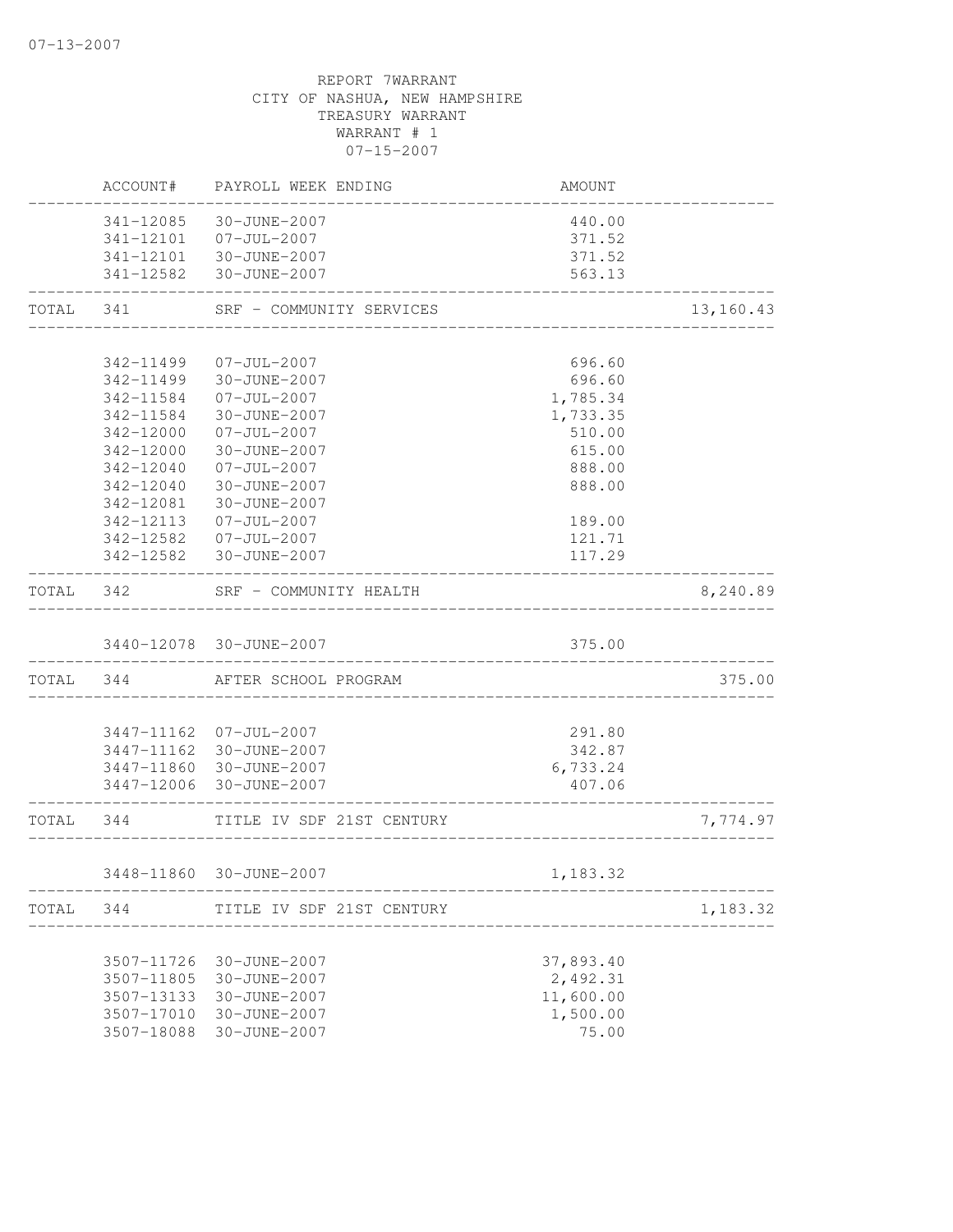07-13-2007

REPORT 7WARRANT
CITY OF NASHUA, NEW HAMPSHIRE
TREASURY WARRANT
WARRANT # 1
07-15-2007

| | ACCOUNT# | PAYROLL WEEK ENDING | AMOUNT | |
|---|---|---|---|---|
| | 341-12085 | 30-JUNE-2007 | 440.00 | |
| | 341-12101 | 07-JUL-2007 | 371.52 | |
| | 341-12101 | 30-JUNE-2007 | 371.52 | |
| | 341-12582 | 30-JUNE-2007 | 563.13 | |
| TOTAL | 341 | SRF - COMMUNITY SERVICES | | 13,160.43 |
| | 342-11499 | 07-JUL-2007 | 696.60 | |
| | 342-11499 | 30-JUNE-2007 | 696.60 | |
| | 342-11584 | 07-JUL-2007 | 1,785.34 | |
| | 342-11584 | 30-JUNE-2007 | 1,733.35 | |
| | 342-12000 | 07-JUL-2007 | 510.00 | |
| | 342-12000 | 30-JUNE-2007 | 615.00 | |
| | 342-12040 | 07-JUL-2007 | 888.00 | |
| | 342-12040 | 30-JUNE-2007 | 888.00 | |
| | 342-12081 | 30-JUNE-2007 | | |
| | 342-12113 | 07-JUL-2007 | 189.00 | |
| | 342-12582 | 07-JUL-2007 | 121.71 | |
| | 342-12582 | 30-JUNE-2007 | 117.29 | |
| TOTAL | 342 | SRF - COMMUNITY HEALTH | | 8,240.89 |
| | 3440-12078 | 30-JUNE-2007 | 375.00 | |
| TOTAL | 344 | AFTER SCHOOL PROGRAM | | 375.00 |
| | 3447-11162 | 07-JUL-2007 | 291.80 | |
| | 3447-11162 | 30-JUNE-2007 | 342.87 | |
| | 3447-11860 | 30-JUNE-2007 | 6,733.24 | |
| | 3447-12006 | 30-JUNE-2007 | 407.06 | |
| TOTAL | 344 | TITLE IV SDF 21ST CENTURY | | 7,774.97 |
| | 3448-11860 | 30-JUNE-2007 | 1,183.32 | |
| TOTAL | 344 | TITLE IV SDF 21ST CENTURY | | 1,183.32 |
| | 3507-11726 | 30-JUNE-2007 | 37,893.40 | |
| | 3507-11805 | 30-JUNE-2007 | 2,492.31 | |
| | 3507-13133 | 30-JUNE-2007 | 11,600.00 | |
| | 3507-17010 | 30-JUNE-2007 | 1,500.00 | |
| | 3507-18088 | 30-JUNE-2007 | 75.00 | |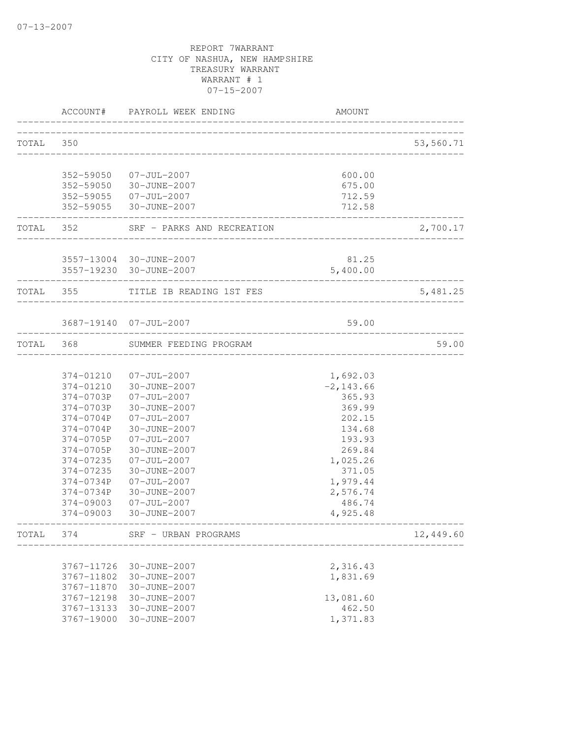REPORT 7WARRANT
CITY OF NASHUA, NEW HAMPSHIRE
TREASURY WARRANT
WARRANT # 1
07-15-2007

| | ACCOUNT# | PAYROLL WEEK ENDING | AMOUNT | |
|---|---|---|---|---|
| TOTAL | 350 | | | 53,560.71 |
| | 352-59050 | 07-JUL-2007 | 600.00 | |
| | 352-59050 | 30-JUNE-2007 | 675.00 | |
| | 352-59055 | 07-JUL-2007 | 712.59 | |
| | 352-59055 | 30-JUNE-2007 | 712.58 | |
| TOTAL | 352 | SRF - PARKS AND RECREATION | | 2,700.17 |
| | 3557-13004 | 30-JUNE-2007 | 81.25 | |
| | 3557-19230 | 30-JUNE-2007 | 5,400.00 | |
| TOTAL | 355 | TITLE IB READING 1ST FES | | 5,481.25 |
| | 3687-19140 | 07-JUL-2007 | 59.00 | |
| TOTAL | 368 | SUMMER FEEDING PROGRAM | | 59.00 |
| | 374-01210 | 07-JUL-2007 | 1,692.03 | |
| | 374-01210 | 30-JUNE-2007 | -2,143.66 | |
| | 374-0703P | 07-JUL-2007 | 365.93 | |
| | 374-0703P | 30-JUNE-2007 | 369.99 | |
| | 374-0704P | 07-JUL-2007 | 202.15 | |
| | 374-0704P | 30-JUNE-2007 | 134.68 | |
| | 374-0705P | 07-JUL-2007 | 193.93 | |
| | 374-0705P | 30-JUNE-2007 | 269.84 | |
| | 374-07235 | 07-JUL-2007 | 1,025.26 | |
| | 374-07235 | 30-JUNE-2007 | 371.05 | |
| | 374-0734P | 07-JUL-2007 | 1,979.44 | |
| | 374-0734P | 30-JUNE-2007 | 2,576.74 | |
| | 374-09003 | 07-JUL-2007 | 486.74 | |
| | 374-09003 | 30-JUNE-2007 | 4,925.48 | |
| TOTAL | 374 | SRF - URBAN PROGRAMS | | 12,449.60 |
| | 3767-11726 | 30-JUNE-2007 | 2,316.43 | |
| | 3767-11802 | 30-JUNE-2007 | 1,831.69 | |
| | 3767-11870 | 30-JUNE-2007 | | |
| | 3767-12198 | 30-JUNE-2007 | 13,081.60 | |
| | 3767-13133 | 30-JUNE-2007 | 462.50 | |
| | 3767-19000 | 30-JUNE-2007 | 1,371.83 | |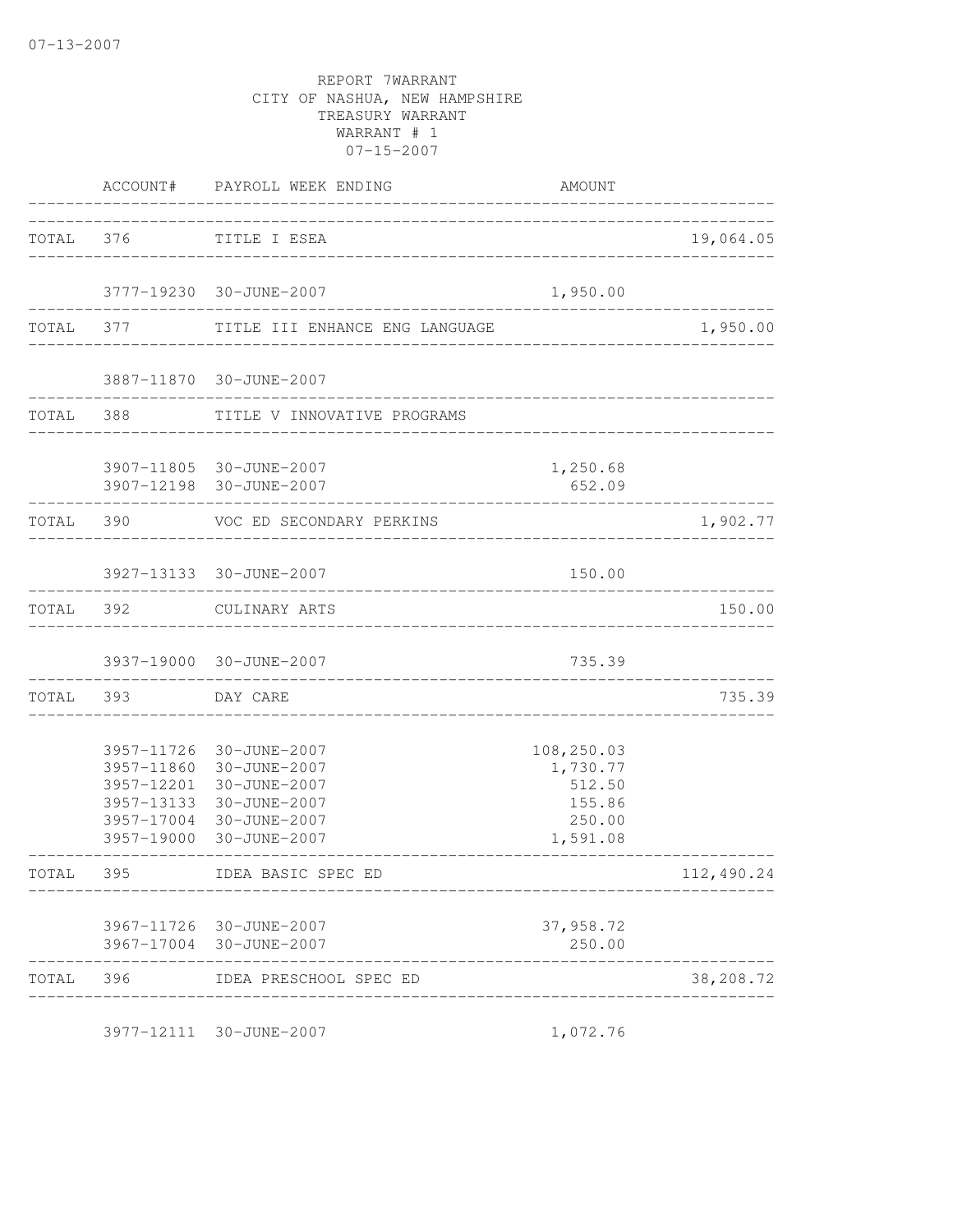07-13-2007

REPORT 7WARRANT
CITY OF NASHUA, NEW HAMPSHIRE
TREASURY WARRANT
WARRANT # 1
07-15-2007

| | ACCOUNT# | PAYROLL WEEK ENDING | AMOUNT | |
|---|---|---|---|---|
| TOTAL | 376 | TITLE I ESEA | | 19,064.05 |
| | 3777-19230 | 30-JUNE-2007 | 1,950.00 | |
| TOTAL | 377 | TITLE III ENHANCE ENG LANGUAGE | | 1,950.00 |
| | 3887-11870 | 30-JUNE-2007 | | |
| TOTAL | 388 | TITLE V INNOVATIVE PROGRAMS | | |
| | 3907-11805 | 30-JUNE-2007 | 1,250.68 | |
| | 3907-12198 | 30-JUNE-2007 | 652.09 | |
| TOTAL | 390 | VOC ED SECONDARY PERKINS | | 1,902.77 |
| | 3927-13133 | 30-JUNE-2007 | 150.00 | |
| TOTAL | 392 | CULINARY ARTS | | 150.00 |
| | 3937-19000 | 30-JUNE-2007 | 735.39 | |
| TOTAL | 393 | DAY CARE | | 735.39 |
| | 3957-11726 | 30-JUNE-2007 | 108,250.03 | |
| | 3957-11860 | 30-JUNE-2007 | 1,730.77 | |
| | 3957-12201 | 30-JUNE-2007 | 512.50 | |
| | 3957-13133 | 30-JUNE-2007 | 155.86 | |
| | 3957-17004 | 30-JUNE-2007 | 250.00 | |
| | 3957-19000 | 30-JUNE-2007 | 1,591.08 | |
| TOTAL | 395 | IDEA BASIC SPEC ED | | 112,490.24 |
| | 3967-11726 | 30-JUNE-2007 | 37,958.72 | |
| | 3967-17004 | 30-JUNE-2007 | 250.00 | |
| TOTAL | 396 | IDEA PRESCHOOL SPEC ED | | 38,208.72 |
| | 3977-12111 | 30-JUNE-2007 | 1,072.76 | |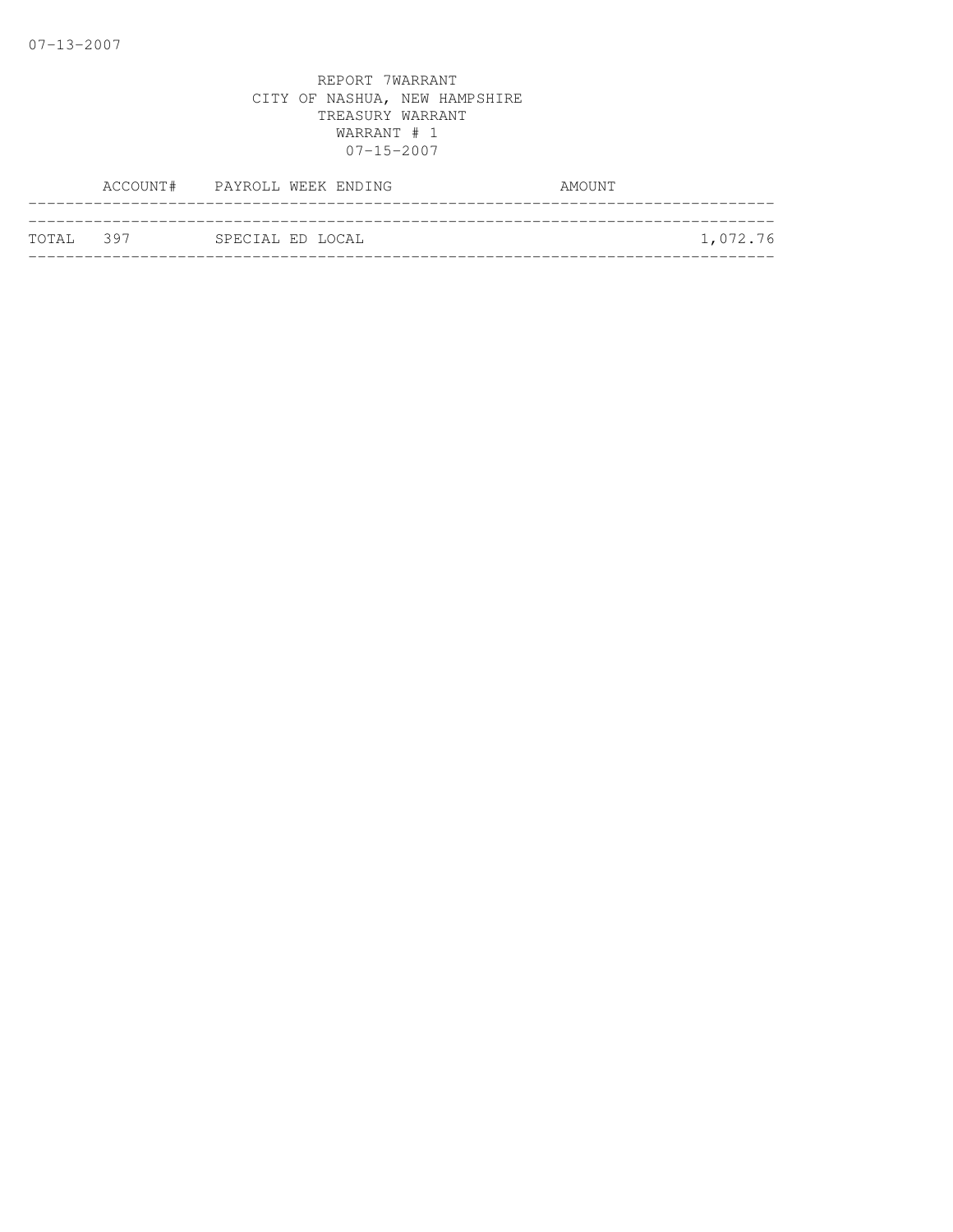07-13-2007

REPORT 7WARRANT
CITY OF NASHUA, NEW HAMPSHIRE
TREASURY WARRANT
WARRANT # 1
07-15-2007

| | ACCOUNT# | PAYROLL WEEK ENDING | AMOUNT |
|---|---|---|---|
| TOTAL | 397 | SPECIAL ED LOCAL | 1,072.76 |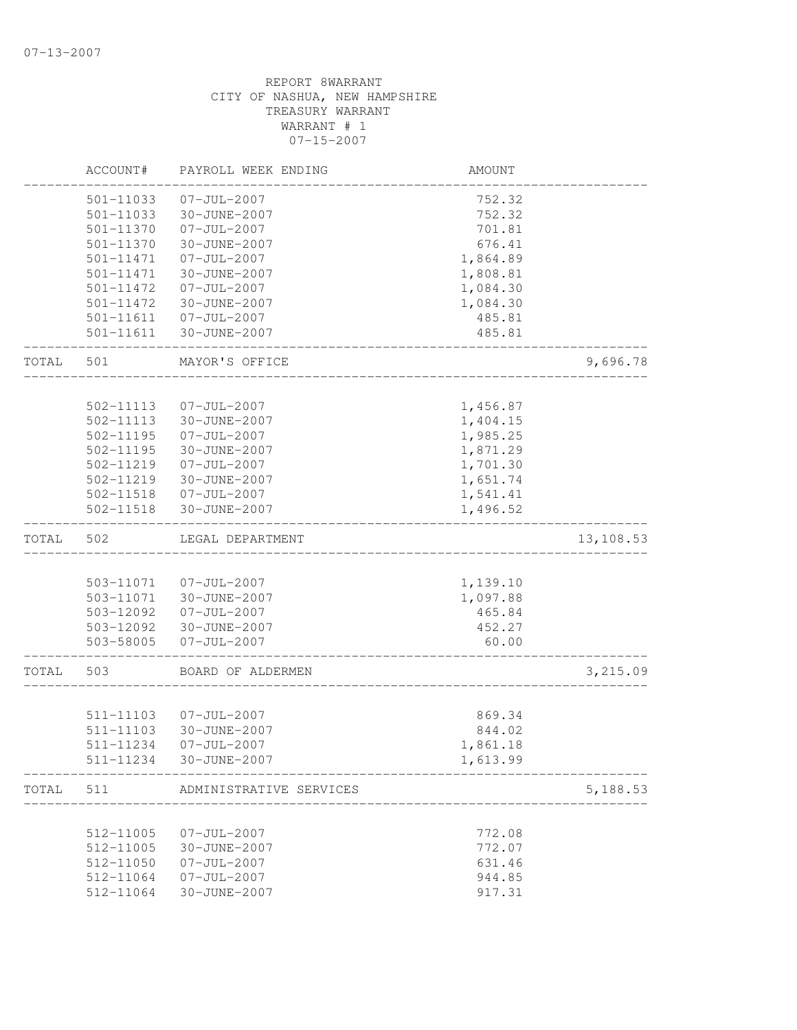07-13-2007

REPORT 8WARRANT
CITY OF NASHUA, NEW HAMPSHIRE
TREASURY WARRANT
WARRANT # 1
07-15-2007

| | ACCOUNT# | PAYROLL WEEK ENDING | AMOUNT | |
|---|---|---|---|---|
| | 501-11033 | 07-JUL-2007 | 752.32 | |
| | 501-11033 | 30-JUNE-2007 | 752.32 | |
| | 501-11370 | 07-JUL-2007 | 701.81 | |
| | 501-11370 | 30-JUNE-2007 | 676.41 | |
| | 501-11471 | 07-JUL-2007 | 1,864.89 | |
| | 501-11471 | 30-JUNE-2007 | 1,808.81 | |
| | 501-11472 | 07-JUL-2007 | 1,084.30 | |
| | 501-11472 | 30-JUNE-2007 | 1,084.30 | |
| | 501-11611 | 07-JUL-2007 | 485.81 | |
| | 501-11611 | 30-JUNE-2007 | 485.81 | |
| TOTAL | 501 | MAYOR'S OFFICE | | 9,696.78 |
| | 502-11113 | 07-JUL-2007 | 1,456.87 | |
| | 502-11113 | 30-JUNE-2007 | 1,404.15 | |
| | 502-11195 | 07-JUL-2007 | 1,985.25 | |
| | 502-11195 | 30-JUNE-2007 | 1,871.29 | |
| | 502-11219 | 07-JUL-2007 | 1,701.30 | |
| | 502-11219 | 30-JUNE-2007 | 1,651.74 | |
| | 502-11518 | 07-JUL-2007 | 1,541.41 | |
| | 502-11518 | 30-JUNE-2007 | 1,496.52 | |
| TOTAL | 502 | LEGAL DEPARTMENT | | 13,108.53 |
| | 503-11071 | 07-JUL-2007 | 1,139.10 | |
| | 503-11071 | 30-JUNE-2007 | 1,097.88 | |
| | 503-12092 | 07-JUL-2007 | 465.84 | |
| | 503-12092 | 30-JUNE-2007 | 452.27 | |
| | 503-58005 | 07-JUL-2007 | 60.00 | |
| TOTAL | 503 | BOARD OF ALDERMEN | | 3,215.09 |
| | 511-11103 | 07-JUL-2007 | 869.34 | |
| | 511-11103 | 30-JUNE-2007 | 844.02 | |
| | 511-11234 | 07-JUL-2007 | 1,861.18 | |
| | 511-11234 | 30-JUNE-2007 | 1,613.99 | |
| TOTAL | 511 | ADMINISTRATIVE SERVICES | | 5,188.53 |
| | 512-11005 | 07-JUL-2007 | 772.08 | |
| | 512-11005 | 30-JUNE-2007 | 772.07 | |
| | 512-11050 | 07-JUL-2007 | 631.46 | |
| | 512-11064 | 07-JUL-2007 | 944.85 | |
| | 512-11064 | 30-JUNE-2007 | 917.31 | |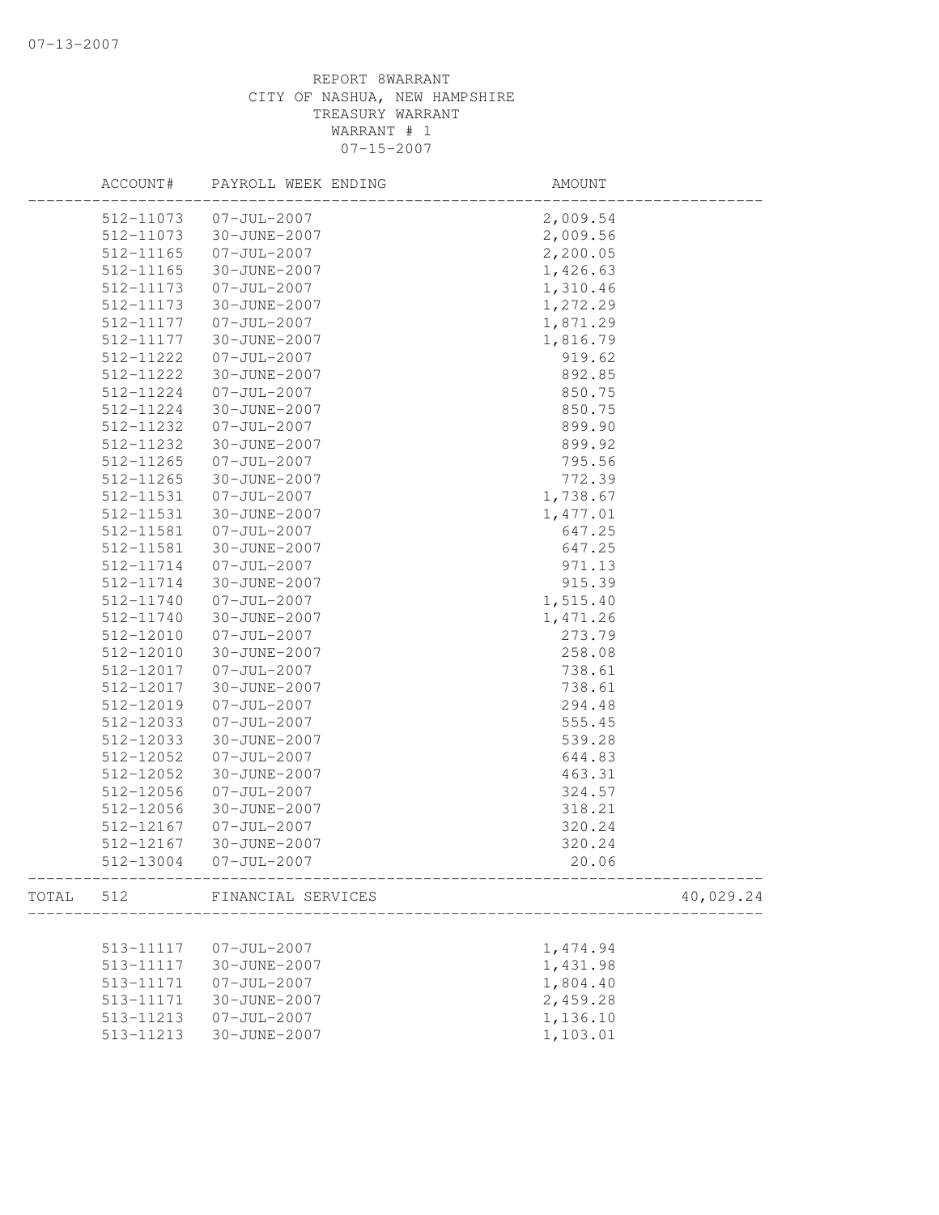REPORT 8WARRANT
CITY OF NASHUA, NEW HAMPSHIRE
TREASURY WARRANT
WARRANT # 1
07-15-2007

| | ACCOUNT# | PAYROLL WEEK ENDING | AMOUNT | |
|---|---|---|---|---|
| | 512-11073 | 07-JUL-2007 | 2,009.54 | |
| | 512-11073 | 30-JUNE-2007 | 2,009.56 | |
| | 512-11165 | 07-JUL-2007 | 2,200.05 | |
| | 512-11165 | 30-JUNE-2007 | 1,426.63 | |
| | 512-11173 | 07-JUL-2007 | 1,310.46 | |
| | 512-11173 | 30-JUNE-2007 | 1,272.29 | |
| | 512-11177 | 07-JUL-2007 | 1,871.29 | |
| | 512-11177 | 30-JUNE-2007 | 1,816.79 | |
| | 512-11222 | 07-JUL-2007 | 919.62 | |
| | 512-11222 | 30-JUNE-2007 | 892.85 | |
| | 512-11224 | 07-JUL-2007 | 850.75 | |
| | 512-11224 | 30-JUNE-2007 | 850.75 | |
| | 512-11232 | 07-JUL-2007 | 899.90 | |
| | 512-11232 | 30-JUNE-2007 | 899.92 | |
| | 512-11265 | 07-JUL-2007 | 795.56 | |
| | 512-11265 | 30-JUNE-2007 | 772.39 | |
| | 512-11531 | 07-JUL-2007 | 1,738.67 | |
| | 512-11531 | 30-JUNE-2007 | 1,477.01 | |
| | 512-11581 | 07-JUL-2007 | 647.25 | |
| | 512-11581 | 30-JUNE-2007 | 647.25 | |
| | 512-11714 | 07-JUL-2007 | 971.13 | |
| | 512-11714 | 30-JUNE-2007 | 915.39 | |
| | 512-11740 | 07-JUL-2007 | 1,515.40 | |
| | 512-11740 | 30-JUNE-2007 | 1,471.26 | |
| | 512-12010 | 07-JUL-2007 | 273.79 | |
| | 512-12010 | 30-JUNE-2007 | 258.08 | |
| | 512-12017 | 07-JUL-2007 | 738.61 | |
| | 512-12017 | 30-JUNE-2007 | 738.61 | |
| | 512-12019 | 07-JUL-2007 | 294.48 | |
| | 512-12033 | 07-JUL-2007 | 555.45 | |
| | 512-12033 | 30-JUNE-2007 | 539.28 | |
| | 512-12052 | 07-JUL-2007 | 644.83 | |
| | 512-12052 | 30-JUNE-2007 | 463.31 | |
| | 512-12056 | 07-JUL-2007 | 324.57 | |
| | 512-12056 | 30-JUNE-2007 | 318.21 | |
| | 512-12167 | 07-JUL-2007 | 320.24 | |
| | 512-12167 | 30-JUNE-2007 | 320.24 | |
| | 512-13004 | 07-JUL-2007 | 20.06 | |
| TOTAL | 512 | FINANCIAL SERVICES | | 40,029.24 |
| | 513-11117 | 07-JUL-2007 | 1,474.94 | |
| | 513-11117 | 30-JUNE-2007 | 1,431.98 | |
| | 513-11171 | 07-JUL-2007 | 1,804.40 | |
| | 513-11171 | 30-JUNE-2007 | 2,459.28 | |
| | 513-11213 | 07-JUL-2007 | 1,136.10 | |
| | 513-11213 | 30-JUNE-2007 | 1,103.01 | |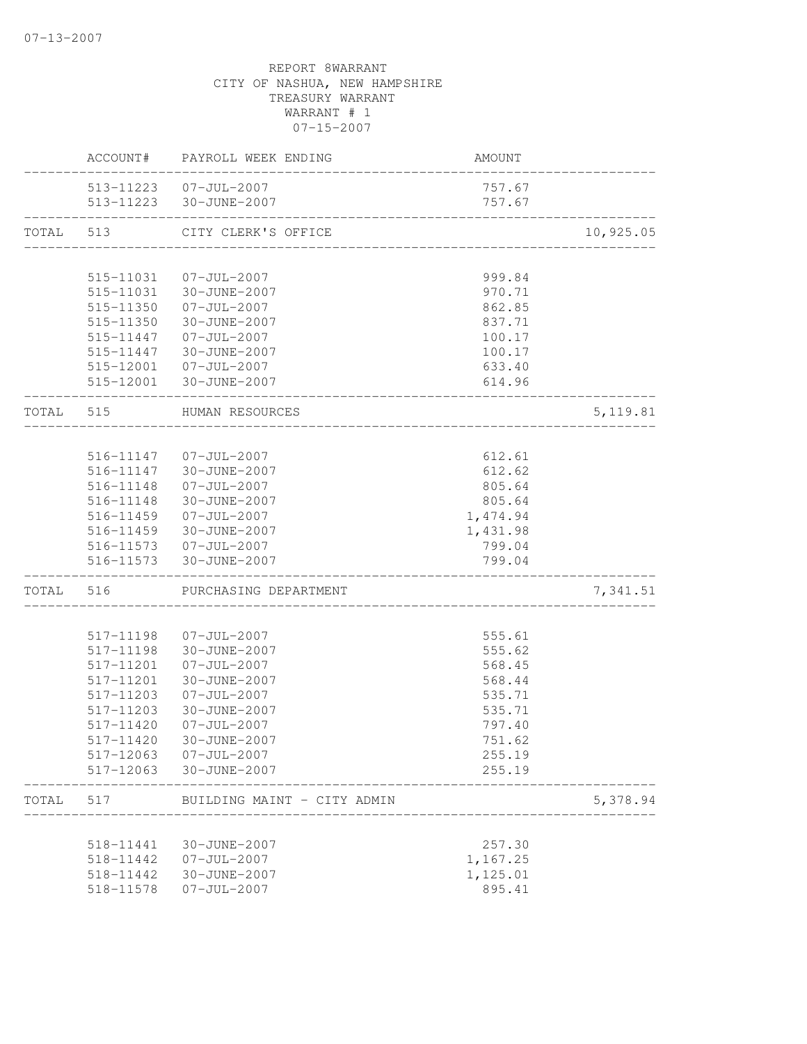07-13-2007

REPORT 8WARRANT
CITY OF NASHUA, NEW HAMPSHIRE
TREASURY WARRANT
WARRANT # 1
07-15-2007

| | ACCOUNT# | PAYROLL WEEK ENDING | AMOUNT | |
|---|---|---|---|---|
| | 513-11223 | 07-JUL-2007 | 757.67 | |
| | 513-11223 | 30-JUNE-2007 | 757.67 | |
| TOTAL | 513 | CITY CLERK'S OFFICE | | 10,925.05 |
| | 515-11031 | 07-JUL-2007 | 999.84 | |
| | 515-11031 | 30-JUNE-2007 | 970.71 | |
| | 515-11350 | 07-JUL-2007 | 862.85 | |
| | 515-11350 | 30-JUNE-2007 | 837.71 | |
| | 515-11447 | 07-JUL-2007 | 100.17 | |
| | 515-11447 | 30-JUNE-2007 | 100.17 | |
| | 515-12001 | 07-JUL-2007 | 633.40 | |
| | 515-12001 | 30-JUNE-2007 | 614.96 | |
| TOTAL | 515 | HUMAN RESOURCES | | 5,119.81 |
| | 516-11147 | 07-JUL-2007 | 612.61 | |
| | 516-11147 | 30-JUNE-2007 | 612.62 | |
| | 516-11148 | 07-JUL-2007 | 805.64 | |
| | 516-11148 | 30-JUNE-2007 | 805.64 | |
| | 516-11459 | 07-JUL-2007 | 1,474.94 | |
| | 516-11459 | 30-JUNE-2007 | 1,431.98 | |
| | 516-11573 | 07-JUL-2007 | 799.04 | |
| | 516-11573 | 30-JUNE-2007 | 799.04 | |
| TOTAL | 516 | PURCHASING DEPARTMENT | | 7,341.51 |
| | 517-11198 | 07-JUL-2007 | 555.61 | |
| | 517-11198 | 30-JUNE-2007 | 555.62 | |
| | 517-11201 | 07-JUL-2007 | 568.45 | |
| | 517-11201 | 30-JUNE-2007 | 568.44 | |
| | 517-11203 | 07-JUL-2007 | 535.71 | |
| | 517-11203 | 30-JUNE-2007 | 535.71 | |
| | 517-11420 | 07-JUL-2007 | 797.40 | |
| | 517-11420 | 30-JUNE-2007 | 751.62 | |
| | 517-12063 | 07-JUL-2007 | 255.19 | |
| | 517-12063 | 30-JUNE-2007 | 255.19 | |
| TOTAL | 517 | BUILDING MAINT - CITY ADMIN | | 5,378.94 |
| | 518-11441 | 30-JUNE-2007 | 257.30 | |
| | 518-11442 | 07-JUL-2007 | 1,167.25 | |
| | 518-11442 | 30-JUNE-2007 | 1,125.01 | |
| | 518-11578 | 07-JUL-2007 | 895.41 | |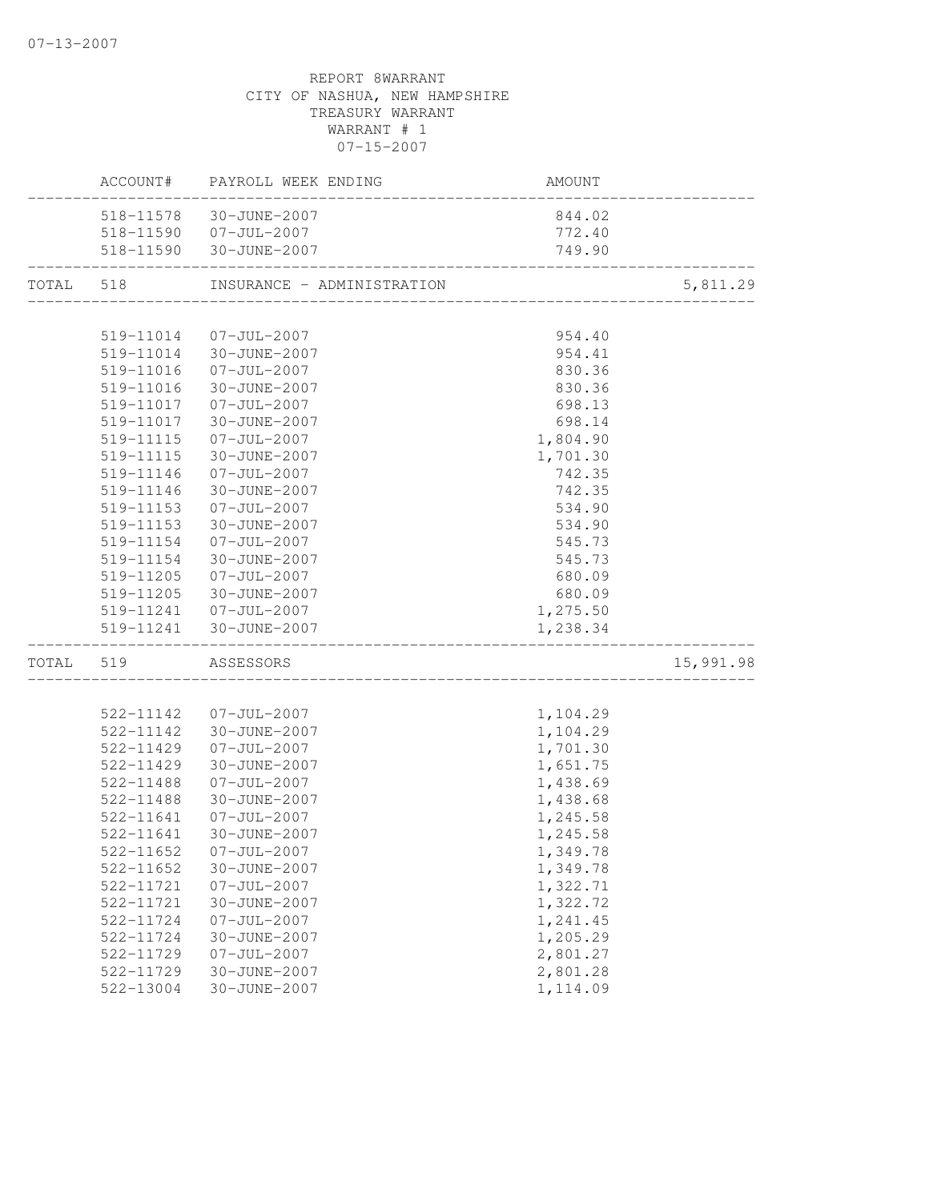07-13-2007

REPORT 8WARRANT
CITY OF NASHUA, NEW HAMPSHIRE
TREASURY WARRANT
WARRANT # 1
07-15-2007

| | ACCOUNT# | PAYROLL WEEK ENDING | AMOUNT | |
|---|---|---|---|---|
| | 518-11578 | 30-JUNE-2007 | 844.02 | |
| | 518-11590 | 07-JUL-2007 | 772.40 | |
| | 518-11590 | 30-JUNE-2007 | 749.90 | |
| TOTAL | 518 | INSURANCE - ADMINISTRATION | | 5,811.29 |
| | 519-11014 | 07-JUL-2007 | 954.40 | |
| | 519-11014 | 30-JUNE-2007 | 954.41 | |
| | 519-11016 | 07-JUL-2007 | 830.36 | |
| | 519-11016 | 30-JUNE-2007 | 830.36 | |
| | 519-11017 | 07-JUL-2007 | 698.13 | |
| | 519-11017 | 30-JUNE-2007 | 698.14 | |
| | 519-11115 | 07-JUL-2007 | 1,804.90 | |
| | 519-11115 | 30-JUNE-2007 | 1,701.30 | |
| | 519-11146 | 07-JUL-2007 | 742.35 | |
| | 519-11146 | 30-JUNE-2007 | 742.35 | |
| | 519-11153 | 07-JUL-2007 | 534.90 | |
| | 519-11153 | 30-JUNE-2007 | 534.90 | |
| | 519-11154 | 07-JUL-2007 | 545.73 | |
| | 519-11154 | 30-JUNE-2007 | 545.73 | |
| | 519-11205 | 07-JUL-2007 | 680.09 | |
| | 519-11205 | 30-JUNE-2007 | 680.09 | |
| | 519-11241 | 07-JUL-2007 | 1,275.50 | |
| | 519-11241 | 30-JUNE-2007 | 1,238.34 | |
| TOTAL | 519 | ASSESSORS | | 15,991.98 |
| | 522-11142 | 07-JUL-2007 | 1,104.29 | |
| | 522-11142 | 30-JUNE-2007 | 1,104.29 | |
| | 522-11429 | 07-JUL-2007 | 1,701.30 | |
| | 522-11429 | 30-JUNE-2007 | 1,651.75 | |
| | 522-11488 | 07-JUL-2007 | 1,438.69 | |
| | 522-11488 | 30-JUNE-2007 | 1,438.68 | |
| | 522-11641 | 07-JUL-2007 | 1,245.58 | |
| | 522-11641 | 30-JUNE-2007 | 1,245.58 | |
| | 522-11652 | 07-JUL-2007 | 1,349.78 | |
| | 522-11652 | 30-JUNE-2007 | 1,349.78 | |
| | 522-11721 | 07-JUL-2007 | 1,322.71 | |
| | 522-11721 | 30-JUNE-2007 | 1,322.72 | |
| | 522-11724 | 07-JUL-2007 | 1,241.45 | |
| | 522-11724 | 30-JUNE-2007 | 1,205.29 | |
| | 522-11729 | 07-JUL-2007 | 2,801.27 | |
| | 522-11729 | 30-JUNE-2007 | 2,801.28 | |
| | 522-13004 | 30-JUNE-2007 | 1,114.09 | |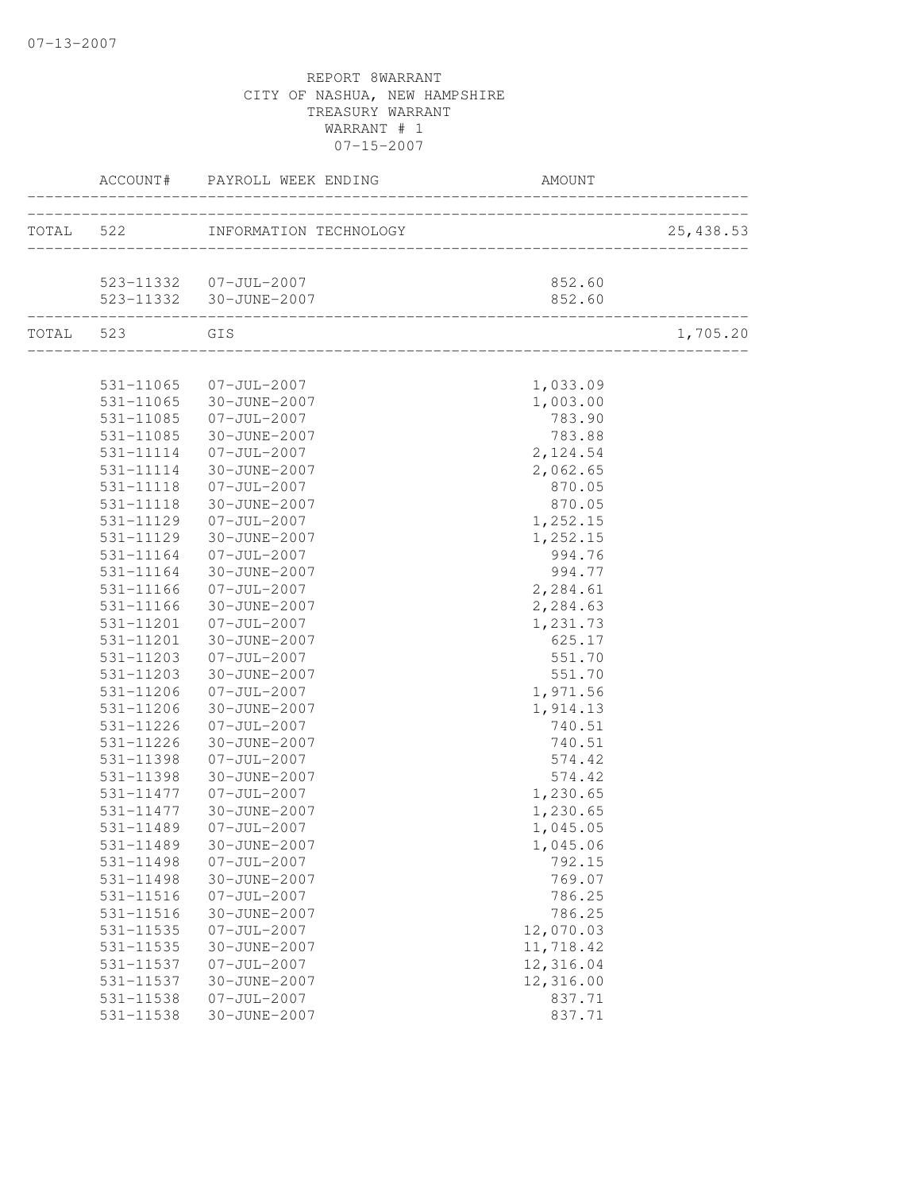07-13-2007

REPORT 8WARRANT
CITY OF NASHUA, NEW HAMPSHIRE
TREASURY WARRANT
WARRANT # 1
07-15-2007

| | ACCOUNT# | PAYROLL WEEK ENDING | AMOUNT | |
|---|---|---|---|---|
| TOTAL | 522 | INFORMATION TECHNOLOGY | | 25,438.53 |
| | 523-11332 | 07-JUL-2007 | 852.60 | |
| | 523-11332 | 30-JUNE-2007 | 852.60 | |
| TOTAL | 523 | GIS | | 1,705.20 |
| | 531-11065 | 07-JUL-2007 | 1,033.09 | |
| | 531-11065 | 30-JUNE-2007 | 1,003.00 | |
| | 531-11085 | 07-JUL-2007 | 783.90 | |
| | 531-11085 | 30-JUNE-2007 | 783.88 | |
| | 531-11114 | 07-JUL-2007 | 2,124.54 | |
| | 531-11114 | 30-JUNE-2007 | 2,062.65 | |
| | 531-11118 | 07-JUL-2007 | 870.05 | |
| | 531-11118 | 30-JUNE-2007 | 870.05 | |
| | 531-11129 | 07-JUL-2007 | 1,252.15 | |
| | 531-11129 | 30-JUNE-2007 | 1,252.15 | |
| | 531-11164 | 07-JUL-2007 | 994.76 | |
| | 531-11164 | 30-JUNE-2007 | 994.77 | |
| | 531-11166 | 07-JUL-2007 | 2,284.61 | |
| | 531-11166 | 30-JUNE-2007 | 2,284.63 | |
| | 531-11201 | 07-JUL-2007 | 1,231.73 | |
| | 531-11201 | 30-JUNE-2007 | 625.17 | |
| | 531-11203 | 07-JUL-2007 | 551.70 | |
| | 531-11203 | 30-JUNE-2007 | 551.70 | |
| | 531-11206 | 07-JUL-2007 | 1,971.56 | |
| | 531-11206 | 30-JUNE-2007 | 1,914.13 | |
| | 531-11226 | 07-JUL-2007 | 740.51 | |
| | 531-11226 | 30-JUNE-2007 | 740.51 | |
| | 531-11398 | 07-JUL-2007 | 574.42 | |
| | 531-11398 | 30-JUNE-2007 | 574.42 | |
| | 531-11477 | 07-JUL-2007 | 1,230.65 | |
| | 531-11477 | 30-JUNE-2007 | 1,230.65 | |
| | 531-11489 | 07-JUL-2007 | 1,045.05 | |
| | 531-11489 | 30-JUNE-2007 | 1,045.06 | |
| | 531-11498 | 07-JUL-2007 | 792.15 | |
| | 531-11498 | 30-JUNE-2007 | 769.07 | |
| | 531-11516 | 07-JUL-2007 | 786.25 | |
| | 531-11516 | 30-JUNE-2007 | 786.25 | |
| | 531-11535 | 07-JUL-2007 | 12,070.03 | |
| | 531-11535 | 30-JUNE-2007 | 11,718.42 | |
| | 531-11537 | 07-JUL-2007 | 12,316.04 | |
| | 531-11537 | 30-JUNE-2007 | 12,316.00 | |
| | 531-11538 | 07-JUL-2007 | 837.71 | |
| | 531-11538 | 30-JUNE-2007 | 837.71 | |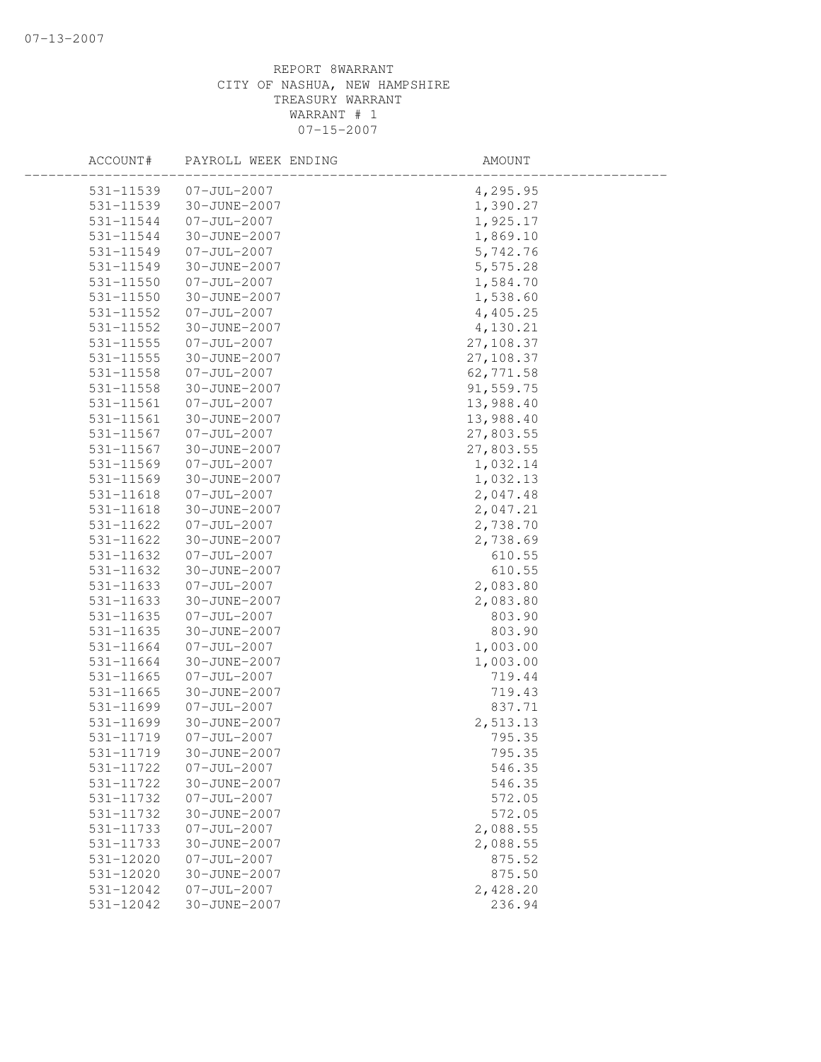REPORT 8WARRANT
CITY OF NASHUA, NEW HAMPSHIRE
TREASURY WARRANT
WARRANT # 1
07-15-2007

| ACCOUNT# | PAYROLL WEEK ENDING | AMOUNT |
|---|---|---|
| 531-11539 | 07-JUL-2007 | 4,295.95 |
| 531-11539 | 30-JUNE-2007 | 1,390.27 |
| 531-11544 | 07-JUL-2007 | 1,925.17 |
| 531-11544 | 30-JUNE-2007 | 1,869.10 |
| 531-11549 | 07-JUL-2007 | 5,742.76 |
| 531-11549 | 30-JUNE-2007 | 5,575.28 |
| 531-11550 | 07-JUL-2007 | 1,584.70 |
| 531-11550 | 30-JUNE-2007 | 1,538.60 |
| 531-11552 | 07-JUL-2007 | 4,405.25 |
| 531-11552 | 30-JUNE-2007 | 4,130.21 |
| 531-11555 | 07-JUL-2007 | 27,108.37 |
| 531-11555 | 30-JUNE-2007 | 27,108.37 |
| 531-11558 | 07-JUL-2007 | 62,771.58 |
| 531-11558 | 30-JUNE-2007 | 91,559.75 |
| 531-11561 | 07-JUL-2007 | 13,988.40 |
| 531-11561 | 30-JUNE-2007 | 13,988.40 |
| 531-11567 | 07-JUL-2007 | 27,803.55 |
| 531-11567 | 30-JUNE-2007 | 27,803.55 |
| 531-11569 | 07-JUL-2007 | 1,032.14 |
| 531-11569 | 30-JUNE-2007 | 1,032.13 |
| 531-11618 | 07-JUL-2007 | 2,047.48 |
| 531-11618 | 30-JUNE-2007 | 2,047.21 |
| 531-11622 | 07-JUL-2007 | 2,738.70 |
| 531-11622 | 30-JUNE-2007 | 2,738.69 |
| 531-11632 | 07-JUL-2007 | 610.55 |
| 531-11632 | 30-JUNE-2007 | 610.55 |
| 531-11633 | 07-JUL-2007 | 2,083.80 |
| 531-11633 | 30-JUNE-2007 | 2,083.80 |
| 531-11635 | 07-JUL-2007 | 803.90 |
| 531-11635 | 30-JUNE-2007 | 803.90 |
| 531-11664 | 07-JUL-2007 | 1,003.00 |
| 531-11664 | 30-JUNE-2007 | 1,003.00 |
| 531-11665 | 07-JUL-2007 | 719.44 |
| 531-11665 | 30-JUNE-2007 | 719.43 |
| 531-11699 | 07-JUL-2007 | 837.71 |
| 531-11699 | 30-JUNE-2007 | 2,513.13 |
| 531-11719 | 07-JUL-2007 | 795.35 |
| 531-11719 | 30-JUNE-2007 | 795.35 |
| 531-11722 | 07-JUL-2007 | 546.35 |
| 531-11722 | 30-JUNE-2007 | 546.35 |
| 531-11732 | 07-JUL-2007 | 572.05 |
| 531-11732 | 30-JUNE-2007 | 572.05 |
| 531-11733 | 07-JUL-2007 | 2,088.55 |
| 531-11733 | 30-JUNE-2007 | 2,088.55 |
| 531-12020 | 07-JUL-2007 | 875.52 |
| 531-12020 | 30-JUNE-2007 | 875.50 |
| 531-12042 | 07-JUL-2007 | 2,428.20 |
| 531-12042 | 30-JUNE-2007 | 236.94 |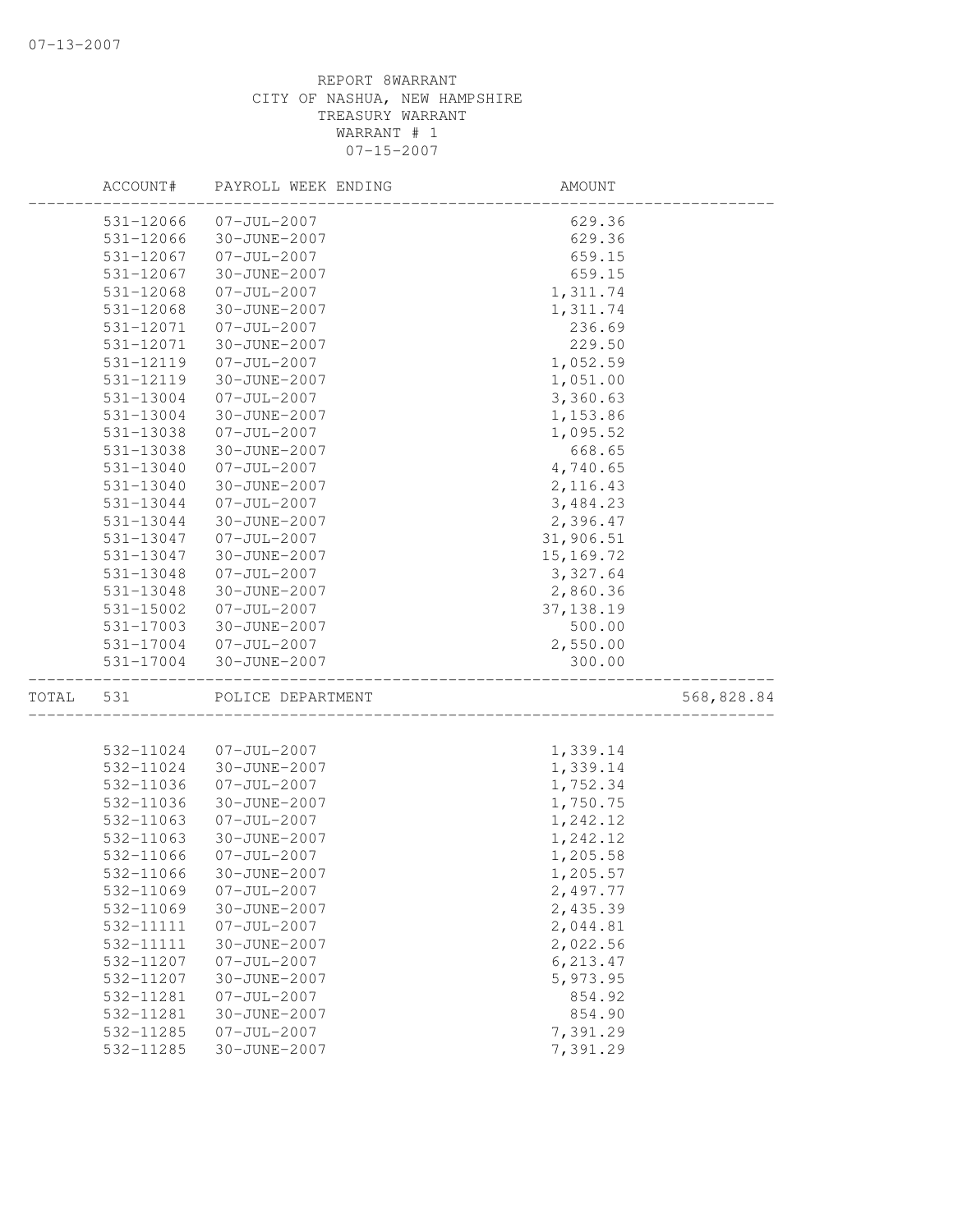REPORT 8WARRANT
CITY OF NASHUA, NEW HAMPSHIRE
TREASURY WARRANT
WARRANT # 1
07-15-2007

| ACCOUNT# | PAYROLL WEEK ENDING | AMOUNT | |
|---|---|---|---|
| 531-12066 | 07-JUL-2007 | 629.36 | |
| 531-12066 | 30-JUNE-2007 | 629.36 | |
| 531-12067 | 07-JUL-2007 | 659.15 | |
| 531-12067 | 30-JUNE-2007 | 659.15 | |
| 531-12068 | 07-JUL-2007 | 1,311.74 | |
| 531-12068 | 30-JUNE-2007 | 1,311.74 | |
| 531-12071 | 07-JUL-2007 | 236.69 | |
| 531-12071 | 30-JUNE-2007 | 229.50 | |
| 531-12119 | 07-JUL-2007 | 1,052.59 | |
| 531-12119 | 30-JUNE-2007 | 1,051.00 | |
| 531-13004 | 07-JUL-2007 | 3,360.63 | |
| 531-13004 | 30-JUNE-2007 | 1,153.86 | |
| 531-13038 | 07-JUL-2007 | 1,095.52 | |
| 531-13038 | 30-JUNE-2007 | 668.65 | |
| 531-13040 | 07-JUL-2007 | 4,740.65 | |
| 531-13040 | 30-JUNE-2007 | 2,116.43 | |
| 531-13044 | 07-JUL-2007 | 3,484.23 | |
| 531-13044 | 30-JUNE-2007 | 2,396.47 | |
| 531-13047 | 07-JUL-2007 | 31,906.51 | |
| 531-13047 | 30-JUNE-2007 | 15,169.72 | |
| 531-13048 | 07-JUL-2007 | 3,327.64 | |
| 531-13048 | 30-JUNE-2007 | 2,860.36 | |
| 531-15002 | 07-JUL-2007 | 37,138.19 | |
| 531-17003 | 30-JUNE-2007 | 500.00 | |
| 531-17004 | 07-JUL-2007 | 2,550.00 | |
| 531-17004 | 30-JUNE-2007 | 300.00 | |
| TOTAL 531 | POLICE DEPARTMENT | | 568,828.84 |
| 532-11024 | 07-JUL-2007 | 1,339.14 | |
| 532-11024 | 30-JUNE-2007 | 1,339.14 | |
| 532-11036 | 07-JUL-2007 | 1,752.34 | |
| 532-11036 | 30-JUNE-2007 | 1,750.75 | |
| 532-11063 | 07-JUL-2007 | 1,242.12 | |
| 532-11063 | 30-JUNE-2007 | 1,242.12 | |
| 532-11066 | 07-JUL-2007 | 1,205.58 | |
| 532-11066 | 30-JUNE-2007 | 1,205.57 | |
| 532-11069 | 07-JUL-2007 | 2,497.77 | |
| 532-11069 | 30-JUNE-2007 | 2,435.39 | |
| 532-11111 | 07-JUL-2007 | 2,044.81 | |
| 532-11111 | 30-JUNE-2007 | 2,022.56 | |
| 532-11207 | 07-JUL-2007 | 6,213.47 | |
| 532-11207 | 30-JUNE-2007 | 5,973.95 | |
| 532-11281 | 07-JUL-2007 | 854.92 | |
| 532-11281 | 30-JUNE-2007 | 854.90 | |
| 532-11285 | 07-JUL-2007 | 7,391.29 | |
| 532-11285 | 30-JUNE-2007 | 7,391.29 | |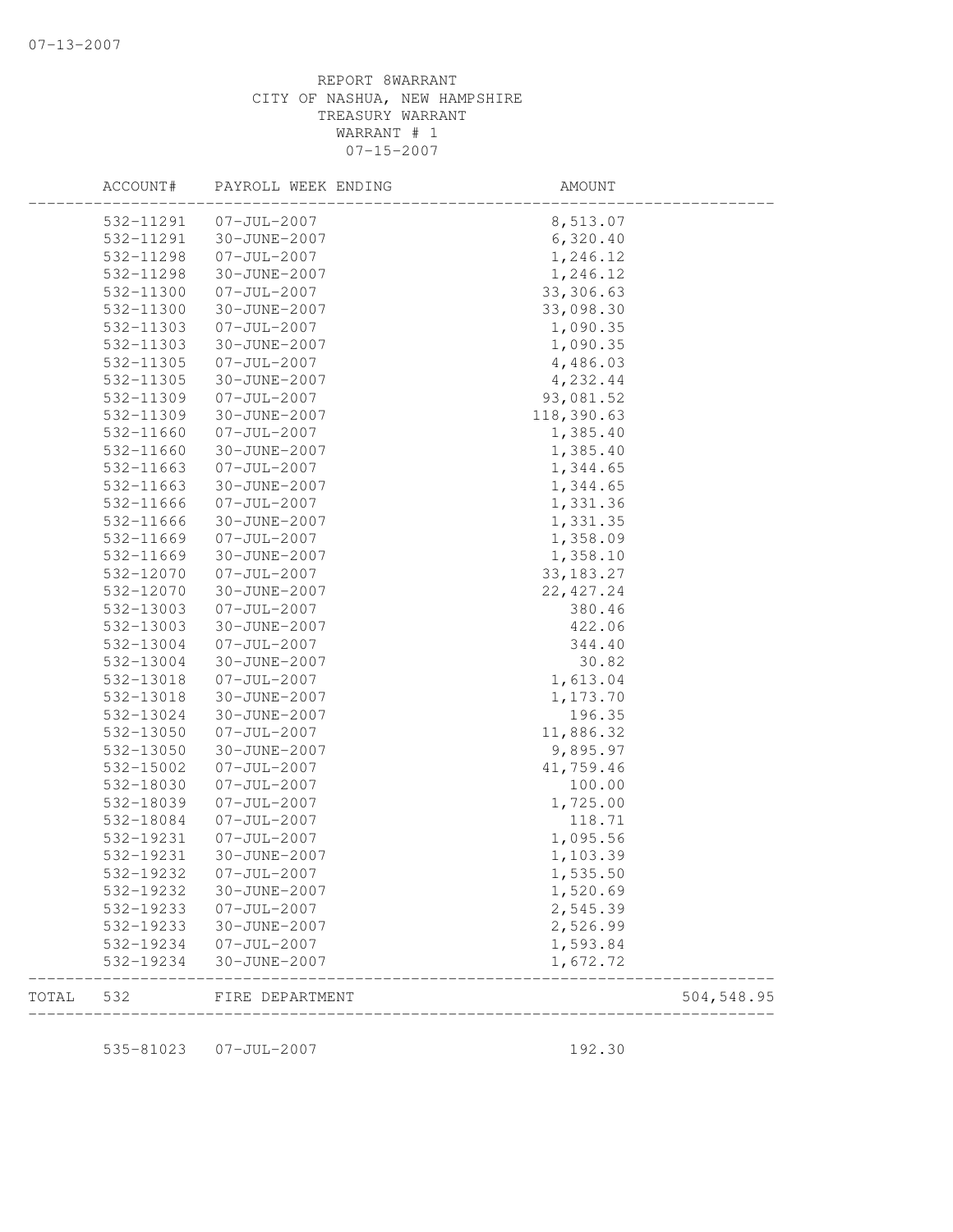REPORT 8WARRANT
CITY OF NASHUA, NEW HAMPSHIRE
TREASURY WARRANT
WARRANT # 1
07-15-2007

| ACCOUNT# | PAYROLL WEEK ENDING | AMOUNT | |
|---|---|---|---|
| 532-11291 | 07-JUL-2007 | 8,513.07 | |
| 532-11291 | 30-JUNE-2007 | 6,320.40 | |
| 532-11298 | 07-JUL-2007 | 1,246.12 | |
| 532-11298 | 30-JUNE-2007 | 1,246.12 | |
| 532-11300 | 07-JUL-2007 | 33,306.63 | |
| 532-11300 | 30-JUNE-2007 | 33,098.30 | |
| 532-11303 | 07-JUL-2007 | 1,090.35 | |
| 532-11303 | 30-JUNE-2007 | 1,090.35 | |
| 532-11305 | 07-JUL-2007 | 4,486.03 | |
| 532-11305 | 30-JUNE-2007 | 4,232.44 | |
| 532-11309 | 07-JUL-2007 | 93,081.52 | |
| 532-11309 | 30-JUNE-2007 | 118,390.63 | |
| 532-11660 | 07-JUL-2007 | 1,385.40 | |
| 532-11660 | 30-JUNE-2007 | 1,385.40 | |
| 532-11663 | 07-JUL-2007 | 1,344.65 | |
| 532-11663 | 30-JUNE-2007 | 1,344.65 | |
| 532-11666 | 07-JUL-2007 | 1,331.36 | |
| 532-11666 | 30-JUNE-2007 | 1,331.35 | |
| 532-11669 | 07-JUL-2007 | 1,358.09 | |
| 532-11669 | 30-JUNE-2007 | 1,358.10 | |
| 532-12070 | 07-JUL-2007 | 33,183.27 | |
| 532-12070 | 30-JUNE-2007 | 22,427.24 | |
| 532-13003 | 07-JUL-2007 | 380.46 | |
| 532-13003 | 30-JUNE-2007 | 422.06 | |
| 532-13004 | 07-JUL-2007 | 344.40 | |
| 532-13004 | 30-JUNE-2007 | 30.82 | |
| 532-13018 | 07-JUL-2007 | 1,613.04 | |
| 532-13018 | 30-JUNE-2007 | 1,173.70 | |
| 532-13024 | 30-JUNE-2007 | 196.35 | |
| 532-13050 | 07-JUL-2007 | 11,886.32 | |
| 532-13050 | 30-JUNE-2007 | 9,895.97 | |
| 532-15002 | 07-JUL-2007 | 41,759.46 | |
| 532-18030 | 07-JUL-2007 | 100.00 | |
| 532-18039 | 07-JUL-2007 | 1,725.00 | |
| 532-18084 | 07-JUL-2007 | 118.71 | |
| 532-19231 | 07-JUL-2007 | 1,095.56 | |
| 532-19231 | 30-JUNE-2007 | 1,103.39 | |
| 532-19232 | 07-JUL-2007 | 1,535.50 | |
| 532-19232 | 30-JUNE-2007 | 1,520.69 | |
| 532-19233 | 07-JUL-2007 | 2,545.39 | |
| 532-19233 | 30-JUNE-2007 | 2,526.99 | |
| 532-19234 | 07-JUL-2007 | 1,593.84 | |
| 532-19234 | 30-JUNE-2007 | 1,672.72 | |
| TOTAL 532 | FIRE DEPARTMENT | | 504,548.95 |
| 535-81023 | 07-JUL-2007 | 192.30 | |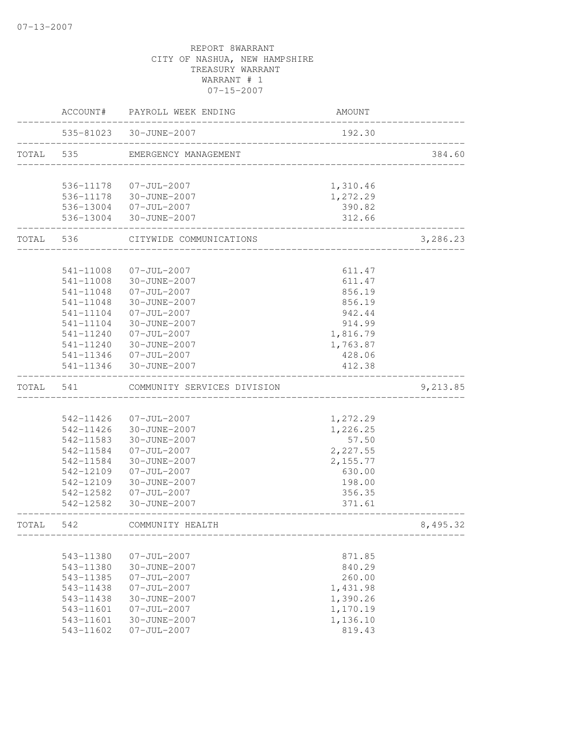07-13-2007

REPORT 8WARRANT
CITY OF NASHUA, NEW HAMPSHIRE
TREASURY WARRANT
WARRANT # 1
07-15-2007

| | ACCOUNT# | PAYROLL WEEK ENDING | AMOUNT | |
|---|---|---|---|---|
| | 535-81023 | 30-JUNE-2007 | 192.30 | |
| TOTAL | 535 | EMERGENCY MANAGEMENT | | 384.60 |
| | 536-11178 | 07-JUL-2007 | 1,310.46 | |
| | 536-11178 | 30-JUNE-2007 | 1,272.29 | |
| | 536-13004 | 07-JUL-2007 | 390.82 | |
| | 536-13004 | 30-JUNE-2007 | 312.66 | |
| TOTAL | 536 | CITYWIDE COMMUNICATIONS | | 3,286.23 |
| | 541-11008 | 07-JUL-2007 | 611.47 | |
| | 541-11008 | 30-JUNE-2007 | 611.47 | |
| | 541-11048 | 07-JUL-2007 | 856.19 | |
| | 541-11048 | 30-JUNE-2007 | 856.19 | |
| | 541-11104 | 07-JUL-2007 | 942.44 | |
| | 541-11104 | 30-JUNE-2007 | 914.99 | |
| | 541-11240 | 07-JUL-2007 | 1,816.79 | |
| | 541-11240 | 30-JUNE-2007 | 1,763.87 | |
| | 541-11346 | 07-JUL-2007 | 428.06 | |
| | 541-11346 | 30-JUNE-2007 | 412.38 | |
| TOTAL | 541 | COMMUNITY SERVICES DIVISION | | 9,213.85 |
| | 542-11426 | 07-JUL-2007 | 1,272.29 | |
| | 542-11426 | 30-JUNE-2007 | 1,226.25 | |
| | 542-11583 | 30-JUNE-2007 | 57.50 | |
| | 542-11584 | 07-JUL-2007 | 2,227.55 | |
| | 542-11584 | 30-JUNE-2007 | 2,155.77 | |
| | 542-12109 | 07-JUL-2007 | 630.00 | |
| | 542-12109 | 30-JUNE-2007 | 198.00 | |
| | 542-12582 | 07-JUL-2007 | 356.35 | |
| | 542-12582 | 30-JUNE-2007 | 371.61 | |
| TOTAL | 542 | COMMUNITY HEALTH | | 8,495.32 |
| | 543-11380 | 07-JUL-2007 | 871.85 | |
| | 543-11380 | 30-JUNE-2007 | 840.29 | |
| | 543-11385 | 07-JUL-2007 | 260.00 | |
| | 543-11438 | 07-JUL-2007 | 1,431.98 | |
| | 543-11438 | 30-JUNE-2007 | 1,390.26 | |
| | 543-11601 | 07-JUL-2007 | 1,170.19 | |
| | 543-11601 | 30-JUNE-2007 | 1,136.10 | |
| | 543-11602 | 07-JUL-2007 | 819.43 | |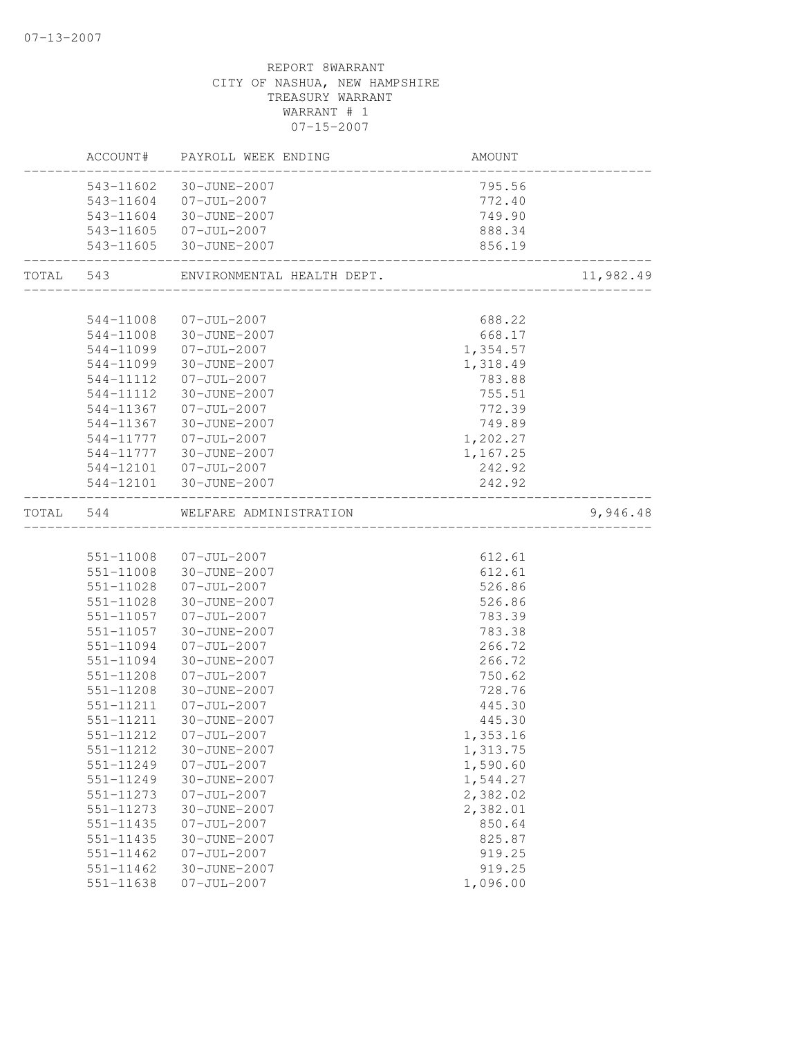REPORT 8WARRANT
CITY OF NASHUA, NEW HAMPSHIRE
TREASURY WARRANT
WARRANT # 1
07-15-2007

| | ACCOUNT# | PAYROLL WEEK ENDING | AMOUNT | |
|---|---|---|---|---|
| | 543-11602 | 30-JUNE-2007 | 795.56 | |
| | 543-11604 | 07-JUL-2007 | 772.40 | |
| | 543-11604 | 30-JUNE-2007 | 749.90 | |
| | 543-11605 | 07-JUL-2007 | 888.34 | |
| | 543-11605 | 30-JUNE-2007 | 856.19 | |
| TOTAL | 543 | ENVIRONMENTAL HEALTH DEPT. | | 11,982.49 |
| | 544-11008 | 07-JUL-2007 | 688.22 | |
| | 544-11008 | 30-JUNE-2007 | 668.17 | |
| | 544-11099 | 07-JUL-2007 | 1,354.57 | |
| | 544-11099 | 30-JUNE-2007 | 1,318.49 | |
| | 544-11112 | 07-JUL-2007 | 783.88 | |
| | 544-11112 | 30-JUNE-2007 | 755.51 | |
| | 544-11367 | 07-JUL-2007 | 772.39 | |
| | 544-11367 | 30-JUNE-2007 | 749.89 | |
| | 544-11777 | 07-JUL-2007 | 1,202.27 | |
| | 544-11777 | 30-JUNE-2007 | 1,167.25 | |
| | 544-12101 | 07-JUL-2007 | 242.92 | |
| | 544-12101 | 30-JUNE-2007 | 242.92 | |
| TOTAL | 544 | WELFARE ADMINISTRATION | | 9,946.48 |
| | 551-11008 | 07-JUL-2007 | 612.61 | |
| | 551-11008 | 30-JUNE-2007 | 612.61 | |
| | 551-11028 | 07-JUL-2007 | 526.86 | |
| | 551-11028 | 30-JUNE-2007 | 526.86 | |
| | 551-11057 | 07-JUL-2007 | 783.39 | |
| | 551-11057 | 30-JUNE-2007 | 783.38 | |
| | 551-11094 | 07-JUL-2007 | 266.72 | |
| | 551-11094 | 30-JUNE-2007 | 266.72 | |
| | 551-11208 | 07-JUL-2007 | 750.62 | |
| | 551-11208 | 30-JUNE-2007 | 728.76 | |
| | 551-11211 | 07-JUL-2007 | 445.30 | |
| | 551-11211 | 30-JUNE-2007 | 445.30 | |
| | 551-11212 | 07-JUL-2007 | 1,353.16 | |
| | 551-11212 | 30-JUNE-2007 | 1,313.75 | |
| | 551-11249 | 07-JUL-2007 | 1,590.60 | |
| | 551-11249 | 30-JUNE-2007 | 1,544.27 | |
| | 551-11273 | 07-JUL-2007 | 2,382.02 | |
| | 551-11273 | 30-JUNE-2007 | 2,382.01 | |
| | 551-11435 | 07-JUL-2007 | 850.64 | |
| | 551-11435 | 30-JUNE-2007 | 825.87 | |
| | 551-11462 | 07-JUL-2007 | 919.25 | |
| | 551-11462 | 30-JUNE-2007 | 919.25 | |
| | 551-11638 | 07-JUL-2007 | 1,096.00 | |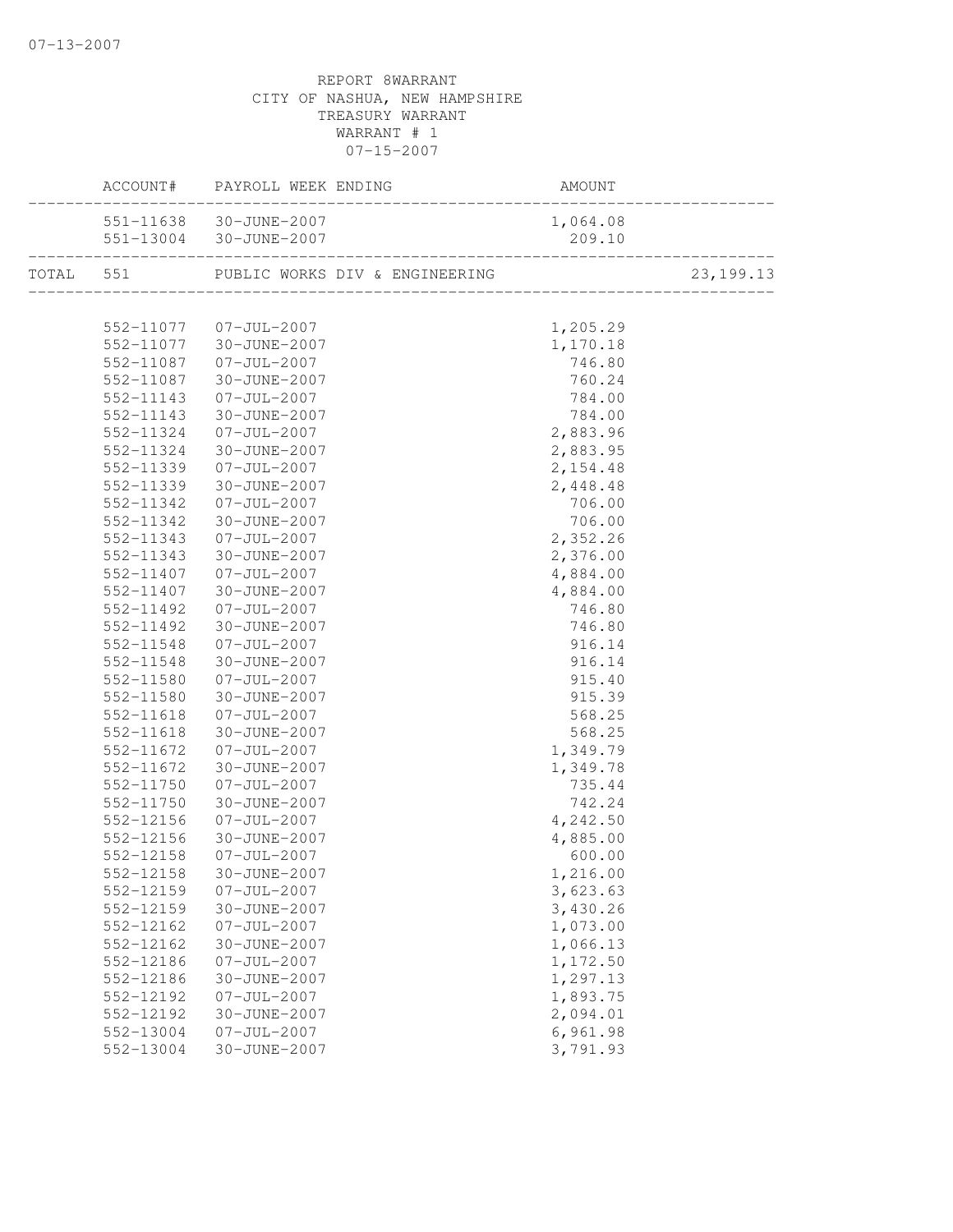07-13-2007

REPORT 8WARRANT
CITY OF NASHUA, NEW HAMPSHIRE
TREASURY WARRANT
WARRANT # 1
07-15-2007

| | ACCOUNT# | PAYROLL WEEK ENDING | AMOUNT | |
|---|---|---|---|---|
| | 551-11638 | 30-JUNE-2007 | 1,064.08 | |
| | 551-13004 | 30-JUNE-2007 | 209.10 | |
| TOTAL | 551 | PUBLIC WORKS DIV & ENGINEERING | | 23,199.13 |
| | 552-11077 | 07-JUL-2007 | 1,205.29 | |
| | 552-11077 | 30-JUNE-2007 | 1,170.18 | |
| | 552-11087 | 07-JUL-2007 | 746.80 | |
| | 552-11087 | 30-JUNE-2007 | 760.24 | |
| | 552-11143 | 07-JUL-2007 | 784.00 | |
| | 552-11143 | 30-JUNE-2007 | 784.00 | |
| | 552-11324 | 07-JUL-2007 | 2,883.96 | |
| | 552-11324 | 30-JUNE-2007 | 2,883.95 | |
| | 552-11339 | 07-JUL-2007 | 2,154.48 | |
| | 552-11339 | 30-JUNE-2007 | 2,448.48 | |
| | 552-11342 | 07-JUL-2007 | 706.00 | |
| | 552-11342 | 30-JUNE-2007 | 706.00 | |
| | 552-11343 | 07-JUL-2007 | 2,352.26 | |
| | 552-11343 | 30-JUNE-2007 | 2,376.00 | |
| | 552-11407 | 07-JUL-2007 | 4,884.00 | |
| | 552-11407 | 30-JUNE-2007 | 4,884.00 | |
| | 552-11492 | 07-JUL-2007 | 746.80 | |
| | 552-11492 | 30-JUNE-2007 | 746.80 | |
| | 552-11548 | 07-JUL-2007 | 916.14 | |
| | 552-11548 | 30-JUNE-2007 | 916.14 | |
| | 552-11580 | 07-JUL-2007 | 915.40 | |
| | 552-11580 | 30-JUNE-2007 | 915.39 | |
| | 552-11618 | 07-JUL-2007 | 568.25 | |
| | 552-11618 | 30-JUNE-2007 | 568.25 | |
| | 552-11672 | 07-JUL-2007 | 1,349.79 | |
| | 552-11672 | 30-JUNE-2007 | 1,349.78 | |
| | 552-11750 | 07-JUL-2007 | 735.44 | |
| | 552-11750 | 30-JUNE-2007 | 742.24 | |
| | 552-12156 | 07-JUL-2007 | 4,242.50 | |
| | 552-12156 | 30-JUNE-2007 | 4,885.00 | |
| | 552-12158 | 07-JUL-2007 | 600.00 | |
| | 552-12158 | 30-JUNE-2007 | 1,216.00 | |
| | 552-12159 | 07-JUL-2007 | 3,623.63 | |
| | 552-12159 | 30-JUNE-2007 | 3,430.26 | |
| | 552-12162 | 07-JUL-2007 | 1,073.00 | |
| | 552-12162 | 30-JUNE-2007 | 1,066.13 | |
| | 552-12186 | 07-JUL-2007 | 1,172.50 | |
| | 552-12186 | 30-JUNE-2007 | 1,297.13 | |
| | 552-12192 | 07-JUL-2007 | 1,893.75 | |
| | 552-12192 | 30-JUNE-2007 | 2,094.01 | |
| | 552-13004 | 07-JUL-2007 | 6,961.98 | |
| | 552-13004 | 30-JUNE-2007 | 3,791.93 | |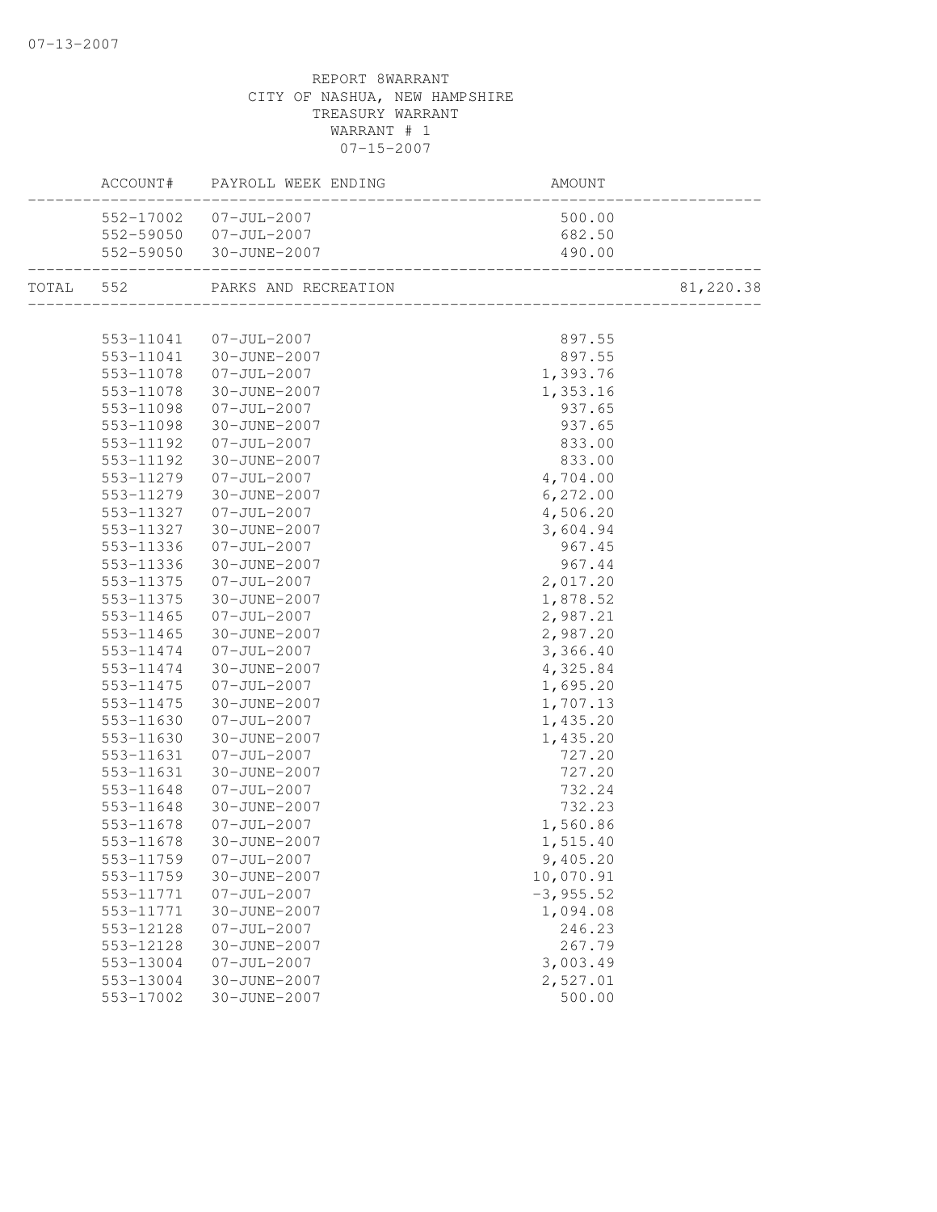REPORT 8WARRANT
CITY OF NASHUA, NEW HAMPSHIRE
TREASURY WARRANT
WARRANT # 1
07-15-2007

| | ACCOUNT# | PAYROLL WEEK ENDING | AMOUNT | |
|---|---|---|---|---|
| | 552-17002 | 07-JUL-2007 | 500.00 | |
| | 552-59050 | 07-JUL-2007 | 682.50 | |
| | 552-59050 | 30-JUNE-2007 | 490.00 | |
| TOTAL | 552 | PARKS AND RECREATION | | 81,220.38 |
| | 553-11041 | 07-JUL-2007 | 897.55 | |
| | 553-11041 | 30-JUNE-2007 | 897.55 | |
| | 553-11078 | 07-JUL-2007 | 1,393.76 | |
| | 553-11078 | 30-JUNE-2007 | 1,353.16 | |
| | 553-11098 | 07-JUL-2007 | 937.65 | |
| | 553-11098 | 30-JUNE-2007 | 937.65 | |
| | 553-11192 | 07-JUL-2007 | 833.00 | |
| | 553-11192 | 30-JUNE-2007 | 833.00 | |
| | 553-11279 | 07-JUL-2007 | 4,704.00 | |
| | 553-11279 | 30-JUNE-2007 | 6,272.00 | |
| | 553-11327 | 07-JUL-2007 | 4,506.20 | |
| | 553-11327 | 30-JUNE-2007 | 3,604.94 | |
| | 553-11336 | 07-JUL-2007 | 967.45 | |
| | 553-11336 | 30-JUNE-2007 | 967.44 | |
| | 553-11375 | 07-JUL-2007 | 2,017.20 | |
| | 553-11375 | 30-JUNE-2007 | 1,878.52 | |
| | 553-11465 | 07-JUL-2007 | 2,987.21 | |
| | 553-11465 | 30-JUNE-2007 | 2,987.20 | |
| | 553-11474 | 07-JUL-2007 | 3,366.40 | |
| | 553-11474 | 30-JUNE-2007 | 4,325.84 | |
| | 553-11475 | 07-JUL-2007 | 1,695.20 | |
| | 553-11475 | 30-JUNE-2007 | 1,707.13 | |
| | 553-11630 | 07-JUL-2007 | 1,435.20 | |
| | 553-11630 | 30-JUNE-2007 | 1,435.20 | |
| | 553-11631 | 07-JUL-2007 | 727.20 | |
| | 553-11631 | 30-JUNE-2007 | 727.20 | |
| | 553-11648 | 07-JUL-2007 | 732.24 | |
| | 553-11648 | 30-JUNE-2007 | 732.23 | |
| | 553-11678 | 07-JUL-2007 | 1,560.86 | |
| | 553-11678 | 30-JUNE-2007 | 1,515.40 | |
| | 553-11759 | 07-JUL-2007 | 9,405.20 | |
| | 553-11759 | 30-JUNE-2007 | 10,070.91 | |
| | 553-11771 | 07-JUL-2007 | -3,955.52 | |
| | 553-11771 | 30-JUNE-2007 | 1,094.08 | |
| | 553-12128 | 07-JUL-2007 | 246.23 | |
| | 553-12128 | 30-JUNE-2007 | 267.79 | |
| | 553-13004 | 07-JUL-2007 | 3,003.49 | |
| | 553-13004 | 30-JUNE-2007 | 2,527.01 | |
| | 553-17002 | 30-JUNE-2007 | 500.00 | |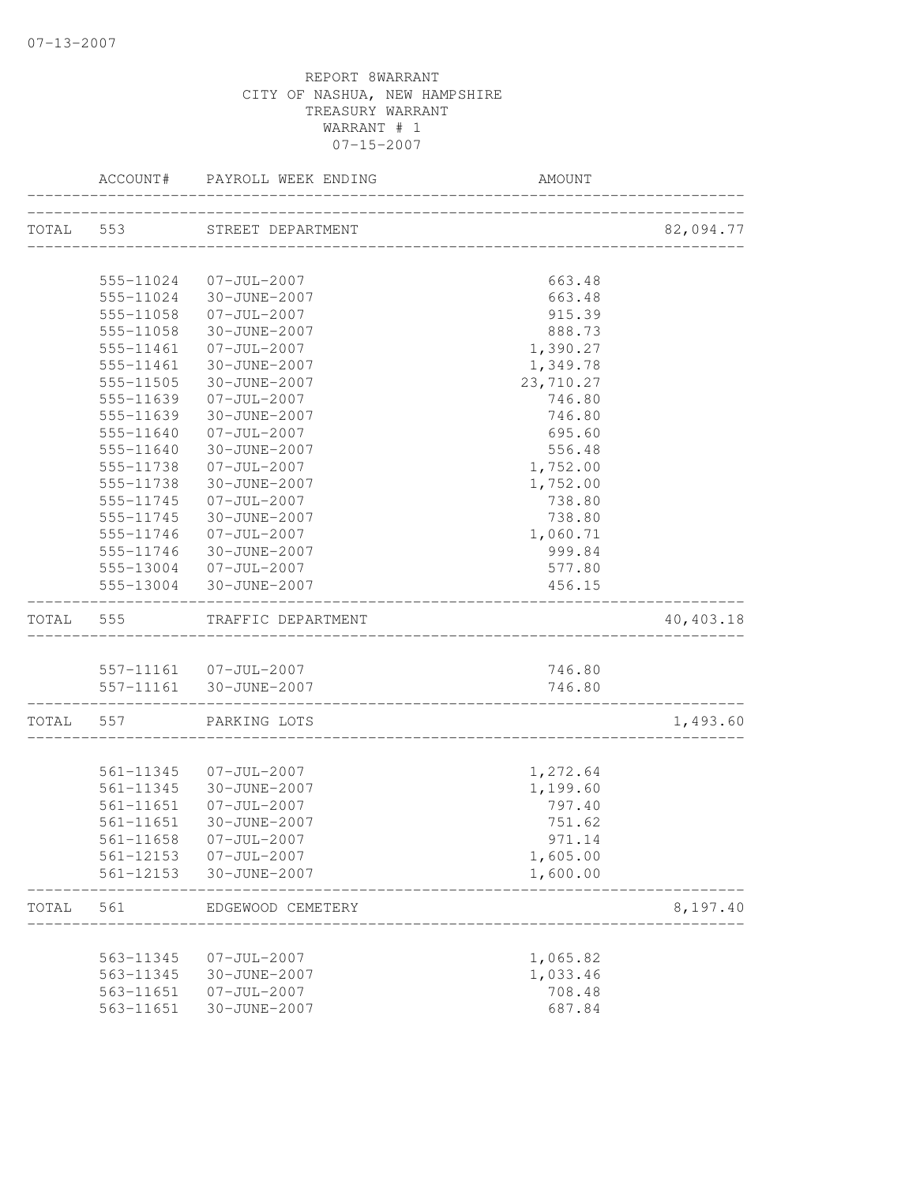REPORT 8WARRANT
CITY OF NASHUA, NEW HAMPSHIRE
TREASURY WARRANT
WARRANT # 1
07-15-2007

| | ACCOUNT# | PAYROLL WEEK ENDING | AMOUNT | |
|---|---|---|---|---|
| TOTAL | 553 | STREET DEPARTMENT | | 82,094.77 |
| | 555-11024 | 07-JUL-2007 | 663.48 | |
| | 555-11024 | 30-JUNE-2007 | 663.48 | |
| | 555-11058 | 07-JUL-2007 | 915.39 | |
| | 555-11058 | 30-JUNE-2007 | 888.73 | |
| | 555-11461 | 07-JUL-2007 | 1,390.27 | |
| | 555-11461 | 30-JUNE-2007 | 1,349.78 | |
| | 555-11505 | 30-JUNE-2007 | 23,710.27 | |
| | 555-11639 | 07-JUL-2007 | 746.80 | |
| | 555-11639 | 30-JUNE-2007 | 746.80 | |
| | 555-11640 | 07-JUL-2007 | 695.60 | |
| | 555-11640 | 30-JUNE-2007 | 556.48 | |
| | 555-11738 | 07-JUL-2007 | 1,752.00 | |
| | 555-11738 | 30-JUNE-2007 | 1,752.00 | |
| | 555-11745 | 07-JUL-2007 | 738.80 | |
| | 555-11745 | 30-JUNE-2007 | 738.80 | |
| | 555-11746 | 07-JUL-2007 | 1,060.71 | |
| | 555-11746 | 30-JUNE-2007 | 999.84 | |
| | 555-13004 | 07-JUL-2007 | 577.80 | |
| | 555-13004 | 30-JUNE-2007 | 456.15 | |
| TOTAL | 555 | TRAFFIC DEPARTMENT | | 40,403.18 |
| | 557-11161 | 07-JUL-2007 | 746.80 | |
| | 557-11161 | 30-JUNE-2007 | 746.80 | |
| TOTAL | 557 | PARKING LOTS | | 1,493.60 |
| | 561-11345 | 07-JUL-2007 | 1,272.64 | |
| | 561-11345 | 30-JUNE-2007 | 1,199.60 | |
| | 561-11651 | 07-JUL-2007 | 797.40 | |
| | 561-11651 | 30-JUNE-2007 | 751.62 | |
| | 561-11658 | 07-JUL-2007 | 971.14 | |
| | 561-12153 | 07-JUL-2007 | 1,605.00 | |
| | 561-12153 | 30-JUNE-2007 | 1,600.00 | |
| TOTAL | 561 | EDGEWOOD CEMETERY | | 8,197.40 |
| | 563-11345 | 07-JUL-2007 | 1,065.82 | |
| | 563-11345 | 30-JUNE-2007 | 1,033.46 | |
| | 563-11651 | 07-JUL-2007 | 708.48 | |
| | 563-11651 | 30-JUNE-2007 | 687.84 | |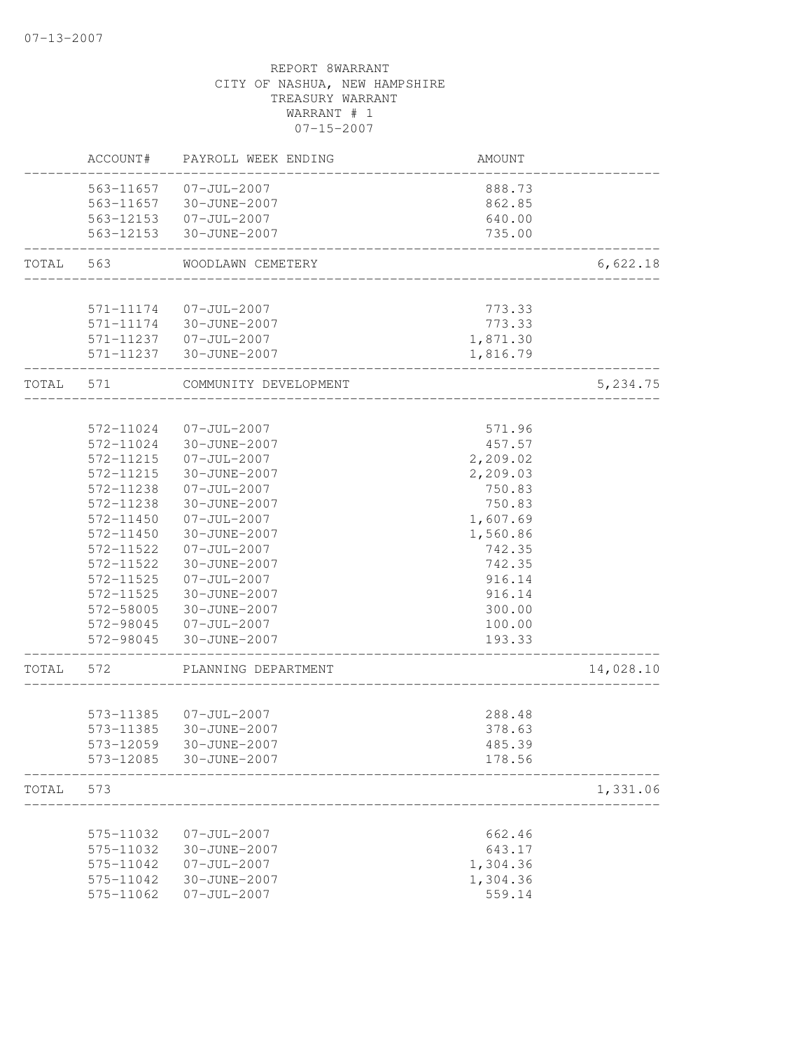07-13-2007

REPORT 8WARRANT
CITY OF NASHUA, NEW HAMPSHIRE
TREASURY WARRANT
WARRANT # 1
07-15-2007

| | ACCOUNT# | PAYROLL WEEK ENDING | AMOUNT | |
|---|---|---|---|---|
| | 563-11657 | 07-JUL-2007 | 888.73 | |
| | 563-11657 | 30-JUNE-2007 | 862.85 | |
| | 563-12153 | 07-JUL-2007 | 640.00 | |
| | 563-12153 | 30-JUNE-2007 | 735.00 | |
| TOTAL | 563 | WOODLAWN CEMETERY | | 6,622.18 |
| | 571-11174 | 07-JUL-2007 | 773.33 | |
| | 571-11174 | 30-JUNE-2007 | 773.33 | |
| | 571-11237 | 07-JUL-2007 | 1,871.30 | |
| | 571-11237 | 30-JUNE-2007 | 1,816.79 | |
| TOTAL | 571 | COMMUNITY DEVELOPMENT | | 5,234.75 |
| | 572-11024 | 07-JUL-2007 | 571.96 | |
| | 572-11024 | 30-JUNE-2007 | 457.57 | |
| | 572-11215 | 07-JUL-2007 | 2,209.02 | |
| | 572-11215 | 30-JUNE-2007 | 2,209.03 | |
| | 572-11238 | 07-JUL-2007 | 750.83 | |
| | 572-11238 | 30-JUNE-2007 | 750.83 | |
| | 572-11450 | 07-JUL-2007 | 1,607.69 | |
| | 572-11450 | 30-JUNE-2007 | 1,560.86 | |
| | 572-11522 | 07-JUL-2007 | 742.35 | |
| | 572-11522 | 30-JUNE-2007 | 742.35 | |
| | 572-11525 | 07-JUL-2007 | 916.14 | |
| | 572-11525 | 30-JUNE-2007 | 916.14 | |
| | 572-58005 | 30-JUNE-2007 | 300.00 | |
| | 572-98045 | 07-JUL-2007 | 100.00 | |
| | 572-98045 | 30-JUNE-2007 | 193.33 | |
| TOTAL | 572 | PLANNING DEPARTMENT | | 14,028.10 |
| | 573-11385 | 07-JUL-2007 | 288.48 | |
| | 573-11385 | 30-JUNE-2007 | 378.63 | |
| | 573-12059 | 30-JUNE-2007 | 485.39 | |
| | 573-12085 | 30-JUNE-2007 | 178.56 | |
| TOTAL | 573 | | | 1,331.06 |
| | 575-11032 | 07-JUL-2007 | 662.46 | |
| | 575-11032 | 30-JUNE-2007 | 643.17 | |
| | 575-11042 | 07-JUL-2007 | 1,304.36 | |
| | 575-11042 | 30-JUNE-2007 | 1,304.36 | |
| | 575-11062 | 07-JUL-2007 | 559.14 | |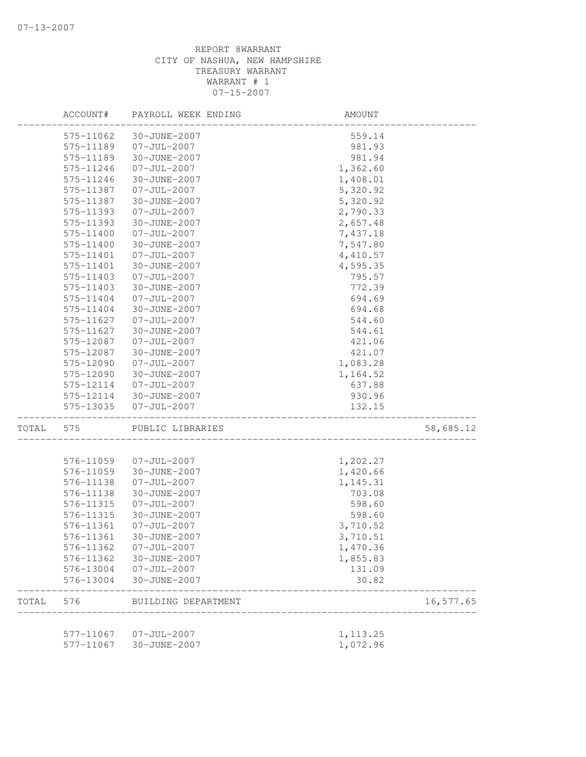REPORT 8WARRANT
CITY OF NASHUA, NEW HAMPSHIRE
TREASURY WARRANT
WARRANT # 1
07-15-2007

| ACCOUNT# | PAYROLL WEEK ENDING | AMOUNT | |
|---|---|---|---|
| 575-11062 | 30-JUNE-2007 | 559.14 | |
| 575-11189 | 07-JUL-2007 | 981.93 | |
| 575-11189 | 30-JUNE-2007 | 981.94 | |
| 575-11246 | 07-JUL-2007 | 1,362.60 | |
| 575-11246 | 30-JUNE-2007 | 1,408.01 | |
| 575-11387 | 07-JUL-2007 | 5,320.92 | |
| 575-11387 | 30-JUNE-2007 | 5,320.92 | |
| 575-11393 | 07-JUL-2007 | 2,790.33 | |
| 575-11393 | 30-JUNE-2007 | 2,657.48 | |
| 575-11400 | 07-JUL-2007 | 7,437.18 | |
| 575-11400 | 30-JUNE-2007 | 7,547.80 | |
| 575-11401 | 07-JUL-2007 | 4,410.57 | |
| 575-11401 | 30-JUNE-2007 | 4,595.35 | |
| 575-11403 | 07-JUL-2007 | 795.57 | |
| 575-11403 | 30-JUNE-2007 | 772.39 | |
| 575-11404 | 07-JUL-2007 | 694.69 | |
| 575-11404 | 30-JUNE-2007 | 694.68 | |
| 575-11627 | 07-JUL-2007 | 544.60 | |
| 575-11627 | 30-JUNE-2007 | 544.61 | |
| 575-12087 | 07-JUL-2007 | 421.06 | |
| 575-12087 | 30-JUNE-2007 | 421.07 | |
| 575-12090 | 07-JUL-2007 | 1,083.28 | |
| 575-12090 | 30-JUNE-2007 | 1,164.52 | |
| 575-12114 | 07-JUL-2007 | 637.88 | |
| 575-12114 | 30-JUNE-2007 | 930.96 | |
| 575-13035 | 07-JUL-2007 | 132.15 | |
| TOTAL 575 | PUBLIC LIBRARIES | | 58,685.12 |
| 576-11059 | 07-JUL-2007 | 1,202.27 | |
| 576-11059 | 30-JUNE-2007 | 1,420.66 | |
| 576-11138 | 07-JUL-2007 | 1,145.31 | |
| 576-11138 | 30-JUNE-2007 | 703.08 | |
| 576-11315 | 07-JUL-2007 | 598.60 | |
| 576-11315 | 30-JUNE-2007 | 598.60 | |
| 576-11361 | 07-JUL-2007 | 3,710.52 | |
| 576-11361 | 30-JUNE-2007 | 3,710.51 | |
| 576-11362 | 07-JUL-2007 | 1,470.36 | |
| 576-11362 | 30-JUNE-2007 | 1,855.83 | |
| 576-13004 | 07-JUL-2007 | 131.09 | |
| 576-13004 | 30-JUNE-2007 | 30.82 | |
| TOTAL 576 | BUILDING DEPARTMENT | | 16,577.65 |
| 577-11067 | 07-JUL-2007 | 1,113.25 | |
| 577-11067 | 30-JUNE-2007 | 1,072.96 | |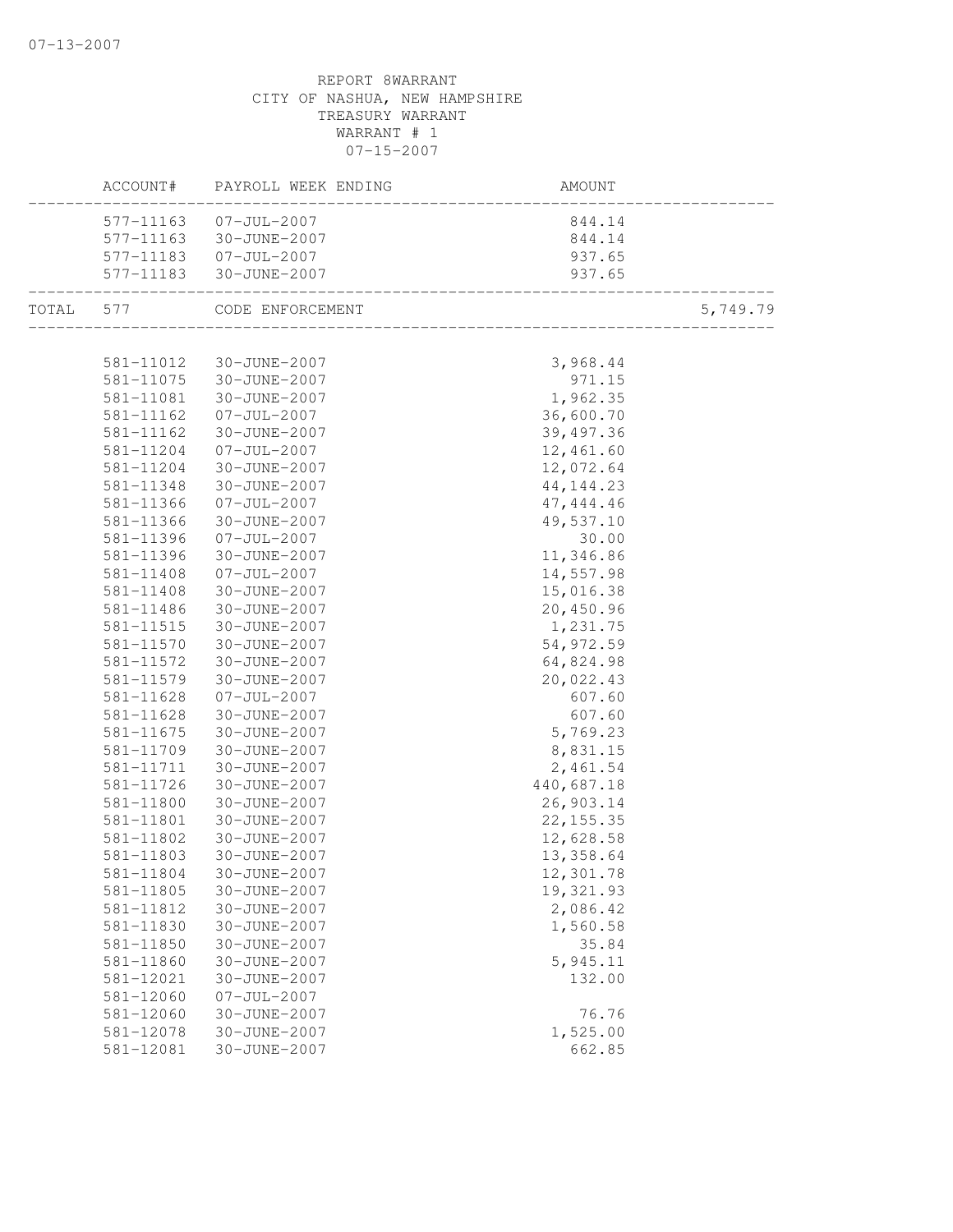REPORT 8WARRANT
CITY OF NASHUA, NEW HAMPSHIRE
TREASURY WARRANT
WARRANT # 1
07-15-2007

| | ACCOUNT# | PAYROLL WEEK ENDING | AMOUNT | |
|---|---|---|---|---|
| | 577-11163 | 07-JUL-2007 | 844.14 | |
| | 577-11163 | 30-JUNE-2007 | 844.14 | |
| | 577-11183 | 07-JUL-2007 | 937.65 | |
| | 577-11183 | 30-JUNE-2007 | 937.65 | |
| TOTAL | 577 | CODE ENFORCEMENT | | 5,749.79 |
| | 581-11012 | 30-JUNE-2007 | 3,968.44 | |
| | 581-11075 | 30-JUNE-2007 | 971.15 | |
| | 581-11081 | 30-JUNE-2007 | 1,962.35 | |
| | 581-11162 | 07-JUL-2007 | 36,600.70 | |
| | 581-11162 | 30-JUNE-2007 | 39,497.36 | |
| | 581-11204 | 07-JUL-2007 | 12,461.60 | |
| | 581-11204 | 30-JUNE-2007 | 12,072.64 | |
| | 581-11348 | 30-JUNE-2007 | 44,144.23 | |
| | 581-11366 | 07-JUL-2007 | 47,444.46 | |
| | 581-11366 | 30-JUNE-2007 | 49,537.10 | |
| | 581-11396 | 07-JUL-2007 | 30.00 | |
| | 581-11396 | 30-JUNE-2007 | 11,346.86 | |
| | 581-11408 | 07-JUL-2007 | 14,557.98 | |
| | 581-11408 | 30-JUNE-2007 | 15,016.38 | |
| | 581-11486 | 30-JUNE-2007 | 20,450.96 | |
| | 581-11515 | 30-JUNE-2007 | 1,231.75 | |
| | 581-11570 | 30-JUNE-2007 | 54,972.59 | |
| | 581-11572 | 30-JUNE-2007 | 64,824.98 | |
| | 581-11579 | 30-JUNE-2007 | 20,022.43 | |
| | 581-11628 | 07-JUL-2007 | 607.60 | |
| | 581-11628 | 30-JUNE-2007 | 607.60 | |
| | 581-11675 | 30-JUNE-2007 | 5,769.23 | |
| | 581-11709 | 30-JUNE-2007 | 8,831.15 | |
| | 581-11711 | 30-JUNE-2007 | 2,461.54 | |
| | 581-11726 | 30-JUNE-2007 | 440,687.18 | |
| | 581-11800 | 30-JUNE-2007 | 26,903.14 | |
| | 581-11801 | 30-JUNE-2007 | 22,155.35 | |
| | 581-11802 | 30-JUNE-2007 | 12,628.58 | |
| | 581-11803 | 30-JUNE-2007 | 13,358.64 | |
| | 581-11804 | 30-JUNE-2007 | 12,301.78 | |
| | 581-11805 | 30-JUNE-2007 | 19,321.93 | |
| | 581-11812 | 30-JUNE-2007 | 2,086.42 | |
| | 581-11830 | 30-JUNE-2007 | 1,560.58 | |
| | 581-11850 | 30-JUNE-2007 | 35.84 | |
| | 581-11860 | 30-JUNE-2007 | 5,945.11 | |
| | 581-12021 | 30-JUNE-2007 | 132.00 | |
| | 581-12060 | 07-JUL-2007 | | |
| | 581-12060 | 30-JUNE-2007 | 76.76 | |
| | 581-12078 | 30-JUNE-2007 | 1,525.00 | |
| | 581-12081 | 30-JUNE-2007 | 662.85 | |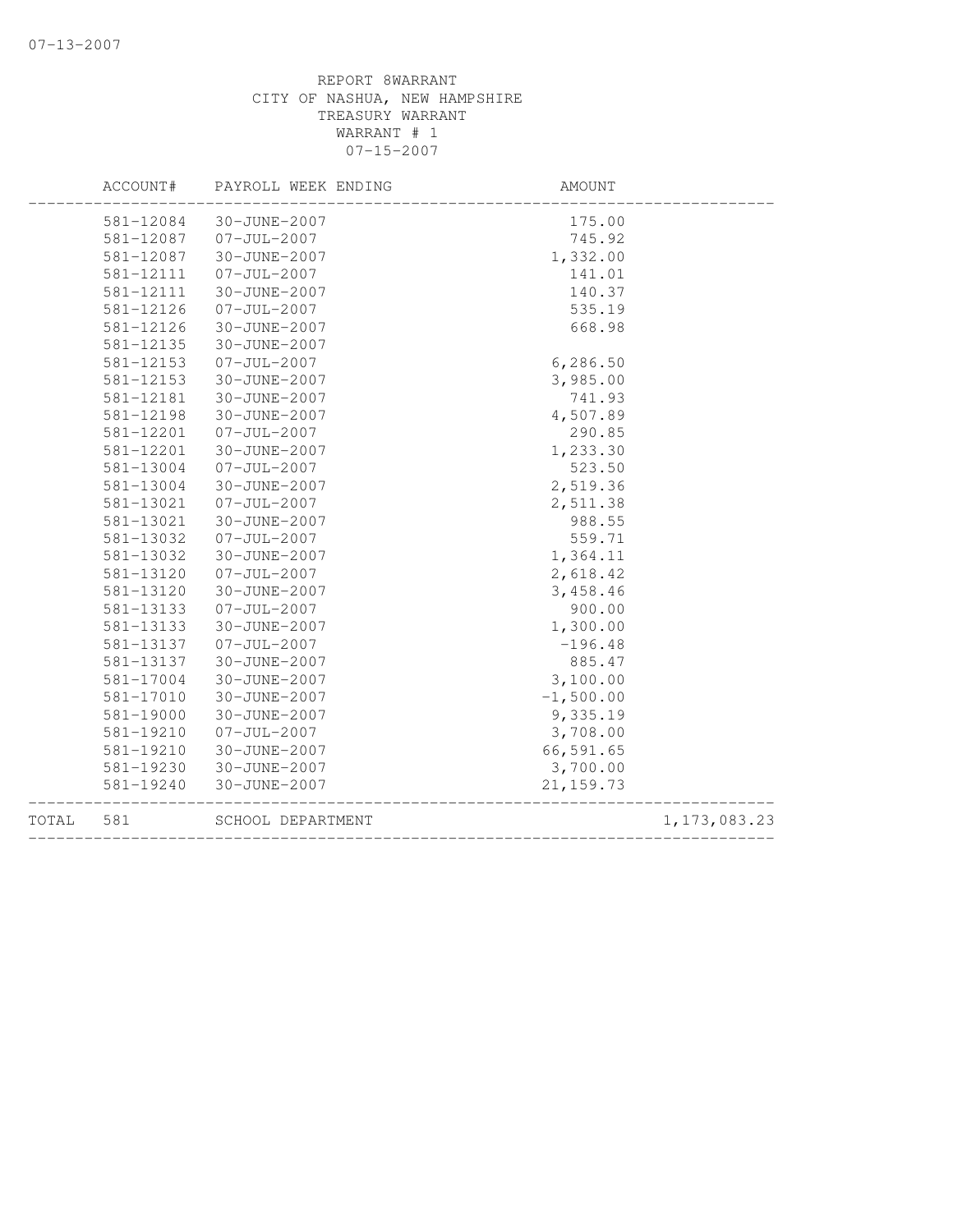07-13-2007

REPORT 8WARRANT
CITY OF NASHUA, NEW HAMPSHIRE
TREASURY WARRANT
WARRANT # 1
07-15-2007

| ACCOUNT# | PAYROLL WEEK ENDING | AMOUNT | |
|---|---|---|---|
| 581-12084 | 30-JUNE-2007 | 175.00 | |
| 581-12087 | 07-JUL-2007 | 745.92 | |
| 581-12087 | 30-JUNE-2007 | 1,332.00 | |
| 581-12111 | 07-JUL-2007 | 141.01 | |
| 581-12111 | 30-JUNE-2007 | 140.37 | |
| 581-12126 | 07-JUL-2007 | 535.19 | |
| 581-12126 | 30-JUNE-2007 | 668.98 | |
| 581-12135 | 30-JUNE-2007 | | |
| 581-12153 | 07-JUL-2007 | 6,286.50 | |
| 581-12153 | 30-JUNE-2007 | 3,985.00 | |
| 581-12181 | 30-JUNE-2007 | 741.93 | |
| 581-12198 | 30-JUNE-2007 | 4,507.89 | |
| 581-12201 | 07-JUL-2007 | 290.85 | |
| 581-12201 | 30-JUNE-2007 | 1,233.30 | |
| 581-13004 | 07-JUL-2007 | 523.50 | |
| 581-13004 | 30-JUNE-2007 | 2,519.36 | |
| 581-13021 | 07-JUL-2007 | 2,511.38 | |
| 581-13021 | 30-JUNE-2007 | 988.55 | |
| 581-13032 | 07-JUL-2007 | 559.71 | |
| 581-13032 | 30-JUNE-2007 | 1,364.11 | |
| 581-13120 | 07-JUL-2007 | 2,618.42 | |
| 581-13120 | 30-JUNE-2007 | 3,458.46 | |
| 581-13133 | 07-JUL-2007 | 900.00 | |
| 581-13133 | 30-JUNE-2007 | 1,300.00 | |
| 581-13137 | 07-JUL-2007 | -196.48 | |
| 581-13137 | 30-JUNE-2007 | 885.47 | |
| 581-17004 | 30-JUNE-2007 | 3,100.00 | |
| 581-17010 | 30-JUNE-2007 | -1,500.00 | |
| 581-19000 | 30-JUNE-2007 | 9,335.19 | |
| 581-19210 | 07-JUL-2007 | 3,708.00 | |
| 581-19210 | 30-JUNE-2007 | 66,591.65 | |
| 581-19230 | 30-JUNE-2007 | 3,700.00 | |
| 581-19240 | 30-JUNE-2007 | 21,159.73 | |
| TOTAL 581 | SCHOOL DEPARTMENT | | 1,173,083.23 |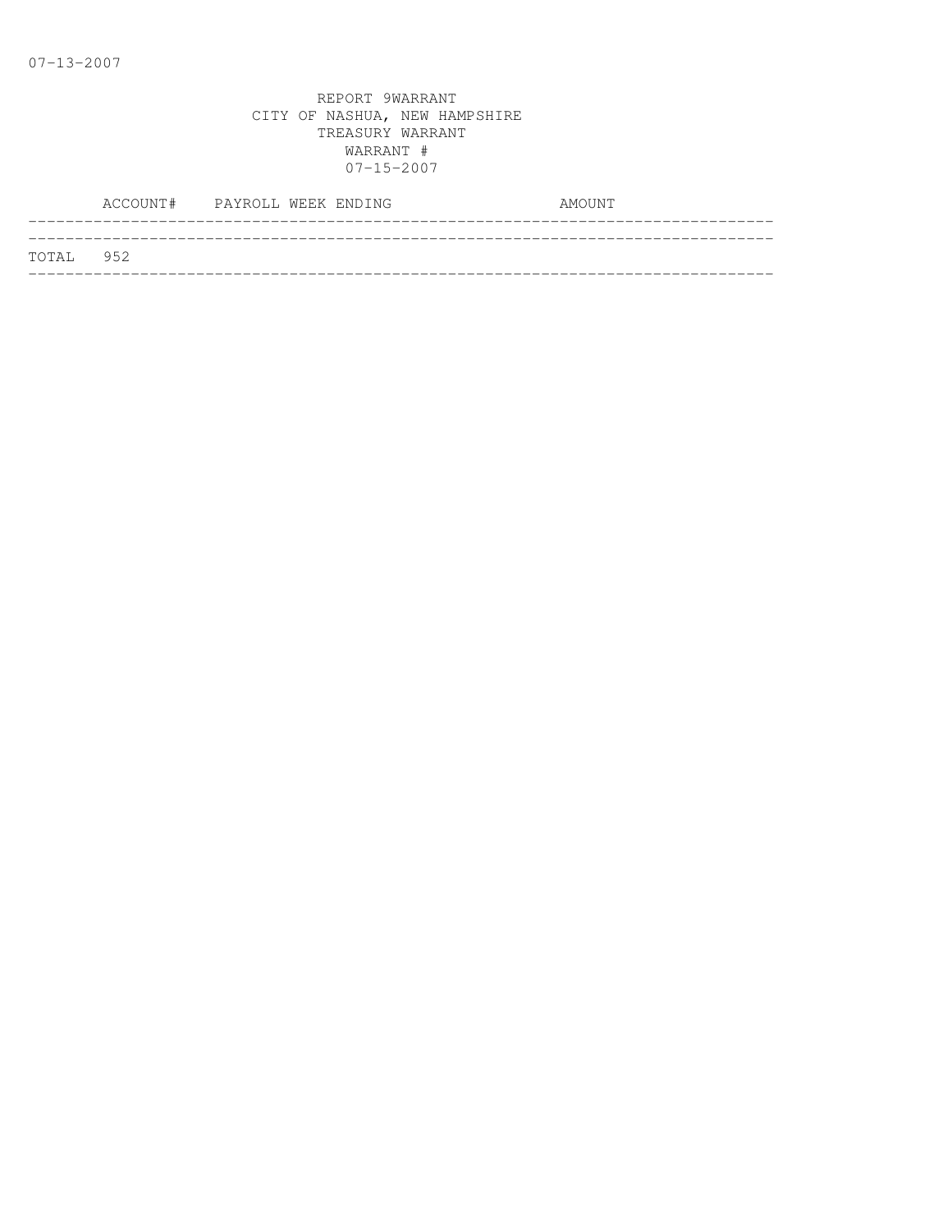07-13-2007

REPORT 9WARRANT
CITY OF NASHUA, NEW HAMPSHIRE
TREASURY WARRANT
WARRANT #
07-15-2007

| ACCOUNT# | PAYROLL WEEK ENDING | AMOUNT |
|---|---|---|
| TOTAL 952 | | |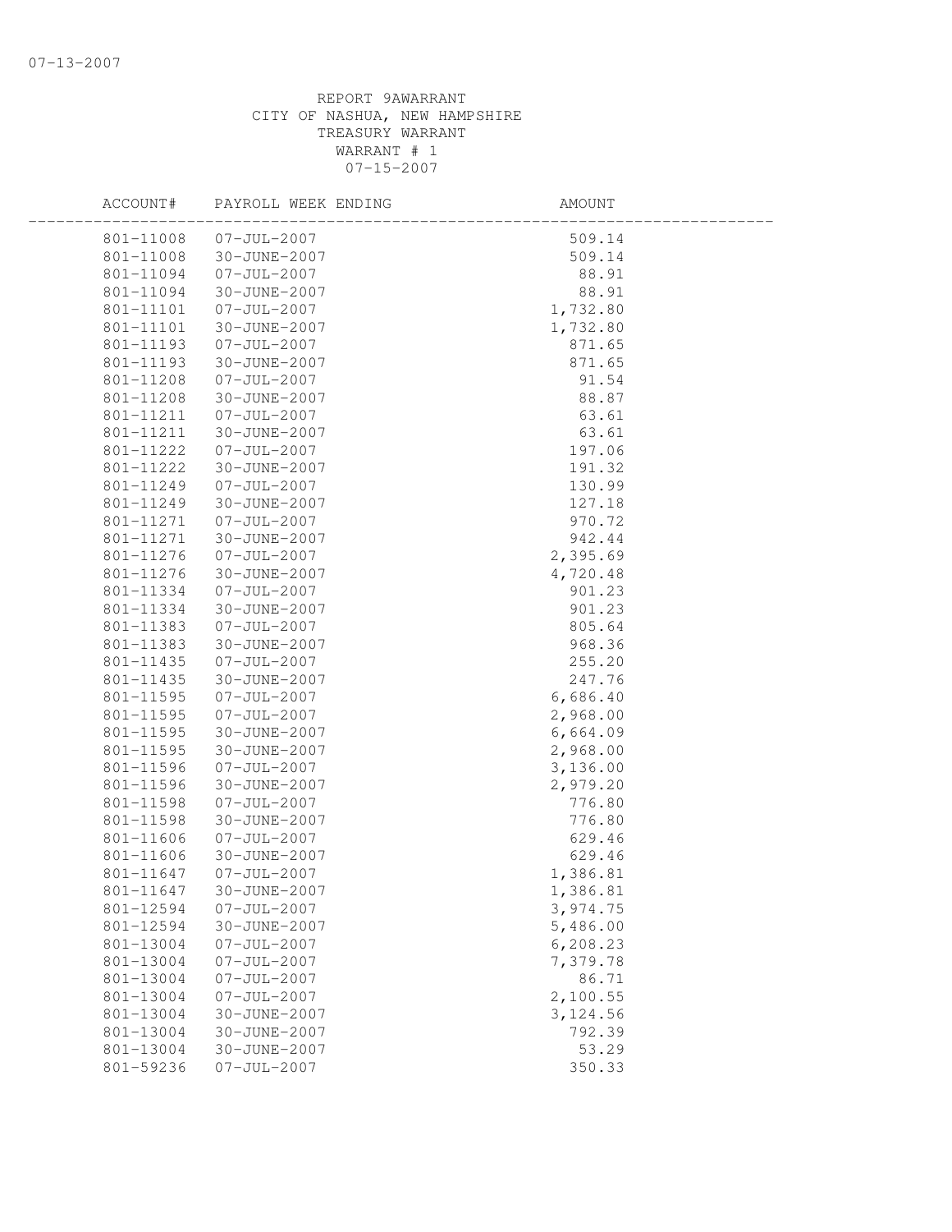07-13-2007

REPORT 9AWARRANT
CITY OF NASHUA, NEW HAMPSHIRE
TREASURY WARRANT
WARRANT # 1
07-15-2007

| ACCOUNT# | PAYROLL WEEK ENDING | AMOUNT |
|---|---|---|
| 801-11008 | 07-JUL-2007 | 509.14 |
| 801-11008 | 30-JUNE-2007 | 509.14 |
| 801-11094 | 07-JUL-2007 | 88.91 |
| 801-11094 | 30-JUNE-2007 | 88.91 |
| 801-11101 | 07-JUL-2007 | 1,732.80 |
| 801-11101 | 30-JUNE-2007 | 1,732.80 |
| 801-11193 | 07-JUL-2007 | 871.65 |
| 801-11193 | 30-JUNE-2007 | 871.65 |
| 801-11208 | 07-JUL-2007 | 91.54 |
| 801-11208 | 30-JUNE-2007 | 88.87 |
| 801-11211 | 07-JUL-2007 | 63.61 |
| 801-11211 | 30-JUNE-2007 | 63.61 |
| 801-11222 | 07-JUL-2007 | 197.06 |
| 801-11222 | 30-JUNE-2007 | 191.32 |
| 801-11249 | 07-JUL-2007 | 130.99 |
| 801-11249 | 30-JUNE-2007 | 127.18 |
| 801-11271 | 07-JUL-2007 | 970.72 |
| 801-11271 | 30-JUNE-2007 | 942.44 |
| 801-11276 | 07-JUL-2007 | 2,395.69 |
| 801-11276 | 30-JUNE-2007 | 4,720.48 |
| 801-11334 | 07-JUL-2007 | 901.23 |
| 801-11334 | 30-JUNE-2007 | 901.23 |
| 801-11383 | 07-JUL-2007 | 805.64 |
| 801-11383 | 30-JUNE-2007 | 968.36 |
| 801-11435 | 07-JUL-2007 | 255.20 |
| 801-11435 | 30-JUNE-2007 | 247.76 |
| 801-11595 | 07-JUL-2007 | 6,686.40 |
| 801-11595 | 07-JUL-2007 | 2,968.00 |
| 801-11595 | 30-JUNE-2007 | 6,664.09 |
| 801-11595 | 30-JUNE-2007 | 2,968.00 |
| 801-11596 | 07-JUL-2007 | 3,136.00 |
| 801-11596 | 30-JUNE-2007 | 2,979.20 |
| 801-11598 | 07-JUL-2007 | 776.80 |
| 801-11598 | 30-JUNE-2007 | 776.80 |
| 801-11606 | 07-JUL-2007 | 629.46 |
| 801-11606 | 30-JUNE-2007 | 629.46 |
| 801-11647 | 07-JUL-2007 | 1,386.81 |
| 801-11647 | 30-JUNE-2007 | 1,386.81 |
| 801-12594 | 07-JUL-2007 | 3,974.75 |
| 801-12594 | 30-JUNE-2007 | 5,486.00 |
| 801-13004 | 07-JUL-2007 | 6,208.23 |
| 801-13004 | 07-JUL-2007 | 7,379.78 |
| 801-13004 | 07-JUL-2007 | 86.71 |
| 801-13004 | 07-JUL-2007 | 2,100.55 |
| 801-13004 | 30-JUNE-2007 | 3,124.56 |
| 801-13004 | 30-JUNE-2007 | 792.39 |
| 801-13004 | 30-JUNE-2007 | 53.29 |
| 801-59236 | 07-JUL-2007 | 350.33 |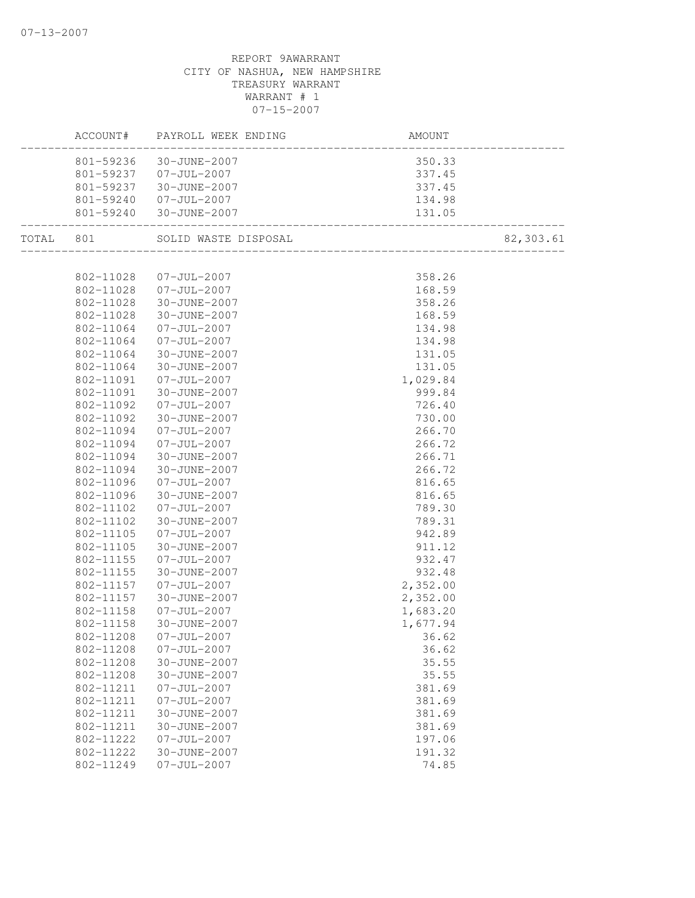REPORT 9AWARRANT
CITY OF NASHUA, NEW HAMPSHIRE
TREASURY WARRANT
WARRANT # 1
07-15-2007

| | ACCOUNT# | PAYROLL WEEK ENDING | AMOUNT | |
|---|---|---|---|---|
| | 801-59236 | 30-JUNE-2007 | 350.33 | |
| | 801-59237 | 07-JUL-2007 | 337.45 | |
| | 801-59237 | 30-JUNE-2007 | 337.45 | |
| | 801-59240 | 07-JUL-2007 | 134.98 | |
| | 801-59240 | 30-JUNE-2007 | 131.05 | |
| TOTAL | 801 | SOLID WASTE DISPOSAL | | 82,303.61 |
| | 802-11028 | 07-JUL-2007 | 358.26 | |
| | 802-11028 | 07-JUL-2007 | 168.59 | |
| | 802-11028 | 30-JUNE-2007 | 358.26 | |
| | 802-11028 | 30-JUNE-2007 | 168.59 | |
| | 802-11064 | 07-JUL-2007 | 134.98 | |
| | 802-11064 | 07-JUL-2007 | 134.98 | |
| | 802-11064 | 30-JUNE-2007 | 131.05 | |
| | 802-11064 | 30-JUNE-2007 | 131.05 | |
| | 802-11091 | 07-JUL-2007 | 1,029.84 | |
| | 802-11091 | 30-JUNE-2007 | 999.84 | |
| | 802-11092 | 07-JUL-2007 | 726.40 | |
| | 802-11092 | 30-JUNE-2007 | 730.00 | |
| | 802-11094 | 07-JUL-2007 | 266.70 | |
| | 802-11094 | 07-JUL-2007 | 266.72 | |
| | 802-11094 | 30-JUNE-2007 | 266.71 | |
| | 802-11094 | 30-JUNE-2007 | 266.72 | |
| | 802-11096 | 07-JUL-2007 | 816.65 | |
| | 802-11096 | 30-JUNE-2007 | 816.65 | |
| | 802-11102 | 07-JUL-2007 | 789.30 | |
| | 802-11102 | 30-JUNE-2007 | 789.31 | |
| | 802-11105 | 07-JUL-2007 | 942.89 | |
| | 802-11105 | 30-JUNE-2007 | 911.12 | |
| | 802-11155 | 07-JUL-2007 | 932.47 | |
| | 802-11155 | 30-JUNE-2007 | 932.48 | |
| | 802-11157 | 07-JUL-2007 | 2,352.00 | |
| | 802-11157 | 30-JUNE-2007 | 2,352.00 | |
| | 802-11158 | 07-JUL-2007 | 1,683.20 | |
| | 802-11158 | 30-JUNE-2007 | 1,677.94 | |
| | 802-11208 | 07-JUL-2007 | 36.62 | |
| | 802-11208 | 07-JUL-2007 | 36.62 | |
| | 802-11208 | 30-JUNE-2007 | 35.55 | |
| | 802-11208 | 30-JUNE-2007 | 35.55 | |
| | 802-11211 | 07-JUL-2007 | 381.69 | |
| | 802-11211 | 07-JUL-2007 | 381.69 | |
| | 802-11211 | 30-JUNE-2007 | 381.69 | |
| | 802-11211 | 30-JUNE-2007 | 381.69 | |
| | 802-11222 | 07-JUL-2007 | 197.06 | |
| | 802-11222 | 30-JUNE-2007 | 191.32 | |
| | 802-11249 | 07-JUL-2007 | 74.85 | |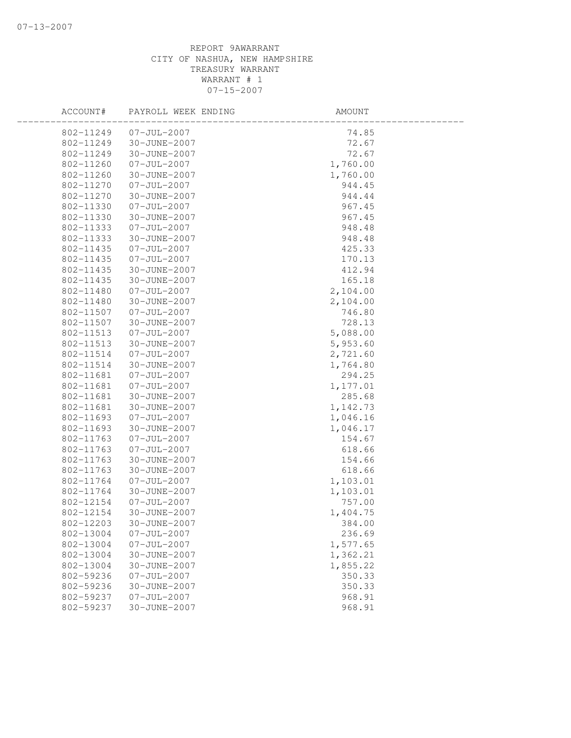REPORT 9AWARRANT
CITY OF NASHUA, NEW HAMPSHIRE
TREASURY WARRANT
WARRANT # 1
07-15-2007

| ACCOUNT# | PAYROLL WEEK ENDING | AMOUNT |
|---|---|---|
| 802-11249 | 07-JUL-2007 | 74.85 |
| 802-11249 | 30-JUNE-2007 | 72.67 |
| 802-11249 | 30-JUNE-2007 | 72.67 |
| 802-11260 | 07-JUL-2007 | 1,760.00 |
| 802-11260 | 30-JUNE-2007 | 1,760.00 |
| 802-11270 | 07-JUL-2007 | 944.45 |
| 802-11270 | 30-JUNE-2007 | 944.44 |
| 802-11330 | 07-JUL-2007 | 967.45 |
| 802-11330 | 30-JUNE-2007 | 967.45 |
| 802-11333 | 07-JUL-2007 | 948.48 |
| 802-11333 | 30-JUNE-2007 | 948.48 |
| 802-11435 | 07-JUL-2007 | 425.33 |
| 802-11435 | 07-JUL-2007 | 170.13 |
| 802-11435 | 30-JUNE-2007 | 412.94 |
| 802-11435 | 30-JUNE-2007 | 165.18 |
| 802-11480 | 07-JUL-2007 | 2,104.00 |
| 802-11480 | 30-JUNE-2007 | 2,104.00 |
| 802-11507 | 07-JUL-2007 | 746.80 |
| 802-11507 | 30-JUNE-2007 | 728.13 |
| 802-11513 | 07-JUL-2007 | 5,088.00 |
| 802-11513 | 30-JUNE-2007 | 5,953.60 |
| 802-11514 | 07-JUL-2007 | 2,721.60 |
| 802-11514 | 30-JUNE-2007 | 1,764.80 |
| 802-11681 | 07-JUL-2007 | 294.25 |
| 802-11681 | 07-JUL-2007 | 1,177.01 |
| 802-11681 | 30-JUNE-2007 | 285.68 |
| 802-11681 | 30-JUNE-2007 | 1,142.73 |
| 802-11693 | 07-JUL-2007 | 1,046.16 |
| 802-11693 | 30-JUNE-2007 | 1,046.17 |
| 802-11763 | 07-JUL-2007 | 154.67 |
| 802-11763 | 07-JUL-2007 | 618.66 |
| 802-11763 | 30-JUNE-2007 | 154.66 |
| 802-11763 | 30-JUNE-2007 | 618.66 |
| 802-11764 | 07-JUL-2007 | 1,103.01 |
| 802-11764 | 30-JUNE-2007 | 1,103.01 |
| 802-12154 | 07-JUL-2007 | 757.00 |
| 802-12154 | 30-JUNE-2007 | 1,404.75 |
| 802-12203 | 30-JUNE-2007 | 384.00 |
| 802-13004 | 07-JUL-2007 | 236.69 |
| 802-13004 | 07-JUL-2007 | 1,577.65 |
| 802-13004 | 30-JUNE-2007 | 1,362.21 |
| 802-13004 | 30-JUNE-2007 | 1,855.22 |
| 802-59236 | 07-JUL-2007 | 350.33 |
| 802-59236 | 30-JUNE-2007 | 350.33 |
| 802-59237 | 07-JUL-2007 | 968.91 |
| 802-59237 | 30-JUNE-2007 | 968.91 |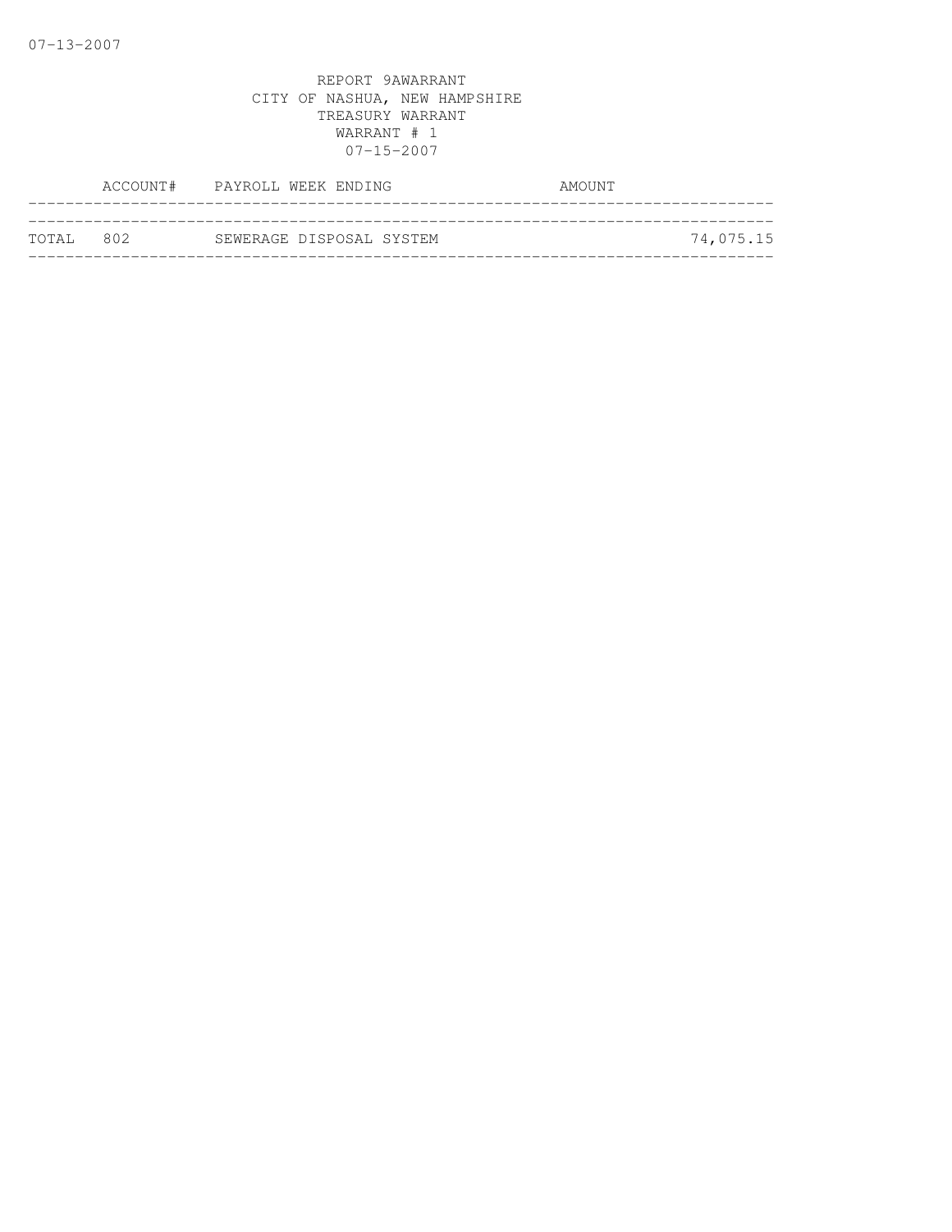07-13-2007

REPORT 9AWARRANT
CITY OF NASHUA, NEW HAMPSHIRE
TREASURY WARRANT
WARRANT # 1
07-15-2007

| | ACCOUNT# | PAYROLL WEEK ENDING | AMOUNT |
|---|---|---|---|
| TOTAL | 802 | SEWERAGE DISPOSAL SYSTEM | 74,075.15 |